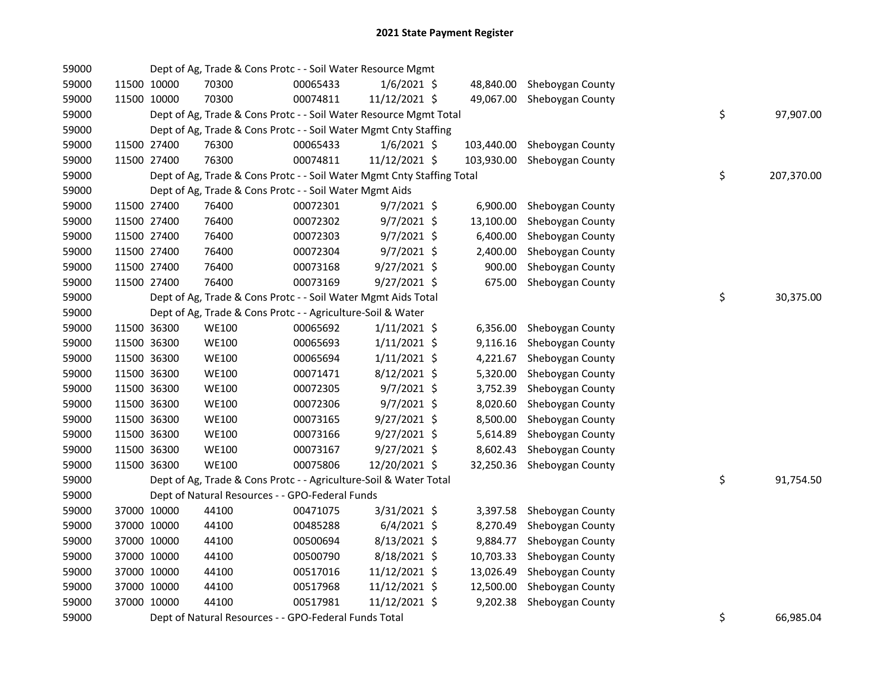# 2021 State Payment Register

| | | | | | | | | | |
|---|---|---|---|---|---|---|---|---|---|
| 59000 | | Dept of Ag, Trade & Cons Protc - - Soil Water Resource Mgmt | | | | | | | |
| 59000 | 11500 | 10000 | 70300 | 00065433 | 1/6/2021 | $ 48,840.00 | Sheboygan County | | |
| 59000 | 11500 | 10000 | 70300 | 00074811 | 11/12/2021 | $ 49,067.00 | Sheboygan County | | |
| 59000 | | Dept of Ag, Trade & Cons Protc - - Soil Water Resource Mgmt Total | | | | | | $ | 97,907.00 |
| 59000 | | Dept of Ag, Trade & Cons Protc - - Soil Water Mgmt Cnty Staffing | | | | | | | |
| 59000 | 11500 | 27400 | 76300 | 00065433 | 1/6/2021 | $ 103,440.00 | Sheboygan County | | |
| 59000 | 11500 | 27400 | 76300 | 00074811 | 11/12/2021 | $ 103,930.00 | Sheboygan County | | |
| 59000 | | Dept of Ag, Trade & Cons Protc - - Soil Water Mgmt Cnty Staffing Total | | | | | | $ | 207,370.00 |
| 59000 | | Dept of Ag, Trade & Cons Protc - - Soil Water Mgmt Aids | | | | | | | |
| 59000 | 11500 | 27400 | 76400 | 00072301 | 9/7/2021 | $ 6,900.00 | Sheboygan County | | |
| 59000 | 11500 | 27400 | 76400 | 00072302 | 9/7/2021 | $ 13,100.00 | Sheboygan County | | |
| 59000 | 11500 | 27400 | 76400 | 00072303 | 9/7/2021 | $ 6,400.00 | Sheboygan County | | |
| 59000 | 11500 | 27400 | 76400 | 00072304 | 9/7/2021 | $ 2,400.00 | Sheboygan County | | |
| 59000 | 11500 | 27400 | 76400 | 00073168 | 9/27/2021 | $ 900.00 | Sheboygan County | | |
| 59000 | 11500 | 27400 | 76400 | 00073169 | 9/27/2021 | $ 675.00 | Sheboygan County | | |
| 59000 | | Dept of Ag, Trade & Cons Protc - - Soil Water Mgmt Aids Total | | | | | | $ | 30,375.00 |
| 59000 | | Dept of Ag, Trade & Cons Protc - - Agriculture-Soil & Water | | | | | | | |
| 59000 | 11500 | 36300 | WE100 | 00065692 | 1/11/2021 | $ 6,356.00 | Sheboygan County | | |
| 59000 | 11500 | 36300 | WE100 | 00065693 | 1/11/2021 | $ 9,116.16 | Sheboygan County | | |
| 59000 | 11500 | 36300 | WE100 | 00065694 | 1/11/2021 | $ 4,221.67 | Sheboygan County | | |
| 59000 | 11500 | 36300 | WE100 | 00071471 | 8/12/2021 | $ 5,320.00 | Sheboygan County | | |
| 59000 | 11500 | 36300 | WE100 | 00072305 | 9/7/2021 | $ 3,752.39 | Sheboygan County | | |
| 59000 | 11500 | 36300 | WE100 | 00072306 | 9/7/2021 | $ 8,020.60 | Sheboygan County | | |
| 59000 | 11500 | 36300 | WE100 | 00073165 | 9/27/2021 | $ 8,500.00 | Sheboygan County | | |
| 59000 | 11500 | 36300 | WE100 | 00073166 | 9/27/2021 | $ 5,614.89 | Sheboygan County | | |
| 59000 | 11500 | 36300 | WE100 | 00073167 | 9/27/2021 | $ 8,602.43 | Sheboygan County | | |
| 59000 | 11500 | 36300 | WE100 | 00075806 | 12/20/2021 | $ 32,250.36 | Sheboygan County | | |
| 59000 | | Dept of Ag, Trade & Cons Protc - - Agriculture-Soil & Water Total | | | | | | $ | 91,754.50 |
| 59000 | | Dept of Natural Resources - - GPO-Federal Funds | | | | | | | |
| 59000 | 37000 | 10000 | 44100 | 00471075 | 3/31/2021 | $ 3,397.58 | Sheboygan County | | |
| 59000 | 37000 | 10000 | 44100 | 00485288 | 6/4/2021 | $ 8,270.49 | Sheboygan County | | |
| 59000 | 37000 | 10000 | 44100 | 00500694 | 8/13/2021 | $ 9,884.77 | Sheboygan County | | |
| 59000 | 37000 | 10000 | 44100 | 00500790 | 8/18/2021 | $ 10,703.33 | Sheboygan County | | |
| 59000 | 37000 | 10000 | 44100 | 00517016 | 11/12/2021 | $ 13,026.49 | Sheboygan County | | |
| 59000 | 37000 | 10000 | 44100 | 00517968 | 11/12/2021 | $ 12,500.00 | Sheboygan County | | |
| 59000 | 37000 | 10000 | 44100 | 00517981 | 11/12/2021 | $ 9,202.38 | Sheboygan County | | |
| 59000 | | Dept of Natural Resources - - GPO-Federal Funds Total | | | | | | $ | 66,985.04 |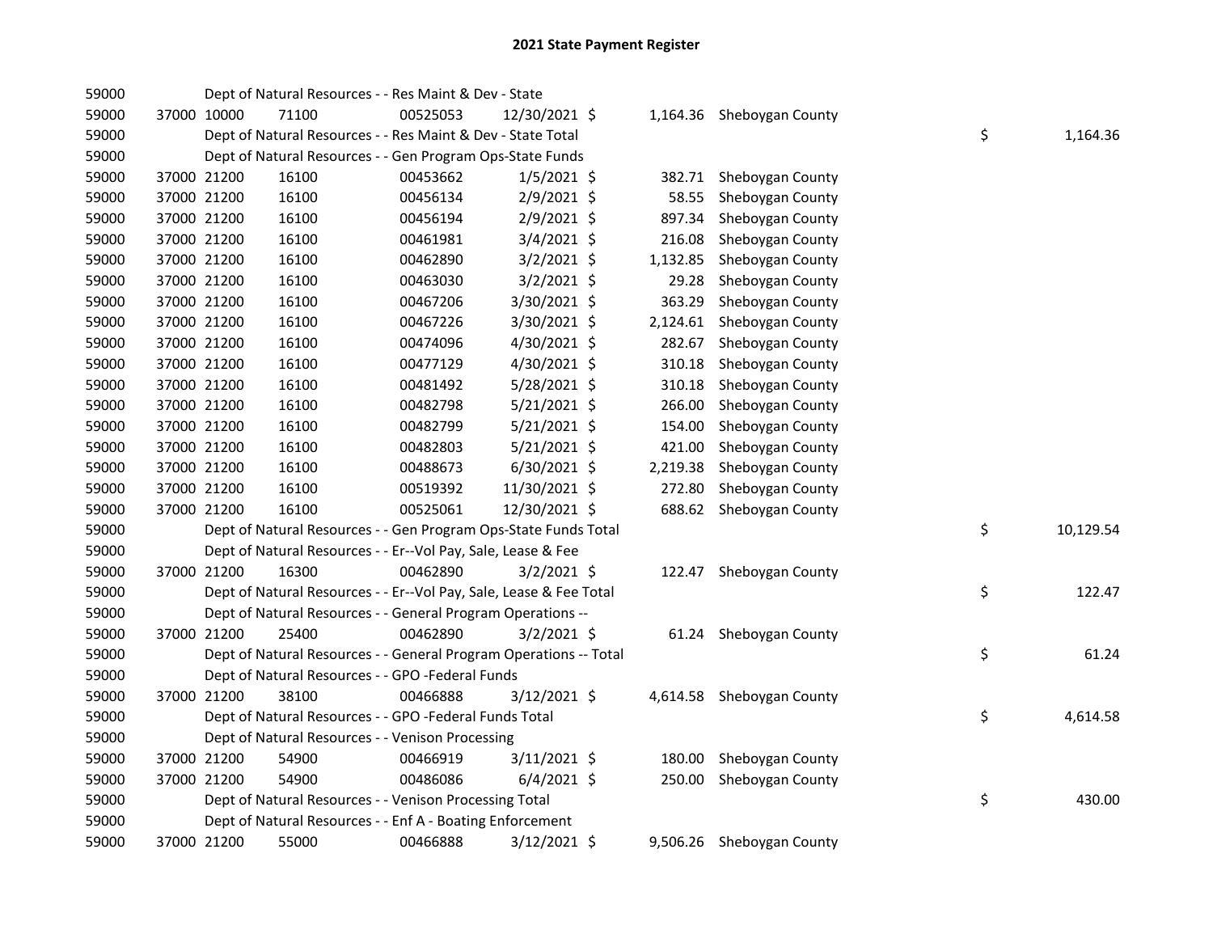## 2021 State Payment Register

| | | | | | | | | | |
|---|---|---|---|---|---|---|---|---|---|
| 59000 | | | Dept of Natural Resources - - Res Maint & Dev - State | | | | | | |
| 59000 | 37000 | 10000 | 71100 | 00525053 | 12/30/2021 | $ 1,164.36 | Sheboygan County | | |
| 59000 | | | Dept of Natural Resources - - Res Maint & Dev - State Total | | | | | $ | 1,164.36 |
| 59000 | | | Dept of Natural Resources - - Gen Program Ops-State Funds | | | | | | |
| 59000 | 37000 | 21200 | 16100 | 00453662 | 1/5/2021 | $ 382.71 | Sheboygan County | | |
| 59000 | 37000 | 21200 | 16100 | 00456134 | 2/9/2021 | $ 58.55 | Sheboygan County | | |
| 59000 | 37000 | 21200 | 16100 | 00456194 | 2/9/2021 | $ 897.34 | Sheboygan County | | |
| 59000 | 37000 | 21200 | 16100 | 00461981 | 3/4/2021 | $ 216.08 | Sheboygan County | | |
| 59000 | 37000 | 21200 | 16100 | 00462890 | 3/2/2021 | $ 1,132.85 | Sheboygan County | | |
| 59000 | 37000 | 21200 | 16100 | 00463030 | 3/2/2021 | $ 29.28 | Sheboygan County | | |
| 59000 | 37000 | 21200 | 16100 | 00467206 | 3/30/2021 | $ 363.29 | Sheboygan County | | |
| 59000 | 37000 | 21200 | 16100 | 00467226 | 3/30/2021 | $ 2,124.61 | Sheboygan County | | |
| 59000 | 37000 | 21200 | 16100 | 00474096 | 4/30/2021 | $ 282.67 | Sheboygan County | | |
| 59000 | 37000 | 21200 | 16100 | 00477129 | 4/30/2021 | $ 310.18 | Sheboygan County | | |
| 59000 | 37000 | 21200 | 16100 | 00481492 | 5/28/2021 | $ 310.18 | Sheboygan County | | |
| 59000 | 37000 | 21200 | 16100 | 00482798 | 5/21/2021 | $ 266.00 | Sheboygan County | | |
| 59000 | 37000 | 21200 | 16100 | 00482799 | 5/21/2021 | $ 154.00 | Sheboygan County | | |
| 59000 | 37000 | 21200 | 16100 | 00482803 | 5/21/2021 | $ 421.00 | Sheboygan County | | |
| 59000 | 37000 | 21200 | 16100 | 00488673 | 6/30/2021 | $ 2,219.38 | Sheboygan County | | |
| 59000 | 37000 | 21200 | 16100 | 00519392 | 11/30/2021 | $ 272.80 | Sheboygan County | | |
| 59000 | 37000 | 21200 | 16100 | 00525061 | 12/30/2021 | $ 688.62 | Sheboygan County | | |
| 59000 | | | Dept of Natural Resources - - Gen Program Ops-State Funds Total | | | | | $ | 10,129.54 |
| 59000 | | | Dept of Natural Resources - - Er--Vol Pay, Sale, Lease & Fee | | | | | | |
| 59000 | 37000 | 21200 | 16300 | 00462890 | 3/2/2021 | $ 122.47 | Sheboygan County | | |
| 59000 | | | Dept of Natural Resources - - Er--Vol Pay, Sale, Lease & Fee Total | | | | | $ | 122.47 |
| 59000 | | | Dept of Natural Resources - - General Program Operations -- | | | | | | |
| 59000 | 37000 | 21200 | 25400 | 00462890 | 3/2/2021 | $ 61.24 | Sheboygan County | | |
| 59000 | | | Dept of Natural Resources - - General Program Operations -- Total | | | | | $ | 61.24 |
| 59000 | | | Dept of Natural Resources - - GPO -Federal Funds | | | | | | |
| 59000 | 37000 | 21200 | 38100 | 00466888 | 3/12/2021 | $ 4,614.58 | Sheboygan County | | |
| 59000 | | | Dept of Natural Resources - - GPO -Federal Funds Total | | | | | $ | 4,614.58 |
| 59000 | | | Dept of Natural Resources - - Venison Processing | | | | | | |
| 59000 | 37000 | 21200 | 54900 | 00466919 | 3/11/2021 | $ 180.00 | Sheboygan County | | |
| 59000 | 37000 | 21200 | 54900 | 00486086 | 6/4/2021 | $ 250.00 | Sheboygan County | | |
| 59000 | | | Dept of Natural Resources - - Venison Processing Total | | | | | $ | 430.00 |
| 59000 | | | Dept of Natural Resources - - Enf A - Boating Enforcement | | | | | | |
| 59000 | 37000 | 21200 | 55000 | 00466888 | 3/12/2021 | $ 9,506.26 | Sheboygan County | | |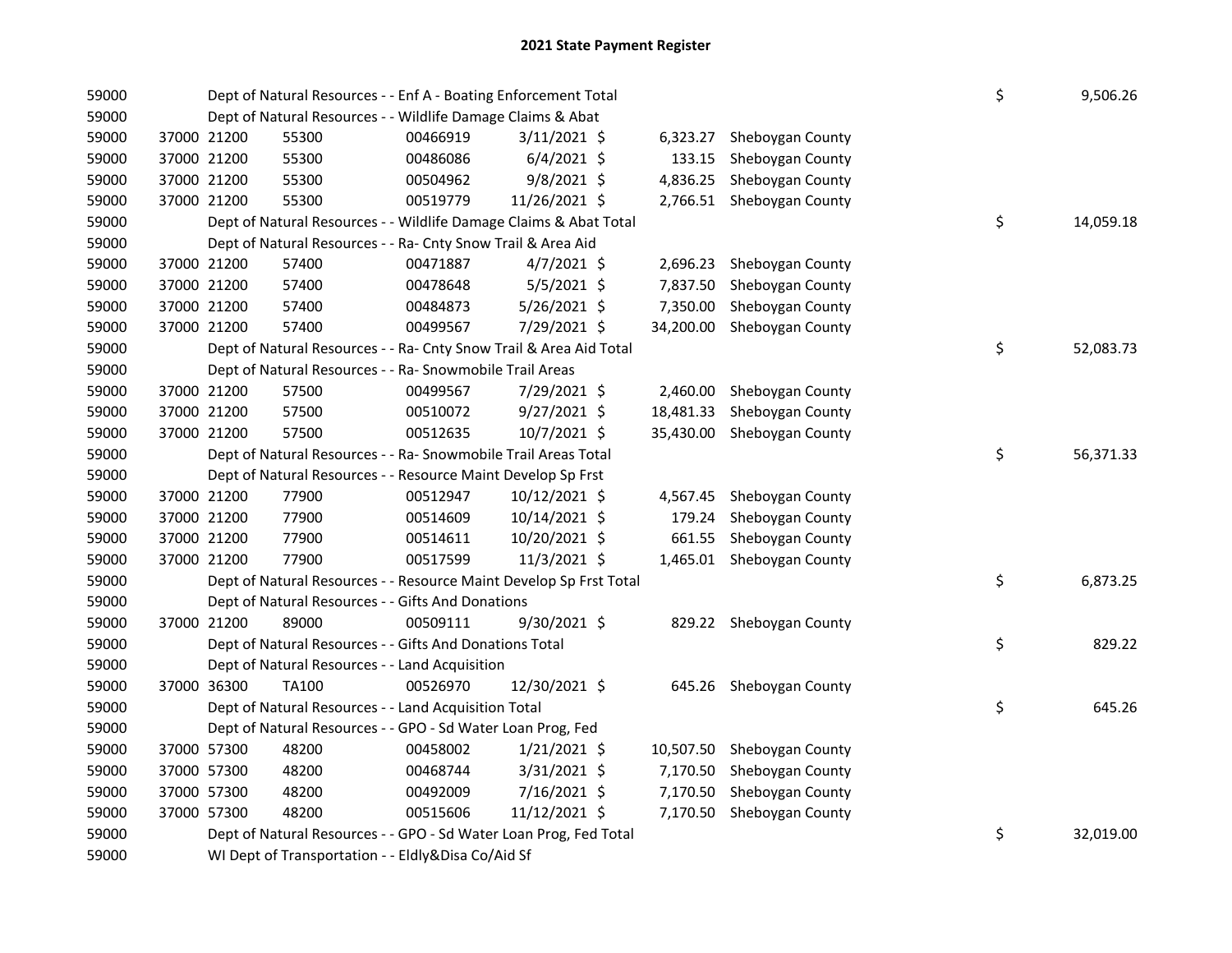## 2021 State Payment Register

| | | | | | | | | | |
|---|---|---|---|---|---|---|---|---|---|
| 59000 | | Dept of Natural Resources - - Enf A - Boating Enforcement Total | | | | | | $ | 9,506.26 |
| 59000 | | Dept of Natural Resources - - Wildlife Damage Claims & Abat | | | | | | | |
| 59000 | 37000 | 21200 | 55300 | 00466919 | 3/11/2021 $ | 6,323.27 | Sheboygan County | | |
| 59000 | 37000 | 21200 | 55300 | 00486086 | 6/4/2021 $ | 133.15 | Sheboygan County | | |
| 59000 | 37000 | 21200 | 55300 | 00504962 | 9/8/2021 $ | 4,836.25 | Sheboygan County | | |
| 59000 | 37000 | 21200 | 55300 | 00519779 | 11/26/2021 $ | 2,766.51 | Sheboygan County | | |
| 59000 | | Dept of Natural Resources - - Wildlife Damage Claims & Abat Total | | | | | | $ | 14,059.18 |
| 59000 | | Dept of Natural Resources - - Ra- Cnty Snow Trail & Area Aid | | | | | | | |
| 59000 | 37000 | 21200 | 57400 | 00471887 | 4/7/2021 $ | 2,696.23 | Sheboygan County | | |
| 59000 | 37000 | 21200 | 57400 | 00478648 | 5/5/2021 $ | 7,837.50 | Sheboygan County | | |
| 59000 | 37000 | 21200 | 57400 | 00484873 | 5/26/2021 $ | 7,350.00 | Sheboygan County | | |
| 59000 | 37000 | 21200 | 57400 | 00499567 | 7/29/2021 $ | 34,200.00 | Sheboygan County | | |
| 59000 | | Dept of Natural Resources - - Ra- Cnty Snow Trail & Area Aid Total | | | | | | $ | 52,083.73 |
| 59000 | | Dept of Natural Resources - - Ra- Snowmobile Trail Areas | | | | | | | |
| 59000 | 37000 | 21200 | 57500 | 00499567 | 7/29/2021 $ | 2,460.00 | Sheboygan County | | |
| 59000 | 37000 | 21200 | 57500 | 00510072 | 9/27/2021 $ | 18,481.33 | Sheboygan County | | |
| 59000 | 37000 | 21200 | 57500 | 00512635 | 10/7/2021 $ | 35,430.00 | Sheboygan County | | |
| 59000 | | Dept of Natural Resources - - Ra- Snowmobile Trail Areas Total | | | | | | $ | 56,371.33 |
| 59000 | | Dept of Natural Resources - - Resource Maint Develop Sp Frst | | | | | | | |
| 59000 | 37000 | 21200 | 77900 | 00512947 | 10/12/2021 $ | 4,567.45 | Sheboygan County | | |
| 59000 | 37000 | 21200 | 77900 | 00514609 | 10/14/2021 $ | 179.24 | Sheboygan County | | |
| 59000 | 37000 | 21200 | 77900 | 00514611 | 10/20/2021 $ | 661.55 | Sheboygan County | | |
| 59000 | 37000 | 21200 | 77900 | 00517599 | 11/3/2021 $ | 1,465.01 | Sheboygan County | | |
| 59000 | | Dept of Natural Resources - - Resource Maint Develop Sp Frst Total | | | | | | $ | 6,873.25 |
| 59000 | | Dept of Natural Resources - - Gifts And Donations | | | | | | | |
| 59000 | 37000 | 21200 | 89000 | 00509111 | 9/30/2021 $ | 829.22 | Sheboygan County | | |
| 59000 | | Dept of Natural Resources - - Gifts And Donations Total | | | | | | $ | 829.22 |
| 59000 | | Dept of Natural Resources - - Land Acquisition | | | | | | | |
| 59000 | 37000 | 36300 | TA100 | 00526970 | 12/30/2021 $ | 645.26 | Sheboygan County | | |
| 59000 | | Dept of Natural Resources - - Land Acquisition Total | | | | | | $ | 645.26 |
| 59000 | | Dept of Natural Resources - - GPO - Sd Water Loan Prog, Fed | | | | | | | |
| 59000 | 37000 | 57300 | 48200 | 00458002 | 1/21/2021 $ | 10,507.50 | Sheboygan County | | |
| 59000 | 37000 | 57300 | 48200 | 00468744 | 3/31/2021 $ | 7,170.50 | Sheboygan County | | |
| 59000 | 37000 | 57300 | 48200 | 00492009 | 7/16/2021 $ | 7,170.50 | Sheboygan County | | |
| 59000 | 37000 | 57300 | 48200 | 00515606 | 11/12/2021 $ | 7,170.50 | Sheboygan County | | |
| 59000 | | Dept of Natural Resources - - GPO - Sd Water Loan Prog, Fed Total | | | | | | $ | 32,019.00 |
| 59000 | | WI Dept of Transportation - - Eldly&Disa Co/Aid Sf | | | | | | | |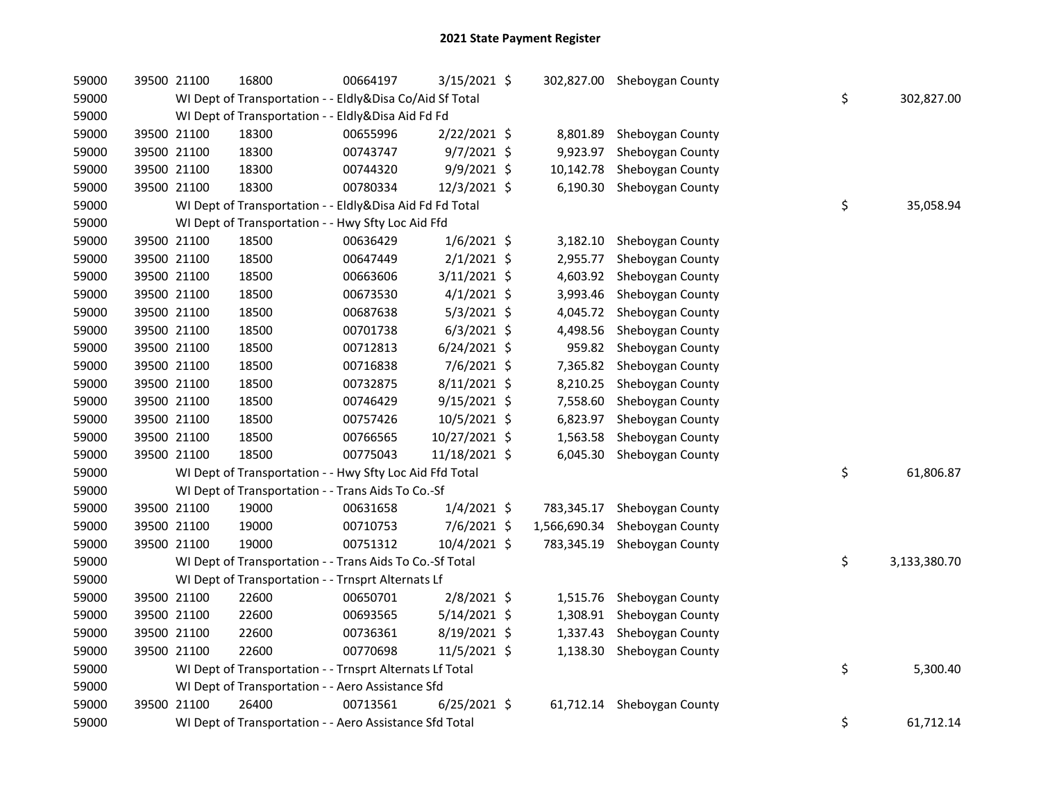# 2021 State Payment Register

| | | | | | | | | | |
|---|---|---|---|---|---|---|---|---|---|
| 59000 | 39500 | 21100 | 16800 | 00664197 | 3/15/2021 | $ 302,827.00 | Sheboygan County | | |
| 59000 | | WI Dept of Transportation - - Eldly&Disa Co/Aid Sf Total | | | | | | $ | 302,827.00 |
| 59000 | | WI Dept of Transportation - - Eldly&Disa Aid Fd Fd | | | | | | | |
| 59000 | 39500 | 21100 | 18300 | 00655996 | 2/22/2021 | $ 8,801.89 | Sheboygan County | | |
| 59000 | 39500 | 21100 | 18300 | 00743747 | 9/7/2021 | $ 9,923.97 | Sheboygan County | | |
| 59000 | 39500 | 21100 | 18300 | 00744320 | 9/9/2021 | $ 10,142.78 | Sheboygan County | | |
| 59000 | 39500 | 21100 | 18300 | 00780334 | 12/3/2021 | $ 6,190.30 | Sheboygan County | | |
| 59000 | | WI Dept of Transportation - - Eldly&Disa Aid Fd Fd Total | | | | | | $ | 35,058.94 |
| 59000 | | WI Dept of Transportation - - Hwy Sfty Loc Aid Ffd | | | | | | | |
| 59000 | 39500 | 21100 | 18500 | 00636429 | 1/6/2021 | $ 3,182.10 | Sheboygan County | | |
| 59000 | 39500 | 21100 | 18500 | 00647449 | 2/1/2021 | $ 2,955.77 | Sheboygan County | | |
| 59000 | 39500 | 21100 | 18500 | 00663606 | 3/11/2021 | $ 4,603.92 | Sheboygan County | | |
| 59000 | 39500 | 21100 | 18500 | 00673530 | 4/1/2021 | $ 3,993.46 | Sheboygan County | | |
| 59000 | 39500 | 21100 | 18500 | 00687638 | 5/3/2021 | $ 4,045.72 | Sheboygan County | | |
| 59000 | 39500 | 21100 | 18500 | 00701738 | 6/3/2021 | $ 4,498.56 | Sheboygan County | | |
| 59000 | 39500 | 21100 | 18500 | 00712813 | 6/24/2021 | $ 959.82 | Sheboygan County | | |
| 59000 | 39500 | 21100 | 18500 | 00716838 | 7/6/2021 | $ 7,365.82 | Sheboygan County | | |
| 59000 | 39500 | 21100 | 18500 | 00732875 | 8/11/2021 | $ 8,210.25 | Sheboygan County | | |
| 59000 | 39500 | 21100 | 18500 | 00746429 | 9/15/2021 | $ 7,558.60 | Sheboygan County | | |
| 59000 | 39500 | 21100 | 18500 | 00757426 | 10/5/2021 | $ 6,823.97 | Sheboygan County | | |
| 59000 | 39500 | 21100 | 18500 | 00766565 | 10/27/2021 | $ 1,563.58 | Sheboygan County | | |
| 59000 | 39500 | 21100 | 18500 | 00775043 | 11/18/2021 | $ 6,045.30 | Sheboygan County | | |
| 59000 | | WI Dept of Transportation - - Hwy Sfty Loc Aid Ffd Total | | | | | | $ | 61,806.87 |
| 59000 | | WI Dept of Transportation - - Trans Aids To Co.-Sf | | | | | | | |
| 59000 | 39500 | 21100 | 19000 | 00631658 | 1/4/2021 | $ 783,345.17 | Sheboygan County | | |
| 59000 | 39500 | 21100 | 19000 | 00710753 | 7/6/2021 | $ 1,566,690.34 | Sheboygan County | | |
| 59000 | 39500 | 21100 | 19000 | 00751312 | 10/4/2021 | $ 783,345.19 | Sheboygan County | | |
| 59000 | | WI Dept of Transportation - - Trans Aids To Co.-Sf Total | | | | | | $ | 3,133,380.70 |
| 59000 | | WI Dept of Transportation - - Trnsprt Alternats Lf | | | | | | | |
| 59000 | 39500 | 21100 | 22600 | 00650701 | 2/8/2021 | $ 1,515.76 | Sheboygan County | | |
| 59000 | 39500 | 21100 | 22600 | 00693565 | 5/14/2021 | $ 1,308.91 | Sheboygan County | | |
| 59000 | 39500 | 21100 | 22600 | 00736361 | 8/19/2021 | $ 1,337.43 | Sheboygan County | | |
| 59000 | 39500 | 21100 | 22600 | 00770698 | 11/5/2021 | $ 1,138.30 | Sheboygan County | | |
| 59000 | | WI Dept of Transportation - - Trnsprt Alternats Lf Total | | | | | | $ | 5,300.40 |
| 59000 | | WI Dept of Transportation - - Aero Assistance Sfd | | | | | | | |
| 59000 | 39500 | 21100 | 26400 | 00713561 | 6/25/2021 | $ 61,712.14 | Sheboygan County | | |
| 59000 | | WI Dept of Transportation - - Aero Assistance Sfd Total | | | | | | $ | 61,712.14 |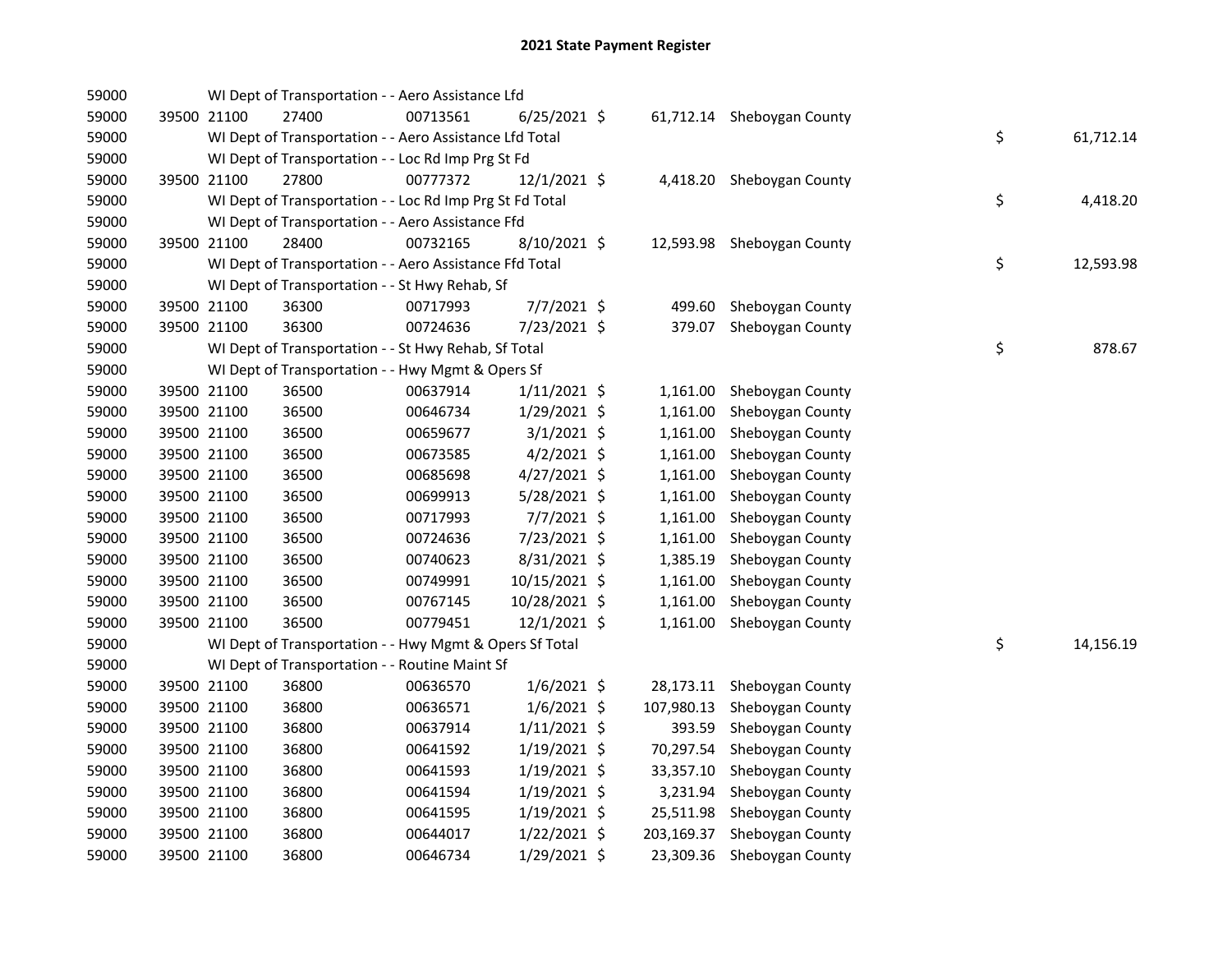# 2021 State Payment Register

| | | | | | | | | | |
|---|---|---|---|---|---|---|---|---|---|
| 59000 | | | WI Dept of Transportation - - Aero Assistance Lfd | | | | | | |
| 59000 | 39500 | 21100 | 27400 | 00713561 | 6/25/2021 | $ 61,712.14 | Sheboygan County | | |
| 59000 | | | WI Dept of Transportation - - Aero Assistance Lfd Total | | | | | $ | 61,712.14 |
| 59000 | | | WI Dept of Transportation - - Loc Rd Imp Prg St Fd | | | | | | |
| 59000 | 39500 | 21100 | 27800 | 00777372 | 12/1/2021 | $ 4,418.20 | Sheboygan County | | |
| 59000 | | | WI Dept of Transportation - - Loc Rd Imp Prg St Fd Total | | | | | $ | 4,418.20 |
| 59000 | | | WI Dept of Transportation - - Aero Assistance Ffd | | | | | | |
| 59000 | 39500 | 21100 | 28400 | 00732165 | 8/10/2021 | $ 12,593.98 | Sheboygan County | | |
| 59000 | | | WI Dept of Transportation - - Aero Assistance Ffd Total | | | | | $ | 12,593.98 |
| 59000 | | | WI Dept of Transportation - - St Hwy Rehab, Sf | | | | | | |
| 59000 | 39500 | 21100 | 36300 | 00717993 | 7/7/2021 | $ 499.60 | Sheboygan County | | |
| 59000 | 39500 | 21100 | 36300 | 00724636 | 7/23/2021 | $ 379.07 | Sheboygan County | | |
| 59000 | | | WI Dept of Transportation - - St Hwy Rehab, Sf Total | | | | | $ | 878.67 |
| 59000 | | | WI Dept of Transportation - - Hwy Mgmt & Opers Sf | | | | | | |
| 59000 | 39500 | 21100 | 36500 | 00637914 | 1/11/2021 | $ 1,161.00 | Sheboygan County | | |
| 59000 | 39500 | 21100 | 36500 | 00646734 | 1/29/2021 | $ 1,161.00 | Sheboygan County | | |
| 59000 | 39500 | 21100 | 36500 | 00659677 | 3/1/2021 | $ 1,161.00 | Sheboygan County | | |
| 59000 | 39500 | 21100 | 36500 | 00673585 | 4/2/2021 | $ 1,161.00 | Sheboygan County | | |
| 59000 | 39500 | 21100 | 36500 | 00685698 | 4/27/2021 | $ 1,161.00 | Sheboygan County | | |
| 59000 | 39500 | 21100 | 36500 | 00699913 | 5/28/2021 | $ 1,161.00 | Sheboygan County | | |
| 59000 | 39500 | 21100 | 36500 | 00717993 | 7/7/2021 | $ 1,161.00 | Sheboygan County | | |
| 59000 | 39500 | 21100 | 36500 | 00724636 | 7/23/2021 | $ 1,161.00 | Sheboygan County | | |
| 59000 | 39500 | 21100 | 36500 | 00740623 | 8/31/2021 | $ 1,385.19 | Sheboygan County | | |
| 59000 | 39500 | 21100 | 36500 | 00749991 | 10/15/2021 | $ 1,161.00 | Sheboygan County | | |
| 59000 | 39500 | 21100 | 36500 | 00767145 | 10/28/2021 | $ 1,161.00 | Sheboygan County | | |
| 59000 | 39500 | 21100 | 36500 | 00779451 | 12/1/2021 | $ 1,161.00 | Sheboygan County | | |
| 59000 | | | WI Dept of Transportation - - Hwy Mgmt & Opers Sf Total | | | | | $ | 14,156.19 |
| 59000 | | | WI Dept of Transportation - - Routine Maint Sf | | | | | | |
| 59000 | 39500 | 21100 | 36800 | 00636570 | 1/6/2021 | $ 28,173.11 | Sheboygan County | | |
| 59000 | 39500 | 21100 | 36800 | 00636571 | 1/6/2021 | $ 107,980.13 | Sheboygan County | | |
| 59000 | 39500 | 21100 | 36800 | 00637914 | 1/11/2021 | $ 393.59 | Sheboygan County | | |
| 59000 | 39500 | 21100 | 36800 | 00641592 | 1/19/2021 | $ 70,297.54 | Sheboygan County | | |
| 59000 | 39500 | 21100 | 36800 | 00641593 | 1/19/2021 | $ 33,357.10 | Sheboygan County | | |
| 59000 | 39500 | 21100 | 36800 | 00641594 | 1/19/2021 | $ 3,231.94 | Sheboygan County | | |
| 59000 | 39500 | 21100 | 36800 | 00641595 | 1/19/2021 | $ 25,511.98 | Sheboygan County | | |
| 59000 | 39500 | 21100 | 36800 | 00644017 | 1/22/2021 | $ 203,169.37 | Sheboygan County | | |
| 59000 | 39500 | 21100 | 36800 | 00646734 | 1/29/2021 | $ 23,309.36 | Sheboygan County | | |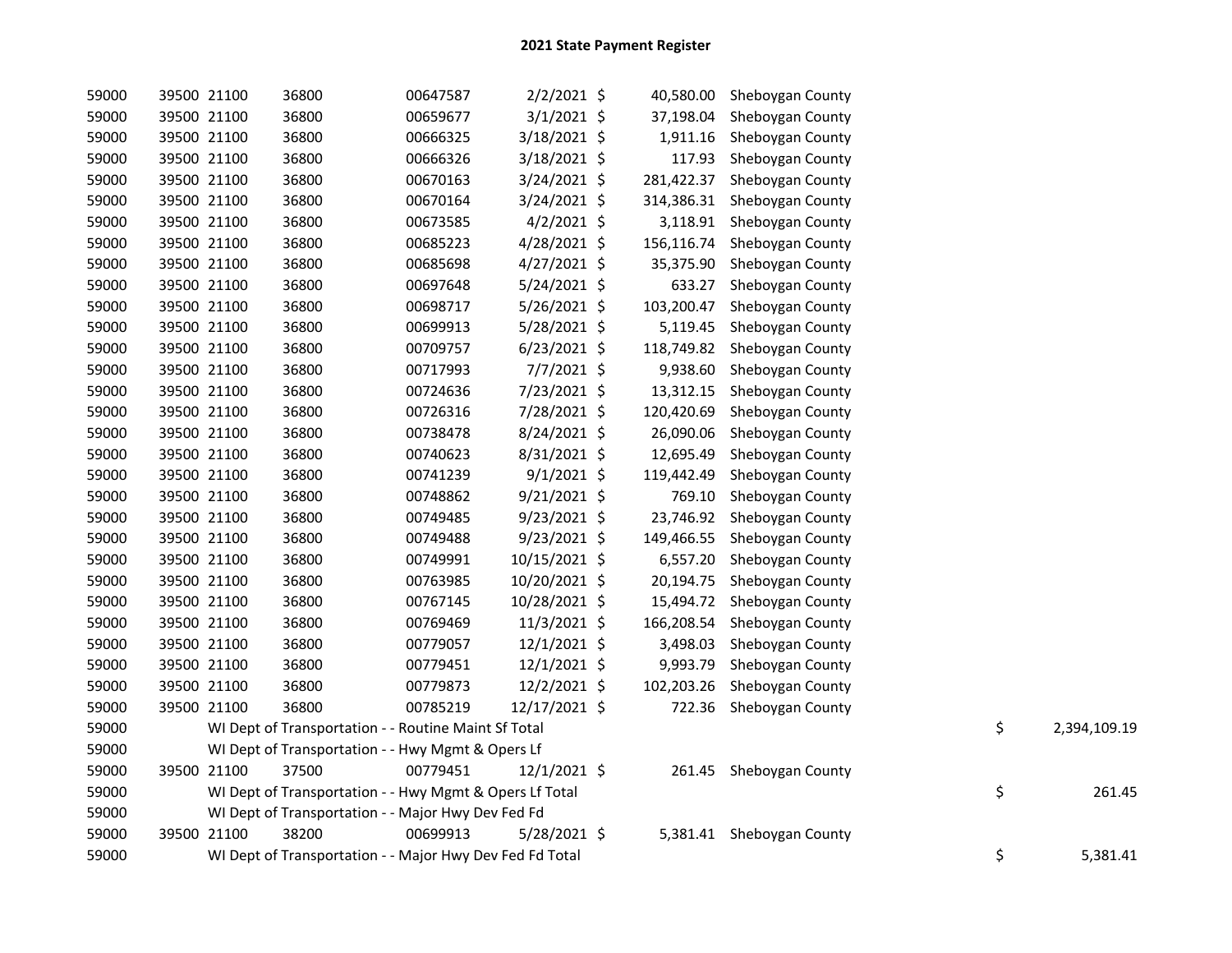# 2021 State Payment Register

| | | | | | | | | | |
|---|---|---|---|---|---|---|---|---|---|
| 59000 | 39500 | 21100 | 36800 | 00647587 | 2/2/2021 | $ 40,580.00 | Sheboygan County | | |
| 59000 | 39500 | 21100 | 36800 | 00659677 | 3/1/2021 | $ 37,198.04 | Sheboygan County | | |
| 59000 | 39500 | 21100 | 36800 | 00666325 | 3/18/2021 | $ 1,911.16 | Sheboygan County | | |
| 59000 | 39500 | 21100 | 36800 | 00666326 | 3/18/2021 | $ 117.93 | Sheboygan County | | |
| 59000 | 39500 | 21100 | 36800 | 00670163 | 3/24/2021 | $ 281,422.37 | Sheboygan County | | |
| 59000 | 39500 | 21100 | 36800 | 00670164 | 3/24/2021 | $ 314,386.31 | Sheboygan County | | |
| 59000 | 39500 | 21100 | 36800 | 00673585 | 4/2/2021 | $ 3,118.91 | Sheboygan County | | |
| 59000 | 39500 | 21100 | 36800 | 00685223 | 4/28/2021 | $ 156,116.74 | Sheboygan County | | |
| 59000 | 39500 | 21100 | 36800 | 00685698 | 4/27/2021 | $ 35,375.90 | Sheboygan County | | |
| 59000 | 39500 | 21100 | 36800 | 00697648 | 5/24/2021 | $ 633.27 | Sheboygan County | | |
| 59000 | 39500 | 21100 | 36800 | 00698717 | 5/26/2021 | $ 103,200.47 | Sheboygan County | | |
| 59000 | 39500 | 21100 | 36800 | 00699913 | 5/28/2021 | $ 5,119.45 | Sheboygan County | | |
| 59000 | 39500 | 21100 | 36800 | 00709757 | 6/23/2021 | $ 118,749.82 | Sheboygan County | | |
| 59000 | 39500 | 21100 | 36800 | 00717993 | 7/7/2021 | $ 9,938.60 | Sheboygan County | | |
| 59000 | 39500 | 21100 | 36800 | 00724636 | 7/23/2021 | $ 13,312.15 | Sheboygan County | | |
| 59000 | 39500 | 21100 | 36800 | 00726316 | 7/28/2021 | $ 120,420.69 | Sheboygan County | | |
| 59000 | 39500 | 21100 | 36800 | 00738478 | 8/24/2021 | $ 26,090.06 | Sheboygan County | | |
| 59000 | 39500 | 21100 | 36800 | 00740623 | 8/31/2021 | $ 12,695.49 | Sheboygan County | | |
| 59000 | 39500 | 21100 | 36800 | 00741239 | 9/1/2021 | $ 119,442.49 | Sheboygan County | | |
| 59000 | 39500 | 21100 | 36800 | 00748862 | 9/21/2021 | $ 769.10 | Sheboygan County | | |
| 59000 | 39500 | 21100 | 36800 | 00749485 | 9/23/2021 | $ 23,746.92 | Sheboygan County | | |
| 59000 | 39500 | 21100 | 36800 | 00749488 | 9/23/2021 | $ 149,466.55 | Sheboygan County | | |
| 59000 | 39500 | 21100 | 36800 | 00749991 | 10/15/2021 | $ 6,557.20 | Sheboygan County | | |
| 59000 | 39500 | 21100 | 36800 | 00763985 | 10/20/2021 | $ 20,194.75 | Sheboygan County | | |
| 59000 | 39500 | 21100 | 36800 | 00767145 | 10/28/2021 | $ 15,494.72 | Sheboygan County | | |
| 59000 | 39500 | 21100 | 36800 | 00769469 | 11/3/2021 | $ 166,208.54 | Sheboygan County | | |
| 59000 | 39500 | 21100 | 36800 | 00779057 | 12/1/2021 | $ 3,498.03 | Sheboygan County | | |
| 59000 | 39500 | 21100 | 36800 | 00779451 | 12/1/2021 | $ 9,993.79 | Sheboygan County | | |
| 59000 | 39500 | 21100 | 36800 | 00779873 | 12/2/2021 | $ 102,203.26 | Sheboygan County | | |
| 59000 | 39500 | 21100 | 36800 | 00785219 | 12/17/2021 | $ 722.36 | Sheboygan County | | |
| 59000 | | WI Dept of Transportation - - Routine Maint Sf Total | | | | | | $ | 2,394,109.19 |
| 59000 | | WI Dept of Transportation - - Hwy Mgmt & Opers Lf | | | | | | | |
| 59000 | 39500 | 21100 | 37500 | 00779451 | 12/1/2021 | $ 261.45 | Sheboygan County | | |
| 59000 | | WI Dept of Transportation - - Hwy Mgmt & Opers Lf Total | | | | | | $ | 261.45 |
| 59000 | | WI Dept of Transportation - - Major Hwy Dev Fed Fd | | | | | | | |
| 59000 | 39500 | 21100 | 38200 | 00699913 | 5/28/2021 | $ 5,381.41 | Sheboygan County | | |
| 59000 | | WI Dept of Transportation - - Major Hwy Dev Fed Fd Total | | | | | | $ | 5,381.41 |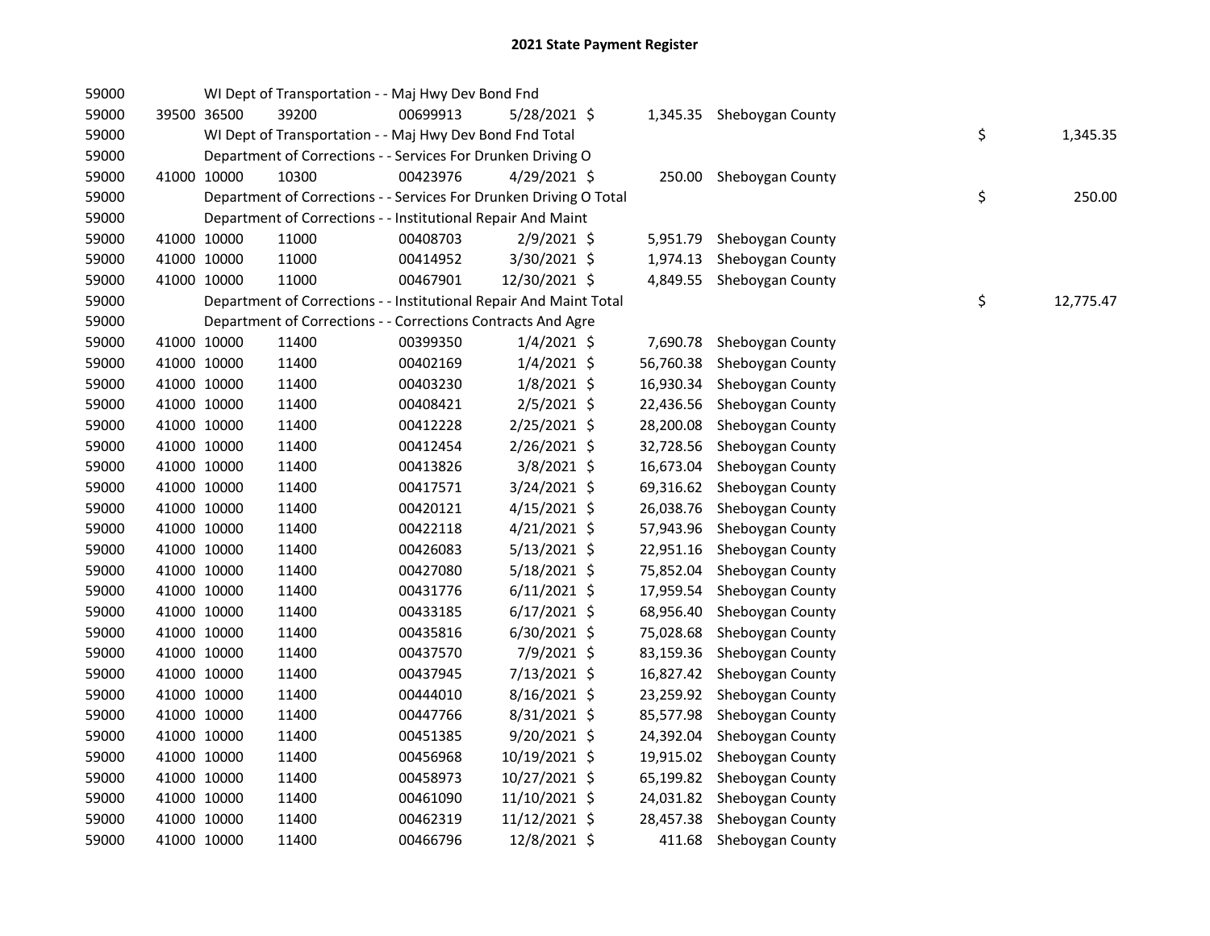## 2021 State Payment Register

| | | | | | | | | | |
|---|---|---|---|---|---|---|---|---|---|
| 59000 | | | WI Dept of Transportation - - Maj Hwy Dev Bond Fnd | | | | | | |
| 59000 | 39500 | 36500 | 39200 | 00699913 | 5/28/2021 | $ | 1,345.35 | Sheboygan County | |
| 59000 | | | WI Dept of Transportation - - Maj Hwy Dev Bond Fnd Total | | | | | | $ 1,345.35 |
| 59000 | | | Department of Corrections - - Services For Drunken Driving O | | | | | | |
| 59000 | 41000 | 10000 | 10300 | 00423976 | 4/29/2021 | $ | 250.00 | Sheboygan County | |
| 59000 | | | Department of Corrections - - Services For Drunken Driving O Total | | | | | | $ 250.00 |
| 59000 | | | Department of Corrections - - Institutional Repair And Maint | | | | | | |
| 59000 | 41000 | 10000 | 11000 | 00408703 | 2/9/2021 | $ | 5,951.79 | Sheboygan County | |
| 59000 | 41000 | 10000 | 11000 | 00414952 | 3/30/2021 | $ | 1,974.13 | Sheboygan County | |
| 59000 | 41000 | 10000 | 11000 | 00467901 | 12/30/2021 | $ | 4,849.55 | Sheboygan County | |
| 59000 | | | Department of Corrections - - Institutional Repair And Maint Total | | | | | | $ 12,775.47 |
| 59000 | | | Department of Corrections - - Corrections Contracts And Agre | | | | | | |
| 59000 | 41000 | 10000 | 11400 | 00399350 | 1/4/2021 | $ | 7,690.78 | Sheboygan County | |
| 59000 | 41000 | 10000 | 11400 | 00402169 | 1/4/2021 | $ | 56,760.38 | Sheboygan County | |
| 59000 | 41000 | 10000 | 11400 | 00403230 | 1/8/2021 | $ | 16,930.34 | Sheboygan County | |
| 59000 | 41000 | 10000 | 11400 | 00408421 | 2/5/2021 | $ | 22,436.56 | Sheboygan County | |
| 59000 | 41000 | 10000 | 11400 | 00412228 | 2/25/2021 | $ | 28,200.08 | Sheboygan County | |
| 59000 | 41000 | 10000 | 11400 | 00412454 | 2/26/2021 | $ | 32,728.56 | Sheboygan County | |
| 59000 | 41000 | 10000 | 11400 | 00413826 | 3/8/2021 | $ | 16,673.04 | Sheboygan County | |
| 59000 | 41000 | 10000 | 11400 | 00417571 | 3/24/2021 | $ | 69,316.62 | Sheboygan County | |
| 59000 | 41000 | 10000 | 11400 | 00420121 | 4/15/2021 | $ | 26,038.76 | Sheboygan County | |
| 59000 | 41000 | 10000 | 11400 | 00422118 | 4/21/2021 | $ | 57,943.96 | Sheboygan County | |
| 59000 | 41000 | 10000 | 11400 | 00426083 | 5/13/2021 | $ | 22,951.16 | Sheboygan County | |
| 59000 | 41000 | 10000 | 11400 | 00427080 | 5/18/2021 | $ | 75,852.04 | Sheboygan County | |
| 59000 | 41000 | 10000 | 11400 | 00431776 | 6/11/2021 | $ | 17,959.54 | Sheboygan County | |
| 59000 | 41000 | 10000 | 11400 | 00433185 | 6/17/2021 | $ | 68,956.40 | Sheboygan County | |
| 59000 | 41000 | 10000 | 11400 | 00435816 | 6/30/2021 | $ | 75,028.68 | Sheboygan County | |
| 59000 | 41000 | 10000 | 11400 | 00437570 | 7/9/2021 | $ | 83,159.36 | Sheboygan County | |
| 59000 | 41000 | 10000 | 11400 | 00437945 | 7/13/2021 | $ | 16,827.42 | Sheboygan County | |
| 59000 | 41000 | 10000 | 11400 | 00444010 | 8/16/2021 | $ | 23,259.92 | Sheboygan County | |
| 59000 | 41000 | 10000 | 11400 | 00447766 | 8/31/2021 | $ | 85,577.98 | Sheboygan County | |
| 59000 | 41000 | 10000 | 11400 | 00451385 | 9/20/2021 | $ | 24,392.04 | Sheboygan County | |
| 59000 | 41000 | 10000 | 11400 | 00456968 | 10/19/2021 | $ | 19,915.02 | Sheboygan County | |
| 59000 | 41000 | 10000 | 11400 | 00458973 | 10/27/2021 | $ | 65,199.82 | Sheboygan County | |
| 59000 | 41000 | 10000 | 11400 | 00461090 | 11/10/2021 | $ | 24,031.82 | Sheboygan County | |
| 59000 | 41000 | 10000 | 11400 | 00462319 | 11/12/2021 | $ | 28,457.38 | Sheboygan County | |
| 59000 | 41000 | 10000 | 11400 | 00466796 | 12/8/2021 | $ | 411.68 | Sheboygan County | |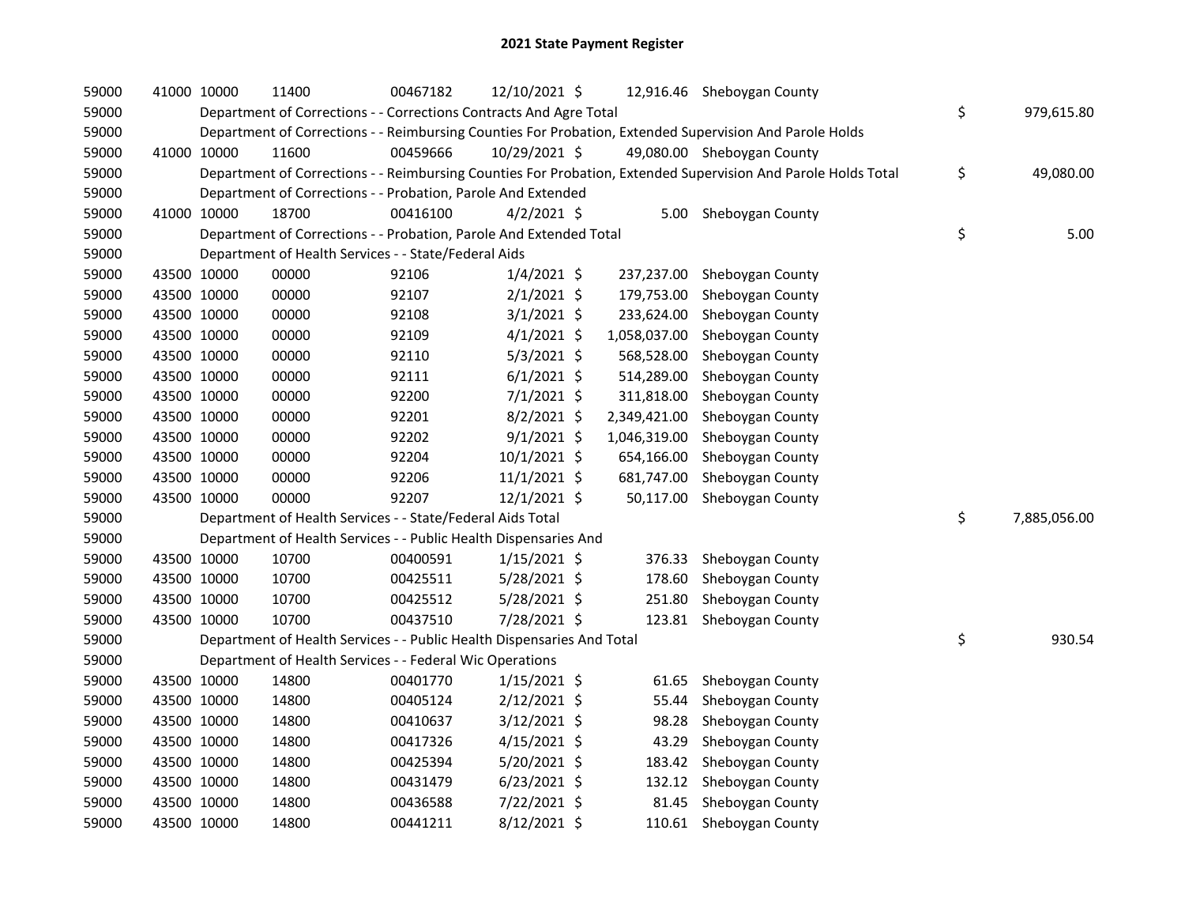# 2021 State Payment Register

| | | | | | | | | | |
|---|---|---|---|---|---|---|---|---|---|
| 59000 | 41000 | 10000 | 11400 | 00467182 | 12/10/2021 | $ | 12,916.46 | Sheboygan County | |
| 59000 | | Department of Corrections - - Corrections Contracts And Agre Total | | | | | | | $ 979,615.80 |
| 59000 | | Department of Corrections - - Reimbursing Counties For Probation, Extended Supervision And Parole Holds | | | | | | | |
| 59000 | 41000 | 10000 | 11600 | 00459666 | 10/29/2021 | $ | 49,080.00 | Sheboygan County | |
| 59000 | | Department of Corrections - - Reimbursing Counties For Probation, Extended Supervision And Parole Holds Total | | | | | | | $ 49,080.00 |
| 59000 | | Department of Corrections - - Probation, Parole And Extended | | | | | | | |
| 59000 | 41000 | 10000 | 18700 | 00416100 | 4/2/2021 | $ | 5.00 | Sheboygan County | |
| 59000 | | Department of Corrections - - Probation, Parole And Extended Total | | | | | | | $ 5.00 |
| 59000 | | Department of Health Services - - State/Federal Aids | | | | | | | |
| 59000 | 43500 | 10000 | 00000 | 92106 | 1/4/2021 | $ | 237,237.00 | Sheboygan County | |
| 59000 | 43500 | 10000 | 00000 | 92107 | 2/1/2021 | $ | 179,753.00 | Sheboygan County | |
| 59000 | 43500 | 10000 | 00000 | 92108 | 3/1/2021 | $ | 233,624.00 | Sheboygan County | |
| 59000 | 43500 | 10000 | 00000 | 92109 | 4/1/2021 | $ | 1,058,037.00 | Sheboygan County | |
| 59000 | 43500 | 10000 | 00000 | 92110 | 5/3/2021 | $ | 568,528.00 | Sheboygan County | |
| 59000 | 43500 | 10000 | 00000 | 92111 | 6/1/2021 | $ | 514,289.00 | Sheboygan County | |
| 59000 | 43500 | 10000 | 00000 | 92200 | 7/1/2021 | $ | 311,818.00 | Sheboygan County | |
| 59000 | 43500 | 10000 | 00000 | 92201 | 8/2/2021 | $ | 2,349,421.00 | Sheboygan County | |
| 59000 | 43500 | 10000 | 00000 | 92202 | 9/1/2021 | $ | 1,046,319.00 | Sheboygan County | |
| 59000 | 43500 | 10000 | 00000 | 92204 | 10/1/2021 | $ | 654,166.00 | Sheboygan County | |
| 59000 | 43500 | 10000 | 00000 | 92206 | 11/1/2021 | $ | 681,747.00 | Sheboygan County | |
| 59000 | 43500 | 10000 | 00000 | 92207 | 12/1/2021 | $ | 50,117.00 | Sheboygan County | |
| 59000 | | Department of Health Services - - State/Federal Aids Total | | | | | | | $ 7,885,056.00 |
| 59000 | | Department of Health Services - - Public Health Dispensaries And | | | | | | | |
| 59000 | 43500 | 10000 | 10700 | 00400591 | 1/15/2021 | $ | 376.33 | Sheboygan County | |
| 59000 | 43500 | 10000 | 10700 | 00425511 | 5/28/2021 | $ | 178.60 | Sheboygan County | |
| 59000 | 43500 | 10000 | 10700 | 00425512 | 5/28/2021 | $ | 251.80 | Sheboygan County | |
| 59000 | 43500 | 10000 | 10700 | 00437510 | 7/28/2021 | $ | 123.81 | Sheboygan County | |
| 59000 | | Department of Health Services - - Public Health Dispensaries And Total | | | | | | | $ 930.54 |
| 59000 | | Department of Health Services - - Federal Wic Operations | | | | | | | |
| 59000 | 43500 | 10000 | 14800 | 00401770 | 1/15/2021 | $ | 61.65 | Sheboygan County | |
| 59000 | 43500 | 10000 | 14800 | 00405124 | 2/12/2021 | $ | 55.44 | Sheboygan County | |
| 59000 | 43500 | 10000 | 14800 | 00410637 | 3/12/2021 | $ | 98.28 | Sheboygan County | |
| 59000 | 43500 | 10000 | 14800 | 00417326 | 4/15/2021 | $ | 43.29 | Sheboygan County | |
| 59000 | 43500 | 10000 | 14800 | 00425394 | 5/20/2021 | $ | 183.42 | Sheboygan County | |
| 59000 | 43500 | 10000 | 14800 | 00431479 | 6/23/2021 | $ | 132.12 | Sheboygan County | |
| 59000 | 43500 | 10000 | 14800 | 00436588 | 7/22/2021 | $ | 81.45 | Sheboygan County | |
| 59000 | 43500 | 10000 | 14800 | 00441211 | 8/12/2021 | $ | 110.61 | Sheboygan County | |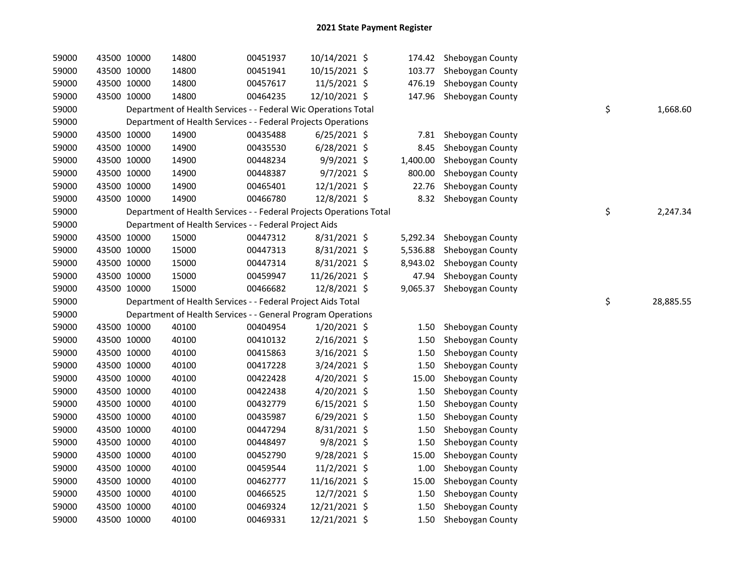# 2021 State Payment Register

| | | | | | | | | | |
|---|---|---|---|---|---|---|---|---|---|
| 59000 | 43500 | 10000 | 14800 | 00451937 | 10/14/2021 | $ | 174.42 | Sheboygan County | |
| 59000 | 43500 | 10000 | 14800 | 00451941 | 10/15/2021 | $ | 103.77 | Sheboygan County | |
| 59000 | 43500 | 10000 | 14800 | 00457617 | 11/5/2021 | $ | 476.19 | Sheboygan County | |
| 59000 | 43500 | 10000 | 14800 | 00464235 | 12/10/2021 | $ | 147.96 | Sheboygan County | |
| 59000 | | Department of Health Services - - Federal Wic Operations Total | | | | | | | $ 1,668.60 |
| 59000 | | Department of Health Services - - Federal Projects Operations | | | | | | | |
| 59000 | 43500 | 10000 | 14900 | 00435488 | 6/25/2021 | $ | 7.81 | Sheboygan County | |
| 59000 | 43500 | 10000 | 14900 | 00435530 | 6/28/2021 | $ | 8.45 | Sheboygan County | |
| 59000 | 43500 | 10000 | 14900 | 00448234 | 9/9/2021 | $ | 1,400.00 | Sheboygan County | |
| 59000 | 43500 | 10000 | 14900 | 00448387 | 9/7/2021 | $ | 800.00 | Sheboygan County | |
| 59000 | 43500 | 10000 | 14900 | 00465401 | 12/1/2021 | $ | 22.76 | Sheboygan County | |
| 59000 | 43500 | 10000 | 14900 | 00466780 | 12/8/2021 | $ | 8.32 | Sheboygan County | |
| 59000 | | Department of Health Services - - Federal Projects Operations Total | | | | | | | $ 2,247.34 |
| 59000 | | Department of Health Services - - Federal Project Aids | | | | | | | |
| 59000 | 43500 | 10000 | 15000 | 00447312 | 8/31/2021 | $ | 5,292.34 | Sheboygan County | |
| 59000 | 43500 | 10000 | 15000 | 00447313 | 8/31/2021 | $ | 5,536.88 | Sheboygan County | |
| 59000 | 43500 | 10000 | 15000 | 00447314 | 8/31/2021 | $ | 8,943.02 | Sheboygan County | |
| 59000 | 43500 | 10000 | 15000 | 00459947 | 11/26/2021 | $ | 47.94 | Sheboygan County | |
| 59000 | 43500 | 10000 | 15000 | 00466682 | 12/8/2021 | $ | 9,065.37 | Sheboygan County | |
| 59000 | | Department of Health Services - - Federal Project Aids Total | | | | | | | $ 28,885.55 |
| 59000 | | Department of Health Services - - General Program Operations | | | | | | | |
| 59000 | 43500 | 10000 | 40100 | 00404954 | 1/20/2021 | $ | 1.50 | Sheboygan County | |
| 59000 | 43500 | 10000 | 40100 | 00410132 | 2/16/2021 | $ | 1.50 | Sheboygan County | |
| 59000 | 43500 | 10000 | 40100 | 00415863 | 3/16/2021 | $ | 1.50 | Sheboygan County | |
| 59000 | 43500 | 10000 | 40100 | 00417228 | 3/24/2021 | $ | 1.50 | Sheboygan County | |
| 59000 | 43500 | 10000 | 40100 | 00422428 | 4/20/2021 | $ | 15.00 | Sheboygan County | |
| 59000 | 43500 | 10000 | 40100 | 00422438 | 4/20/2021 | $ | 1.50 | Sheboygan County | |
| 59000 | 43500 | 10000 | 40100 | 00432779 | 6/15/2021 | $ | 1.50 | Sheboygan County | |
| 59000 | 43500 | 10000 | 40100 | 00435987 | 6/29/2021 | $ | 1.50 | Sheboygan County | |
| 59000 | 43500 | 10000 | 40100 | 00447294 | 8/31/2021 | $ | 1.50 | Sheboygan County | |
| 59000 | 43500 | 10000 | 40100 | 00448497 | 9/8/2021 | $ | 1.50 | Sheboygan County | |
| 59000 | 43500 | 10000 | 40100 | 00452790 | 9/28/2021 | $ | 15.00 | Sheboygan County | |
| 59000 | 43500 | 10000 | 40100 | 00459544 | 11/2/2021 | $ | 1.00 | Sheboygan County | |
| 59000 | 43500 | 10000 | 40100 | 00462777 | 11/16/2021 | $ | 15.00 | Sheboygan County | |
| 59000 | 43500 | 10000 | 40100 | 00466525 | 12/7/2021 | $ | 1.50 | Sheboygan County | |
| 59000 | 43500 | 10000 | 40100 | 00469324 | 12/21/2021 | $ | 1.50 | Sheboygan County | |
| 59000 | 43500 | 10000 | 40100 | 00469331 | 12/21/2021 | $ | 1.50 | Sheboygan County | |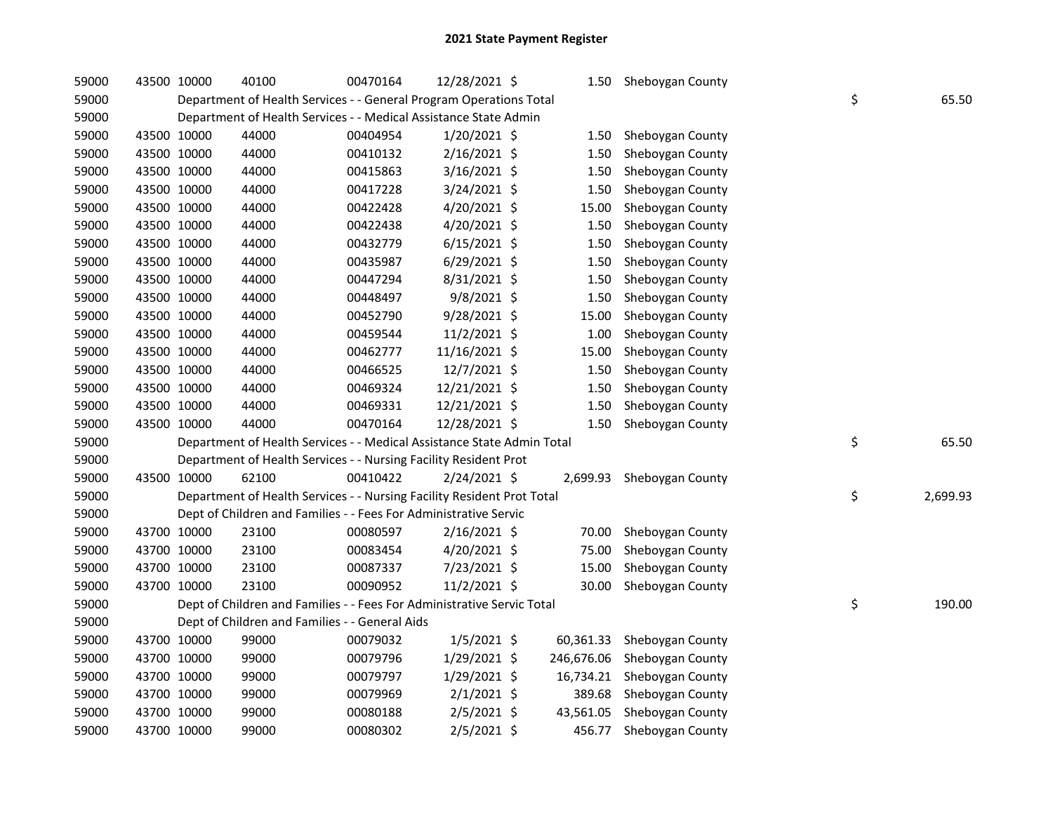# 2021 State Payment Register

| | | | | | | | | | |
|---|---|---|---|---|---|---|---|---|---|
| 59000 | 43500 | 10000 | 40100 | 00470164 | 12/28/2021 | $ 1.50 | Sheboygan County | | |
| 59000 | Department of Health Services - - General Program Operations Total | | | | | | | $ | 65.50 |
| 59000 | Department of Health Services - - Medical Assistance State Admin | | | | | | | | |
| 59000 | 43500 | 10000 | 44000 | 00404954 | 1/20/2021 | $ 1.50 | Sheboygan County | | |
| 59000 | 43500 | 10000 | 44000 | 00410132 | 2/16/2021 | $ 1.50 | Sheboygan County | | |
| 59000 | 43500 | 10000 | 44000 | 00415863 | 3/16/2021 | $ 1.50 | Sheboygan County | | |
| 59000 | 43500 | 10000 | 44000 | 00417228 | 3/24/2021 | $ 1.50 | Sheboygan County | | |
| 59000 | 43500 | 10000 | 44000 | 00422428 | 4/20/2021 | $ 15.00 | Sheboygan County | | |
| 59000 | 43500 | 10000 | 44000 | 00422438 | 4/20/2021 | $ 1.50 | Sheboygan County | | |
| 59000 | 43500 | 10000 | 44000 | 00432779 | 6/15/2021 | $ 1.50 | Sheboygan County | | |
| 59000 | 43500 | 10000 | 44000 | 00435987 | 6/29/2021 | $ 1.50 | Sheboygan County | | |
| 59000 | 43500 | 10000 | 44000 | 00447294 | 8/31/2021 | $ 1.50 | Sheboygan County | | |
| 59000 | 43500 | 10000 | 44000 | 00448497 | 9/8/2021 | $ 1.50 | Sheboygan County | | |
| 59000 | 43500 | 10000 | 44000 | 00452790 | 9/28/2021 | $ 15.00 | Sheboygan County | | |
| 59000 | 43500 | 10000 | 44000 | 00459544 | 11/2/2021 | $ 1.00 | Sheboygan County | | |
| 59000 | 43500 | 10000 | 44000 | 00462777 | 11/16/2021 | $ 15.00 | Sheboygan County | | |
| 59000 | 43500 | 10000 | 44000 | 00466525 | 12/7/2021 | $ 1.50 | Sheboygan County | | |
| 59000 | 43500 | 10000 | 44000 | 00469324 | 12/21/2021 | $ 1.50 | Sheboygan County | | |
| 59000 | 43500 | 10000 | 44000 | 00469331 | 12/21/2021 | $ 1.50 | Sheboygan County | | |
| 59000 | 43500 | 10000 | 44000 | 00470164 | 12/28/2021 | $ 1.50 | Sheboygan County | | |
| 59000 | Department of Health Services - - Medical Assistance State Admin Total | | | | | | | $ | 65.50 |
| 59000 | Department of Health Services - - Nursing Facility Resident Prot | | | | | | | | |
| 59000 | 43500 | 10000 | 62100 | 00410422 | 2/24/2021 | $ 2,699.93 | Sheboygan County | | |
| 59000 | Department of Health Services - - Nursing Facility Resident Prot Total | | | | | | | $ | 2,699.93 |
| 59000 | Dept of Children and Families - - Fees For Administrative Servic | | | | | | | | |
| 59000 | 43700 | 10000 | 23100 | 00080597 | 2/16/2021 | $ 70.00 | Sheboygan County | | |
| 59000 | 43700 | 10000 | 23100 | 00083454 | 4/20/2021 | $ 75.00 | Sheboygan County | | |
| 59000 | 43700 | 10000 | 23100 | 00087337 | 7/23/2021 | $ 15.00 | Sheboygan County | | |
| 59000 | 43700 | 10000 | 23100 | 00090952 | 11/2/2021 | $ 30.00 | Sheboygan County | | |
| 59000 | Dept of Children and Families - - Fees For Administrative Servic Total | | | | | | | $ | 190.00 |
| 59000 | Dept of Children and Families - - General Aids | | | | | | | | |
| 59000 | 43700 | 10000 | 99000 | 00079032 | 1/5/2021 | $ 60,361.33 | Sheboygan County | | |
| 59000 | 43700 | 10000 | 99000 | 00079796 | 1/29/2021 | $ 246,676.06 | Sheboygan County | | |
| 59000 | 43700 | 10000 | 99000 | 00079797 | 1/29/2021 | $ 16,734.21 | Sheboygan County | | |
| 59000 | 43700 | 10000 | 99000 | 00079969 | 2/1/2021 | $ 389.68 | Sheboygan County | | |
| 59000 | 43700 | 10000 | 99000 | 00080188 | 2/5/2021 | $ 43,561.05 | Sheboygan County | | |
| 59000 | 43700 | 10000 | 99000 | 00080302 | 2/5/2021 | $ 456.77 | Sheboygan County | | |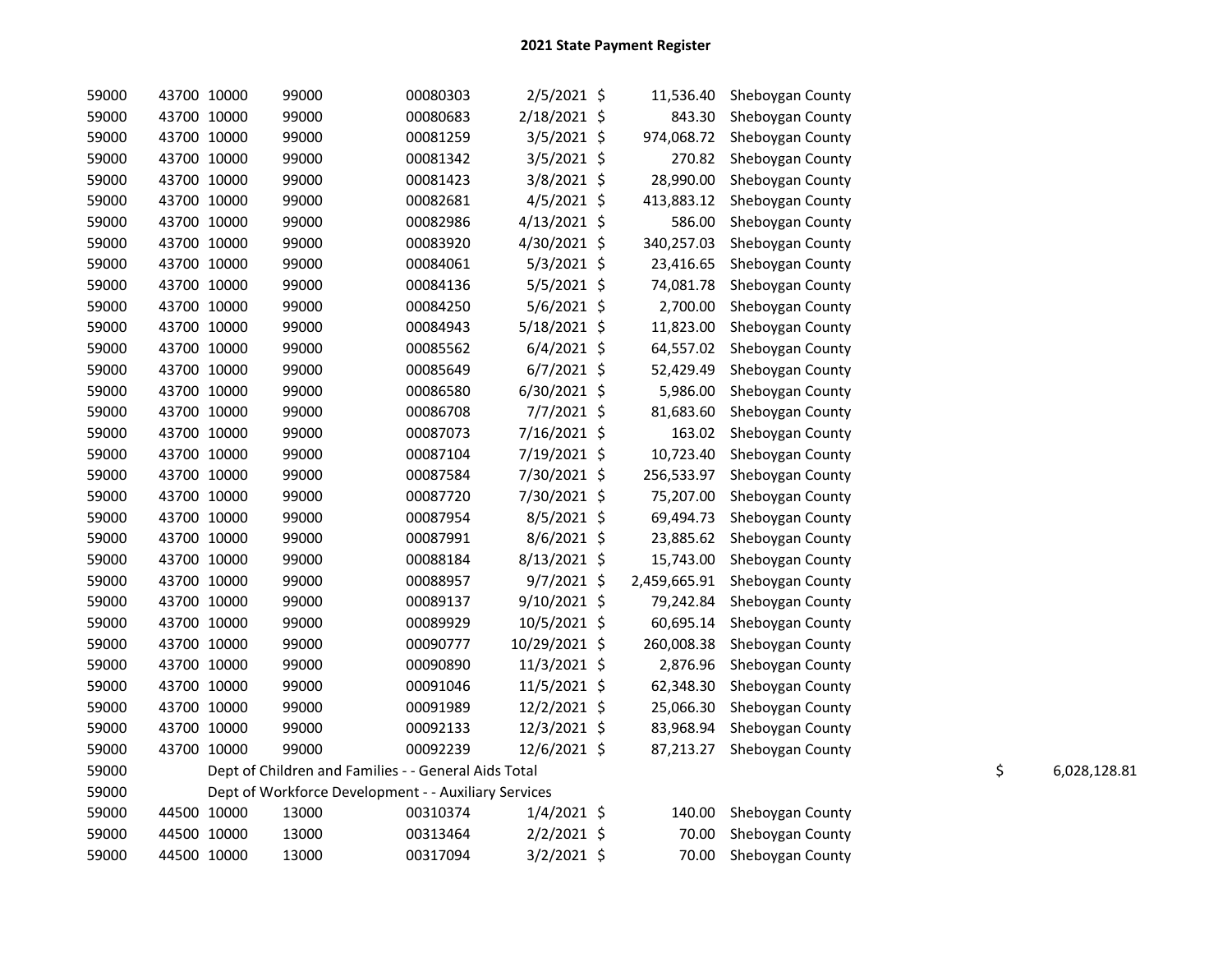## 2021 State Payment Register

| | | | | | | | | | |
|---|---|---|---|---|---|---|---|---|---|
| 59000 | 43700 | 10000 | 99000 | 00080303 | 2/5/2021 | $ | 11,536.40 | Sheboygan County | |
| 59000 | 43700 | 10000 | 99000 | 00080683 | 2/18/2021 | $ | 843.30 | Sheboygan County | |
| 59000 | 43700 | 10000 | 99000 | 00081259 | 3/5/2021 | $ | 974,068.72 | Sheboygan County | |
| 59000 | 43700 | 10000 | 99000 | 00081342 | 3/5/2021 | $ | 270.82 | Sheboygan County | |
| 59000 | 43700 | 10000 | 99000 | 00081423 | 3/8/2021 | $ | 28,990.00 | Sheboygan County | |
| 59000 | 43700 | 10000 | 99000 | 00082681 | 4/5/2021 | $ | 413,883.12 | Sheboygan County | |
| 59000 | 43700 | 10000 | 99000 | 00082986 | 4/13/2021 | $ | 586.00 | Sheboygan County | |
| 59000 | 43700 | 10000 | 99000 | 00083920 | 4/30/2021 | $ | 340,257.03 | Sheboygan County | |
| 59000 | 43700 | 10000 | 99000 | 00084061 | 5/3/2021 | $ | 23,416.65 | Sheboygan County | |
| 59000 | 43700 | 10000 | 99000 | 00084136 | 5/5/2021 | $ | 74,081.78 | Sheboygan County | |
| 59000 | 43700 | 10000 | 99000 | 00084250 | 5/6/2021 | $ | 2,700.00 | Sheboygan County | |
| 59000 | 43700 | 10000 | 99000 | 00084943 | 5/18/2021 | $ | 11,823.00 | Sheboygan County | |
| 59000 | 43700 | 10000 | 99000 | 00085562 | 6/4/2021 | $ | 64,557.02 | Sheboygan County | |
| 59000 | 43700 | 10000 | 99000 | 00085649 | 6/7/2021 | $ | 52,429.49 | Sheboygan County | |
| 59000 | 43700 | 10000 | 99000 | 00086580 | 6/30/2021 | $ | 5,986.00 | Sheboygan County | |
| 59000 | 43700 | 10000 | 99000 | 00086708 | 7/7/2021 | $ | 81,683.60 | Sheboygan County | |
| 59000 | 43700 | 10000 | 99000 | 00087073 | 7/16/2021 | $ | 163.02 | Sheboygan County | |
| 59000 | 43700 | 10000 | 99000 | 00087104 | 7/19/2021 | $ | 10,723.40 | Sheboygan County | |
| 59000 | 43700 | 10000 | 99000 | 00087584 | 7/30/2021 | $ | 256,533.97 | Sheboygan County | |
| 59000 | 43700 | 10000 | 99000 | 00087720 | 7/30/2021 | $ | 75,207.00 | Sheboygan County | |
| 59000 | 43700 | 10000 | 99000 | 00087954 | 8/5/2021 | $ | 69,494.73 | Sheboygan County | |
| 59000 | 43700 | 10000 | 99000 | 00087991 | 8/6/2021 | $ | 23,885.62 | Sheboygan County | |
| 59000 | 43700 | 10000 | 99000 | 00088184 | 8/13/2021 | $ | 15,743.00 | Sheboygan County | |
| 59000 | 43700 | 10000 | 99000 | 00088957 | 9/7/2021 | $ | 2,459,665.91 | Sheboygan County | |
| 59000 | 43700 | 10000 | 99000 | 00089137 | 9/10/2021 | $ | 79,242.84 | Sheboygan County | |
| 59000 | 43700 | 10000 | 99000 | 00089929 | 10/5/2021 | $ | 60,695.14 | Sheboygan County | |
| 59000 | 43700 | 10000 | 99000 | 00090777 | 10/29/2021 | $ | 260,008.38 | Sheboygan County | |
| 59000 | 43700 | 10000 | 99000 | 00090890 | 11/3/2021 | $ | 2,876.96 | Sheboygan County | |
| 59000 | 43700 | 10000 | 99000 | 00091046 | 11/5/2021 | $ | 62,348.30 | Sheboygan County | |
| 59000 | 43700 | 10000 | 99000 | 00091989 | 12/2/2021 | $ | 25,066.30 | Sheboygan County | |
| 59000 | 43700 | 10000 | 99000 | 00092133 | 12/3/2021 | $ | 83,968.94 | Sheboygan County | |
| 59000 | 43700 | 10000 | 99000 | 00092239 | 12/6/2021 | $ | 87,213.27 | Sheboygan County | |
| 59000 | Dept of Children and Families - - General Aids Total | | | | | | | | $ 6,028,128.81 |
| 59000 | Dept of Workforce Development - - Auxiliary Services | | | | | | | | |
| 59000 | 44500 | 10000 | 13000 | 00310374 | 1/4/2021 | $ | 140.00 | Sheboygan County | |
| 59000 | 44500 | 10000 | 13000 | 00313464 | 2/2/2021 | $ | 70.00 | Sheboygan County | |
| 59000 | 44500 | 10000 | 13000 | 00317094 | 3/2/2021 | $ | 70.00 | Sheboygan County | |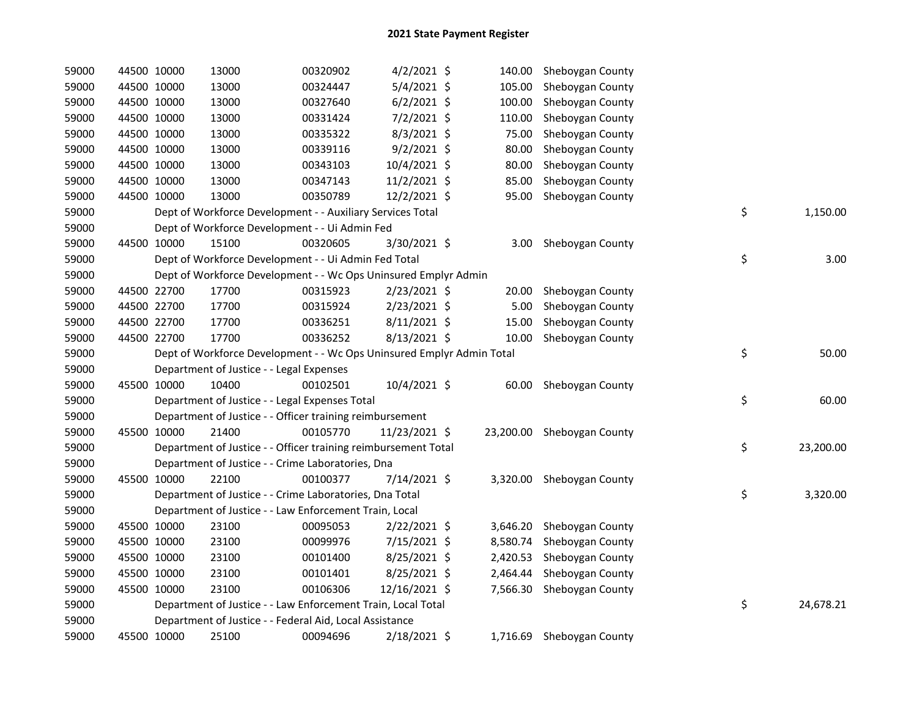# 2021 State Payment Register

| | | | | | | | | | |
|---|---|---|---|---|---|---|---|---|---|
| 59000 | 44500 | 10000 | 13000 | 00320902 | 4/2/2021 | $ 140.00 | Sheboygan County | | |
| 59000 | 44500 | 10000 | 13000 | 00324447 | 5/4/2021 | $ 105.00 | Sheboygan County | | |
| 59000 | 44500 | 10000 | 13000 | 00327640 | 6/2/2021 | $ 100.00 | Sheboygan County | | |
| 59000 | 44500 | 10000 | 13000 | 00331424 | 7/2/2021 | $ 110.00 | Sheboygan County | | |
| 59000 | 44500 | 10000 | 13000 | 00335322 | 8/3/2021 | $ 75.00 | Sheboygan County | | |
| 59000 | 44500 | 10000 | 13000 | 00339116 | 9/2/2021 | $ 80.00 | Sheboygan County | | |
| 59000 | 44500 | 10000 | 13000 | 00343103 | 10/4/2021 | $ 80.00 | Sheboygan County | | |
| 59000 | 44500 | 10000 | 13000 | 00347143 | 11/2/2021 | $ 85.00 | Sheboygan County | | |
| 59000 | 44500 | 10000 | 13000 | 00350789 | 12/2/2021 | $ 95.00 | Sheboygan County | | |
| 59000 | | Dept of Workforce Development - - Auxiliary Services Total | | | | | | $ | 1,150.00 |
| 59000 | | Dept of Workforce Development - - Ui Admin Fed | | | | | | | |
| 59000 | 44500 | 10000 | 15100 | 00320605 | 3/30/2021 | $ 3.00 | Sheboygan County | | |
| 59000 | | Dept of Workforce Development - - Ui Admin Fed Total | | | | | | $ | 3.00 |
| 59000 | | Dept of Workforce Development - - Wc Ops Uninsured Emplyr Admin | | | | | | | |
| 59000 | 44500 | 22700 | 17700 | 00315923 | 2/23/2021 | $ 20.00 | Sheboygan County | | |
| 59000 | 44500 | 22700 | 17700 | 00315924 | 2/23/2021 | $ 5.00 | Sheboygan County | | |
| 59000 | 44500 | 22700 | 17700 | 00336251 | 8/11/2021 | $ 15.00 | Sheboygan County | | |
| 59000 | 44500 | 22700 | 17700 | 00336252 | 8/13/2021 | $ 10.00 | Sheboygan County | | |
| 59000 | | Dept of Workforce Development - - Wc Ops Uninsured Emplyr Admin Total | | | | | | $ | 50.00 |
| 59000 | | Department of Justice - - Legal Expenses | | | | | | | |
| 59000 | 45500 | 10000 | 10400 | 00102501 | 10/4/2021 | $ 60.00 | Sheboygan County | | |
| 59000 | | Department of Justice - - Legal Expenses Total | | | | | | $ | 60.00 |
| 59000 | | Department of Justice - - Officer training reimbursement | | | | | | | |
| 59000 | 45500 | 10000 | 21400 | 00105770 | 11/23/2021 | $ 23,200.00 | Sheboygan County | | |
| 59000 | | Department of Justice - - Officer training reimbursement Total | | | | | | $ | 23,200.00 |
| 59000 | | Department of Justice - - Crime Laboratories, Dna | | | | | | | |
| 59000 | 45500 | 10000 | 22100 | 00100377 | 7/14/2021 | $ 3,320.00 | Sheboygan County | | |
| 59000 | | Department of Justice - - Crime Laboratories, Dna Total | | | | | | $ | 3,320.00 |
| 59000 | | Department of Justice - - Law Enforcement Train, Local | | | | | | | |
| 59000 | 45500 | 10000 | 23100 | 00095053 | 2/22/2021 | $ 3,646.20 | Sheboygan County | | |
| 59000 | 45500 | 10000 | 23100 | 00099976 | 7/15/2021 | $ 8,580.74 | Sheboygan County | | |
| 59000 | 45500 | 10000 | 23100 | 00101400 | 8/25/2021 | $ 2,420.53 | Sheboygan County | | |
| 59000 | 45500 | 10000 | 23100 | 00101401 | 8/25/2021 | $ 2,464.44 | Sheboygan County | | |
| 59000 | 45500 | 10000 | 23100 | 00106306 | 12/16/2021 | $ 7,566.30 | Sheboygan County | | |
| 59000 | | Department of Justice - - Law Enforcement Train, Local Total | | | | | | $ | 24,678.21 |
| 59000 | | Department of Justice - - Federal Aid, Local Assistance | | | | | | | |
| 59000 | 45500 | 10000 | 25100 | 00094696 | 2/18/2021 | $ 1,716.69 | Sheboygan County | | |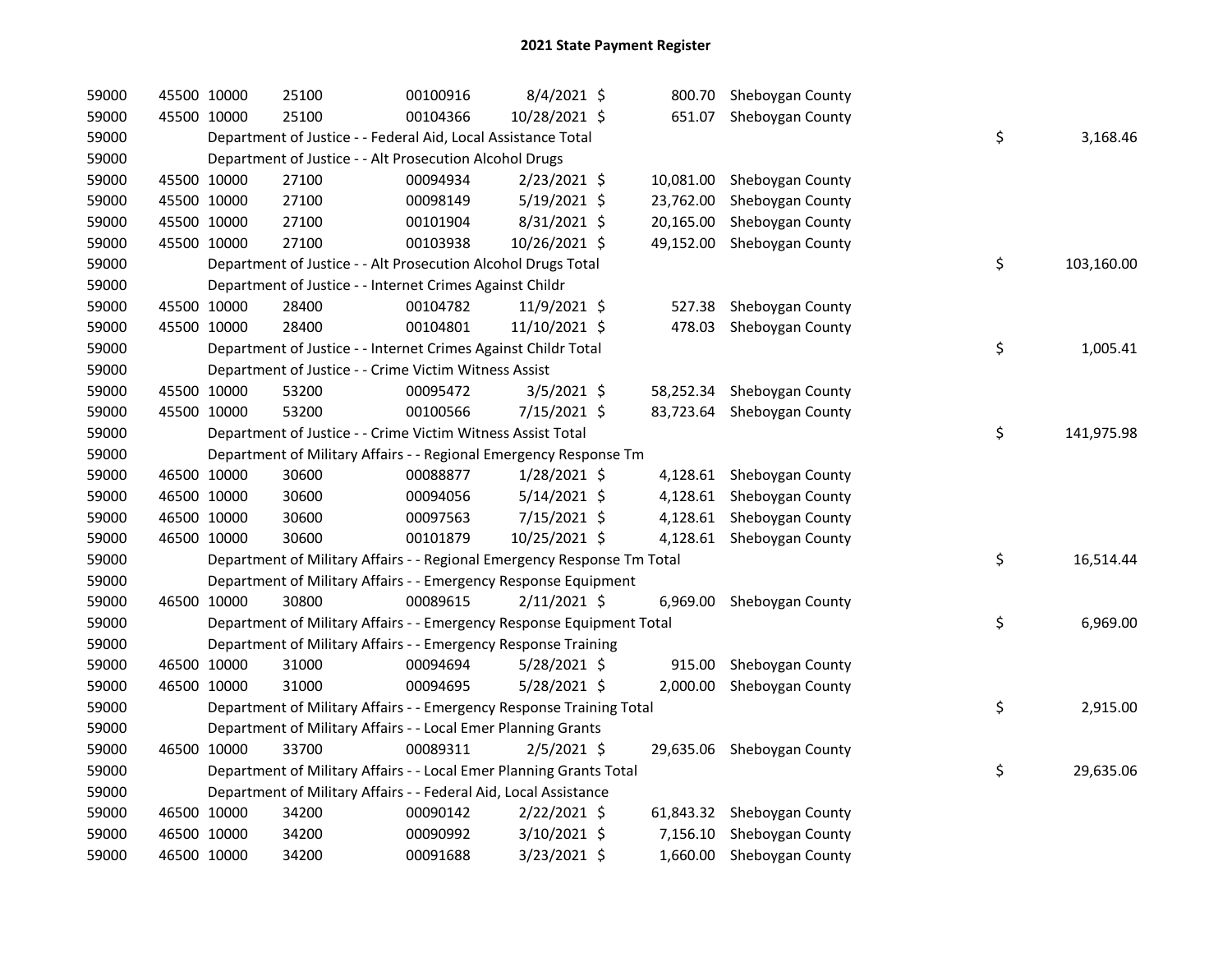## 2021 State Payment Register

| | | | | | | | | | |
|---|---|---|---|---|---|---|---|---|---|
| 59000 | 45500 | 10000 | 25100 | 00100916 | 8/4/2021 | $ 800.70 | Sheboygan County | | |
| 59000 | 45500 | 10000 | 25100 | 00104366 | 10/28/2021 | $ 651.07 | Sheboygan County | | |
| 59000 | | Department of Justice - - Federal Aid, Local Assistance Total | | | | | | $ | 3,168.46 |
| 59000 | | Department of Justice - - Alt Prosecution Alcohol Drugs | | | | | | | |
| 59000 | 45500 | 10000 | 27100 | 00094934 | 2/23/2021 | $ 10,081.00 | Sheboygan County | | |
| 59000 | 45500 | 10000 | 27100 | 00098149 | 5/19/2021 | $ 23,762.00 | Sheboygan County | | |
| 59000 | 45500 | 10000 | 27100 | 00101904 | 8/31/2021 | $ 20,165.00 | Sheboygan County | | |
| 59000 | 45500 | 10000 | 27100 | 00103938 | 10/26/2021 | $ 49,152.00 | Sheboygan County | | |
| 59000 | | Department of Justice - - Alt Prosecution Alcohol Drugs Total | | | | | | $ | 103,160.00 |
| 59000 | | Department of Justice - - Internet Crimes Against Childr | | | | | | | |
| 59000 | 45500 | 10000 | 28400 | 00104782 | 11/9/2021 | $ 527.38 | Sheboygan County | | |
| 59000 | 45500 | 10000 | 28400 | 00104801 | 11/10/2021 | $ 478.03 | Sheboygan County | | |
| 59000 | | Department of Justice - - Internet Crimes Against Childr Total | | | | | | $ | 1,005.41 |
| 59000 | | Department of Justice - - Crime Victim Witness Assist | | | | | | | |
| 59000 | 45500 | 10000 | 53200 | 00095472 | 3/5/2021 | $ 58,252.34 | Sheboygan County | | |
| 59000 | 45500 | 10000 | 53200 | 00100566 | 7/15/2021 | $ 83,723.64 | Sheboygan County | | |
| 59000 | | Department of Justice - - Crime Victim Witness Assist Total | | | | | | $ | 141,975.98 |
| 59000 | | Department of Military Affairs - - Regional Emergency Response Tm | | | | | | | |
| 59000 | 46500 | 10000 | 30600 | 00088877 | 1/28/2021 | $ 4,128.61 | Sheboygan County | | |
| 59000 | 46500 | 10000 | 30600 | 00094056 | 5/14/2021 | $ 4,128.61 | Sheboygan County | | |
| 59000 | 46500 | 10000 | 30600 | 00097563 | 7/15/2021 | $ 4,128.61 | Sheboygan County | | |
| 59000 | 46500 | 10000 | 30600 | 00101879 | 10/25/2021 | $ 4,128.61 | Sheboygan County | | |
| 59000 | | Department of Military Affairs - - Regional Emergency Response Tm Total | | | | | | $ | 16,514.44 |
| 59000 | | Department of Military Affairs - - Emergency Response Equipment | | | | | | | |
| 59000 | 46500 | 10000 | 30800 | 00089615 | 2/11/2021 | $ 6,969.00 | Sheboygan County | | |
| 59000 | | Department of Military Affairs - - Emergency Response Equipment Total | | | | | | $ | 6,969.00 |
| 59000 | | Department of Military Affairs - - Emergency Response Training | | | | | | | |
| 59000 | 46500 | 10000 | 31000 | 00094694 | 5/28/2021 | $ 915.00 | Sheboygan County | | |
| 59000 | 46500 | 10000 | 31000 | 00094695 | 5/28/2021 | $ 2,000.00 | Sheboygan County | | |
| 59000 | | Department of Military Affairs - - Emergency Response Training Total | | | | | | $ | 2,915.00 |
| 59000 | | Department of Military Affairs - - Local Emer Planning Grants | | | | | | | |
| 59000 | 46500 | 10000 | 33700 | 00089311 | 2/5/2021 | $ 29,635.06 | Sheboygan County | | |
| 59000 | | Department of Military Affairs - - Local Emer Planning Grants Total | | | | | | $ | 29,635.06 |
| 59000 | | Department of Military Affairs - - Federal Aid, Local Assistance | | | | | | | |
| 59000 | 46500 | 10000 | 34200 | 00090142 | 2/22/2021 | $ 61,843.32 | Sheboygan County | | |
| 59000 | 46500 | 10000 | 34200 | 00090992 | 3/10/2021 | $ 7,156.10 | Sheboygan County | | |
| 59000 | 46500 | 10000 | 34200 | 00091688 | 3/23/2021 | $ 1,660.00 | Sheboygan County | | |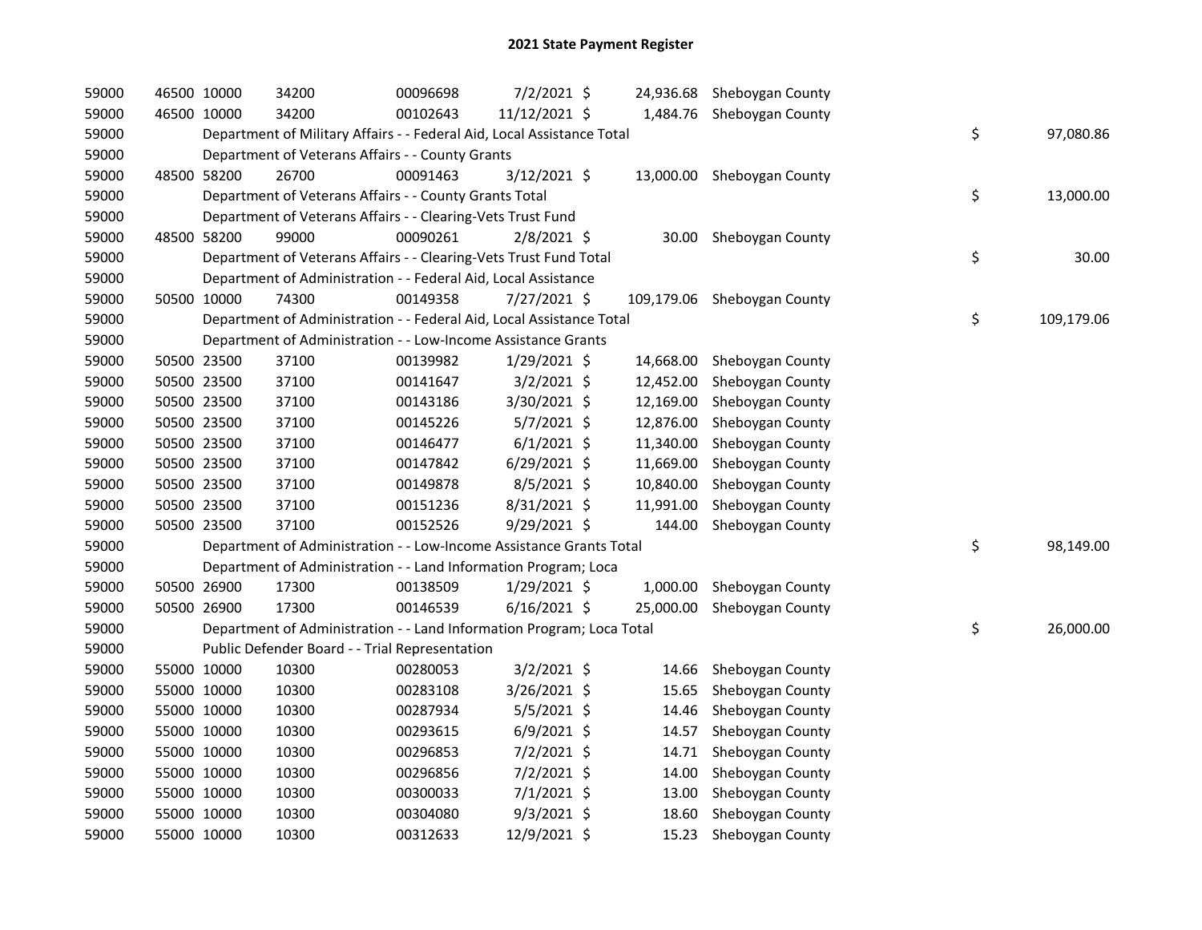# 2021 State Payment Register

| | | | | | | | | | |
|---|---|---|---|---|---|---|---|---|---|
| 59000 | 46500 | 10000 | 34200 | 00096698 | 7/2/2021 | $ 24,936.68 | Sheboygan County | | |
| 59000 | 46500 | 10000 | 34200 | 00102643 | 11/12/2021 | $ 1,484.76 | Sheboygan County | | |
| 59000 | | Department of Military Affairs - - Federal Aid, Local Assistance Total | | | | | | $ | 97,080.86 |
| 59000 | | Department of Veterans Affairs - - County Grants | | | | | | | |
| 59000 | 48500 | 58200 | 26700 | 00091463 | 3/12/2021 | $ 13,000.00 | Sheboygan County | | |
| 59000 | | Department of Veterans Affairs - - County Grants Total | | | | | | $ | 13,000.00 |
| 59000 | | Department of Veterans Affairs - - Clearing-Vets Trust Fund | | | | | | | |
| 59000 | 48500 | 58200 | 99000 | 00090261 | 2/8/2021 | $ 30.00 | Sheboygan County | | |
| 59000 | | Department of Veterans Affairs - - Clearing-Vets Trust Fund Total | | | | | | $ | 30.00 |
| 59000 | | Department of Administration - - Federal Aid, Local Assistance | | | | | | | |
| 59000 | 50500 | 10000 | 74300 | 00149358 | 7/27/2021 | $ 109,179.06 | Sheboygan County | | |
| 59000 | | Department of Administration - - Federal Aid, Local Assistance Total | | | | | | $ | 109,179.06 |
| 59000 | | Department of Administration - - Low-Income Assistance Grants | | | | | | | |
| 59000 | 50500 | 23500 | 37100 | 00139982 | 1/29/2021 | $ 14,668.00 | Sheboygan County | | |
| 59000 | 50500 | 23500 | 37100 | 00141647 | 3/2/2021 | $ 12,452.00 | Sheboygan County | | |
| 59000 | 50500 | 23500 | 37100 | 00143186 | 3/30/2021 | $ 12,169.00 | Sheboygan County | | |
| 59000 | 50500 | 23500 | 37100 | 00145226 | 5/7/2021 | $ 12,876.00 | Sheboygan County | | |
| 59000 | 50500 | 23500 | 37100 | 00146477 | 6/1/2021 | $ 11,340.00 | Sheboygan County | | |
| 59000 | 50500 | 23500 | 37100 | 00147842 | 6/29/2021 | $ 11,669.00 | Sheboygan County | | |
| 59000 | 50500 | 23500 | 37100 | 00149878 | 8/5/2021 | $ 10,840.00 | Sheboygan County | | |
| 59000 | 50500 | 23500 | 37100 | 00151236 | 8/31/2021 | $ 11,991.00 | Sheboygan County | | |
| 59000 | 50500 | 23500 | 37100 | 00152526 | 9/29/2021 | $ 144.00 | Sheboygan County | | |
| 59000 | | Department of Administration - - Low-Income Assistance Grants Total | | | | | | $ | 98,149.00 |
| 59000 | | Department of Administration - - Land Information Program; Loca | | | | | | | |
| 59000 | 50500 | 26900 | 17300 | 00138509 | 1/29/2021 | $ 1,000.00 | Sheboygan County | | |
| 59000 | 50500 | 26900 | 17300 | 00146539 | 6/16/2021 | $ 25,000.00 | Sheboygan County | | |
| 59000 | | Department of Administration - - Land Information Program; Loca Total | | | | | | $ | 26,000.00 |
| 59000 | | Public Defender Board - - Trial Representation | | | | | | | |
| 59000 | 55000 | 10000 | 10300 | 00280053 | 3/2/2021 | $ 14.66 | Sheboygan County | | |
| 59000 | 55000 | 10000 | 10300 | 00283108 | 3/26/2021 | $ 15.65 | Sheboygan County | | |
| 59000 | 55000 | 10000 | 10300 | 00287934 | 5/5/2021 | $ 14.46 | Sheboygan County | | |
| 59000 | 55000 | 10000 | 10300 | 00293615 | 6/9/2021 | $ 14.57 | Sheboygan County | | |
| 59000 | 55000 | 10000 | 10300 | 00296853 | 7/2/2021 | $ 14.71 | Sheboygan County | | |
| 59000 | 55000 | 10000 | 10300 | 00296856 | 7/2/2021 | $ 14.00 | Sheboygan County | | |
| 59000 | 55000 | 10000 | 10300 | 00300033 | 7/1/2021 | $ 13.00 | Sheboygan County | | |
| 59000 | 55000 | 10000 | 10300 | 00304080 | 9/3/2021 | $ 18.60 | Sheboygan County | | |
| 59000 | 55000 | 10000 | 10300 | 00312633 | 12/9/2021 | $ 15.23 | Sheboygan County | | |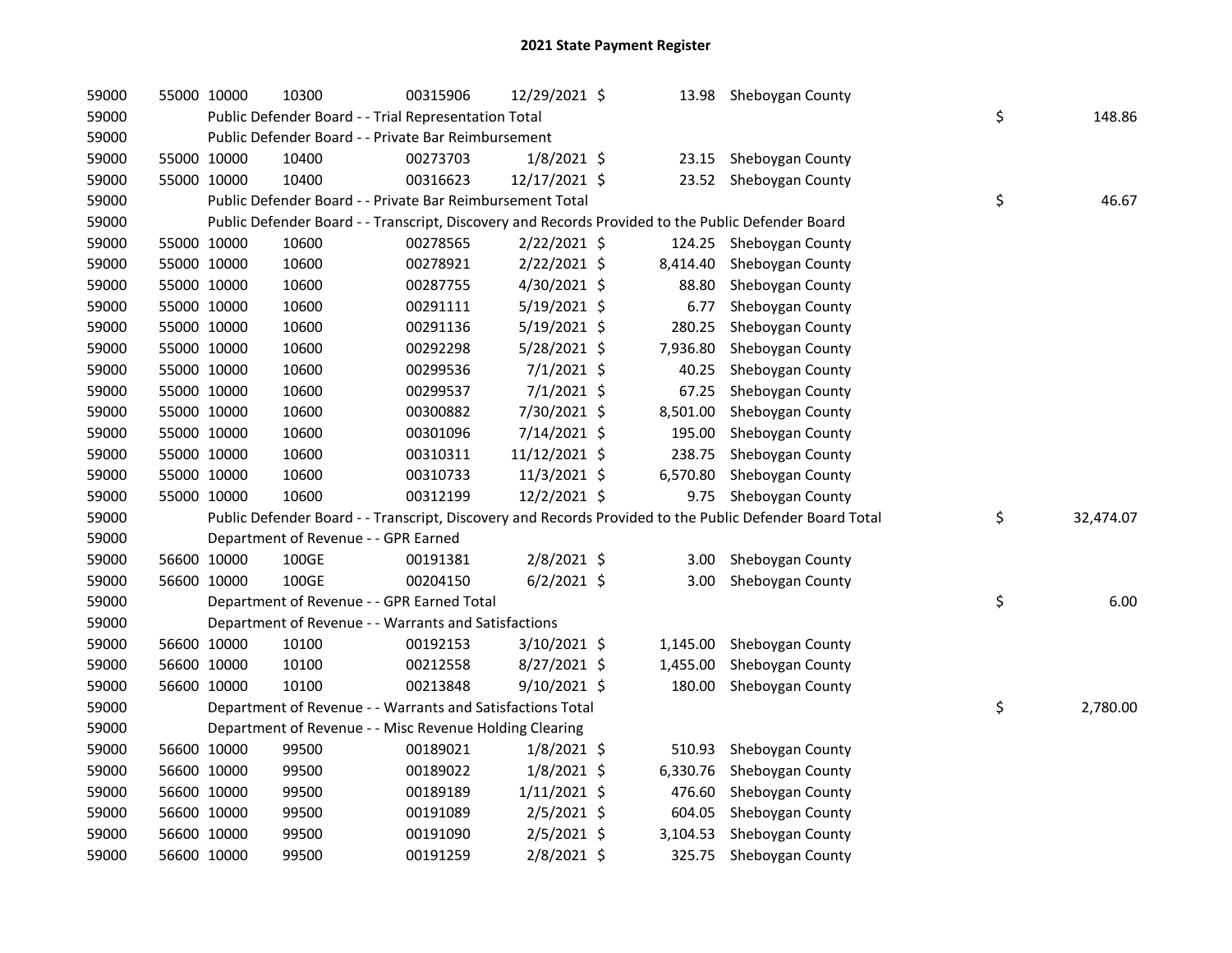# 2021 State Payment Register

| | | | | | | | | | |
|---|---|---|---|---|---|---|---|---|---|
| 59000 | 55000 | 10000 | 10300 | 00315906 | 12/29/2021 | $ 13.98 | Sheboygan County | | |
| 59000 | | Public Defender Board - - Trial Representation Total | | | | | | $ | 148.86 |
| 59000 | | Public Defender Board - - Private Bar Reimbursement | | | | | | | |
| 59000 | 55000 | 10000 | 10400 | 00273703 | 1/8/2021 | $ 23.15 | Sheboygan County | | |
| 59000 | 55000 | 10000 | 10400 | 00316623 | 12/17/2021 | $ 23.52 | Sheboygan County | | |
| 59000 | | Public Defender Board - - Private Bar Reimbursement Total | | | | | | $ | 46.67 |
| 59000 | | Public Defender Board - - Transcript, Discovery and Records Provided to the Public Defender Board | | | | | | | |
| 59000 | 55000 | 10000 | 10600 | 00278565 | 2/22/2021 | $ 124.25 | Sheboygan County | | |
| 59000 | 55000 | 10000 | 10600 | 00278921 | 2/22/2021 | $ 8,414.40 | Sheboygan County | | |
| 59000 | 55000 | 10000 | 10600 | 00287755 | 4/30/2021 | $ 88.80 | Sheboygan County | | |
| 59000 | 55000 | 10000 | 10600 | 00291111 | 5/19/2021 | $ 6.77 | Sheboygan County | | |
| 59000 | 55000 | 10000 | 10600 | 00291136 | 5/19/2021 | $ 280.25 | Sheboygan County | | |
| 59000 | 55000 | 10000 | 10600 | 00292298 | 5/28/2021 | $ 7,936.80 | Sheboygan County | | |
| 59000 | 55000 | 10000 | 10600 | 00299536 | 7/1/2021 | $ 40.25 | Sheboygan County | | |
| 59000 | 55000 | 10000 | 10600 | 00299537 | 7/1/2021 | $ 67.25 | Sheboygan County | | |
| 59000 | 55000 | 10000 | 10600 | 00300882 | 7/30/2021 | $ 8,501.00 | Sheboygan County | | |
| 59000 | 55000 | 10000 | 10600 | 00301096 | 7/14/2021 | $ 195.00 | Sheboygan County | | |
| 59000 | 55000 | 10000 | 10600 | 00310311 | 11/12/2021 | $ 238.75 | Sheboygan County | | |
| 59000 | 55000 | 10000 | 10600 | 00310733 | 11/3/2021 | $ 6,570.80 | Sheboygan County | | |
| 59000 | 55000 | 10000 | 10600 | 00312199 | 12/2/2021 | $ 9.75 | Sheboygan County | | |
| 59000 | | Public Defender Board - - Transcript, Discovery and Records Provided to the Public Defender Board Total | | | | | | $ | 32,474.07 |
| 59000 | | Department of Revenue - - GPR Earned | | | | | | | |
| 59000 | 56600 | 10000 | 100GE | 00191381 | 2/8/2021 | $ 3.00 | Sheboygan County | | |
| 59000 | 56600 | 10000 | 100GE | 00204150 | 6/2/2021 | $ 3.00 | Sheboygan County | | |
| 59000 | | Department of Revenue - - GPR Earned Total | | | | | | $ | 6.00 |
| 59000 | | Department of Revenue - - Warrants and Satisfactions | | | | | | | |
| 59000 | 56600 | 10000 | 10100 | 00192153 | 3/10/2021 | $ 1,145.00 | Sheboygan County | | |
| 59000 | 56600 | 10000 | 10100 | 00212558 | 8/27/2021 | $ 1,455.00 | Sheboygan County | | |
| 59000 | 56600 | 10000 | 10100 | 00213848 | 9/10/2021 | $ 180.00 | Sheboygan County | | |
| 59000 | | Department of Revenue - - Warrants and Satisfactions Total | | | | | | $ | 2,780.00 |
| 59000 | | Department of Revenue - - Misc Revenue Holding Clearing | | | | | | | |
| 59000 | 56600 | 10000 | 99500 | 00189021 | 1/8/2021 | $ 510.93 | Sheboygan County | | |
| 59000 | 56600 | 10000 | 99500 | 00189022 | 1/8/2021 | $ 6,330.76 | Sheboygan County | | |
| 59000 | 56600 | 10000 | 99500 | 00189189 | 1/11/2021 | $ 476.60 | Sheboygan County | | |
| 59000 | 56600 | 10000 | 99500 | 00191089 | 2/5/2021 | $ 604.05 | Sheboygan County | | |
| 59000 | 56600 | 10000 | 99500 | 00191090 | 2/5/2021 | $ 3,104.53 | Sheboygan County | | |
| 59000 | 56600 | 10000 | 99500 | 00191259 | 2/8/2021 | $ 325.75 | Sheboygan County | | |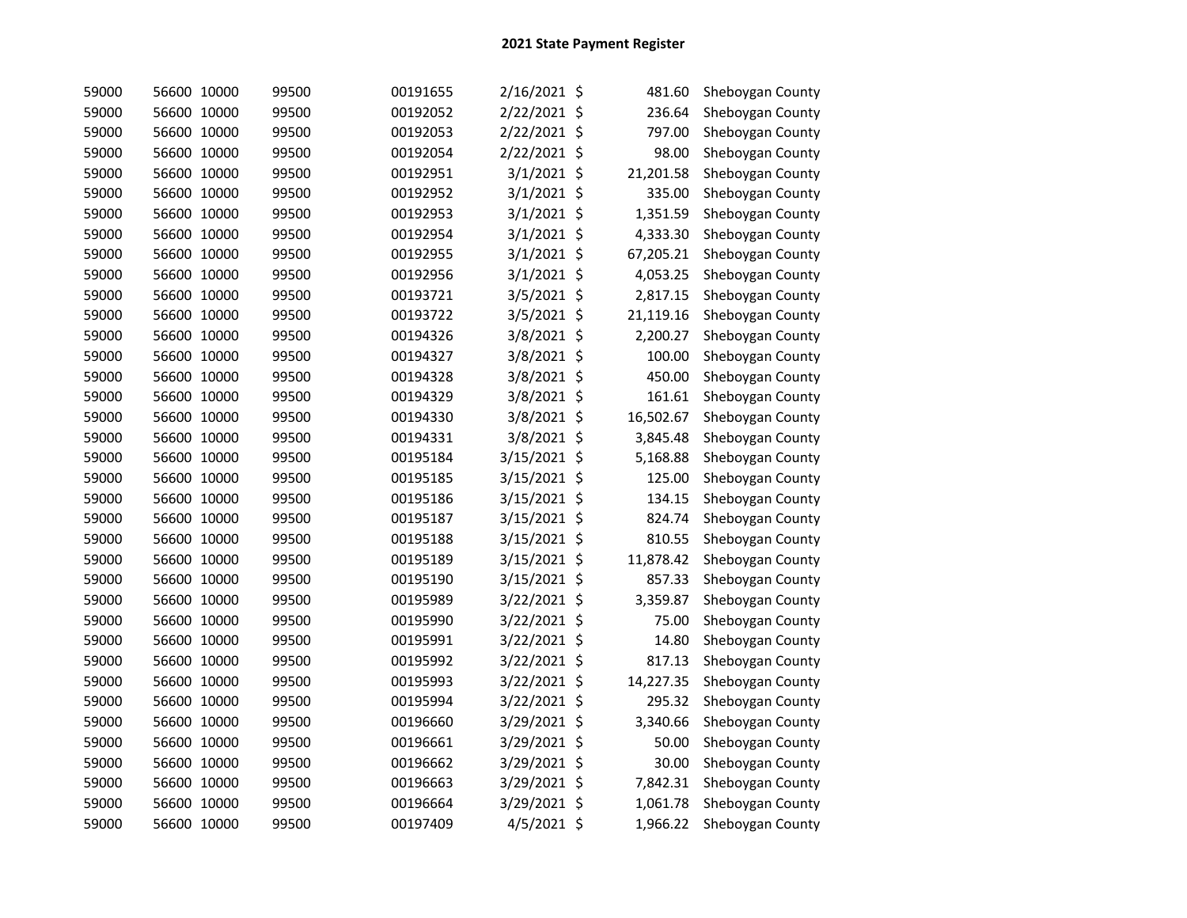# 2021 State Payment Register

| | | | | | | | | |
|---|---|---|---|---|---|---|---|---|
| 59000 | 56600 | 10000 | 99500 | 00191655 | 2/16/2021 | $ | 481.60 | Sheboygan County |
| 59000 | 56600 | 10000 | 99500 | 00192052 | 2/22/2021 | $ | 236.64 | Sheboygan County |
| 59000 | 56600 | 10000 | 99500 | 00192053 | 2/22/2021 | $ | 797.00 | Sheboygan County |
| 59000 | 56600 | 10000 | 99500 | 00192054 | 2/22/2021 | $ | 98.00 | Sheboygan County |
| 59000 | 56600 | 10000 | 99500 | 00192951 | 3/1/2021 | $ | 21,201.58 | Sheboygan County |
| 59000 | 56600 | 10000 | 99500 | 00192952 | 3/1/2021 | $ | 335.00 | Sheboygan County |
| 59000 | 56600 | 10000 | 99500 | 00192953 | 3/1/2021 | $ | 1,351.59 | Sheboygan County |
| 59000 | 56600 | 10000 | 99500 | 00192954 | 3/1/2021 | $ | 4,333.30 | Sheboygan County |
| 59000 | 56600 | 10000 | 99500 | 00192955 | 3/1/2021 | $ | 67,205.21 | Sheboygan County |
| 59000 | 56600 | 10000 | 99500 | 00192956 | 3/1/2021 | $ | 4,053.25 | Sheboygan County |
| 59000 | 56600 | 10000 | 99500 | 00193721 | 3/5/2021 | $ | 2,817.15 | Sheboygan County |
| 59000 | 56600 | 10000 | 99500 | 00193722 | 3/5/2021 | $ | 21,119.16 | Sheboygan County |
| 59000 | 56600 | 10000 | 99500 | 00194326 | 3/8/2021 | $ | 2,200.27 | Sheboygan County |
| 59000 | 56600 | 10000 | 99500 | 00194327 | 3/8/2021 | $ | 100.00 | Sheboygan County |
| 59000 | 56600 | 10000 | 99500 | 00194328 | 3/8/2021 | $ | 450.00 | Sheboygan County |
| 59000 | 56600 | 10000 | 99500 | 00194329 | 3/8/2021 | $ | 161.61 | Sheboygan County |
| 59000 | 56600 | 10000 | 99500 | 00194330 | 3/8/2021 | $ | 16,502.67 | Sheboygan County |
| 59000 | 56600 | 10000 | 99500 | 00194331 | 3/8/2021 | $ | 3,845.48 | Sheboygan County |
| 59000 | 56600 | 10000 | 99500 | 00195184 | 3/15/2021 | $ | 5,168.88 | Sheboygan County |
| 59000 | 56600 | 10000 | 99500 | 00195185 | 3/15/2021 | $ | 125.00 | Sheboygan County |
| 59000 | 56600 | 10000 | 99500 | 00195186 | 3/15/2021 | $ | 134.15 | Sheboygan County |
| 59000 | 56600 | 10000 | 99500 | 00195187 | 3/15/2021 | $ | 824.74 | Sheboygan County |
| 59000 | 56600 | 10000 | 99500 | 00195188 | 3/15/2021 | $ | 810.55 | Sheboygan County |
| 59000 | 56600 | 10000 | 99500 | 00195189 | 3/15/2021 | $ | 11,878.42 | Sheboygan County |
| 59000 | 56600 | 10000 | 99500 | 00195190 | 3/15/2021 | $ | 857.33 | Sheboygan County |
| 59000 | 56600 | 10000 | 99500 | 00195989 | 3/22/2021 | $ | 3,359.87 | Sheboygan County |
| 59000 | 56600 | 10000 | 99500 | 00195990 | 3/22/2021 | $ | 75.00 | Sheboygan County |
| 59000 | 56600 | 10000 | 99500 | 00195991 | 3/22/2021 | $ | 14.80 | Sheboygan County |
| 59000 | 56600 | 10000 | 99500 | 00195992 | 3/22/2021 | $ | 817.13 | Sheboygan County |
| 59000 | 56600 | 10000 | 99500 | 00195993 | 3/22/2021 | $ | 14,227.35 | Sheboygan County |
| 59000 | 56600 | 10000 | 99500 | 00195994 | 3/22/2021 | $ | 295.32 | Sheboygan County |
| 59000 | 56600 | 10000 | 99500 | 00196660 | 3/29/2021 | $ | 3,340.66 | Sheboygan County |
| 59000 | 56600 | 10000 | 99500 | 00196661 | 3/29/2021 | $ | 50.00 | Sheboygan County |
| 59000 | 56600 | 10000 | 99500 | 00196662 | 3/29/2021 | $ | 30.00 | Sheboygan County |
| 59000 | 56600 | 10000 | 99500 | 00196663 | 3/29/2021 | $ | 7,842.31 | Sheboygan County |
| 59000 | 56600 | 10000 | 99500 | 00196664 | 3/29/2021 | $ | 1,061.78 | Sheboygan County |
| 59000 | 56600 | 10000 | 99500 | 00197409 | 4/5/2021 | $ | 1,966.22 | Sheboygan County |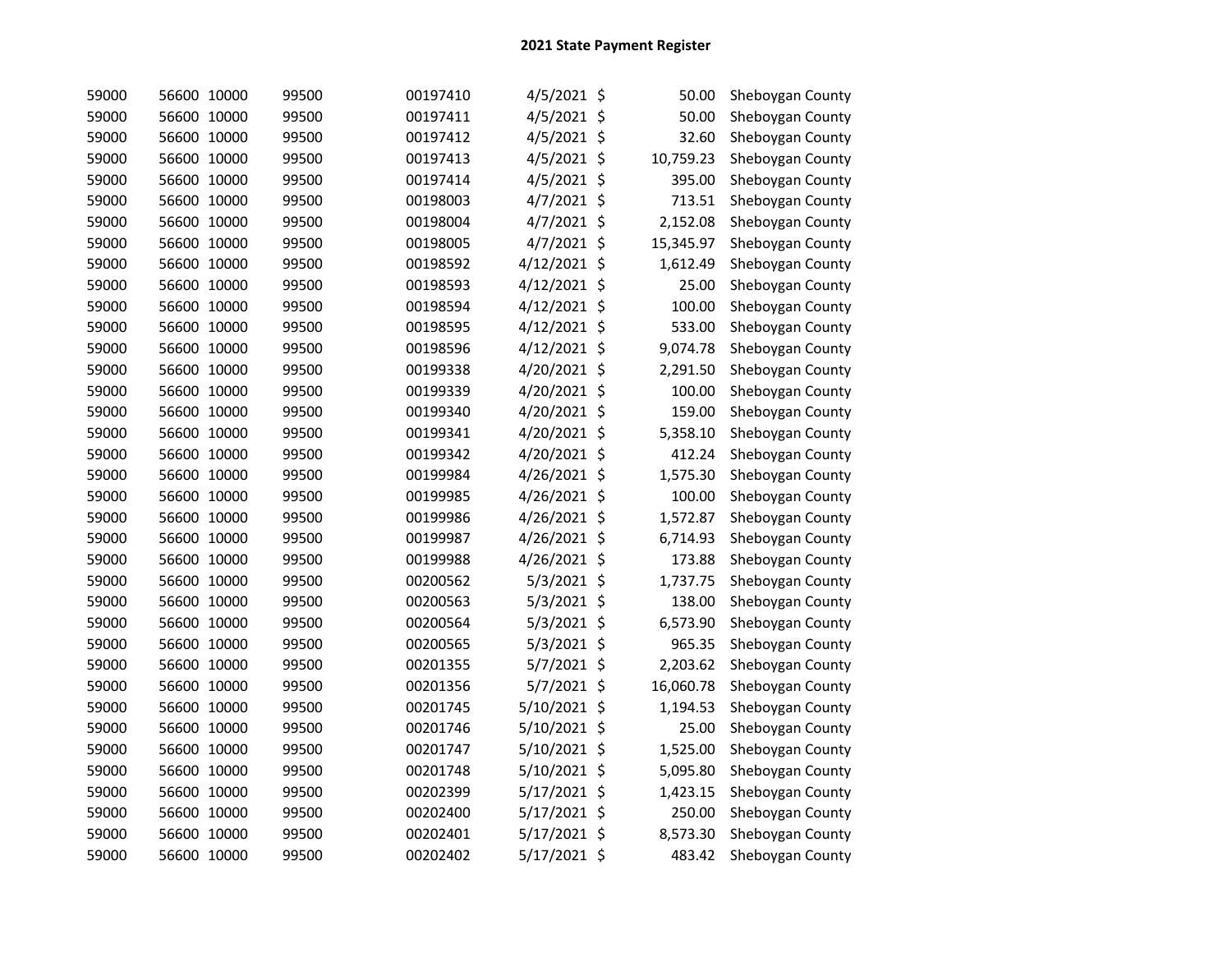## 2021 State Payment Register

| | | | | | | | | |
|---|---|---|---|---|---|---|---|---|
| 59000 | 56600 | 10000 | 99500 | 00197410 | 4/5/2021 | $ | 50.00 | Sheboygan County |
| 59000 | 56600 | 10000 | 99500 | 00197411 | 4/5/2021 | $ | 50.00 | Sheboygan County |
| 59000 | 56600 | 10000 | 99500 | 00197412 | 4/5/2021 | $ | 32.60 | Sheboygan County |
| 59000 | 56600 | 10000 | 99500 | 00197413 | 4/5/2021 | $ | 10,759.23 | Sheboygan County |
| 59000 | 56600 | 10000 | 99500 | 00197414 | 4/5/2021 | $ | 395.00 | Sheboygan County |
| 59000 | 56600 | 10000 | 99500 | 00198003 | 4/7/2021 | $ | 713.51 | Sheboygan County |
| 59000 | 56600 | 10000 | 99500 | 00198004 | 4/7/2021 | $ | 2,152.08 | Sheboygan County |
| 59000 | 56600 | 10000 | 99500 | 00198005 | 4/7/2021 | $ | 15,345.97 | Sheboygan County |
| 59000 | 56600 | 10000 | 99500 | 00198592 | 4/12/2021 | $ | 1,612.49 | Sheboygan County |
| 59000 | 56600 | 10000 | 99500 | 00198593 | 4/12/2021 | $ | 25.00 | Sheboygan County |
| 59000 | 56600 | 10000 | 99500 | 00198594 | 4/12/2021 | $ | 100.00 | Sheboygan County |
| 59000 | 56600 | 10000 | 99500 | 00198595 | 4/12/2021 | $ | 533.00 | Sheboygan County |
| 59000 | 56600 | 10000 | 99500 | 00198596 | 4/12/2021 | $ | 9,074.78 | Sheboygan County |
| 59000 | 56600 | 10000 | 99500 | 00199338 | 4/20/2021 | $ | 2,291.50 | Sheboygan County |
| 59000 | 56600 | 10000 | 99500 | 00199339 | 4/20/2021 | $ | 100.00 | Sheboygan County |
| 59000 | 56600 | 10000 | 99500 | 00199340 | 4/20/2021 | $ | 159.00 | Sheboygan County |
| 59000 | 56600 | 10000 | 99500 | 00199341 | 4/20/2021 | $ | 5,358.10 | Sheboygan County |
| 59000 | 56600 | 10000 | 99500 | 00199342 | 4/20/2021 | $ | 412.24 | Sheboygan County |
| 59000 | 56600 | 10000 | 99500 | 00199984 | 4/26/2021 | $ | 1,575.30 | Sheboygan County |
| 59000 | 56600 | 10000 | 99500 | 00199985 | 4/26/2021 | $ | 100.00 | Sheboygan County |
| 59000 | 56600 | 10000 | 99500 | 00199986 | 4/26/2021 | $ | 1,572.87 | Sheboygan County |
| 59000 | 56600 | 10000 | 99500 | 00199987 | 4/26/2021 | $ | 6,714.93 | Sheboygan County |
| 59000 | 56600 | 10000 | 99500 | 00199988 | 4/26/2021 | $ | 173.88 | Sheboygan County |
| 59000 | 56600 | 10000 | 99500 | 00200562 | 5/3/2021 | $ | 1,737.75 | Sheboygan County |
| 59000 | 56600 | 10000 | 99500 | 00200563 | 5/3/2021 | $ | 138.00 | Sheboygan County |
| 59000 | 56600 | 10000 | 99500 | 00200564 | 5/3/2021 | $ | 6,573.90 | Sheboygan County |
| 59000 | 56600 | 10000 | 99500 | 00200565 | 5/3/2021 | $ | 965.35 | Sheboygan County |
| 59000 | 56600 | 10000 | 99500 | 00201355 | 5/7/2021 | $ | 2,203.62 | Sheboygan County |
| 59000 | 56600 | 10000 | 99500 | 00201356 | 5/7/2021 | $ | 16,060.78 | Sheboygan County |
| 59000 | 56600 | 10000 | 99500 | 00201745 | 5/10/2021 | $ | 1,194.53 | Sheboygan County |
| 59000 | 56600 | 10000 | 99500 | 00201746 | 5/10/2021 | $ | 25.00 | Sheboygan County |
| 59000 | 56600 | 10000 | 99500 | 00201747 | 5/10/2021 | $ | 1,525.00 | Sheboygan County |
| 59000 | 56600 | 10000 | 99500 | 00201748 | 5/10/2021 | $ | 5,095.80 | Sheboygan County |
| 59000 | 56600 | 10000 | 99500 | 00202399 | 5/17/2021 | $ | 1,423.15 | Sheboygan County |
| 59000 | 56600 | 10000 | 99500 | 00202400 | 5/17/2021 | $ | 250.00 | Sheboygan County |
| 59000 | 56600 | 10000 | 99500 | 00202401 | 5/17/2021 | $ | 8,573.30 | Sheboygan County |
| 59000 | 56600 | 10000 | 99500 | 00202402 | 5/17/2021 | $ | 483.42 | Sheboygan County |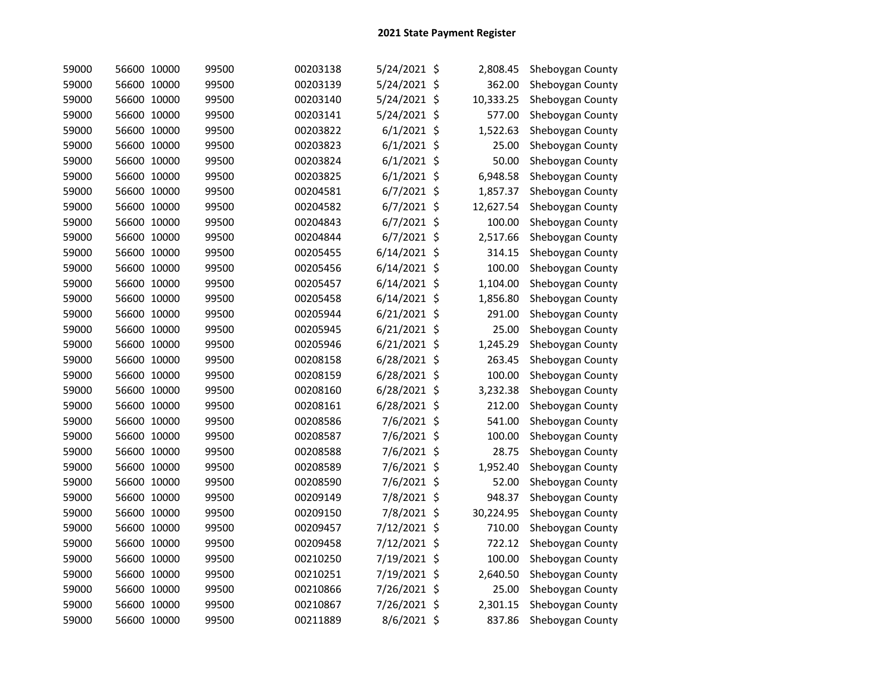## 2021 State Payment Register

| | | | | | | | | |
|---|---|---|---|---|---|---|---|---|
| 59000 | 56600 | 10000 | 99500 | 00203138 | 5/24/2021 | $ | 2,808.45 | Sheboygan County |
| 59000 | 56600 | 10000 | 99500 | 00203139 | 5/24/2021 | $ | 362.00 | Sheboygan County |
| 59000 | 56600 | 10000 | 99500 | 00203140 | 5/24/2021 | $ | 10,333.25 | Sheboygan County |
| 59000 | 56600 | 10000 | 99500 | 00203141 | 5/24/2021 | $ | 577.00 | Sheboygan County |
| 59000 | 56600 | 10000 | 99500 | 00203822 | 6/1/2021 | $ | 1,522.63 | Sheboygan County |
| 59000 | 56600 | 10000 | 99500 | 00203823 | 6/1/2021 | $ | 25.00 | Sheboygan County |
| 59000 | 56600 | 10000 | 99500 | 00203824 | 6/1/2021 | $ | 50.00 | Sheboygan County |
| 59000 | 56600 | 10000 | 99500 | 00203825 | 6/1/2021 | $ | 6,948.58 | Sheboygan County |
| 59000 | 56600 | 10000 | 99500 | 00204581 | 6/7/2021 | $ | 1,857.37 | Sheboygan County |
| 59000 | 56600 | 10000 | 99500 | 00204582 | 6/7/2021 | $ | 12,627.54 | Sheboygan County |
| 59000 | 56600 | 10000 | 99500 | 00204843 | 6/7/2021 | $ | 100.00 | Sheboygan County |
| 59000 | 56600 | 10000 | 99500 | 00204844 | 6/7/2021 | $ | 2,517.66 | Sheboygan County |
| 59000 | 56600 | 10000 | 99500 | 00205455 | 6/14/2021 | $ | 314.15 | Sheboygan County |
| 59000 | 56600 | 10000 | 99500 | 00205456 | 6/14/2021 | $ | 100.00 | Sheboygan County |
| 59000 | 56600 | 10000 | 99500 | 00205457 | 6/14/2021 | $ | 1,104.00 | Sheboygan County |
| 59000 | 56600 | 10000 | 99500 | 00205458 | 6/14/2021 | $ | 1,856.80 | Sheboygan County |
| 59000 | 56600 | 10000 | 99500 | 00205944 | 6/21/2021 | $ | 291.00 | Sheboygan County |
| 59000 | 56600 | 10000 | 99500 | 00205945 | 6/21/2021 | $ | 25.00 | Sheboygan County |
| 59000 | 56600 | 10000 | 99500 | 00205946 | 6/21/2021 | $ | 1,245.29 | Sheboygan County |
| 59000 | 56600 | 10000 | 99500 | 00208158 | 6/28/2021 | $ | 263.45 | Sheboygan County |
| 59000 | 56600 | 10000 | 99500 | 00208159 | 6/28/2021 | $ | 100.00 | Sheboygan County |
| 59000 | 56600 | 10000 | 99500 | 00208160 | 6/28/2021 | $ | 3,232.38 | Sheboygan County |
| 59000 | 56600 | 10000 | 99500 | 00208161 | 6/28/2021 | $ | 212.00 | Sheboygan County |
| 59000 | 56600 | 10000 | 99500 | 00208586 | 7/6/2021 | $ | 541.00 | Sheboygan County |
| 59000 | 56600 | 10000 | 99500 | 00208587 | 7/6/2021 | $ | 100.00 | Sheboygan County |
| 59000 | 56600 | 10000 | 99500 | 00208588 | 7/6/2021 | $ | 28.75 | Sheboygan County |
| 59000 | 56600 | 10000 | 99500 | 00208589 | 7/6/2021 | $ | 1,952.40 | Sheboygan County |
| 59000 | 56600 | 10000 | 99500 | 00208590 | 7/6/2021 | $ | 52.00 | Sheboygan County |
| 59000 | 56600 | 10000 | 99500 | 00209149 | 7/8/2021 | $ | 948.37 | Sheboygan County |
| 59000 | 56600 | 10000 | 99500 | 00209150 | 7/8/2021 | $ | 30,224.95 | Sheboygan County |
| 59000 | 56600 | 10000 | 99500 | 00209457 | 7/12/2021 | $ | 710.00 | Sheboygan County |
| 59000 | 56600 | 10000 | 99500 | 00209458 | 7/12/2021 | $ | 722.12 | Sheboygan County |
| 59000 | 56600 | 10000 | 99500 | 00210250 | 7/19/2021 | $ | 100.00 | Sheboygan County |
| 59000 | 56600 | 10000 | 99500 | 00210251 | 7/19/2021 | $ | 2,640.50 | Sheboygan County |
| 59000 | 56600 | 10000 | 99500 | 00210866 | 7/26/2021 | $ | 25.00 | Sheboygan County |
| 59000 | 56600 | 10000 | 99500 | 00210867 | 7/26/2021 | $ | 2,301.15 | Sheboygan County |
| 59000 | 56600 | 10000 | 99500 | 00211889 | 8/6/2021 | $ | 837.86 | Sheboygan County |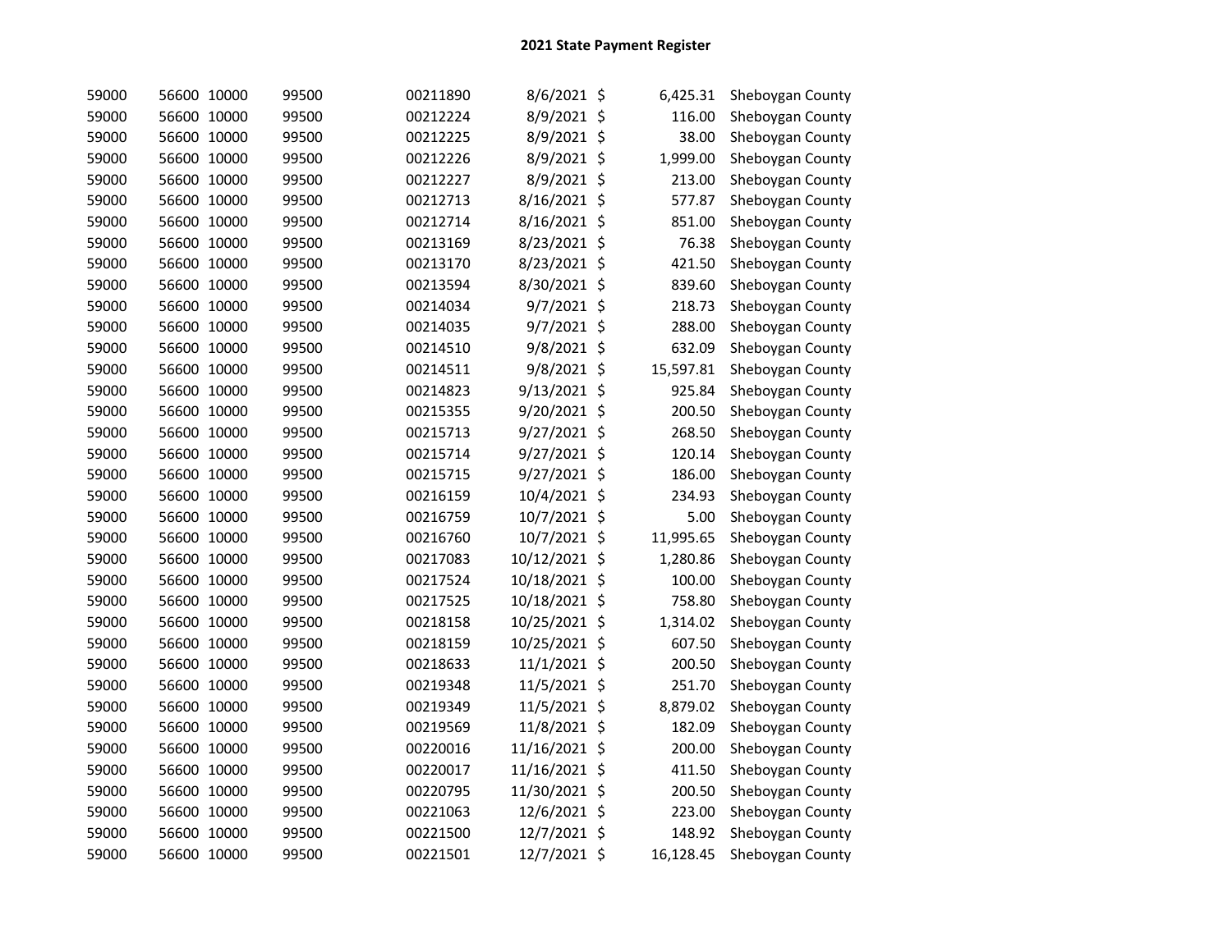## 2021 State Payment Register

| | | | | | | | | |
|---|---|---|---|---|---|---|---|---|
| 59000 | 56600 | 10000 | 99500 | 00211890 | 8/6/2021 | $ | 6,425.31 | Sheboygan County |
| 59000 | 56600 | 10000 | 99500 | 00212224 | 8/9/2021 | $ | 116.00 | Sheboygan County |
| 59000 | 56600 | 10000 | 99500 | 00212225 | 8/9/2021 | $ | 38.00 | Sheboygan County |
| 59000 | 56600 | 10000 | 99500 | 00212226 | 8/9/2021 | $ | 1,999.00 | Sheboygan County |
| 59000 | 56600 | 10000 | 99500 | 00212227 | 8/9/2021 | $ | 213.00 | Sheboygan County |
| 59000 | 56600 | 10000 | 99500 | 00212713 | 8/16/2021 | $ | 577.87 | Sheboygan County |
| 59000 | 56600 | 10000 | 99500 | 00212714 | 8/16/2021 | $ | 851.00 | Sheboygan County |
| 59000 | 56600 | 10000 | 99500 | 00213169 | 8/23/2021 | $ | 76.38 | Sheboygan County |
| 59000 | 56600 | 10000 | 99500 | 00213170 | 8/23/2021 | $ | 421.50 | Sheboygan County |
| 59000 | 56600 | 10000 | 99500 | 00213594 | 8/30/2021 | $ | 839.60 | Sheboygan County |
| 59000 | 56600 | 10000 | 99500 | 00214034 | 9/7/2021 | $ | 218.73 | Sheboygan County |
| 59000 | 56600 | 10000 | 99500 | 00214035 | 9/7/2021 | $ | 288.00 | Sheboygan County |
| 59000 | 56600 | 10000 | 99500 | 00214510 | 9/8/2021 | $ | 632.09 | Sheboygan County |
| 59000 | 56600 | 10000 | 99500 | 00214511 | 9/8/2021 | $ | 15,597.81 | Sheboygan County |
| 59000 | 56600 | 10000 | 99500 | 00214823 | 9/13/2021 | $ | 925.84 | Sheboygan County |
| 59000 | 56600 | 10000 | 99500 | 00215355 | 9/20/2021 | $ | 200.50 | Sheboygan County |
| 59000 | 56600 | 10000 | 99500 | 00215713 | 9/27/2021 | $ | 268.50 | Sheboygan County |
| 59000 | 56600 | 10000 | 99500 | 00215714 | 9/27/2021 | $ | 120.14 | Sheboygan County |
| 59000 | 56600 | 10000 | 99500 | 00215715 | 9/27/2021 | $ | 186.00 | Sheboygan County |
| 59000 | 56600 | 10000 | 99500 | 00216159 | 10/4/2021 | $ | 234.93 | Sheboygan County |
| 59000 | 56600 | 10000 | 99500 | 00216759 | 10/7/2021 | $ | 5.00 | Sheboygan County |
| 59000 | 56600 | 10000 | 99500 | 00216760 | 10/7/2021 | $ | 11,995.65 | Sheboygan County |
| 59000 | 56600 | 10000 | 99500 | 00217083 | 10/12/2021 | $ | 1,280.86 | Sheboygan County |
| 59000 | 56600 | 10000 | 99500 | 00217524 | 10/18/2021 | $ | 100.00 | Sheboygan County |
| 59000 | 56600 | 10000 | 99500 | 00217525 | 10/18/2021 | $ | 758.80 | Sheboygan County |
| 59000 | 56600 | 10000 | 99500 | 00218158 | 10/25/2021 | $ | 1,314.02 | Sheboygan County |
| 59000 | 56600 | 10000 | 99500 | 00218159 | 10/25/2021 | $ | 607.50 | Sheboygan County |
| 59000 | 56600 | 10000 | 99500 | 00218633 | 11/1/2021 | $ | 200.50 | Sheboygan County |
| 59000 | 56600 | 10000 | 99500 | 00219348 | 11/5/2021 | $ | 251.70 | Sheboygan County |
| 59000 | 56600 | 10000 | 99500 | 00219349 | 11/5/2021 | $ | 8,879.02 | Sheboygan County |
| 59000 | 56600 | 10000 | 99500 | 00219569 | 11/8/2021 | $ | 182.09 | Sheboygan County |
| 59000 | 56600 | 10000 | 99500 | 00220016 | 11/16/2021 | $ | 200.00 | Sheboygan County |
| 59000 | 56600 | 10000 | 99500 | 00220017 | 11/16/2021 | $ | 411.50 | Sheboygan County |
| 59000 | 56600 | 10000 | 99500 | 00220795 | 11/30/2021 | $ | 200.50 | Sheboygan County |
| 59000 | 56600 | 10000 | 99500 | 00221063 | 12/6/2021 | $ | 223.00 | Sheboygan County |
| 59000 | 56600 | 10000 | 99500 | 00221500 | 12/7/2021 | $ | 148.92 | Sheboygan County |
| 59000 | 56600 | 10000 | 99500 | 00221501 | 12/7/2021 | $ | 16,128.45 | Sheboygan County |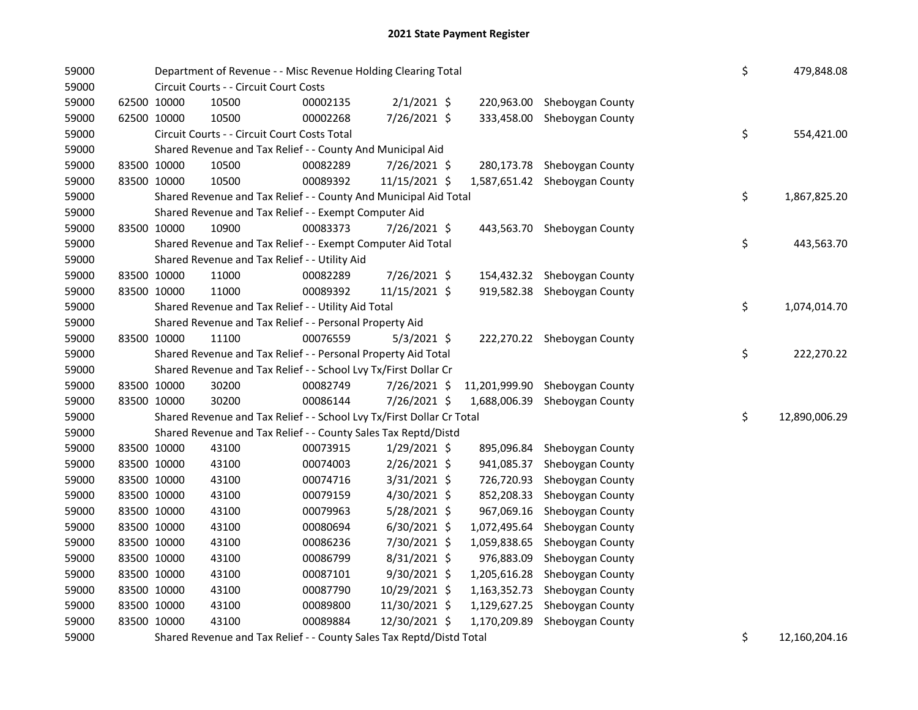# 2021 State Payment Register

| | | | | | | | | | |
|---|---|---|---|---|---|---|---|---|---|
| 59000 | | Department of Revenue - - Misc Revenue Holding Clearing Total | | | | | | $ | 479,848.08 |
| 59000 | | Circuit Courts - - Circuit Court Costs | | | | | | | |
| 59000 | 62500 | 10000 | 10500 | 00002135 | 2/1/2021 $ | 220,963.00 | Sheboygan County | | |
| 59000 | 62500 | 10000 | 10500 | 00002268 | 7/26/2021 $ | 333,458.00 | Sheboygan County | | |
| 59000 | | Circuit Courts - - Circuit Court Costs Total | | | | | | $ | 554,421.00 |
| 59000 | | Shared Revenue and Tax Relief - - County And Municipal Aid | | | | | | | |
| 59000 | 83500 | 10000 | 10500 | 00082289 | 7/26/2021 $ | 280,173.78 | Sheboygan County | | |
| 59000 | 83500 | 10000 | 10500 | 00089392 | 11/15/2021 $ | 1,587,651.42 | Sheboygan County | | |
| 59000 | | Shared Revenue and Tax Relief - - County And Municipal Aid Total | | | | | | $ | 1,867,825.20 |
| 59000 | | Shared Revenue and Tax Relief - - Exempt Computer Aid | | | | | | | |
| 59000 | 83500 | 10000 | 10900 | 00083373 | 7/26/2021 $ | 443,563.70 | Sheboygan County | | |
| 59000 | | Shared Revenue and Tax Relief - - Exempt Computer Aid Total | | | | | | $ | 443,563.70 |
| 59000 | | Shared Revenue and Tax Relief - - Utility Aid | | | | | | | |
| 59000 | 83500 | 10000 | 11000 | 00082289 | 7/26/2021 $ | 154,432.32 | Sheboygan County | | |
| 59000 | 83500 | 10000 | 11000 | 00089392 | 11/15/2021 $ | 919,582.38 | Sheboygan County | | |
| 59000 | | Shared Revenue and Tax Relief - - Utility Aid Total | | | | | | $ | 1,074,014.70 |
| 59000 | | Shared Revenue and Tax Relief - - Personal Property Aid | | | | | | | |
| 59000 | 83500 | 10000 | 11100 | 00076559 | 5/3/2021 $ | 222,270.22 | Sheboygan County | | |
| 59000 | | Shared Revenue and Tax Relief - - Personal Property Aid Total | | | | | | $ | 222,270.22 |
| 59000 | | Shared Revenue and Tax Relief - - School Lvy Tx/First Dollar Cr | | | | | | | |
| 59000 | 83500 | 10000 | 30200 | 00082749 | 7/26/2021 $ | 11,201,999.90 | Sheboygan County | | |
| 59000 | 83500 | 10000 | 30200 | 00086144 | 7/26/2021 $ | 1,688,006.39 | Sheboygan County | | |
| 59000 | | Shared Revenue and Tax Relief - - School Lvy Tx/First Dollar Cr Total | | | | | | $ | 12,890,006.29 |
| 59000 | | Shared Revenue and Tax Relief - - County Sales Tax Reptd/Distd | | | | | | | |
| 59000 | 83500 | 10000 | 43100 | 00073915 | 1/29/2021 $ | 895,096.84 | Sheboygan County | | |
| 59000 | 83500 | 10000 | 43100 | 00074003 | 2/26/2021 $ | 941,085.37 | Sheboygan County | | |
| 59000 | 83500 | 10000 | 43100 | 00074716 | 3/31/2021 $ | 726,720.93 | Sheboygan County | | |
| 59000 | 83500 | 10000 | 43100 | 00079159 | 4/30/2021 $ | 852,208.33 | Sheboygan County | | |
| 59000 | 83500 | 10000 | 43100 | 00079963 | 5/28/2021 $ | 967,069.16 | Sheboygan County | | |
| 59000 | 83500 | 10000 | 43100 | 00080694 | 6/30/2021 $ | 1,072,495.64 | Sheboygan County | | |
| 59000 | 83500 | 10000 | 43100 | 00086236 | 7/30/2021 $ | 1,059,838.65 | Sheboygan County | | |
| 59000 | 83500 | 10000 | 43100 | 00086799 | 8/31/2021 $ | 976,883.09 | Sheboygan County | | |
| 59000 | 83500 | 10000 | 43100 | 00087101 | 9/30/2021 $ | 1,205,616.28 | Sheboygan County | | |
| 59000 | 83500 | 10000 | 43100 | 00087790 | 10/29/2021 $ | 1,163,352.73 | Sheboygan County | | |
| 59000 | 83500 | 10000 | 43100 | 00089800 | 11/30/2021 $ | 1,129,627.25 | Sheboygan County | | |
| 59000 | 83500 | 10000 | 43100 | 00089884 | 12/30/2021 $ | 1,170,209.89 | Sheboygan County | | |
| 59000 | | Shared Revenue and Tax Relief - - County Sales Tax Reptd/Distd Total | | | | | | $ | 12,160,204.16 |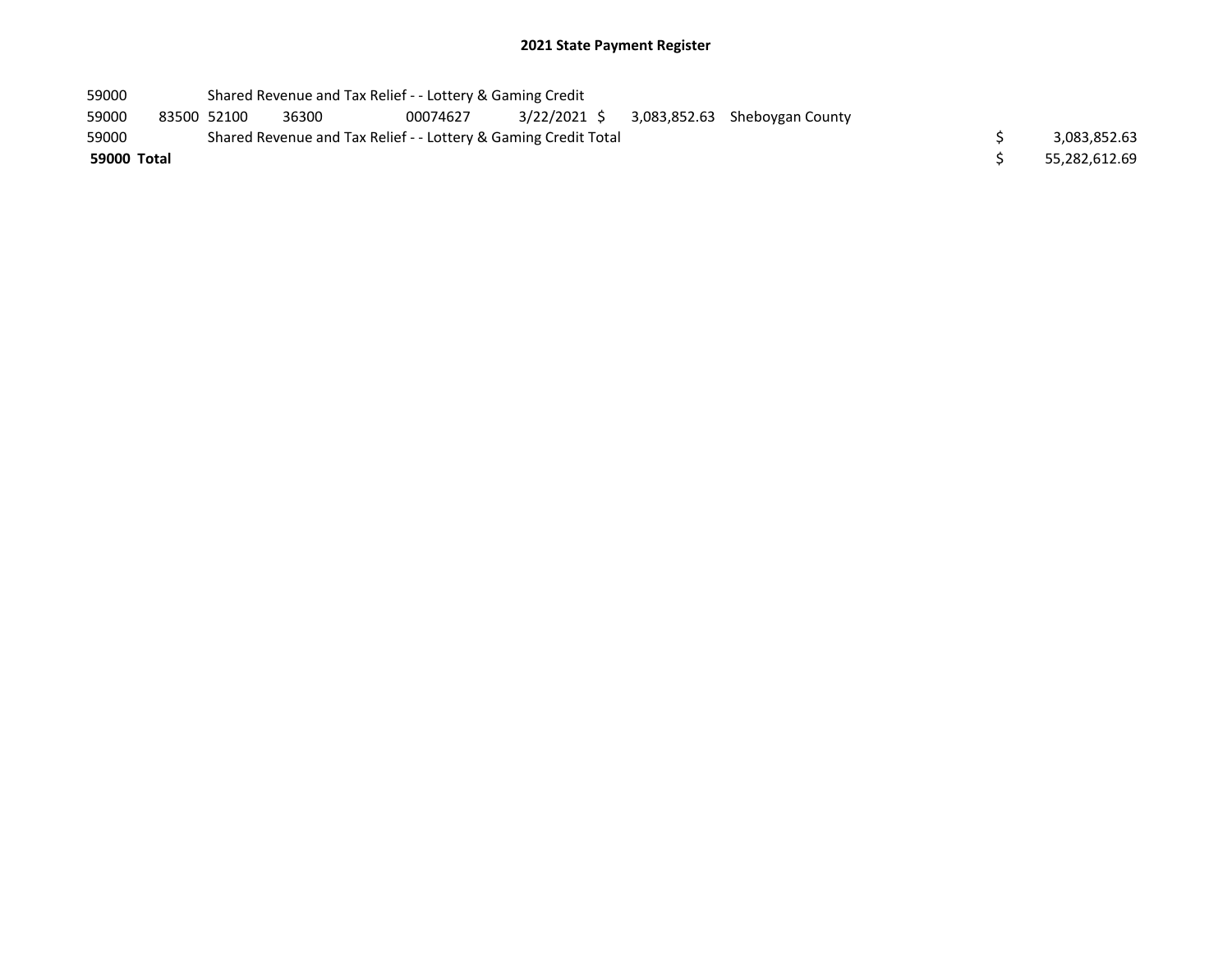## 2021 State Payment Register

| | | | | | | | | | |
|---|---|---|---|---|---|---|---|---|---|
| 59000 | | Shared Revenue and Tax Relief - - Lottery & Gaming Credit | | | | | | | |
| 59000 | 83500 | 52100 | 36300 | 00074627 | 3/22/2021 | $ 3,083,852.63 | Sheboygan County | | |
| 59000 | | Shared Revenue and Tax Relief - - Lottery & Gaming Credit Total | | | | | | $ | 3,083,852.63 |
| **59000 Total** | | | | | | | | $ | 55,282,612.69 |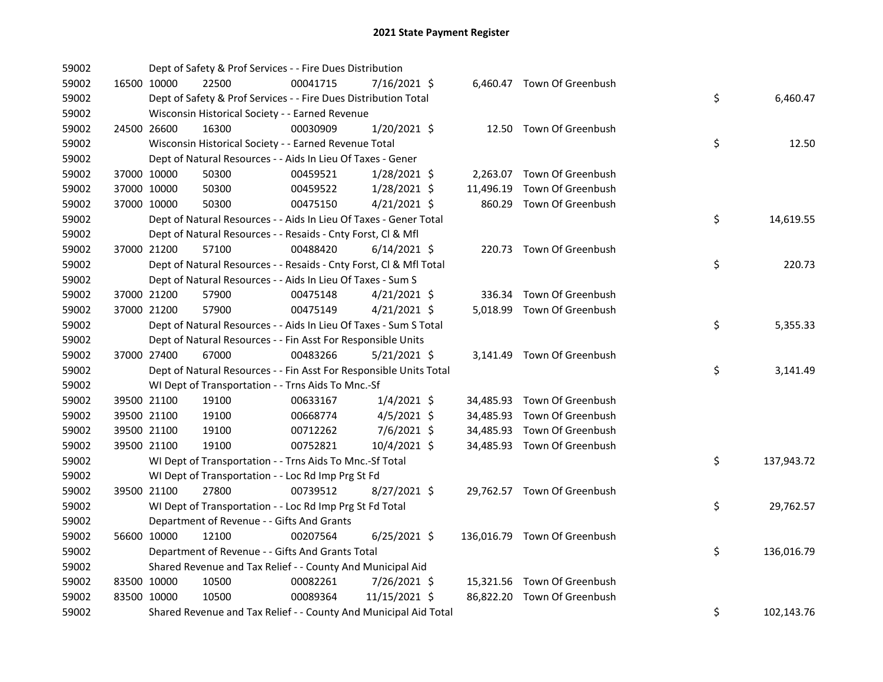# 2021 State Payment Register

| | | | | | | | | | |
|---|---|---|---|---|---|---|---|---|---|
| 59002 | | Dept of Safety & Prof Services - - Fire Dues Distribution | | | | | | | |
| 59002 | 16500 | 10000 | 22500 | 00041715 | 7/16/2021 | $ 6,460.47 | Town Of Greenbush | | |
| 59002 | | Dept of Safety & Prof Services - - Fire Dues Distribution Total | | | | | | $ | 6,460.47 |
| 59002 | | Wisconsin Historical Society - - Earned Revenue | | | | | | | |
| 59002 | 24500 | 26600 | 16300 | 00030909 | 1/20/2021 | $ 12.50 | Town Of Greenbush | | |
| 59002 | | Wisconsin Historical Society - - Earned Revenue Total | | | | | | $ | 12.50 |
| 59002 | | Dept of Natural Resources - - Aids In Lieu Of Taxes - Gener | | | | | | | |
| 59002 | 37000 | 10000 | 50300 | 00459521 | 1/28/2021 | $ 2,263.07 | Town Of Greenbush | | |
| 59002 | 37000 | 10000 | 50300 | 00459522 | 1/28/2021 | $ 11,496.19 | Town Of Greenbush | | |
| 59002 | 37000 | 10000 | 50300 | 00475150 | 4/21/2021 | $ 860.29 | Town Of Greenbush | | |
| 59002 | | Dept of Natural Resources - - Aids In Lieu Of Taxes - Gener Total | | | | | | $ | 14,619.55 |
| 59002 | | Dept of Natural Resources - - Resaids - Cnty Forst, Cl & Mfl | | | | | | | |
| 59002 | 37000 | 21200 | 57100 | 00488420 | 6/14/2021 | $ 220.73 | Town Of Greenbush | | |
| 59002 | | Dept of Natural Resources - - Resaids - Cnty Forst, Cl & Mfl Total | | | | | | $ | 220.73 |
| 59002 | | Dept of Natural Resources - - Aids In Lieu Of Taxes - Sum S | | | | | | | |
| 59002 | 37000 | 21200 | 57900 | 00475148 | 4/21/2021 | $ 336.34 | Town Of Greenbush | | |
| 59002 | 37000 | 21200 | 57900 | 00475149 | 4/21/2021 | $ 5,018.99 | Town Of Greenbush | | |
| 59002 | | Dept of Natural Resources - - Aids In Lieu Of Taxes - Sum S Total | | | | | | $ | 5,355.33 |
| 59002 | | Dept of Natural Resources - - Fin Asst For Responsible Units | | | | | | | |
| 59002 | 37000 | 27400 | 67000 | 00483266 | 5/21/2021 | $ 3,141.49 | Town Of Greenbush | | |
| 59002 | | Dept of Natural Resources - - Fin Asst For Responsible Units Total | | | | | | $ | 3,141.49 |
| 59002 | | WI Dept of Transportation - - Trns Aids To Mnc.-Sf | | | | | | | |
| 59002 | 39500 | 21100 | 19100 | 00633167 | 1/4/2021 | $ 34,485.93 | Town Of Greenbush | | |
| 59002 | 39500 | 21100 | 19100 | 00668774 | 4/5/2021 | $ 34,485.93 | Town Of Greenbush | | |
| 59002 | 39500 | 21100 | 19100 | 00712262 | 7/6/2021 | $ 34,485.93 | Town Of Greenbush | | |
| 59002 | 39500 | 21100 | 19100 | 00752821 | 10/4/2021 | $ 34,485.93 | Town Of Greenbush | | |
| 59002 | | WI Dept of Transportation - - Trns Aids To Mnc.-Sf Total | | | | | | $ | 137,943.72 |
| 59002 | | WI Dept of Transportation - - Loc Rd Imp Prg St Fd | | | | | | | |
| 59002 | 39500 | 21100 | 27800 | 00739512 | 8/27/2021 | $ 29,762.57 | Town Of Greenbush | | |
| 59002 | | WI Dept of Transportation - - Loc Rd Imp Prg St Fd Total | | | | | | $ | 29,762.57 |
| 59002 | | Department of Revenue - - Gifts And Grants | | | | | | | |
| 59002 | 56600 | 10000 | 12100 | 00207564 | 6/25/2021 | $ 136,016.79 | Town Of Greenbush | | |
| 59002 | | Department of Revenue - - Gifts And Grants Total | | | | | | $ | 136,016.79 |
| 59002 | | Shared Revenue and Tax Relief - - County And Municipal Aid | | | | | | | |
| 59002 | 83500 | 10000 | 10500 | 00082261 | 7/26/2021 | $ 15,321.56 | Town Of Greenbush | | |
| 59002 | 83500 | 10000 | 10500 | 00089364 | 11/15/2021 | $ 86,822.20 | Town Of Greenbush | | |
| 59002 | | Shared Revenue and Tax Relief - - County And Municipal Aid Total | | | | | | $ | 102,143.76 |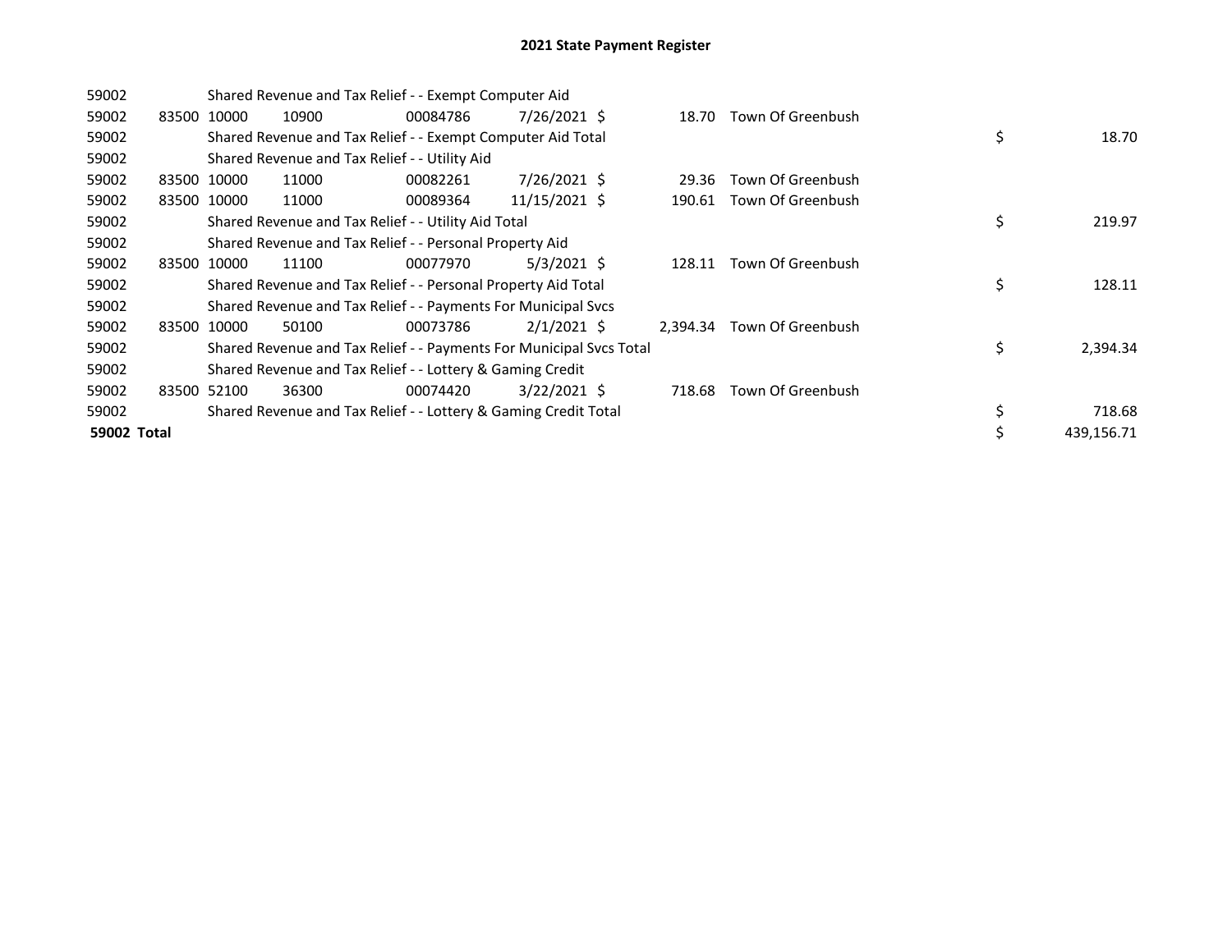# 2021 State Payment Register

| | | | | | | | | | |
|---|---|---|---|---|---|---|---|---|---|
| 59002 | | | Shared Revenue and Tax Relief - - Exempt Computer Aid | | | | | | |
| 59002 | 83500 | 10000 | 10900 | 00084786 | 7/26/2021 | $ 18.70 | Town Of Greenbush | | |
| 59002 | | | Shared Revenue and Tax Relief - - Exempt Computer Aid Total | | | | | $ | 18.70 |
| 59002 | | | Shared Revenue and Tax Relief - - Utility Aid | | | | | | |
| 59002 | 83500 | 10000 | 11000 | 00082261 | 7/26/2021 | $ 29.36 | Town Of Greenbush | | |
| 59002 | 83500 | 10000 | 11000 | 00089364 | 11/15/2021 | $ 190.61 | Town Of Greenbush | | |
| 59002 | | | Shared Revenue and Tax Relief - - Utility Aid Total | | | | | $ | 219.97 |
| 59002 | | | Shared Revenue and Tax Relief - - Personal Property Aid | | | | | | |
| 59002 | 83500 | 10000 | 11100 | 00077970 | 5/3/2021 | $ 128.11 | Town Of Greenbush | | |
| 59002 | | | Shared Revenue and Tax Relief - - Personal Property Aid Total | | | | | $ | 128.11 |
| 59002 | | | Shared Revenue and Tax Relief - - Payments For Municipal Svcs | | | | | | |
| 59002 | 83500 | 10000 | 50100 | 00073786 | 2/1/2021 | $ 2,394.34 | Town Of Greenbush | | |
| 59002 | | | Shared Revenue and Tax Relief - - Payments For Municipal Svcs Total | | | | | $ | 2,394.34 |
| 59002 | | | Shared Revenue and Tax Relief - - Lottery & Gaming Credit | | | | | | |
| 59002 | 83500 | 52100 | 36300 | 00074420 | 3/22/2021 | $ 718.68 | Town Of Greenbush | | |
| 59002 | | | Shared Revenue and Tax Relief - - Lottery & Gaming Credit Total | | | | | $ | 718.68 |
| **59002 Total** | | | | | | | | $ | 439,156.71 |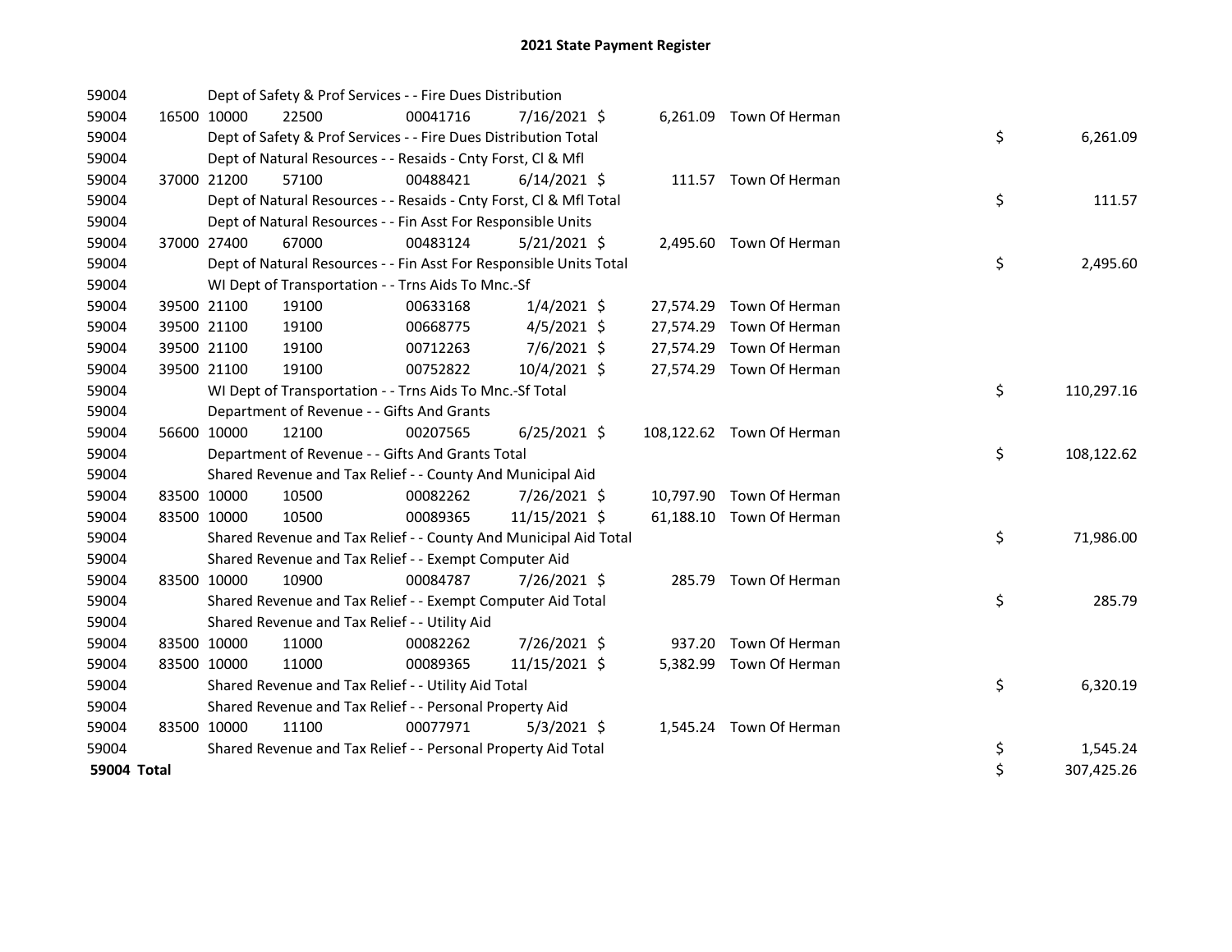# 2021 State Payment Register

| | | | | | | | | |
|---|---|---|---|---|---|---|---|---|
| 59004 | | Dept of Safety & Prof Services - - Fire Dues Distribution | | | | | | |
| 59004 | 16500 | 10000 | 22500 | 00041716 | 7/16/2021 $ | 6,261.09 | Town Of Herman | |
| 59004 | | Dept of Safety & Prof Services - - Fire Dues Distribution Total | | | | | | $ 6,261.09 |
| 59004 | | Dept of Natural Resources - - Resaids - Cnty Forst, Cl & Mfl | | | | | | |
| 59004 | 37000 | 21200 | 57100 | 00488421 | 6/14/2021 $ | 111.57 | Town Of Herman | |
| 59004 | | Dept of Natural Resources - - Resaids - Cnty Forst, Cl & Mfl Total | | | | | | $ 111.57 |
| 59004 | | Dept of Natural Resources - - Fin Asst For Responsible Units | | | | | | |
| 59004 | 37000 | 27400 | 67000 | 00483124 | 5/21/2021 $ | 2,495.60 | Town Of Herman | |
| 59004 | | Dept of Natural Resources - - Fin Asst For Responsible Units Total | | | | | | $ 2,495.60 |
| 59004 | | WI Dept of Transportation - - Trns Aids To Mnc.-Sf | | | | | | |
| 59004 | 39500 | 21100 | 19100 | 00633168 | 1/4/2021 $ | 27,574.29 | Town Of Herman | |
| 59004 | 39500 | 21100 | 19100 | 00668775 | 4/5/2021 $ | 27,574.29 | Town Of Herman | |
| 59004 | 39500 | 21100 | 19100 | 00712263 | 7/6/2021 $ | 27,574.29 | Town Of Herman | |
| 59004 | 39500 | 21100 | 19100 | 00752822 | 10/4/2021 $ | 27,574.29 | Town Of Herman | |
| 59004 | | WI Dept of Transportation - - Trns Aids To Mnc.-Sf Total | | | | | | $ 110,297.16 |
| 59004 | | Department of Revenue - - Gifts And Grants | | | | | | |
| 59004 | 56600 | 10000 | 12100 | 00207565 | 6/25/2021 $ | 108,122.62 | Town Of Herman | |
| 59004 | | Department of Revenue - - Gifts And Grants Total | | | | | | $ 108,122.62 |
| 59004 | | Shared Revenue and Tax Relief - - County And Municipal Aid | | | | | | |
| 59004 | 83500 | 10000 | 10500 | 00082262 | 7/26/2021 $ | 10,797.90 | Town Of Herman | |
| 59004 | 83500 | 10000 | 10500 | 00089365 | 11/15/2021 $ | 61,188.10 | Town Of Herman | |
| 59004 | | Shared Revenue and Tax Relief - - County And Municipal Aid Total | | | | | | $ 71,986.00 |
| 59004 | | Shared Revenue and Tax Relief - - Exempt Computer Aid | | | | | | |
| 59004 | 83500 | 10000 | 10900 | 00084787 | 7/26/2021 $ | 285.79 | Town Of Herman | |
| 59004 | | Shared Revenue and Tax Relief - - Exempt Computer Aid Total | | | | | | $ 285.79 |
| 59004 | | Shared Revenue and Tax Relief - - Utility Aid | | | | | | |
| 59004 | 83500 | 10000 | 11000 | 00082262 | 7/26/2021 $ | 937.20 | Town Of Herman | |
| 59004 | 83500 | 10000 | 11000 | 00089365 | 11/15/2021 $ | 5,382.99 | Town Of Herman | |
| 59004 | | Shared Revenue and Tax Relief - - Utility Aid Total | | | | | | $ 6,320.19 |
| 59004 | | Shared Revenue and Tax Relief - - Personal Property Aid | | | | | | |
| 59004 | 83500 | 10000 | 11100 | 00077971 | 5/3/2021 $ | 1,545.24 | Town Of Herman | |
| 59004 | | Shared Revenue and Tax Relief - - Personal Property Aid Total | | | | | | $ 1,545.24 |
| **59004 Total** | | | | | | | | $ 307,425.26 |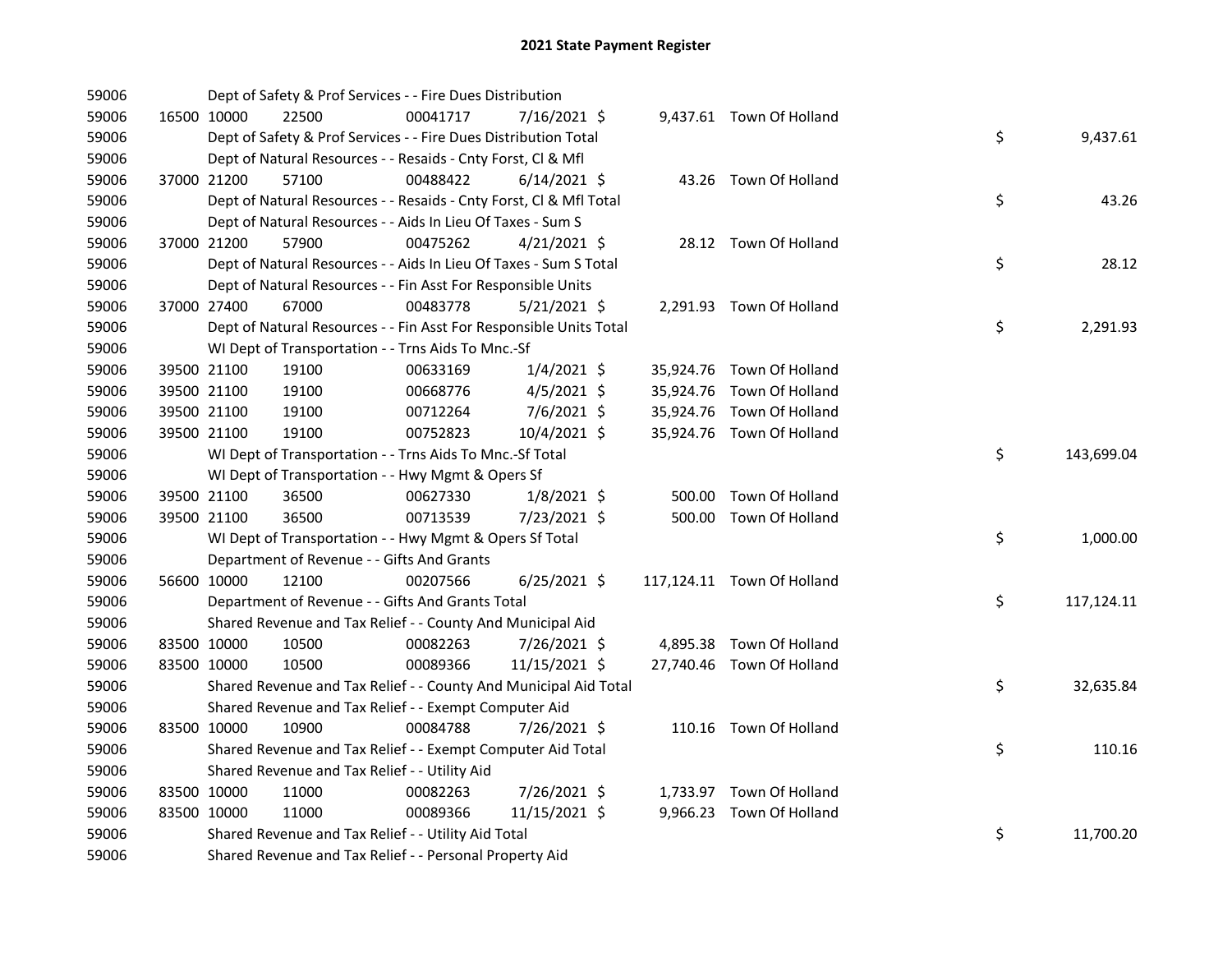# 2021 State Payment Register

| | | | | | | | | |
|---|---|---|---|---|---|---|---|---|
| 59006 | | | Dept of Safety & Prof Services - - Fire Dues Distribution | | | | | |
| 59006 | 16500 10000 | 22500 | 00041717 | 7/16/2021 $ | 9,437.61 | Town Of Holland | | |
| 59006 | | | Dept of Safety & Prof Services - - Fire Dues Distribution Total | | | | $ | 9,437.61 |
| 59006 | | | Dept of Natural Resources - - Resaids - Cnty Forst, Cl & Mfl | | | | | |
| 59006 | 37000 21200 | 57100 | 00488422 | 6/14/2021 $ | 43.26 | Town Of Holland | | |
| 59006 | | | Dept of Natural Resources - - Resaids - Cnty Forst, Cl & Mfl Total | | | | $ | 43.26 |
| 59006 | | | Dept of Natural Resources - - Aids In Lieu Of Taxes - Sum S | | | | | |
| 59006 | 37000 21200 | 57900 | 00475262 | 4/21/2021 $ | 28.12 | Town Of Holland | | |
| 59006 | | | Dept of Natural Resources - - Aids In Lieu Of Taxes - Sum S Total | | | | $ | 28.12 |
| 59006 | | | Dept of Natural Resources - - Fin Asst For Responsible Units | | | | | |
| 59006 | 37000 27400 | 67000 | 00483778 | 5/21/2021 $ | 2,291.93 | Town Of Holland | | |
| 59006 | | | Dept of Natural Resources - - Fin Asst For Responsible Units Total | | | | $ | 2,291.93 |
| 59006 | | | WI Dept of Transportation - - Trns Aids To Mnc.-Sf | | | | | |
| 59006 | 39500 21100 | 19100 | 00633169 | 1/4/2021 $ | 35,924.76 | Town Of Holland | | |
| 59006 | 39500 21100 | 19100 | 00668776 | 4/5/2021 $ | 35,924.76 | Town Of Holland | | |
| 59006 | 39500 21100 | 19100 | 00712264 | 7/6/2021 $ | 35,924.76 | Town Of Holland | | |
| 59006 | 39500 21100 | 19100 | 00752823 | 10/4/2021 $ | 35,924.76 | Town Of Holland | | |
| 59006 | | | WI Dept of Transportation - - Trns Aids To Mnc.-Sf Total | | | | $ | 143,699.04 |
| 59006 | | | WI Dept of Transportation - - Hwy Mgmt & Opers Sf | | | | | |
| 59006 | 39500 21100 | 36500 | 00627330 | 1/8/2021 $ | 500.00 | Town Of Holland | | |
| 59006 | 39500 21100 | 36500 | 00713539 | 7/23/2021 $ | 500.00 | Town Of Holland | | |
| 59006 | | | WI Dept of Transportation - - Hwy Mgmt & Opers Sf Total | | | | $ | 1,000.00 |
| 59006 | | | Department of Revenue - - Gifts And Grants | | | | | |
| 59006 | 56600 10000 | 12100 | 00207566 | 6/25/2021 $ | 117,124.11 | Town Of Holland | | |
| 59006 | | | Department of Revenue - - Gifts And Grants Total | | | | $ | 117,124.11 |
| 59006 | | | Shared Revenue and Tax Relief - - County And Municipal Aid | | | | | |
| 59006 | 83500 10000 | 10500 | 00082263 | 7/26/2021 $ | 4,895.38 | Town Of Holland | | |
| 59006 | 83500 10000 | 10500 | 00089366 | 11/15/2021 $ | 27,740.46 | Town Of Holland | | |
| 59006 | | | Shared Revenue and Tax Relief - - County And Municipal Aid Total | | | | $ | 32,635.84 |
| 59006 | | | Shared Revenue and Tax Relief - - Exempt Computer Aid | | | | | |
| 59006 | 83500 10000 | 10900 | 00084788 | 7/26/2021 $ | 110.16 | Town Of Holland | | |
| 59006 | | | Shared Revenue and Tax Relief - - Exempt Computer Aid Total | | | | $ | 110.16 |
| 59006 | | | Shared Revenue and Tax Relief - - Utility Aid | | | | | |
| 59006 | 83500 10000 | 11000 | 00082263 | 7/26/2021 $ | 1,733.97 | Town Of Holland | | |
| 59006 | 83500 10000 | 11000 | 00089366 | 11/15/2021 $ | 9,966.23 | Town Of Holland | | |
| 59006 | | | Shared Revenue and Tax Relief - - Utility Aid Total | | | | $ | 11,700.20 |
| 59006 | | | Shared Revenue and Tax Relief - - Personal Property Aid | | | | | |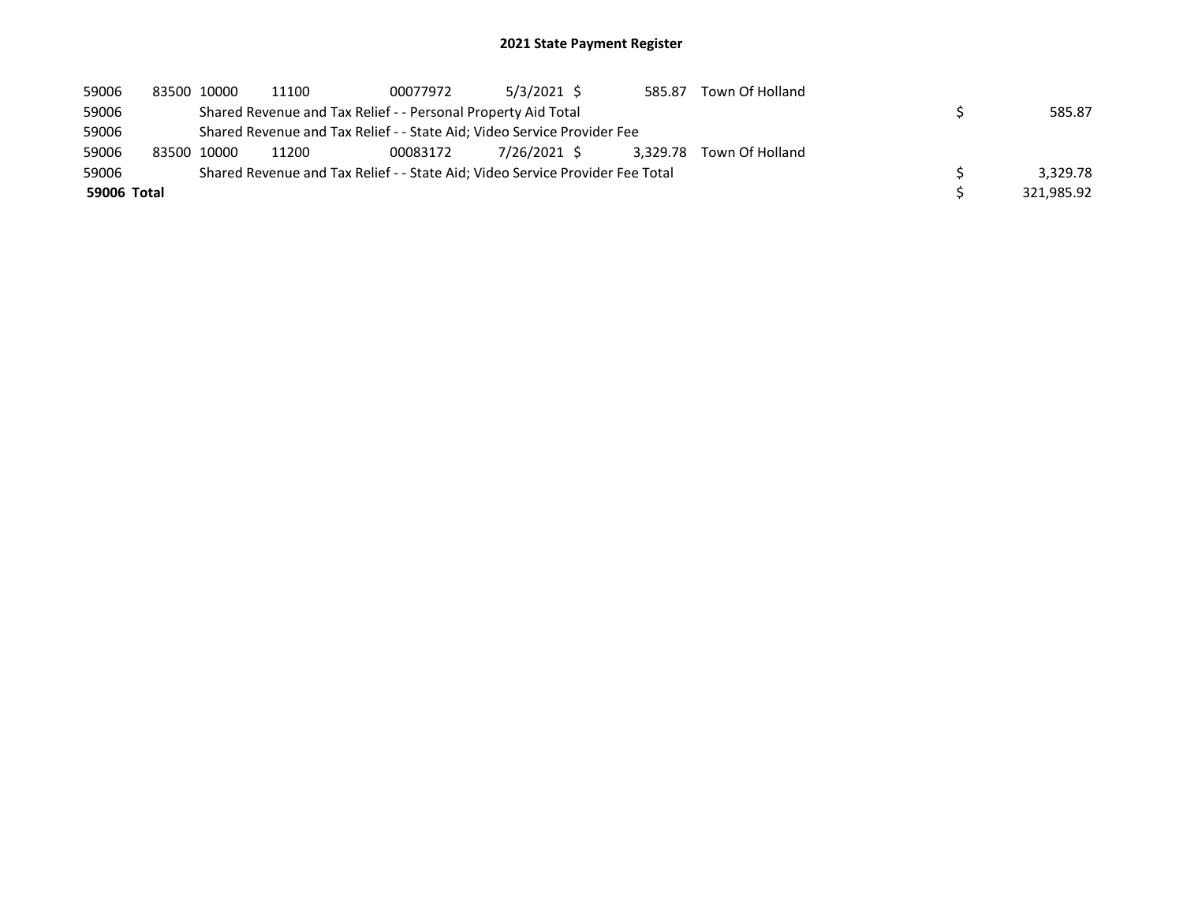# 2021 State Payment Register

| | | | | | | | | | |
|---|---|---|---|---|---|---|---|---|---|
| 59006 | 83500 | 10000 | 11100 | 00077972 | 5/3/2021 | $ 585.87 | Town Of Holland | | |
| 59006 | | Shared Revenue and Tax Relief - - Personal Property Aid Total | | | | | | $ | 585.87 |
| 59006 | | Shared Revenue and Tax Relief - - State Aid; Video Service Provider Fee | | | | | | | |
| 59006 | 83500 | 10000 | 11200 | 00083172 | 7/26/2021 | $ 3,329.78 | Town Of Holland | | |
| 59006 | | Shared Revenue and Tax Relief - - State Aid; Video Service Provider Fee Total | | | | | | $ | 3,329.78 |
| **59006 Total** | | | | | | | | $ | 321,985.92 |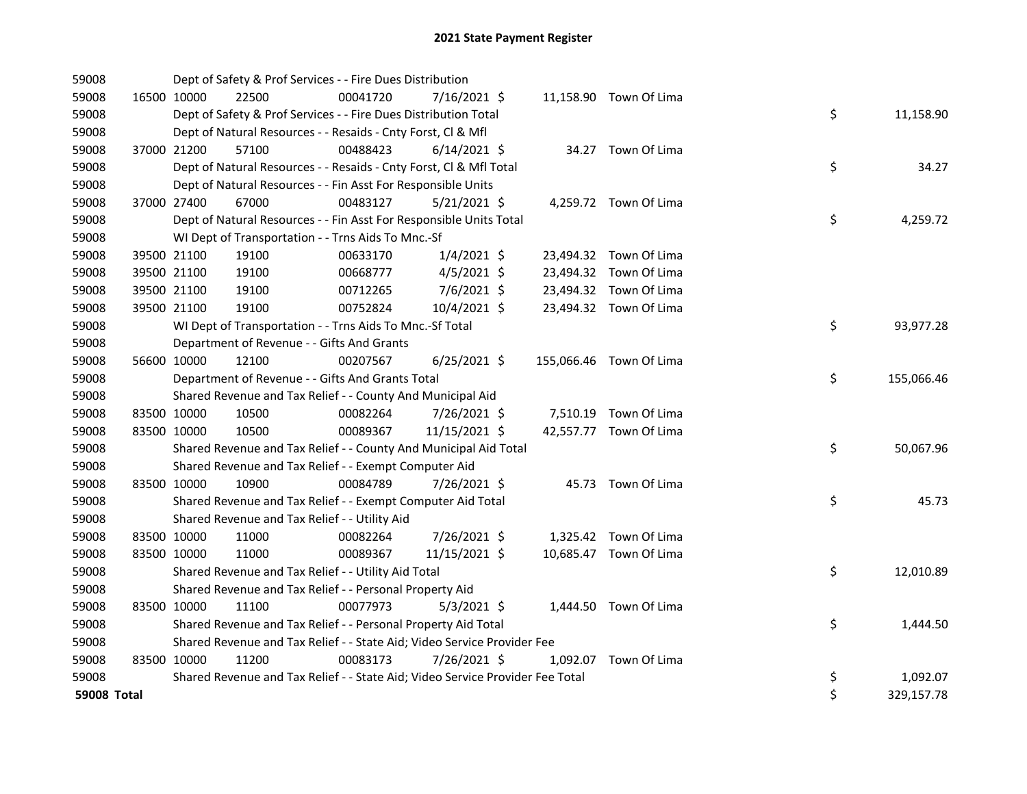# 2021 State Payment Register

| | | | | | | | | |
|---|---|---|---|---|---|---|---|---|
| 59008 | | Dept of Safety & Prof Services - - Fire Dues Distribution | | | | | | |
| 59008 | 16500 10000 | 22500 | 00041720 | 7/16/2021 $ | 11,158.90 | Town Of Lima | | |
| 59008 | | Dept of Safety & Prof Services - - Fire Dues Distribution Total | | | | | $ | 11,158.90 |
| 59008 | | Dept of Natural Resources - - Resaids - Cnty Forst, Cl & Mfl | | | | | | |
| 59008 | 37000 21200 | 57100 | 00488423 | 6/14/2021 $ | 34.27 | Town Of Lima | | |
| 59008 | | Dept of Natural Resources - - Resaids - Cnty Forst, Cl & Mfl Total | | | | | $ | 34.27 |
| 59008 | | Dept of Natural Resources - - Fin Asst For Responsible Units | | | | | | |
| 59008 | 37000 27400 | 67000 | 00483127 | 5/21/2021 $ | 4,259.72 | Town Of Lima | | |
| 59008 | | Dept of Natural Resources - - Fin Asst For Responsible Units Total | | | | | $ | 4,259.72 |
| 59008 | | WI Dept of Transportation - - Trns Aids To Mnc.-Sf | | | | | | |
| 59008 | 39500 21100 | 19100 | 00633170 | 1/4/2021 $ | 23,494.32 | Town Of Lima | | |
| 59008 | 39500 21100 | 19100 | 00668777 | 4/5/2021 $ | 23,494.32 | Town Of Lima | | |
| 59008 | 39500 21100 | 19100 | 00712265 | 7/6/2021 $ | 23,494.32 | Town Of Lima | | |
| 59008 | 39500 21100 | 19100 | 00752824 | 10/4/2021 $ | 23,494.32 | Town Of Lima | | |
| 59008 | | WI Dept of Transportation - - Trns Aids To Mnc.-Sf Total | | | | | $ | 93,977.28 |
| 59008 | | Department of Revenue - - Gifts And Grants | | | | | | |
| 59008 | 56600 10000 | 12100 | 00207567 | 6/25/2021 $ | 155,066.46 | Town Of Lima | | |
| 59008 | | Department of Revenue - - Gifts And Grants Total | | | | | $ | 155,066.46 |
| 59008 | | Shared Revenue and Tax Relief - - County And Municipal Aid | | | | | | |
| 59008 | 83500 10000 | 10500 | 00082264 | 7/26/2021 $ | 7,510.19 | Town Of Lima | | |
| 59008 | 83500 10000 | 10500 | 00089367 | 11/15/2021 $ | 42,557.77 | Town Of Lima | | |
| 59008 | | Shared Revenue and Tax Relief - - County And Municipal Aid Total | | | | | $ | 50,067.96 |
| 59008 | | Shared Revenue and Tax Relief - - Exempt Computer Aid | | | | | | |
| 59008 | 83500 10000 | 10900 | 00084789 | 7/26/2021 $ | 45.73 | Town Of Lima | | |
| 59008 | | Shared Revenue and Tax Relief - - Exempt Computer Aid Total | | | | | $ | 45.73 |
| 59008 | | Shared Revenue and Tax Relief - - Utility Aid | | | | | | |
| 59008 | 83500 10000 | 11000 | 00082264 | 7/26/2021 $ | 1,325.42 | Town Of Lima | | |
| 59008 | 83500 10000 | 11000 | 00089367 | 11/15/2021 $ | 10,685.47 | Town Of Lima | | |
| 59008 | | Shared Revenue and Tax Relief - - Utility Aid Total | | | | | $ | 12,010.89 |
| 59008 | | Shared Revenue and Tax Relief - - Personal Property Aid | | | | | | |
| 59008 | 83500 10000 | 11100 | 00077973 | 5/3/2021 $ | 1,444.50 | Town Of Lima | | |
| 59008 | | Shared Revenue and Tax Relief - - Personal Property Aid Total | | | | | $ | 1,444.50 |
| 59008 | | Shared Revenue and Tax Relief - - State Aid; Video Service Provider Fee | | | | | | |
| 59008 | 83500 10000 | 11200 | 00083173 | 7/26/2021 $ | 1,092.07 | Town Of Lima | | |
| 59008 | | Shared Revenue and Tax Relief - - State Aid; Video Service Provider Fee Total | | | | | $ | 1,092.07 |
| **59008 Total** | | | | | | | $ | 329,157.78 |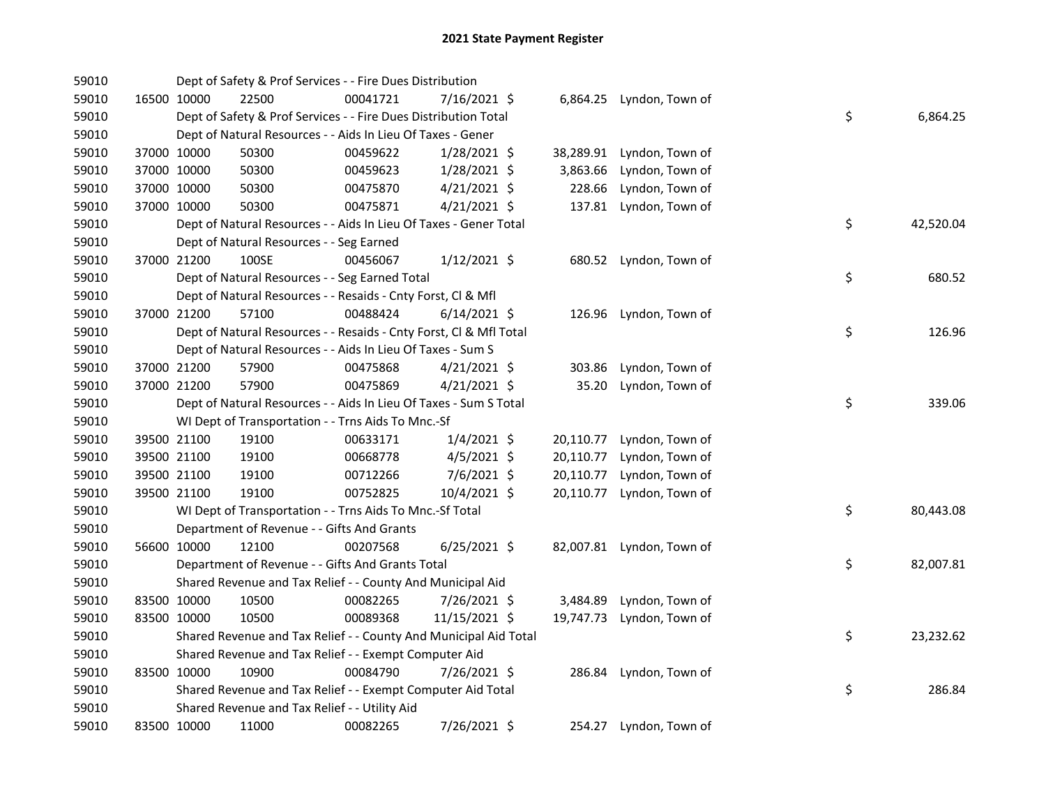# 2021 State Payment Register

| | | | | | | | | | |
|---|---|---|---|---|---|---|---|---|---|
| 59010 | | | Dept of Safety & Prof Services - - Fire Dues Distribution | | | | | | |
| 59010 | 16500 | 10000 | 22500 | 00041721 | 7/16/2021 | $ 6,864.25 | Lyndon, Town of | | |
| 59010 | | | Dept of Safety & Prof Services - - Fire Dues Distribution Total | | | | | $ | 6,864.25 |
| 59010 | | | Dept of Natural Resources - - Aids In Lieu Of Taxes - Gener | | | | | | |
| 59010 | 37000 | 10000 | 50300 | 00459622 | 1/28/2021 | $ 38,289.91 | Lyndon, Town of | | |
| 59010 | 37000 | 10000 | 50300 | 00459623 | 1/28/2021 | $ 3,863.66 | Lyndon, Town of | | |
| 59010 | 37000 | 10000 | 50300 | 00475870 | 4/21/2021 | $ 228.66 | Lyndon, Town of | | |
| 59010 | 37000 | 10000 | 50300 | 00475871 | 4/21/2021 | $ 137.81 | Lyndon, Town of | | |
| 59010 | | | Dept of Natural Resources - - Aids In Lieu Of Taxes - Gener Total | | | | | $ | 42,520.04 |
| 59010 | | | Dept of Natural Resources - - Seg Earned | | | | | | |
| 59010 | 37000 | 21200 | 100SE | 00456067 | 1/12/2021 | $ 680.52 | Lyndon, Town of | | |
| 59010 | | | Dept of Natural Resources - - Seg Earned Total | | | | | $ | 680.52 |
| 59010 | | | Dept of Natural Resources - - Resaids - Cnty Forst, Cl & Mfl | | | | | | |
| 59010 | 37000 | 21200 | 57100 | 00488424 | 6/14/2021 | $ 126.96 | Lyndon, Town of | | |
| 59010 | | | Dept of Natural Resources - - Resaids - Cnty Forst, Cl & Mfl Total | | | | | $ | 126.96 |
| 59010 | | | Dept of Natural Resources - - Aids In Lieu Of Taxes - Sum S | | | | | | |
| 59010 | 37000 | 21200 | 57900 | 00475868 | 4/21/2021 | $ 303.86 | Lyndon, Town of | | |
| 59010 | 37000 | 21200 | 57900 | 00475869 | 4/21/2021 | $ 35.20 | Lyndon, Town of | | |
| 59010 | | | Dept of Natural Resources - - Aids In Lieu Of Taxes - Sum S Total | | | | | $ | 339.06 |
| 59010 | | | WI Dept of Transportation - - Trns Aids To Mnc.-Sf | | | | | | |
| 59010 | 39500 | 21100 | 19100 | 00633171 | 1/4/2021 | $ 20,110.77 | Lyndon, Town of | | |
| 59010 | 39500 | 21100 | 19100 | 00668778 | 4/5/2021 | $ 20,110.77 | Lyndon, Town of | | |
| 59010 | 39500 | 21100 | 19100 | 00712266 | 7/6/2021 | $ 20,110.77 | Lyndon, Town of | | |
| 59010 | 39500 | 21100 | 19100 | 00752825 | 10/4/2021 | $ 20,110.77 | Lyndon, Town of | | |
| 59010 | | | WI Dept of Transportation - - Trns Aids To Mnc.-Sf Total | | | | | $ | 80,443.08 |
| 59010 | | | Department of Revenue - - Gifts And Grants | | | | | | |
| 59010 | 56600 | 10000 | 12100 | 00207568 | 6/25/2021 | $ 82,007.81 | Lyndon, Town of | | |
| 59010 | | | Department of Revenue - - Gifts And Grants Total | | | | | $ | 82,007.81 |
| 59010 | | | Shared Revenue and Tax Relief - - County And Municipal Aid | | | | | | |
| 59010 | 83500 | 10000 | 10500 | 00082265 | 7/26/2021 | $ 3,484.89 | Lyndon, Town of | | |
| 59010 | 83500 | 10000 | 10500 | 00089368 | 11/15/2021 | $ 19,747.73 | Lyndon, Town of | | |
| 59010 | | | Shared Revenue and Tax Relief - - County And Municipal Aid Total | | | | | $ | 23,232.62 |
| 59010 | | | Shared Revenue and Tax Relief - - Exempt Computer Aid | | | | | | |
| 59010 | 83500 | 10000 | 10900 | 00084790 | 7/26/2021 | $ 286.84 | Lyndon, Town of | | |
| 59010 | | | Shared Revenue and Tax Relief - - Exempt Computer Aid Total | | | | | $ | 286.84 |
| 59010 | | | Shared Revenue and Tax Relief - - Utility Aid | | | | | | |
| 59010 | 83500 | 10000 | 11000 | 00082265 | 7/26/2021 | $ 254.27 | Lyndon, Town of | | |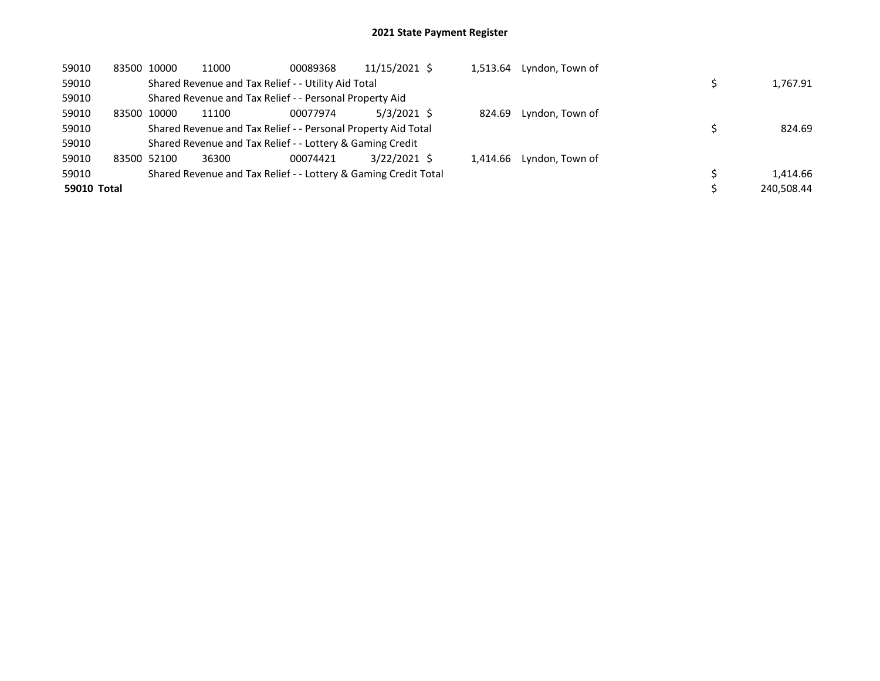# 2021 State Payment Register

| | | | | | | | | | |
|---|---|---|---|---|---|---|---|---|---|
| 59010 | 83500 | 10000 | 11000 | 00089368 | 11/15/2021 | $ 1,513.64 | Lyndon, Town of | | |
| 59010 | | Shared Revenue and Tax Relief - - Utility Aid Total | | | | | | $ | 1,767.91 |
| 59010 | | Shared Revenue and Tax Relief - - Personal Property Aid | | | | | | | |
| 59010 | 83500 | 10000 | 11100 | 00077974 | 5/3/2021 | $ 824.69 | Lyndon, Town of | | |
| 59010 | | Shared Revenue and Tax Relief - - Personal Property Aid Total | | | | | | $ | 824.69 |
| 59010 | | Shared Revenue and Tax Relief - - Lottery & Gaming Credit | | | | | | | |
| 59010 | 83500 | 52100 | 36300 | 00074421 | 3/22/2021 | $ 1,414.66 | Lyndon, Town of | | |
| 59010 | | Shared Revenue and Tax Relief - - Lottery & Gaming Credit Total | | | | | | $ | 1,414.66 |
| **59010 Total** | | | | | | | | $ | 240,508.44 |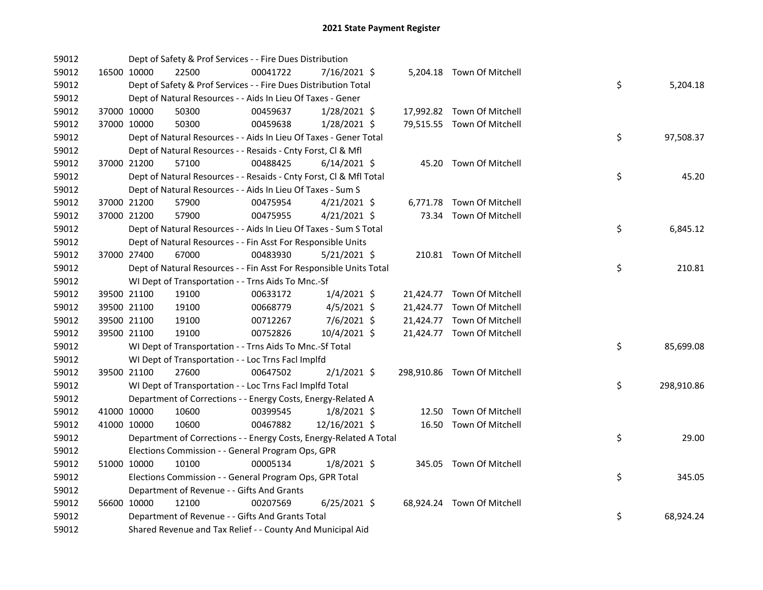# 2021 State Payment Register

| | | | | | | | | | |
|---|---|---|---|---|---|---|---|---|---|
| 59012 | | Dept of Safety & Prof Services - - Fire Dues Distribution | | | | | | | |
| 59012 | 16500 | 10000 | 22500 | 00041722 | 7/16/2021 | $ 5,204.18 | Town Of Mitchell | | |
| 59012 | | Dept of Safety & Prof Services - - Fire Dues Distribution Total | | | | | | $ | 5,204.18 |
| 59012 | | Dept of Natural Resources - - Aids In Lieu Of Taxes - Gener | | | | | | | |
| 59012 | 37000 | 10000 | 50300 | 00459637 | 1/28/2021 | $ 17,992.82 | Town Of Mitchell | | |
| 59012 | 37000 | 10000 | 50300 | 00459638 | 1/28/2021 | $ 79,515.55 | Town Of Mitchell | | |
| 59012 | | Dept of Natural Resources - - Aids In Lieu Of Taxes - Gener Total | | | | | | $ | 97,508.37 |
| 59012 | | Dept of Natural Resources - - Resaids - Cnty Forst, Cl & Mfl | | | | | | | |
| 59012 | 37000 | 21200 | 57100 | 00488425 | 6/14/2021 | $ 45.20 | Town Of Mitchell | | |
| 59012 | | Dept of Natural Resources - - Resaids - Cnty Forst, Cl & Mfl Total | | | | | | $ | 45.20 |
| 59012 | | Dept of Natural Resources - - Aids In Lieu Of Taxes - Sum S | | | | | | | |
| 59012 | 37000 | 21200 | 57900 | 00475954 | 4/21/2021 | $ 6,771.78 | Town Of Mitchell | | |
| 59012 | 37000 | 21200 | 57900 | 00475955 | 4/21/2021 | $ 73.34 | Town Of Mitchell | | |
| 59012 | | Dept of Natural Resources - - Aids In Lieu Of Taxes - Sum S Total | | | | | | $ | 6,845.12 |
| 59012 | | Dept of Natural Resources - - Fin Asst For Responsible Units | | | | | | | |
| 59012 | 37000 | 27400 | 67000 | 00483930 | 5/21/2021 | $ 210.81 | Town Of Mitchell | | |
| 59012 | | Dept of Natural Resources - - Fin Asst For Responsible Units Total | | | | | | $ | 210.81 |
| 59012 | | WI Dept of Transportation - - Trns Aids To Mnc.-Sf | | | | | | | |
| 59012 | 39500 | 21100 | 19100 | 00633172 | 1/4/2021 | $ 21,424.77 | Town Of Mitchell | | |
| 59012 | 39500 | 21100 | 19100 | 00668779 | 4/5/2021 | $ 21,424.77 | Town Of Mitchell | | |
| 59012 | 39500 | 21100 | 19100 | 00712267 | 7/6/2021 | $ 21,424.77 | Town Of Mitchell | | |
| 59012 | 39500 | 21100 | 19100 | 00752826 | 10/4/2021 | $ 21,424.77 | Town Of Mitchell | | |
| 59012 | | WI Dept of Transportation - - Trns Aids To Mnc.-Sf Total | | | | | | $ | 85,699.08 |
| 59012 | | WI Dept of Transportation - - Loc Trns Facl Implfd | | | | | | | |
| 59012 | 39500 | 21100 | 27600 | 00647502 | 2/1/2021 | $ 298,910.86 | Town Of Mitchell | | |
| 59012 | | WI Dept of Transportation - - Loc Trns Facl Implfd Total | | | | | | $ | 298,910.86 |
| 59012 | | Department of Corrections - - Energy Costs, Energy-Related A | | | | | | | |
| 59012 | 41000 | 10000 | 10600 | 00399545 | 1/8/2021 | $ 12.50 | Town Of Mitchell | | |
| 59012 | 41000 | 10000 | 10600 | 00467882 | 12/16/2021 | $ 16.50 | Town Of Mitchell | | |
| 59012 | | Department of Corrections - - Energy Costs, Energy-Related A Total | | | | | | $ | 29.00 |
| 59012 | | Elections Commission - - General Program Ops, GPR | | | | | | | |
| 59012 | 51000 | 10000 | 10100 | 00005134 | 1/8/2021 | $ 345.05 | Town Of Mitchell | | |
| 59012 | | Elections Commission - - General Program Ops, GPR Total | | | | | | $ | 345.05 |
| 59012 | | Department of Revenue - - Gifts And Grants | | | | | | | |
| 59012 | 56600 | 10000 | 12100 | 00207569 | 6/25/2021 | $ 68,924.24 | Town Of Mitchell | | |
| 59012 | | Department of Revenue - - Gifts And Grants Total | | | | | | $ | 68,924.24 |
| 59012 | | Shared Revenue and Tax Relief - - County And Municipal Aid | | | | | | | |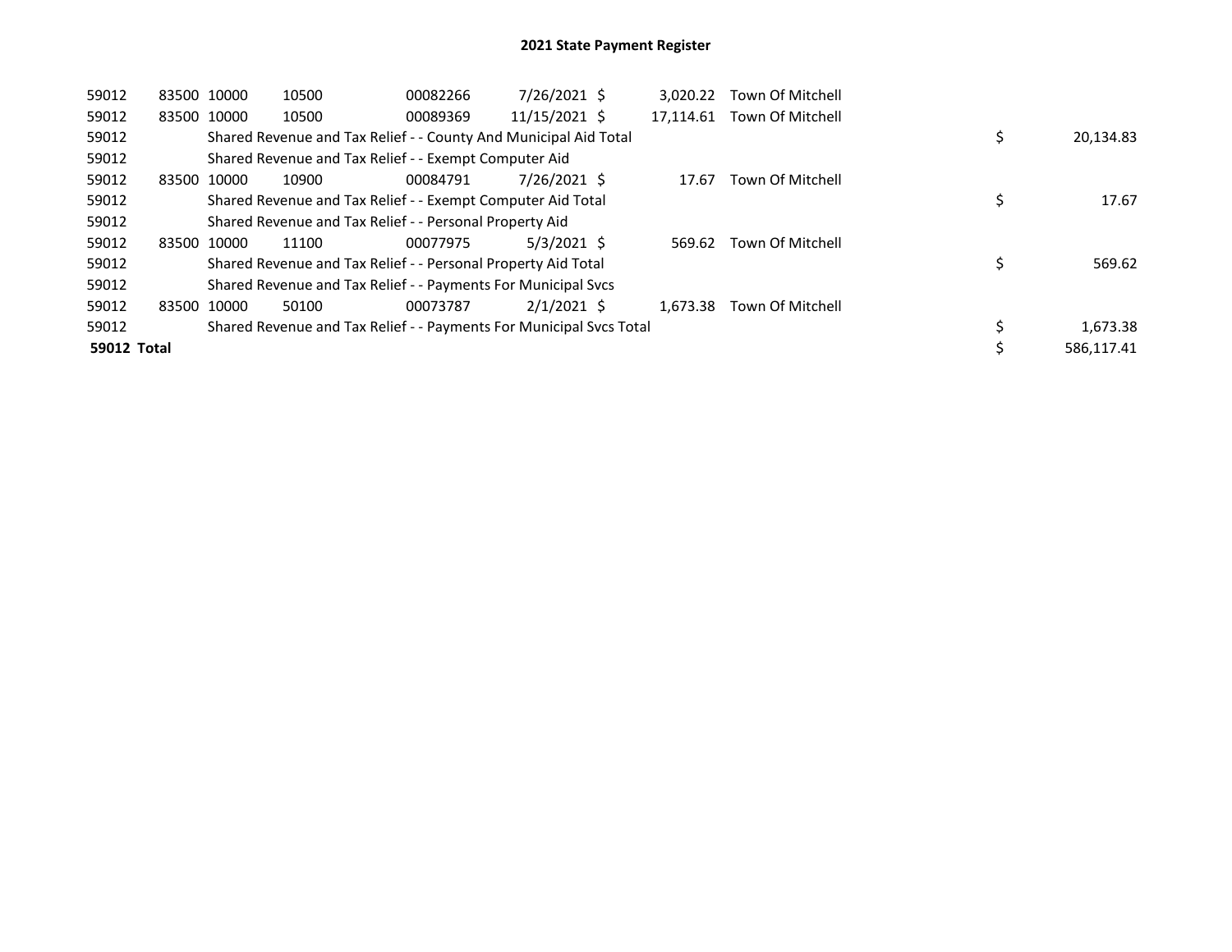# 2021 State Payment Register

| | | | | | | | | |
|---|---|---|---|---|---|---|---|---|
| 59012 | 83500 | 10000 | 10500 | 00082266 | 7/26/2021 | $ 3,020.22 | Town Of Mitchell | |
| 59012 | 83500 | 10000 | 10500 | 00089369 | 11/15/2021 | $ 17,114.61 | Town Of Mitchell | |
| 59012 | | Shared Revenue and Tax Relief - - County And Municipal Aid Total | | | | | | $ 20,134.83 |
| 59012 | | Shared Revenue and Tax Relief - - Exempt Computer Aid | | | | | | |
| 59012 | 83500 | 10000 | 10900 | 00084791 | 7/26/2021 | $ 17.67 | Town Of Mitchell | |
| 59012 | | Shared Revenue and Tax Relief - - Exempt Computer Aid Total | | | | | | $ 17.67 |
| 59012 | | Shared Revenue and Tax Relief - - Personal Property Aid | | | | | | |
| 59012 | 83500 | 10000 | 11100 | 00077975 | 5/3/2021 | $ 569.62 | Town Of Mitchell | |
| 59012 | | Shared Revenue and Tax Relief - - Personal Property Aid Total | | | | | | $ 569.62 |
| 59012 | | Shared Revenue and Tax Relief - - Payments For Municipal Svcs | | | | | | |
| 59012 | 83500 | 10000 | 50100 | 00073787 | 2/1/2021 | $ 1,673.38 | Town Of Mitchell | |
| 59012 | | Shared Revenue and Tax Relief - - Payments For Municipal Svcs Total | | | | | | $ 1,673.38 |
| **59012 Total** | | | | | | | | $ 586,117.41 |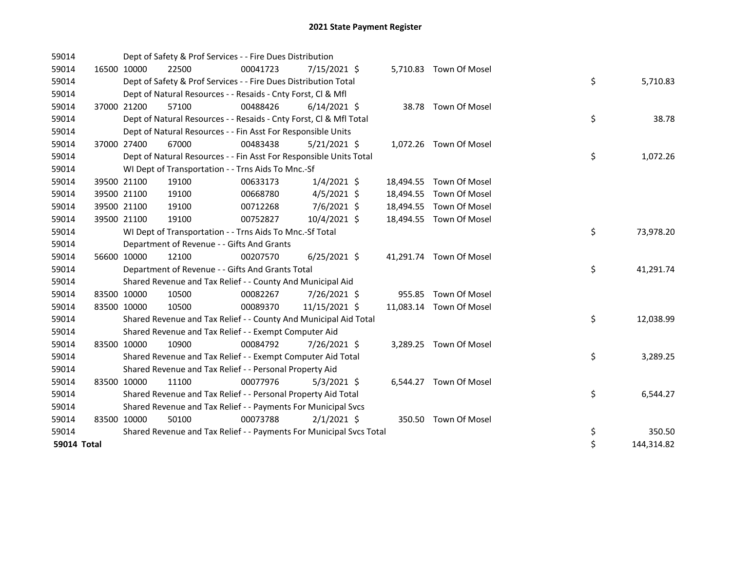# 2021 State Payment Register

| | | | | | | | | | |
|---|---|---|---|---|---|---|---|---|---|
| 59014 | | | Dept of Safety & Prof Services - - Fire Dues Distribution | | | | | | |
| 59014 | 16500 | 10000 | 22500 | 00041723 | 7/15/2021 | $ 5,710.83 | Town Of Mosel | | |
| 59014 | | | Dept of Safety & Prof Services - - Fire Dues Distribution Total | | | | | $ | 5,710.83 |
| 59014 | | | Dept of Natural Resources - - Resaids - Cnty Forst, Cl & Mfl | | | | | | |
| 59014 | 37000 | 21200 | 57100 | 00488426 | 6/14/2021 | $ 38.78 | Town Of Mosel | | |
| 59014 | | | Dept of Natural Resources - - Resaids - Cnty Forst, Cl & Mfl Total | | | | | $ | 38.78 |
| 59014 | | | Dept of Natural Resources - - Fin Asst For Responsible Units | | | | | | |
| 59014 | 37000 | 27400 | 67000 | 00483438 | 5/21/2021 | $ 1,072.26 | Town Of Mosel | | |
| 59014 | | | Dept of Natural Resources - - Fin Asst For Responsible Units Total | | | | | $ | 1,072.26 |
| 59014 | | | WI Dept of Transportation - - Trns Aids To Mnc.-Sf | | | | | | |
| 59014 | 39500 | 21100 | 19100 | 00633173 | 1/4/2021 | $ 18,494.55 | Town Of Mosel | | |
| 59014 | 39500 | 21100 | 19100 | 00668780 | 4/5/2021 | $ 18,494.55 | Town Of Mosel | | |
| 59014 | 39500 | 21100 | 19100 | 00712268 | 7/6/2021 | $ 18,494.55 | Town Of Mosel | | |
| 59014 | 39500 | 21100 | 19100 | 00752827 | 10/4/2021 | $ 18,494.55 | Town Of Mosel | | |
| 59014 | | | WI Dept of Transportation - - Trns Aids To Mnc.-Sf Total | | | | | $ | 73,978.20 |
| 59014 | | | Department of Revenue - - Gifts And Grants | | | | | | |
| 59014 | 56600 | 10000 | 12100 | 00207570 | 6/25/2021 | $ 41,291.74 | Town Of Mosel | | |
| 59014 | | | Department of Revenue - - Gifts And Grants Total | | | | | $ | 41,291.74 |
| 59014 | | | Shared Revenue and Tax Relief - - County And Municipal Aid | | | | | | |
| 59014 | 83500 | 10000 | 10500 | 00082267 | 7/26/2021 | $ 955.85 | Town Of Mosel | | |
| 59014 | 83500 | 10000 | 10500 | 00089370 | 11/15/2021 | $ 11,083.14 | Town Of Mosel | | |
| 59014 | | | Shared Revenue and Tax Relief - - County And Municipal Aid Total | | | | | $ | 12,038.99 |
| 59014 | | | Shared Revenue and Tax Relief - - Exempt Computer Aid | | | | | | |
| 59014 | 83500 | 10000 | 10900 | 00084792 | 7/26/2021 | $ 3,289.25 | Town Of Mosel | | |
| 59014 | | | Shared Revenue and Tax Relief - - Exempt Computer Aid Total | | | | | $ | 3,289.25 |
| 59014 | | | Shared Revenue and Tax Relief - - Personal Property Aid | | | | | | |
| 59014 | 83500 | 10000 | 11100 | 00077976 | 5/3/2021 | $ 6,544.27 | Town Of Mosel | | |
| 59014 | | | Shared Revenue and Tax Relief - - Personal Property Aid Total | | | | | $ | 6,544.27 |
| 59014 | | | Shared Revenue and Tax Relief - - Payments For Municipal Svcs | | | | | | |
| 59014 | 83500 | 10000 | 50100 | 00073788 | 2/1/2021 | $ 350.50 | Town Of Mosel | | |
| 59014 | | | Shared Revenue and Tax Relief - - Payments For Municipal Svcs Total | | | | | $ | 350.50 |
| **59014 Total** | | | | | | | | $ | 144,314.82 |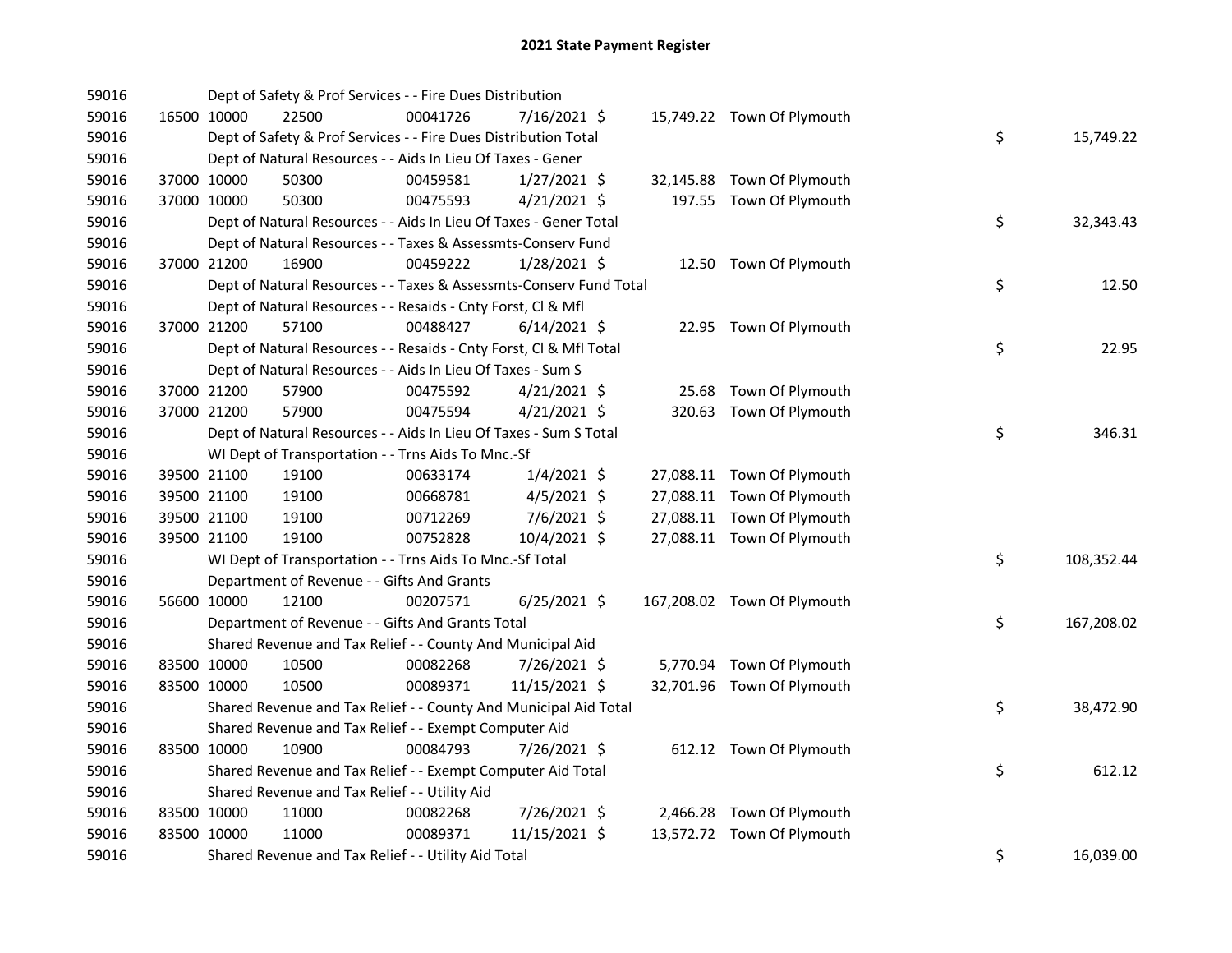## 2021 State Payment Register

| | | | | | | | | | |
|---|---|---|---|---|---|---|---|---|---|
| 59016 | | | Dept of Safety & Prof Services - - Fire Dues Distribution | | | | | | |
| 59016 | 16500 | 10000 | 22500 | 00041726 | 7/16/2021 | $ 15,749.22 | Town Of Plymouth | | |
| 59016 | | | Dept of Safety & Prof Services - - Fire Dues Distribution Total | | | | | $ | 15,749.22 |
| 59016 | | | Dept of Natural Resources - - Aids In Lieu Of Taxes - Gener | | | | | | |
| 59016 | 37000 | 10000 | 50300 | 00459581 | 1/27/2021 | $ 32,145.88 | Town Of Plymouth | | |
| 59016 | 37000 | 10000 | 50300 | 00475593 | 4/21/2021 | $ 197.55 | Town Of Plymouth | | |
| 59016 | | | Dept of Natural Resources - - Aids In Lieu Of Taxes - Gener Total | | | | | $ | 32,343.43 |
| 59016 | | | Dept of Natural Resources - - Taxes & Assessmts-Conserv Fund | | | | | | |
| 59016 | 37000 | 21200 | 16900 | 00459222 | 1/28/2021 | $ 12.50 | Town Of Plymouth | | |
| 59016 | | | Dept of Natural Resources - - Taxes & Assessmts-Conserv Fund Total | | | | | $ | 12.50 |
| 59016 | | | Dept of Natural Resources - - Resaids - Cnty Forst, Cl & Mfl | | | | | | |
| 59016 | 37000 | 21200 | 57100 | 00488427 | 6/14/2021 | $ 22.95 | Town Of Plymouth | | |
| 59016 | | | Dept of Natural Resources - - Resaids - Cnty Forst, Cl & Mfl Total | | | | | $ | 22.95 |
| 59016 | | | Dept of Natural Resources - - Aids In Lieu Of Taxes - Sum S | | | | | | |
| 59016 | 37000 | 21200 | 57900 | 00475592 | 4/21/2021 | $ 25.68 | Town Of Plymouth | | |
| 59016 | 37000 | 21200 | 57900 | 00475594 | 4/21/2021 | $ 320.63 | Town Of Plymouth | | |
| 59016 | | | Dept of Natural Resources - - Aids In Lieu Of Taxes - Sum S Total | | | | | $ | 346.31 |
| 59016 | | | WI Dept of Transportation - - Trns Aids To Mnc.-Sf | | | | | | |
| 59016 | 39500 | 21100 | 19100 | 00633174 | 1/4/2021 | $ 27,088.11 | Town Of Plymouth | | |
| 59016 | 39500 | 21100 | 19100 | 00668781 | 4/5/2021 | $ 27,088.11 | Town Of Plymouth | | |
| 59016 | 39500 | 21100 | 19100 | 00712269 | 7/6/2021 | $ 27,088.11 | Town Of Plymouth | | |
| 59016 | 39500 | 21100 | 19100 | 00752828 | 10/4/2021 | $ 27,088.11 | Town Of Plymouth | | |
| 59016 | | | WI Dept of Transportation - - Trns Aids To Mnc.-Sf Total | | | | | $ | 108,352.44 |
| 59016 | | | Department of Revenue - - Gifts And Grants | | | | | | |
| 59016 | 56600 | 10000 | 12100 | 00207571 | 6/25/2021 | $ 167,208.02 | Town Of Plymouth | | |
| 59016 | | | Department of Revenue - - Gifts And Grants Total | | | | | $ | 167,208.02 |
| 59016 | | | Shared Revenue and Tax Relief - - County And Municipal Aid | | | | | | |
| 59016 | 83500 | 10000 | 10500 | 00082268 | 7/26/2021 | $ 5,770.94 | Town Of Plymouth | | |
| 59016 | 83500 | 10000 | 10500 | 00089371 | 11/15/2021 | $ 32,701.96 | Town Of Plymouth | | |
| 59016 | | | Shared Revenue and Tax Relief - - County And Municipal Aid Total | | | | | $ | 38,472.90 |
| 59016 | | | Shared Revenue and Tax Relief - - Exempt Computer Aid | | | | | | |
| 59016 | 83500 | 10000 | 10900 | 00084793 | 7/26/2021 | $ 612.12 | Town Of Plymouth | | |
| 59016 | | | Shared Revenue and Tax Relief - - Exempt Computer Aid Total | | | | | $ | 612.12 |
| 59016 | | | Shared Revenue and Tax Relief - - Utility Aid | | | | | | |
| 59016 | 83500 | 10000 | 11000 | 00082268 | 7/26/2021 | $ 2,466.28 | Town Of Plymouth | | |
| 59016 | 83500 | 10000 | 11000 | 00089371 | 11/15/2021 | $ 13,572.72 | Town Of Plymouth | | |
| 59016 | | | Shared Revenue and Tax Relief - - Utility Aid Total | | | | | $ | 16,039.00 |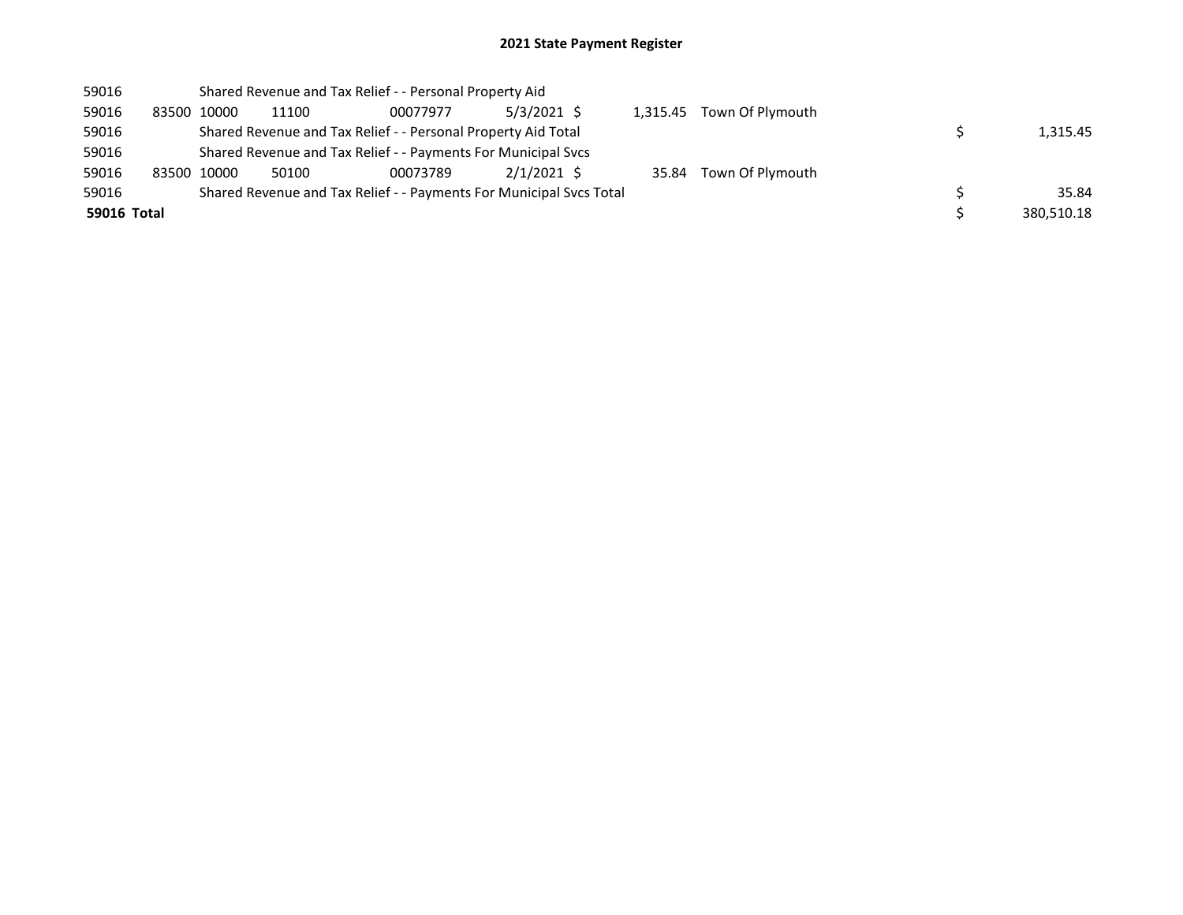## 2021 State Payment Register

| | | | | | | | | | |
|---|---|---|---|---|---|---|---|---|---|
| 59016 | | Shared Revenue and Tax Relief - - Personal Property Aid | | | | | | | |
| 59016 | 83500 | 10000 | 11100 | 00077977 | 5/3/2021 | $ 1,315.45 | Town Of Plymouth | | |
| 59016 | | Shared Revenue and Tax Relief - - Personal Property Aid Total | | | | | | $ | 1,315.45 |
| 59016 | | Shared Revenue and Tax Relief - - Payments For Municipal Svcs | | | | | | | |
| 59016 | 83500 | 10000 | 50100 | 00073789 | 2/1/2021 | $ 35.84 | Town Of Plymouth | | |
| 59016 | | Shared Revenue and Tax Relief - - Payments For Municipal Svcs Total | | | | | | $ | 35.84 |
| **59016 Total** | | | | | | | | $ | 380,510.18 |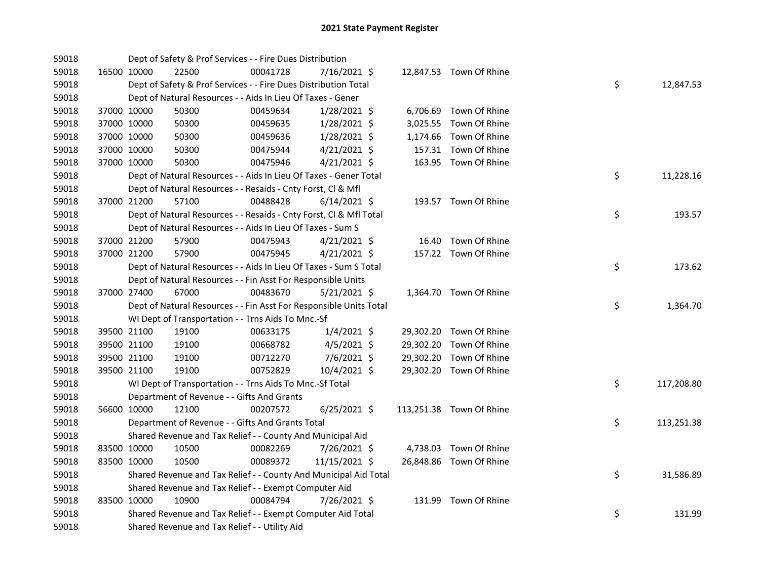# 2021 State Payment Register

| | | | | | | | | | |
|---|---|---|---|---|---|---|---|---|---|
| 59018 | | Dept of Safety & Prof Services - - Fire Dues Distribution | | | | | | | |
| 59018 | 16500 | 10000 | 22500 | 00041728 | 7/16/2021 | $ 12,847.53 | Town Of Rhine | | |
| 59018 | | Dept of Safety & Prof Services - - Fire Dues Distribution Total | | | | | | $ | 12,847.53 |
| 59018 | | Dept of Natural Resources - - Aids In Lieu Of Taxes - Gener | | | | | | | |
| 59018 | 37000 | 10000 | 50300 | 00459634 | 1/28/2021 | $ 6,706.69 | Town Of Rhine | | |
| 59018 | 37000 | 10000 | 50300 | 00459635 | 1/28/2021 | $ 3,025.55 | Town Of Rhine | | |
| 59018 | 37000 | 10000 | 50300 | 00459636 | 1/28/2021 | $ 1,174.66 | Town Of Rhine | | |
| 59018 | 37000 | 10000 | 50300 | 00475944 | 4/21/2021 | $ 157.31 | Town Of Rhine | | |
| 59018 | 37000 | 10000 | 50300 | 00475946 | 4/21/2021 | $ 163.95 | Town Of Rhine | | |
| 59018 | | Dept of Natural Resources - - Aids In Lieu Of Taxes - Gener Total | | | | | | $ | 11,228.16 |
| 59018 | | Dept of Natural Resources - - Resaids - Cnty Forst, Cl & Mfl | | | | | | | |
| 59018 | 37000 | 21200 | 57100 | 00488428 | 6/14/2021 | $ 193.57 | Town Of Rhine | | |
| 59018 | | Dept of Natural Resources - - Resaids - Cnty Forst, Cl & Mfl Total | | | | | | $ | 193.57 |
| 59018 | | Dept of Natural Resources - - Aids In Lieu Of Taxes - Sum S | | | | | | | |
| 59018 | 37000 | 21200 | 57900 | 00475943 | 4/21/2021 | $ 16.40 | Town Of Rhine | | |
| 59018 | 37000 | 21200 | 57900 | 00475945 | 4/21/2021 | $ 157.22 | Town Of Rhine | | |
| 59018 | | Dept of Natural Resources - - Aids In Lieu Of Taxes - Sum S Total | | | | | | $ | 173.62 |
| 59018 | | Dept of Natural Resources - - Fin Asst For Responsible Units | | | | | | | |
| 59018 | 37000 | 27400 | 67000 | 00483670 | 5/21/2021 | $ 1,364.70 | Town Of Rhine | | |
| 59018 | | Dept of Natural Resources - - Fin Asst For Responsible Units Total | | | | | | $ | 1,364.70 |
| 59018 | | WI Dept of Transportation - - Trns Aids To Mnc.-Sf | | | | | | | |
| 59018 | 39500 | 21100 | 19100 | 00633175 | 1/4/2021 | $ 29,302.20 | Town Of Rhine | | |
| 59018 | 39500 | 21100 | 19100 | 00668782 | 4/5/2021 | $ 29,302.20 | Town Of Rhine | | |
| 59018 | 39500 | 21100 | 19100 | 00712270 | 7/6/2021 | $ 29,302.20 | Town Of Rhine | | |
| 59018 | 39500 | 21100 | 19100 | 00752829 | 10/4/2021 | $ 29,302.20 | Town Of Rhine | | |
| 59018 | | WI Dept of Transportation - - Trns Aids To Mnc.-Sf Total | | | | | | $ | 117,208.80 |
| 59018 | | Department of Revenue - - Gifts And Grants | | | | | | | |
| 59018 | 56600 | 10000 | 12100 | 00207572 | 6/25/2021 | $ 113,251.38 | Town Of Rhine | | |
| 59018 | | Department of Revenue - - Gifts And Grants Total | | | | | | $ | 113,251.38 |
| 59018 | | Shared Revenue and Tax Relief - - County And Municipal Aid | | | | | | | |
| 59018 | 83500 | 10000 | 10500 | 00082269 | 7/26/2021 | $ 4,738.03 | Town Of Rhine | | |
| 59018 | 83500 | 10000 | 10500 | 00089372 | 11/15/2021 | $ 26,848.86 | Town Of Rhine | | |
| 59018 | | Shared Revenue and Tax Relief - - County And Municipal Aid Total | | | | | | $ | 31,586.89 |
| 59018 | | Shared Revenue and Tax Relief - - Exempt Computer Aid | | | | | | | |
| 59018 | 83500 | 10000 | 10900 | 00084794 | 7/26/2021 | $ 131.99 | Town Of Rhine | | |
| 59018 | | Shared Revenue and Tax Relief - - Exempt Computer Aid Total | | | | | | $ | 131.99 |
| 59018 | | Shared Revenue and Tax Relief - - Utility Aid | | | | | | | |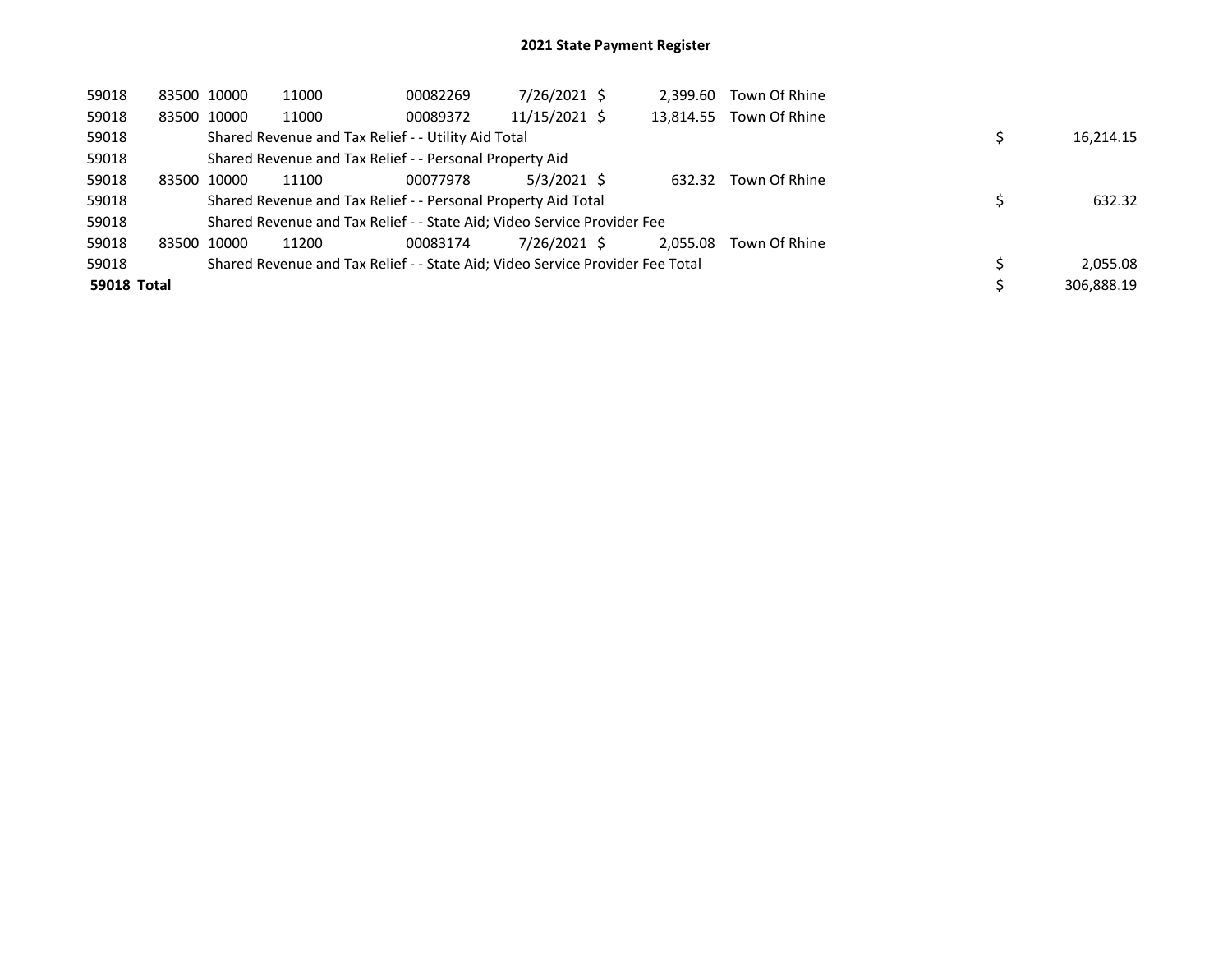# 2021 State Payment Register

| | | | | | | | | | |
|---|---|---|---|---|---|---|---|---|---|
| 59018 | 83500 | 10000 | 11000 | 00082269 | 7/26/2021 | $ 2,399.60 | Town Of Rhine | | |
| 59018 | 83500 | 10000 | 11000 | 00089372 | 11/15/2021 | $ 13,814.55 | Town Of Rhine | | |
| 59018 | | Shared Revenue and Tax Relief - - Utility Aid Total | | | | | | $ | 16,214.15 |
| 59018 | | Shared Revenue and Tax Relief - - Personal Property Aid | | | | | | | |
| 59018 | 83500 | 10000 | 11100 | 00077978 | 5/3/2021 | $ 632.32 | Town Of Rhine | | |
| 59018 | | Shared Revenue and Tax Relief - - Personal Property Aid Total | | | | | | $ | 632.32 |
| 59018 | | Shared Revenue and Tax Relief - - State Aid; Video Service Provider Fee | | | | | | | |
| 59018 | 83500 | 10000 | 11200 | 00083174 | 7/26/2021 | $ 2,055.08 | Town Of Rhine | | |
| 59018 | | Shared Revenue and Tax Relief - - State Aid; Video Service Provider Fee Total | | | | | | $ | 2,055.08 |
| **59018 Total** | | | | | | | | $ | 306,888.19 |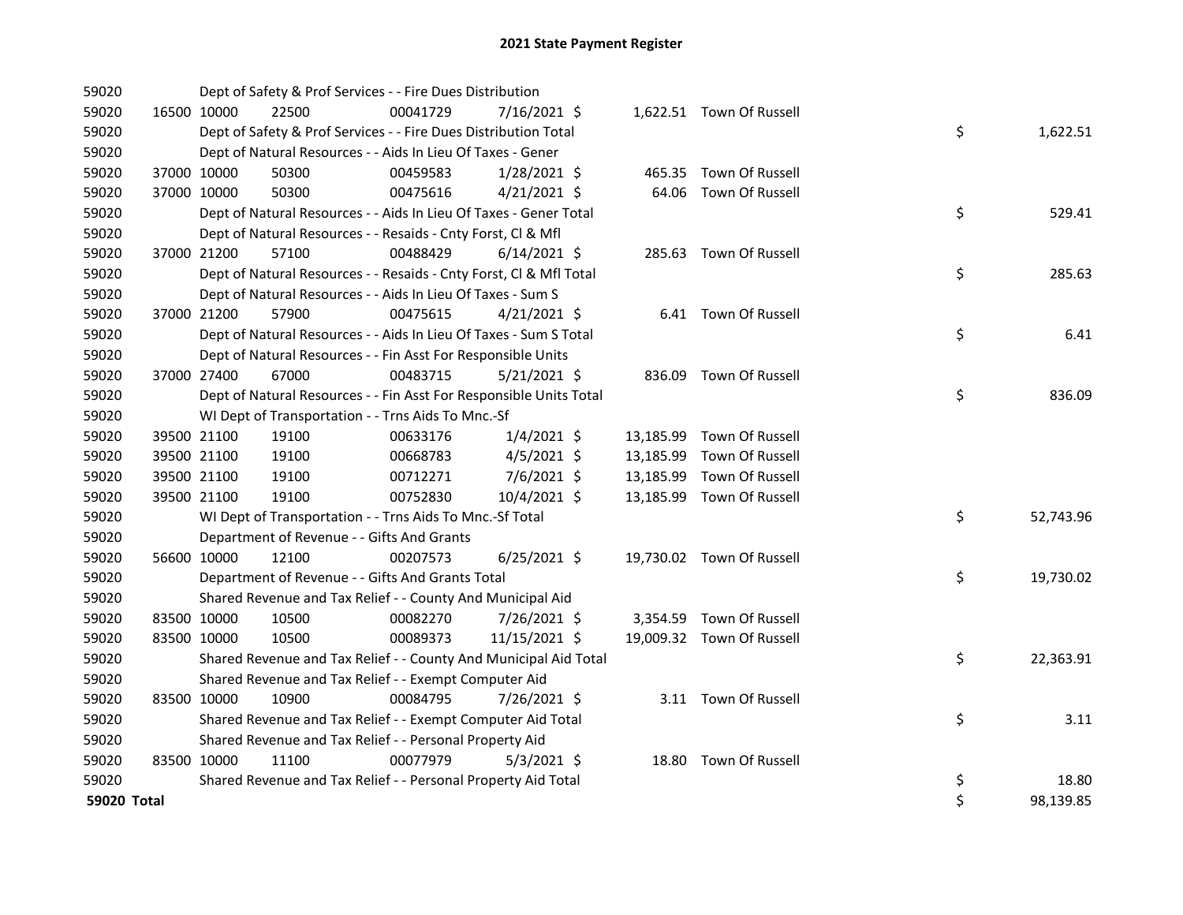# 2021 State Payment Register

| | | | | | | | | |
|---|---|---|---|---|---|---|---|---|
| 59020 | | Dept of Safety & Prof Services - - Fire Dues Distribution | | | | | | |
| 59020 | 16500 | 10000 | 22500 | 00041729 | 7/16/2021 | $ 1,622.51 | Town Of Russell | |
| 59020 | | Dept of Safety & Prof Services - - Fire Dues Distribution Total | | | | | | $ 1,622.51 |
| 59020 | | Dept of Natural Resources - - Aids In Lieu Of Taxes - Gener | | | | | | |
| 59020 | 37000 | 10000 | 50300 | 00459583 | 1/28/2021 | $ 465.35 | Town Of Russell | |
| 59020 | 37000 | 10000 | 50300 | 00475616 | 4/21/2021 | $ 64.06 | Town Of Russell | |
| 59020 | | Dept of Natural Resources - - Aids In Lieu Of Taxes - Gener Total | | | | | | $ 529.41 |
| 59020 | | Dept of Natural Resources - - Resaids - Cnty Forst, Cl & Mfl | | | | | | |
| 59020 | 37000 | 21200 | 57100 | 00488429 | 6/14/2021 | $ 285.63 | Town Of Russell | |
| 59020 | | Dept of Natural Resources - - Resaids - Cnty Forst, Cl & Mfl Total | | | | | | $ 285.63 |
| 59020 | | Dept of Natural Resources - - Aids In Lieu Of Taxes - Sum S | | | | | | |
| 59020 | 37000 | 21200 | 57900 | 00475615 | 4/21/2021 | $ 6.41 | Town Of Russell | |
| 59020 | | Dept of Natural Resources - - Aids In Lieu Of Taxes - Sum S Total | | | | | | $ 6.41 |
| 59020 | | Dept of Natural Resources - - Fin Asst For Responsible Units | | | | | | |
| 59020 | 37000 | 27400 | 67000 | 00483715 | 5/21/2021 | $ 836.09 | Town Of Russell | |
| 59020 | | Dept of Natural Resources - - Fin Asst For Responsible Units Total | | | | | | $ 836.09 |
| 59020 | | WI Dept of Transportation - - Trns Aids To Mnc.-Sf | | | | | | |
| 59020 | 39500 | 21100 | 19100 | 00633176 | 1/4/2021 | $ 13,185.99 | Town Of Russell | |
| 59020 | 39500 | 21100 | 19100 | 00668783 | 4/5/2021 | $ 13,185.99 | Town Of Russell | |
| 59020 | 39500 | 21100 | 19100 | 00712271 | 7/6/2021 | $ 13,185.99 | Town Of Russell | |
| 59020 | 39500 | 21100 | 19100 | 00752830 | 10/4/2021 | $ 13,185.99 | Town Of Russell | |
| 59020 | | WI Dept of Transportation - - Trns Aids To Mnc.-Sf Total | | | | | | $ 52,743.96 |
| 59020 | | Department of Revenue - - Gifts And Grants | | | | | | |
| 59020 | 56600 | 10000 | 12100 | 00207573 | 6/25/2021 | $ 19,730.02 | Town Of Russell | |
| 59020 | | Department of Revenue - - Gifts And Grants Total | | | | | | $ 19,730.02 |
| 59020 | | Shared Revenue and Tax Relief - - County And Municipal Aid | | | | | | |
| 59020 | 83500 | 10000 | 10500 | 00082270 | 7/26/2021 | $ 3,354.59 | Town Of Russell | |
| 59020 | 83500 | 10000 | 10500 | 00089373 | 11/15/2021 | $ 19,009.32 | Town Of Russell | |
| 59020 | | Shared Revenue and Tax Relief - - County And Municipal Aid Total | | | | | | $ 22,363.91 |
| 59020 | | Shared Revenue and Tax Relief - - Exempt Computer Aid | | | | | | |
| 59020 | 83500 | 10000 | 10900 | 00084795 | 7/26/2021 | $ 3.11 | Town Of Russell | |
| 59020 | | Shared Revenue and Tax Relief - - Exempt Computer Aid Total | | | | | | $ 3.11 |
| 59020 | | Shared Revenue and Tax Relief - - Personal Property Aid | | | | | | |
| 59020 | 83500 | 10000 | 11100 | 00077979 | 5/3/2021 | $ 18.80 | Town Of Russell | |
| 59020 | | Shared Revenue and Tax Relief - - Personal Property Aid Total | | | | | | $ 18.80 |
| **59020 Total** | | | | | | | | $ 98,139.85 |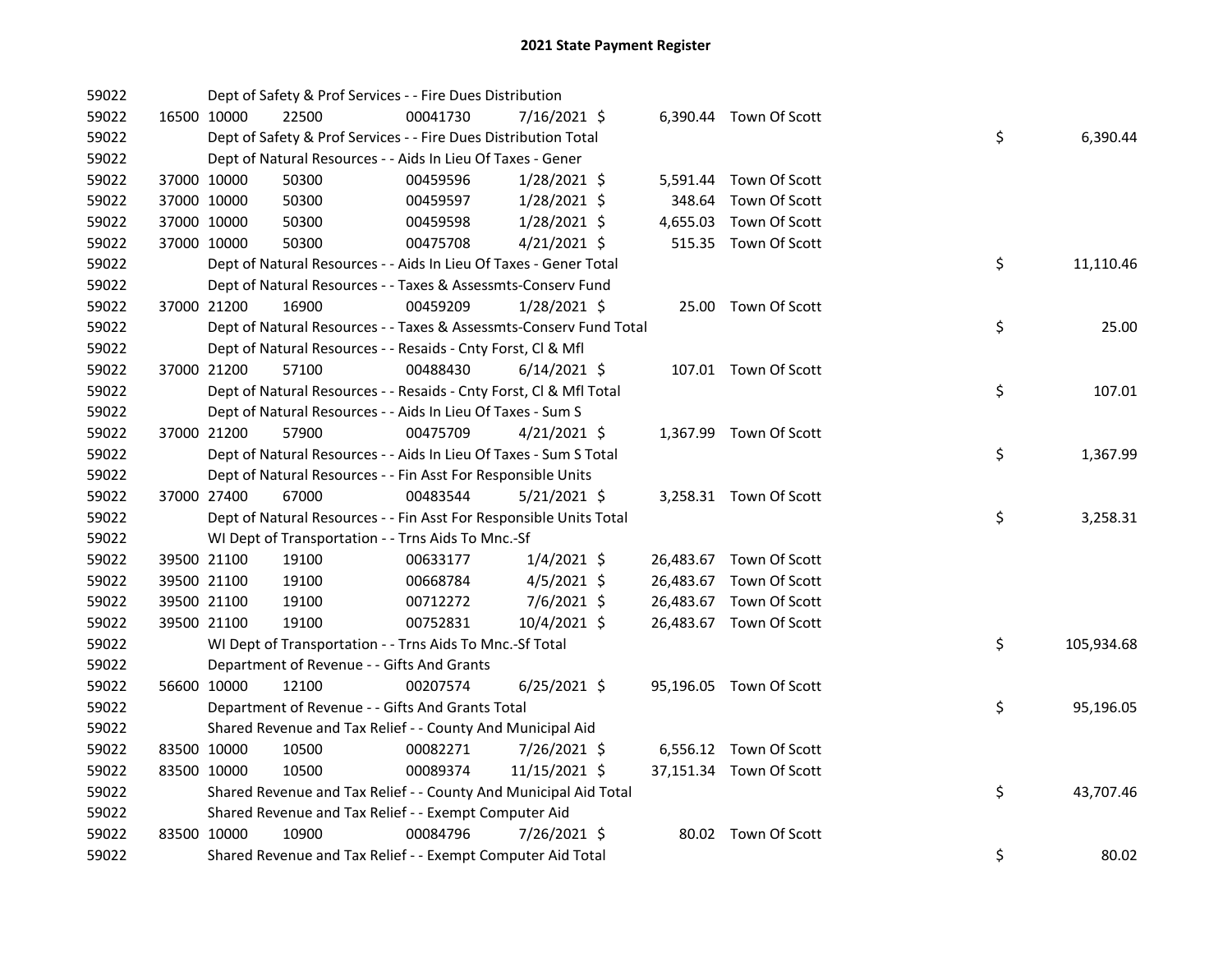# 2021 State Payment Register

| | | | | | | | | | |
|---|---|---|---|---|---|---|---|---|---|
| 59022 | | Dept of Safety & Prof Services - - Fire Dues Distribution | | | | | | | |
| 59022 | 16500 | 10000 | 22500 | 00041730 | 7/16/2021 | $ 6,390.44 | Town Of Scott | | |
| 59022 | | Dept of Safety & Prof Services - - Fire Dues Distribution Total | | | | | | $ | 6,390.44 |
| 59022 | | Dept of Natural Resources - - Aids In Lieu Of Taxes - Gener | | | | | | | |
| 59022 | 37000 | 10000 | 50300 | 00459596 | 1/28/2021 | $ 5,591.44 | Town Of Scott | | |
| 59022 | 37000 | 10000 | 50300 | 00459597 | 1/28/2021 | $ 348.64 | Town Of Scott | | |
| 59022 | 37000 | 10000 | 50300 | 00459598 | 1/28/2021 | $ 4,655.03 | Town Of Scott | | |
| 59022 | 37000 | 10000 | 50300 | 00475708 | 4/21/2021 | $ 515.35 | Town Of Scott | | |
| 59022 | | Dept of Natural Resources - - Aids In Lieu Of Taxes - Gener Total | | | | | | $ | 11,110.46 |
| 59022 | | Dept of Natural Resources - - Taxes & Assessmts-Conserv Fund | | | | | | | |
| 59022 | 37000 | 21200 | 16900 | 00459209 | 1/28/2021 | $ 25.00 | Town Of Scott | | |
| 59022 | | Dept of Natural Resources - - Taxes & Assessmts-Conserv Fund Total | | | | | | $ | 25.00 |
| 59022 | | Dept of Natural Resources - - Resaids - Cnty Forst, Cl & Mfl | | | | | | | |
| 59022 | 37000 | 21200 | 57100 | 00488430 | 6/14/2021 | $ 107.01 | Town Of Scott | | |
| 59022 | | Dept of Natural Resources - - Resaids - Cnty Forst, Cl & Mfl Total | | | | | | $ | 107.01 |
| 59022 | | Dept of Natural Resources - - Aids In Lieu Of Taxes - Sum S | | | | | | | |
| 59022 | 37000 | 21200 | 57900 | 00475709 | 4/21/2021 | $ 1,367.99 | Town Of Scott | | |
| 59022 | | Dept of Natural Resources - - Aids In Lieu Of Taxes - Sum S Total | | | | | | $ | 1,367.99 |
| 59022 | | Dept of Natural Resources - - Fin Asst For Responsible Units | | | | | | | |
| 59022 | 37000 | 27400 | 67000 | 00483544 | 5/21/2021 | $ 3,258.31 | Town Of Scott | | |
| 59022 | | Dept of Natural Resources - - Fin Asst For Responsible Units Total | | | | | | $ | 3,258.31 |
| 59022 | | WI Dept of Transportation - - Trns Aids To Mnc.-Sf | | | | | | | |
| 59022 | 39500 | 21100 | 19100 | 00633177 | 1/4/2021 | $ 26,483.67 | Town Of Scott | | |
| 59022 | 39500 | 21100 | 19100 | 00668784 | 4/5/2021 | $ 26,483.67 | Town Of Scott | | |
| 59022 | 39500 | 21100 | 19100 | 00712272 | 7/6/2021 | $ 26,483.67 | Town Of Scott | | |
| 59022 | 39500 | 21100 | 19100 | 00752831 | 10/4/2021 | $ 26,483.67 | Town Of Scott | | |
| 59022 | | WI Dept of Transportation - - Trns Aids To Mnc.-Sf Total | | | | | | $ | 105,934.68 |
| 59022 | | Department of Revenue - - Gifts And Grants | | | | | | | |
| 59022 | 56600 | 10000 | 12100 | 00207574 | 6/25/2021 | $ 95,196.05 | Town Of Scott | | |
| 59022 | | Department of Revenue - - Gifts And Grants Total | | | | | | $ | 95,196.05 |
| 59022 | | Shared Revenue and Tax Relief - - County And Municipal Aid | | | | | | | |
| 59022 | 83500 | 10000 | 10500 | 00082271 | 7/26/2021 | $ 6,556.12 | Town Of Scott | | |
| 59022 | 83500 | 10000 | 10500 | 00089374 | 11/15/2021 | $ 37,151.34 | Town Of Scott | | |
| 59022 | | Shared Revenue and Tax Relief - - County And Municipal Aid Total | | | | | | $ | 43,707.46 |
| 59022 | | Shared Revenue and Tax Relief - - Exempt Computer Aid | | | | | | | |
| 59022 | 83500 | 10000 | 10900 | 00084796 | 7/26/2021 | $ 80.02 | Town Of Scott | | |
| 59022 | | Shared Revenue and Tax Relief - - Exempt Computer Aid Total | | | | | | $ | 80.02 |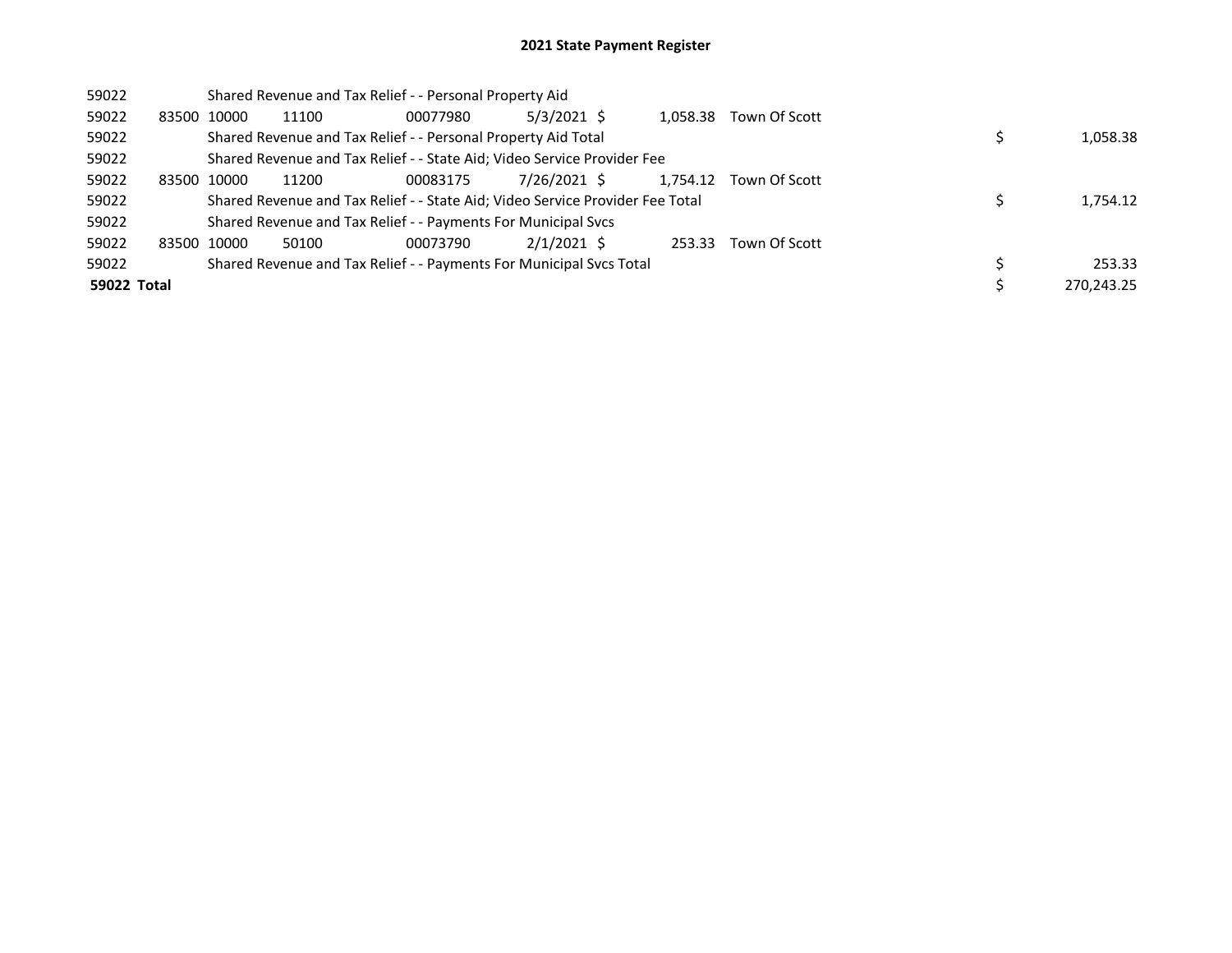## 2021 State Payment Register

| | | | | | | | | | |
|---|---|---|---|---|---|---|---|---|---|
| 59022 | | Shared Revenue and Tax Relief - - Personal Property Aid | | | | | | | |
| 59022 | 83500 | 10000 | 11100 | 00077980 | 5/3/2021 | $ 1,058.38 | Town Of Scott | | |
| 59022 | | Shared Revenue and Tax Relief - - Personal Property Aid Total | | | | | | $ | 1,058.38 |
| 59022 | | Shared Revenue and Tax Relief - - State Aid; Video Service Provider Fee | | | | | | | |
| 59022 | 83500 | 10000 | 11200 | 00083175 | 7/26/2021 | $ 1,754.12 | Town Of Scott | | |
| 59022 | | Shared Revenue and Tax Relief - - State Aid; Video Service Provider Fee Total | | | | | | $ | 1,754.12 |
| 59022 | | Shared Revenue and Tax Relief - - Payments For Municipal Svcs | | | | | | | |
| 59022 | 83500 | 10000 | 50100 | 00073790 | 2/1/2021 | $ 253.33 | Town Of Scott | | |
| 59022 | | Shared Revenue and Tax Relief - - Payments For Municipal Svcs Total | | | | | | $ | 253.33 |
| **59022 Total** | | | | | | | | $ | 270,243.25 |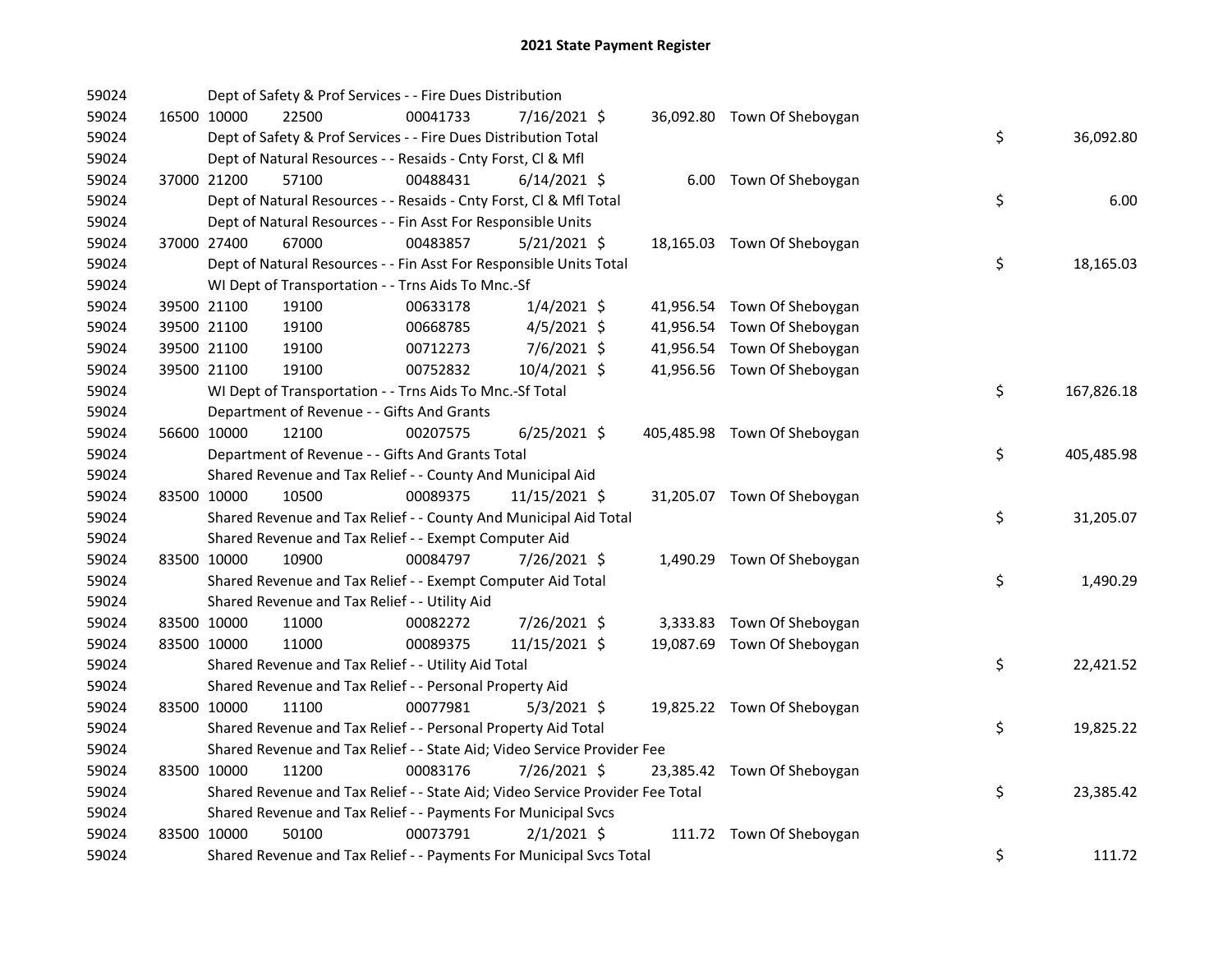# 2021 State Payment Register

| | | | | | | | | |
|---|---|---|---|---|---|---|---|---|
| 59024 | | Dept of Safety & Prof Services - - Fire Dues Distribution | | | | | | |
| 59024 | 16500 | 10000 | 22500 | 00041733 | 7/16/2021 | $ 36,092.80 | Town Of Sheboygan | |
| 59024 | | Dept of Safety & Prof Services - - Fire Dues Distribution Total | | | | | | $ 36,092.80 |
| 59024 | | Dept of Natural Resources - - Resaids - Cnty Forst, Cl & Mfl | | | | | | |
| 59024 | 37000 | 21200 | 57100 | 00488431 | 6/14/2021 | $ 6.00 | Town Of Sheboygan | |
| 59024 | | Dept of Natural Resources - - Resaids - Cnty Forst, Cl & Mfl Total | | | | | | $ 6.00 |
| 59024 | | Dept of Natural Resources - - Fin Asst For Responsible Units | | | | | | |
| 59024 | 37000 | 27400 | 67000 | 00483857 | 5/21/2021 | $ 18,165.03 | Town Of Sheboygan | |
| 59024 | | Dept of Natural Resources - - Fin Asst For Responsible Units Total | | | | | | $ 18,165.03 |
| 59024 | | WI Dept of Transportation - - Trns Aids To Mnc.-Sf | | | | | | |
| 59024 | 39500 | 21100 | 19100 | 00633178 | 1/4/2021 | $ 41,956.54 | Town Of Sheboygan | |
| 59024 | 39500 | 21100 | 19100 | 00668785 | 4/5/2021 | $ 41,956.54 | Town Of Sheboygan | |
| 59024 | 39500 | 21100 | 19100 | 00712273 | 7/6/2021 | $ 41,956.54 | Town Of Sheboygan | |
| 59024 | 39500 | 21100 | 19100 | 00752832 | 10/4/2021 | $ 41,956.56 | Town Of Sheboygan | |
| 59024 | | WI Dept of Transportation - - Trns Aids To Mnc.-Sf Total | | | | | | $ 167,826.18 |
| 59024 | | Department of Revenue - - Gifts And Grants | | | | | | |
| 59024 | 56600 | 10000 | 12100 | 00207575 | 6/25/2021 | $ 405,485.98 | Town Of Sheboygan | |
| 59024 | | Department of Revenue - - Gifts And Grants Total | | | | | | $ 405,485.98 |
| 59024 | | Shared Revenue and Tax Relief - - County And Municipal Aid | | | | | | |
| 59024 | 83500 | 10000 | 10500 | 00089375 | 11/15/2021 | $ 31,205.07 | Town Of Sheboygan | |
| 59024 | | Shared Revenue and Tax Relief - - County And Municipal Aid Total | | | | | | $ 31,205.07 |
| 59024 | | Shared Revenue and Tax Relief - - Exempt Computer Aid | | | | | | |
| 59024 | 83500 | 10000 | 10900 | 00084797 | 7/26/2021 | $ 1,490.29 | Town Of Sheboygan | |
| 59024 | | Shared Revenue and Tax Relief - - Exempt Computer Aid Total | | | | | | $ 1,490.29 |
| 59024 | | Shared Revenue and Tax Relief - - Utility Aid | | | | | | |
| 59024 | 83500 | 10000 | 11000 | 00082272 | 7/26/2021 | $ 3,333.83 | Town Of Sheboygan | |
| 59024 | 83500 | 10000 | 11000 | 00089375 | 11/15/2021 | $ 19,087.69 | Town Of Sheboygan | |
| 59024 | | Shared Revenue and Tax Relief - - Utility Aid Total | | | | | | $ 22,421.52 |
| 59024 | | Shared Revenue and Tax Relief - - Personal Property Aid | | | | | | |
| 59024 | 83500 | 10000 | 11100 | 00077981 | 5/3/2021 | $ 19,825.22 | Town Of Sheboygan | |
| 59024 | | Shared Revenue and Tax Relief - - Personal Property Aid Total | | | | | | $ 19,825.22 |
| 59024 | | Shared Revenue and Tax Relief - - State Aid; Video Service Provider Fee | | | | | | |
| 59024 | 83500 | 10000 | 11200 | 00083176 | 7/26/2021 | $ 23,385.42 | Town Of Sheboygan | |
| 59024 | | Shared Revenue and Tax Relief - - State Aid; Video Service Provider Fee Total | | | | | | $ 23,385.42 |
| 59024 | | Shared Revenue and Tax Relief - - Payments For Municipal Svcs | | | | | | |
| 59024 | 83500 | 10000 | 50100 | 00073791 | 2/1/2021 | $ 111.72 | Town Of Sheboygan | |
| 59024 | | Shared Revenue and Tax Relief - - Payments For Municipal Svcs Total | | | | | | $ 111.72 |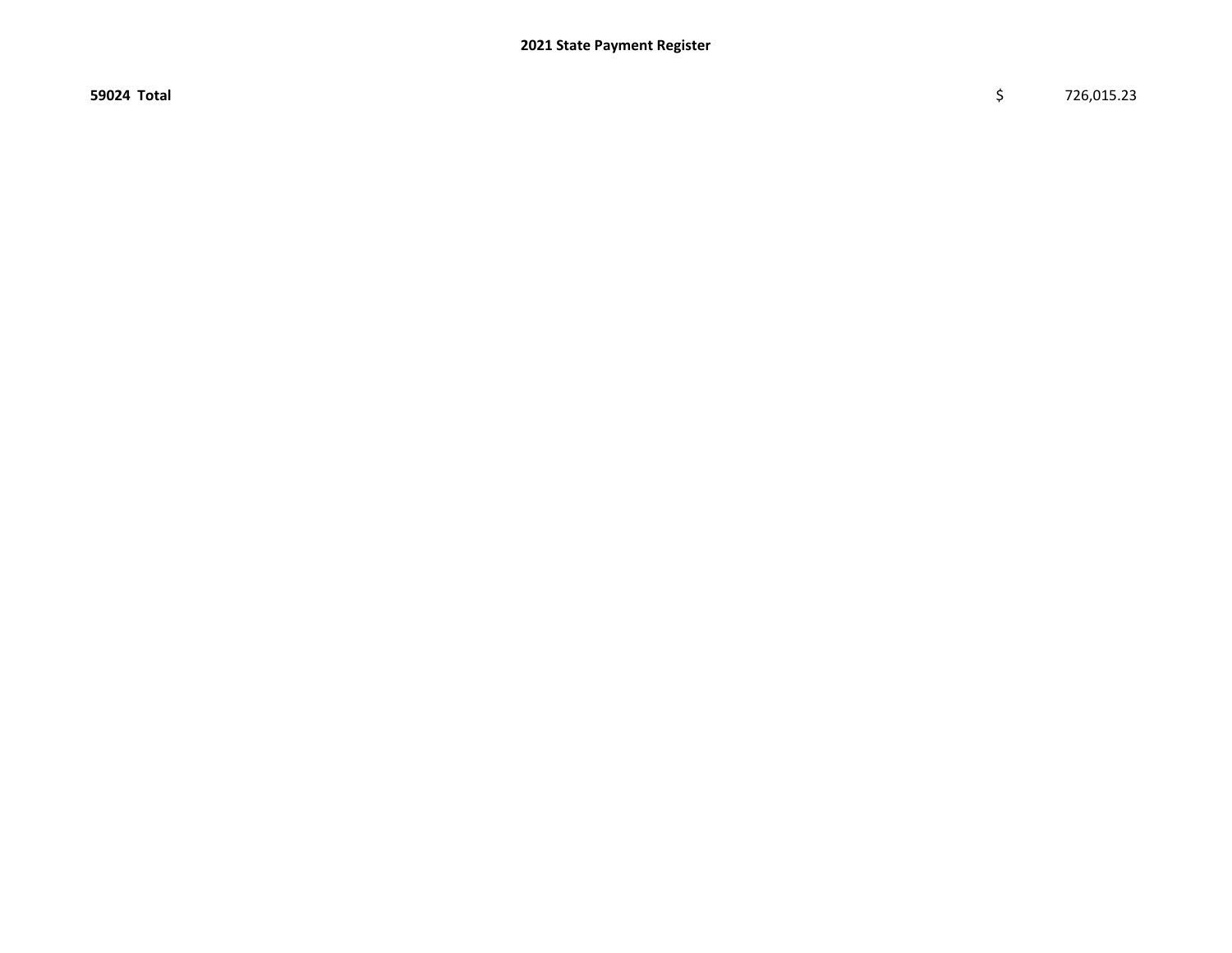# 2021 State Payment Register

| | | |
|---|---|---|
| **59024 Total** | $ | 726,015.23 |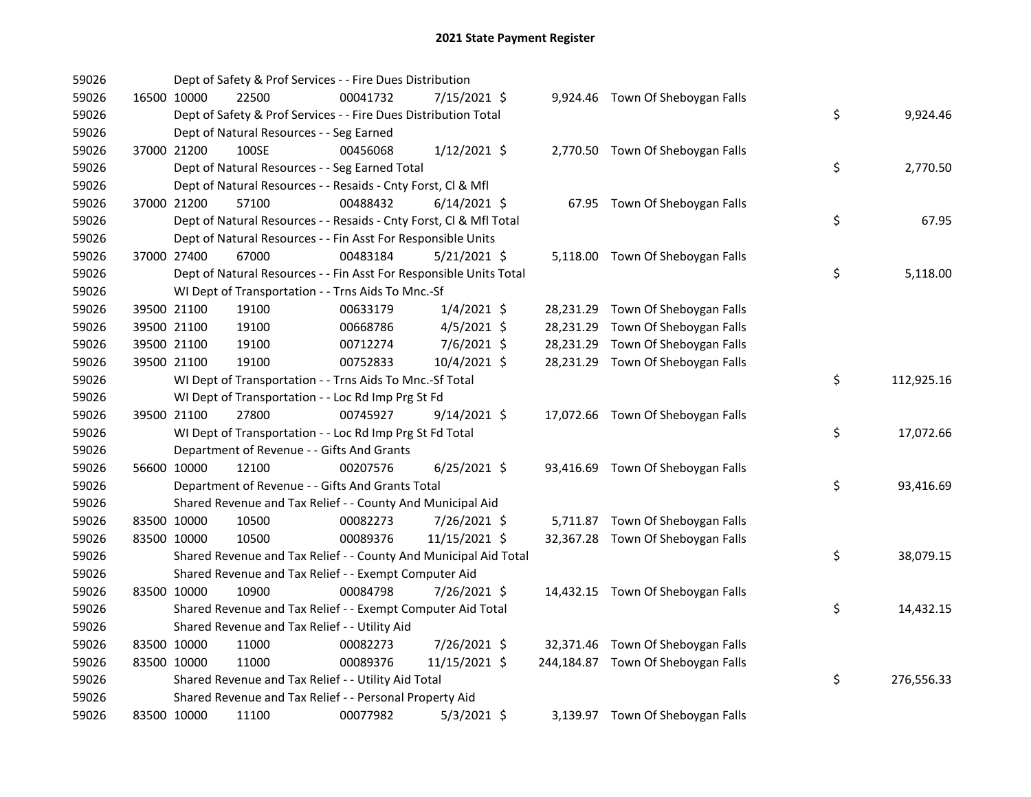# 2021 State Payment Register

| | | | | | | | | | |
|---|---|---|---|---|---|---|---|---|---|
| 59026 | | | Dept of Safety & Prof Services - - Fire Dues Distribution | | | | | | |
| 59026 | 16500 | 10000 | 22500 | 00041732 | 7/15/2021 | $ 9,924.46 | Town Of Sheboygan Falls | | |
| 59026 | | | Dept of Safety & Prof Services - - Fire Dues Distribution Total | | | | | $ | 9,924.46 |
| 59026 | | | Dept of Natural Resources - - Seg Earned | | | | | | |
| 59026 | 37000 | 21200 | 100SE | 00456068 | 1/12/2021 | $ 2,770.50 | Town Of Sheboygan Falls | | |
| 59026 | | | Dept of Natural Resources - - Seg Earned Total | | | | | $ | 2,770.50 |
| 59026 | | | Dept of Natural Resources - - Resaids - Cnty Forst, Cl & Mfl | | | | | | |
| 59026 | 37000 | 21200 | 57100 | 00488432 | 6/14/2021 | $ 67.95 | Town Of Sheboygan Falls | | |
| 59026 | | | Dept of Natural Resources - - Resaids - Cnty Forst, Cl & Mfl Total | | | | | $ | 67.95 |
| 59026 | | | Dept of Natural Resources - - Fin Asst For Responsible Units | | | | | | |
| 59026 | 37000 | 27400 | 67000 | 00483184 | 5/21/2021 | $ 5,118.00 | Town Of Sheboygan Falls | | |
| 59026 | | | Dept of Natural Resources - - Fin Asst For Responsible Units Total | | | | | $ | 5,118.00 |
| 59026 | | | WI Dept of Transportation - - Trns Aids To Mnc.-Sf | | | | | | |
| 59026 | 39500 | 21100 | 19100 | 00633179 | 1/4/2021 | $ 28,231.29 | Town Of Sheboygan Falls | | |
| 59026 | 39500 | 21100 | 19100 | 00668786 | 4/5/2021 | $ 28,231.29 | Town Of Sheboygan Falls | | |
| 59026 | 39500 | 21100 | 19100 | 00712274 | 7/6/2021 | $ 28,231.29 | Town Of Sheboygan Falls | | |
| 59026 | 39500 | 21100 | 19100 | 00752833 | 10/4/2021 | $ 28,231.29 | Town Of Sheboygan Falls | | |
| 59026 | | | WI Dept of Transportation - - Trns Aids To Mnc.-Sf Total | | | | | $ | 112,925.16 |
| 59026 | | | WI Dept of Transportation - - Loc Rd Imp Prg St Fd | | | | | | |
| 59026 | 39500 | 21100 | 27800 | 00745927 | 9/14/2021 | $ 17,072.66 | Town Of Sheboygan Falls | | |
| 59026 | | | WI Dept of Transportation - - Loc Rd Imp Prg St Fd Total | | | | | $ | 17,072.66 |
| 59026 | | | Department of Revenue - - Gifts And Grants | | | | | | |
| 59026 | 56600 | 10000 | 12100 | 00207576 | 6/25/2021 | $ 93,416.69 | Town Of Sheboygan Falls | | |
| 59026 | | | Department of Revenue - - Gifts And Grants Total | | | | | $ | 93,416.69 |
| 59026 | | | Shared Revenue and Tax Relief - - County And Municipal Aid | | | | | | |
| 59026 | 83500 | 10000 | 10500 | 00082273 | 7/26/2021 | $ 5,711.87 | Town Of Sheboygan Falls | | |
| 59026 | 83500 | 10000 | 10500 | 00089376 | 11/15/2021 | $ 32,367.28 | Town Of Sheboygan Falls | | |
| 59026 | | | Shared Revenue and Tax Relief - - County And Municipal Aid Total | | | | | $ | 38,079.15 |
| 59026 | | | Shared Revenue and Tax Relief - - Exempt Computer Aid | | | | | | |
| 59026 | 83500 | 10000 | 10900 | 00084798 | 7/26/2021 | $ 14,432.15 | Town Of Sheboygan Falls | | |
| 59026 | | | Shared Revenue and Tax Relief - - Exempt Computer Aid Total | | | | | $ | 14,432.15 |
| 59026 | | | Shared Revenue and Tax Relief - - Utility Aid | | | | | | |
| 59026 | 83500 | 10000 | 11000 | 00082273 | 7/26/2021 | $ 32,371.46 | Town Of Sheboygan Falls | | |
| 59026 | 83500 | 10000 | 11000 | 00089376 | 11/15/2021 | $ 244,184.87 | Town Of Sheboygan Falls | | |
| 59026 | | | Shared Revenue and Tax Relief - - Utility Aid Total | | | | | $ | 276,556.33 |
| 59026 | | | Shared Revenue and Tax Relief - - Personal Property Aid | | | | | | |
| 59026 | 83500 | 10000 | 11100 | 00077982 | 5/3/2021 | $ 3,139.97 | Town Of Sheboygan Falls | | |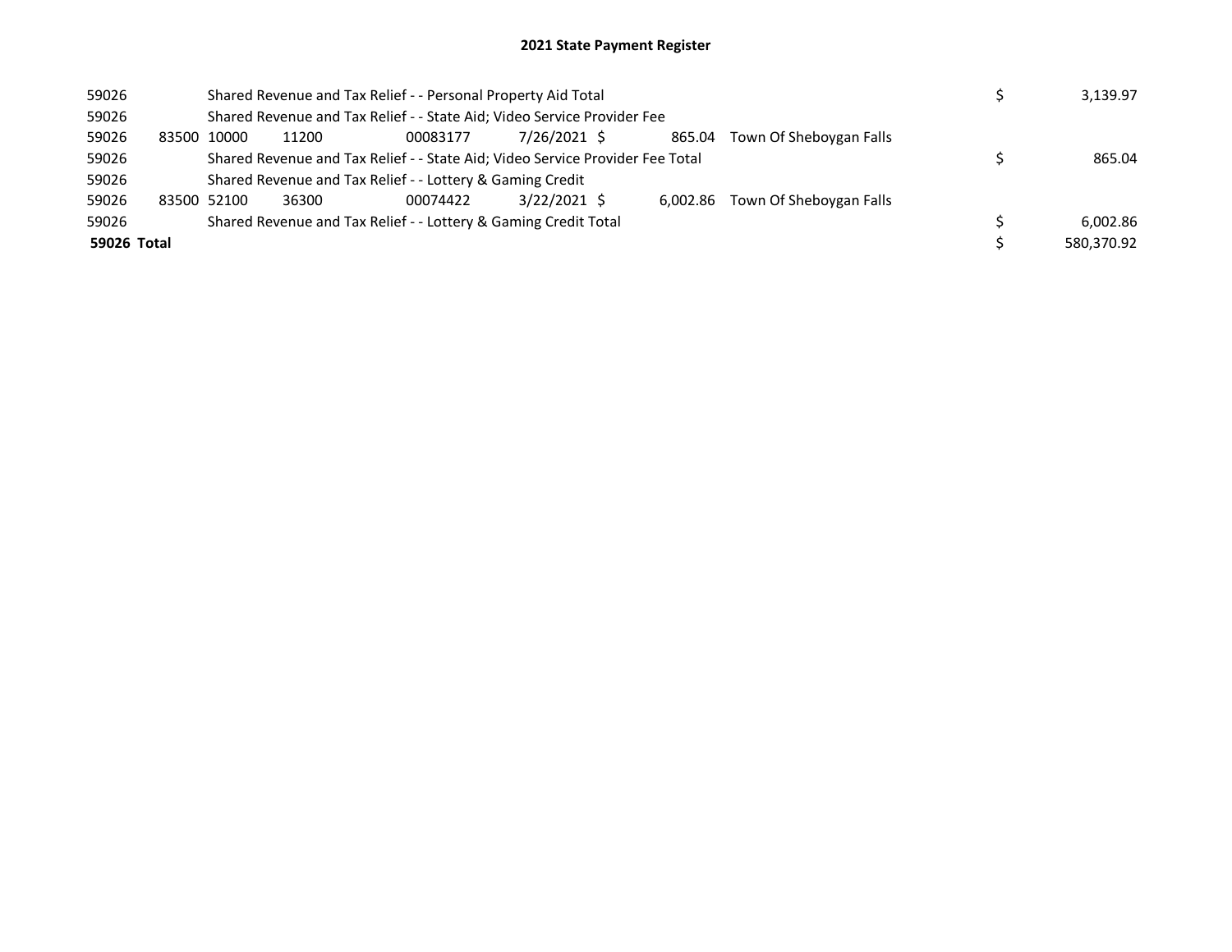# 2021 State Payment Register

| | | | | | | | | | |
|---|---|---|---|---|---|---|---|---|---|
| 59026 | | Shared Revenue and Tax Relief - - Personal Property Aid Total | | | | | | $ | 3,139.97 |
| 59026 | | Shared Revenue and Tax Relief - - State Aid; Video Service Provider Fee | | | | | | | |
| 59026 | 83500 | 10000 | 11200 | 00083177 | 7/26/2021 | $ 865.04 | Town Of Sheboygan Falls | | |
| 59026 | | Shared Revenue and Tax Relief - - State Aid; Video Service Provider Fee Total | | | | | | $ | 865.04 |
| 59026 | | Shared Revenue and Tax Relief - - Lottery & Gaming Credit | | | | | | | |
| 59026 | 83500 | 52100 | 36300 | 00074422 | 3/22/2021 | $ 6,002.86 | Town Of Sheboygan Falls | | |
| 59026 | | Shared Revenue and Tax Relief - - Lottery & Gaming Credit Total | | | | | | $ | 6,002.86 |
| **59026 Total** | | | | | | | | $ | 580,370.92 |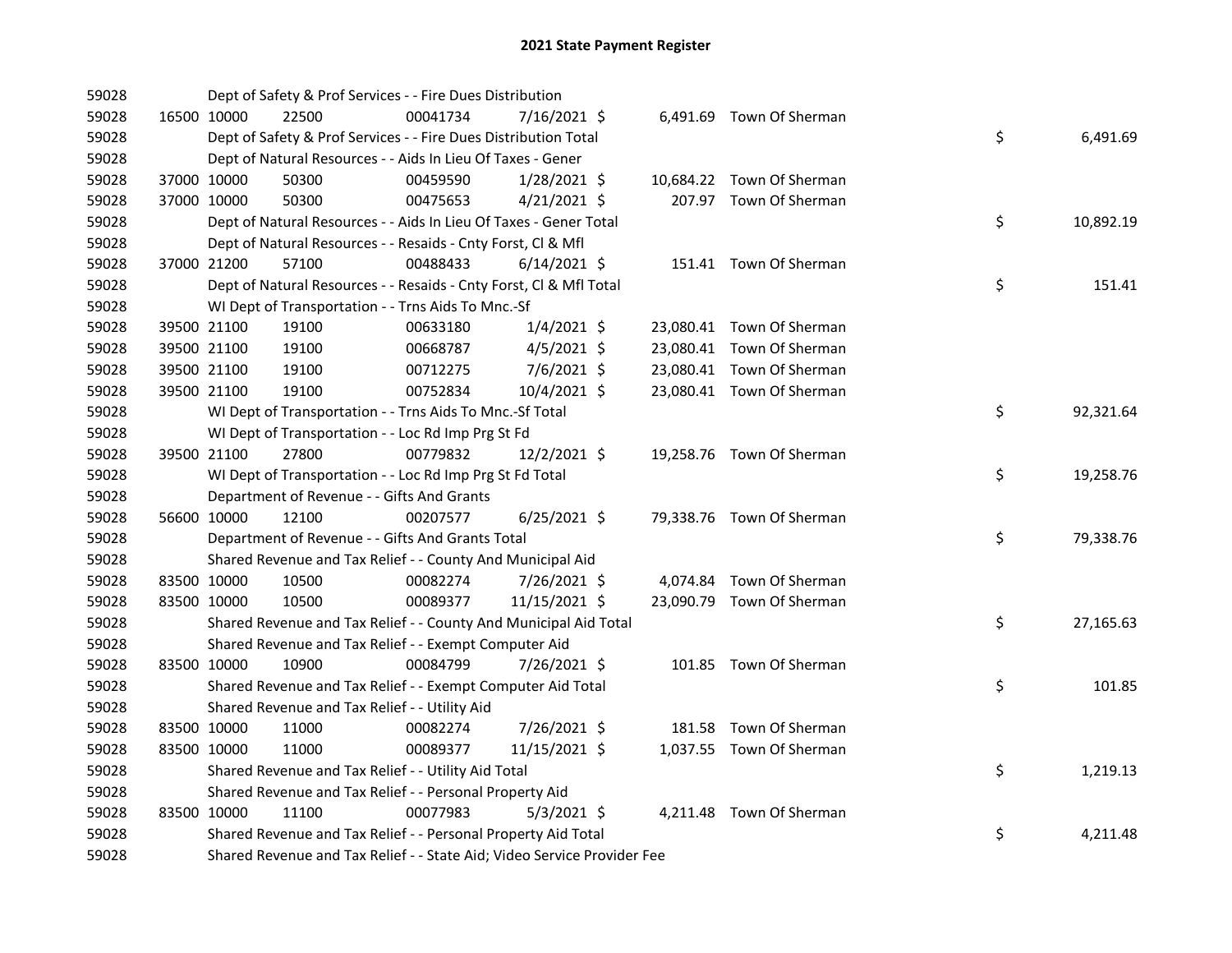# 2021 State Payment Register

| | | | | | | | | | |
|---|---|---|---|---|---|---|---|---|---|
| 59028 | | | Dept of Safety & Prof Services - - Fire Dues Distribution | | | | | | |
| 59028 | 16500 | 10000 | 22500 | 00041734 | 7/16/2021 | $ 6,491.69 | Town Of Sherman | | |
| 59028 | | | Dept of Safety & Prof Services - - Fire Dues Distribution Total | | | | | $ | 6,491.69 |
| 59028 | | | Dept of Natural Resources - - Aids In Lieu Of Taxes - Gener | | | | | | |
| 59028 | 37000 | 10000 | 50300 | 00459590 | 1/28/2021 | $ 10,684.22 | Town Of Sherman | | |
| 59028 | 37000 | 10000 | 50300 | 00475653 | 4/21/2021 | $ 207.97 | Town Of Sherman | | |
| 59028 | | | Dept of Natural Resources - - Aids In Lieu Of Taxes - Gener Total | | | | | $ | 10,892.19 |
| 59028 | | | Dept of Natural Resources - - Resaids - Cnty Forst, Cl & Mfl | | | | | | |
| 59028 | 37000 | 21200 | 57100 | 00488433 | 6/14/2021 | $ 151.41 | Town Of Sherman | | |
| 59028 | | | Dept of Natural Resources - - Resaids - Cnty Forst, Cl & Mfl Total | | | | | $ | 151.41 |
| 59028 | | | WI Dept of Transportation - - Trns Aids To Mnc.-Sf | | | | | | |
| 59028 | 39500 | 21100 | 19100 | 00633180 | 1/4/2021 | $ 23,080.41 | Town Of Sherman | | |
| 59028 | 39500 | 21100 | 19100 | 00668787 | 4/5/2021 | $ 23,080.41 | Town Of Sherman | | |
| 59028 | 39500 | 21100 | 19100 | 00712275 | 7/6/2021 | $ 23,080.41 | Town Of Sherman | | |
| 59028 | 39500 | 21100 | 19100 | 00752834 | 10/4/2021 | $ 23,080.41 | Town Of Sherman | | |
| 59028 | | | WI Dept of Transportation - - Trns Aids To Mnc.-Sf Total | | | | | $ | 92,321.64 |
| 59028 | | | WI Dept of Transportation - - Loc Rd Imp Prg St Fd | | | | | | |
| 59028 | 39500 | 21100 | 27800 | 00779832 | 12/2/2021 | $ 19,258.76 | Town Of Sherman | | |
| 59028 | | | WI Dept of Transportation - - Loc Rd Imp Prg St Fd Total | | | | | $ | 19,258.76 |
| 59028 | | | Department of Revenue - - Gifts And Grants | | | | | | |
| 59028 | 56600 | 10000 | 12100 | 00207577 | 6/25/2021 | $ 79,338.76 | Town Of Sherman | | |
| 59028 | | | Department of Revenue - - Gifts And Grants Total | | | | | $ | 79,338.76 |
| 59028 | | | Shared Revenue and Tax Relief - - County And Municipal Aid | | | | | | |
| 59028 | 83500 | 10000 | 10500 | 00082274 | 7/26/2021 | $ 4,074.84 | Town Of Sherman | | |
| 59028 | 83500 | 10000 | 10500 | 00089377 | 11/15/2021 | $ 23,090.79 | Town Of Sherman | | |
| 59028 | | | Shared Revenue and Tax Relief - - County And Municipal Aid Total | | | | | $ | 27,165.63 |
| 59028 | | | Shared Revenue and Tax Relief - - Exempt Computer Aid | | | | | | |
| 59028 | 83500 | 10000 | 10900 | 00084799 | 7/26/2021 | $ 101.85 | Town Of Sherman | | |
| 59028 | | | Shared Revenue and Tax Relief - - Exempt Computer Aid Total | | | | | $ | 101.85 |
| 59028 | | | Shared Revenue and Tax Relief - - Utility Aid | | | | | | |
| 59028 | 83500 | 10000 | 11000 | 00082274 | 7/26/2021 | $ 181.58 | Town Of Sherman | | |
| 59028 | 83500 | 10000 | 11000 | 00089377 | 11/15/2021 | $ 1,037.55 | Town Of Sherman | | |
| 59028 | | | Shared Revenue and Tax Relief - - Utility Aid Total | | | | | $ | 1,219.13 |
| 59028 | | | Shared Revenue and Tax Relief - - Personal Property Aid | | | | | | |
| 59028 | 83500 | 10000 | 11100 | 00077983 | 5/3/2021 | $ 4,211.48 | Town Of Sherman | | |
| 59028 | | | Shared Revenue and Tax Relief - - Personal Property Aid Total | | | | | $ | 4,211.48 |
| 59028 | | | Shared Revenue and Tax Relief - - State Aid; Video Service Provider Fee | | | | | | |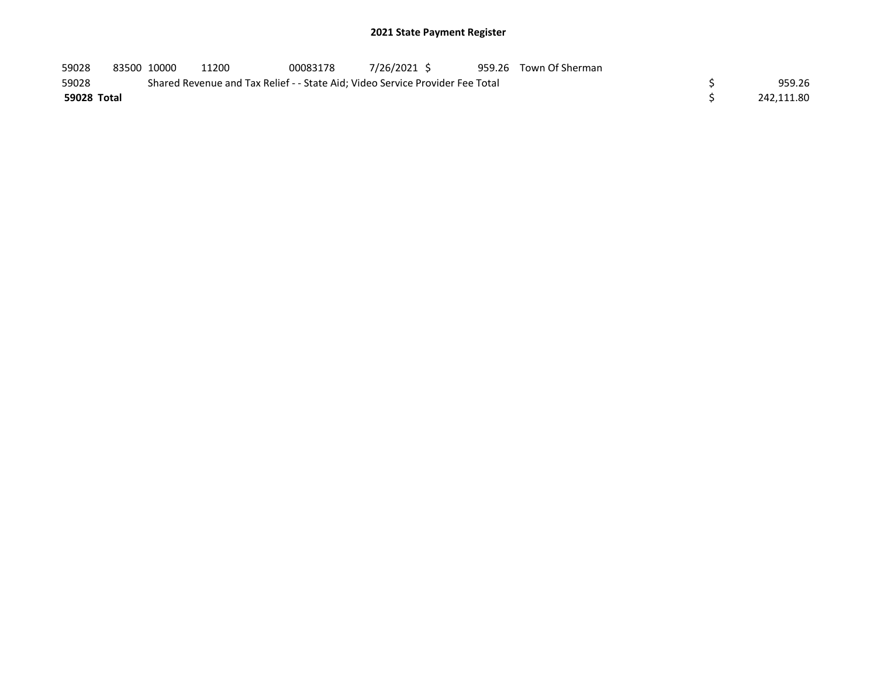## 2021 State Payment Register

| | | | | | | | | | |
|---|---|---|---|---|---|---|---|---|---|
| 59028 | 83500 | 10000 | 11200 | 00083178 | 7/26/2021 | $ 959.26 | Town Of Sherman | | |
| 59028 | | Shared Revenue and Tax Relief - - State Aid; Video Service Provider Fee Total | | | | | | $ | 959.26 |
| **59028 Total** | | | | | | | | $ | 242,111.80 |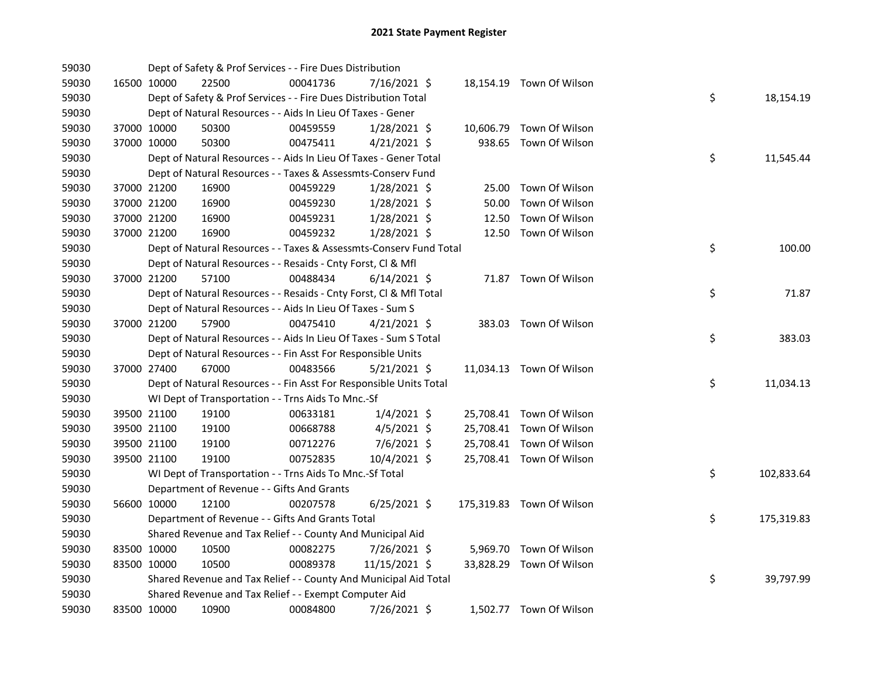# 2021 State Payment Register

| | | | | | | | | | |
|---|---|---|---|---|---|---|---|---|---|
| 59030 | | | Dept of Safety & Prof Services - - Fire Dues Distribution | | | | | | |
| 59030 | 16500 | 10000 | 22500 | 00041736 | 7/16/2021 $ | 18,154.19 | Town Of Wilson | | |
| 59030 | | | Dept of Safety & Prof Services - - Fire Dues Distribution Total | | | | | $ | 18,154.19 |
| 59030 | | | Dept of Natural Resources - - Aids In Lieu Of Taxes - Gener | | | | | | |
| 59030 | 37000 | 10000 | 50300 | 00459559 | 1/28/2021 $ | 10,606.79 | Town Of Wilson | | |
| 59030 | 37000 | 10000 | 50300 | 00475411 | 4/21/2021 $ | 938.65 | Town Of Wilson | | |
| 59030 | | | Dept of Natural Resources - - Aids In Lieu Of Taxes - Gener Total | | | | | $ | 11,545.44 |
| 59030 | | | Dept of Natural Resources - - Taxes & Assessmts-Conserv Fund | | | | | | |
| 59030 | 37000 | 21200 | 16900 | 00459229 | 1/28/2021 $ | 25.00 | Town Of Wilson | | |
| 59030 | 37000 | 21200 | 16900 | 00459230 | 1/28/2021 $ | 50.00 | Town Of Wilson | | |
| 59030 | 37000 | 21200 | 16900 | 00459231 | 1/28/2021 $ | 12.50 | Town Of Wilson | | |
| 59030 | 37000 | 21200 | 16900 | 00459232 | 1/28/2021 $ | 12.50 | Town Of Wilson | | |
| 59030 | | | Dept of Natural Resources - - Taxes & Assessmts-Conserv Fund Total | | | | | $ | 100.00 |
| 59030 | | | Dept of Natural Resources - - Resaids - Cnty Forst, Cl & Mfl | | | | | | |
| 59030 | 37000 | 21200 | 57100 | 00488434 | 6/14/2021 $ | 71.87 | Town Of Wilson | | |
| 59030 | | | Dept of Natural Resources - - Resaids - Cnty Forst, Cl & Mfl Total | | | | | $ | 71.87 |
| 59030 | | | Dept of Natural Resources - - Aids In Lieu Of Taxes - Sum S | | | | | | |
| 59030 | 37000 | 21200 | 57900 | 00475410 | 4/21/2021 $ | 383.03 | Town Of Wilson | | |
| 59030 | | | Dept of Natural Resources - - Aids In Lieu Of Taxes - Sum S Total | | | | | $ | 383.03 |
| 59030 | | | Dept of Natural Resources - - Fin Asst For Responsible Units | | | | | | |
| 59030 | 37000 | 27400 | 67000 | 00483566 | 5/21/2021 $ | 11,034.13 | Town Of Wilson | | |
| 59030 | | | Dept of Natural Resources - - Fin Asst For Responsible Units Total | | | | | $ | 11,034.13 |
| 59030 | | | WI Dept of Transportation - - Trns Aids To Mnc.-Sf | | | | | | |
| 59030 | 39500 | 21100 | 19100 | 00633181 | 1/4/2021 $ | 25,708.41 | Town Of Wilson | | |
| 59030 | 39500 | 21100 | 19100 | 00668788 | 4/5/2021 $ | 25,708.41 | Town Of Wilson | | |
| 59030 | 39500 | 21100 | 19100 | 00712276 | 7/6/2021 $ | 25,708.41 | Town Of Wilson | | |
| 59030 | 39500 | 21100 | 19100 | 00752835 | 10/4/2021 $ | 25,708.41 | Town Of Wilson | | |
| 59030 | | | WI Dept of Transportation - - Trns Aids To Mnc.-Sf Total | | | | | $ | 102,833.64 |
| 59030 | | | Department of Revenue - - Gifts And Grants | | | | | | |
| 59030 | 56600 | 10000 | 12100 | 00207578 | 6/25/2021 $ | 175,319.83 | Town Of Wilson | | |
| 59030 | | | Department of Revenue - - Gifts And Grants Total | | | | | $ | 175,319.83 |
| 59030 | | | Shared Revenue and Tax Relief - - County And Municipal Aid | | | | | | |
| 59030 | 83500 | 10000 | 10500 | 00082275 | 7/26/2021 $ | 5,969.70 | Town Of Wilson | | |
| 59030 | 83500 | 10000 | 10500 | 00089378 | 11/15/2021 $ | 33,828.29 | Town Of Wilson | | |
| 59030 | | | Shared Revenue and Tax Relief - - County And Municipal Aid Total | | | | | $ | 39,797.99 |
| 59030 | | | Shared Revenue and Tax Relief - - Exempt Computer Aid | | | | | | |
| 59030 | 83500 | 10000 | 10900 | 00084800 | 7/26/2021 $ | 1,502.77 | Town Of Wilson | | |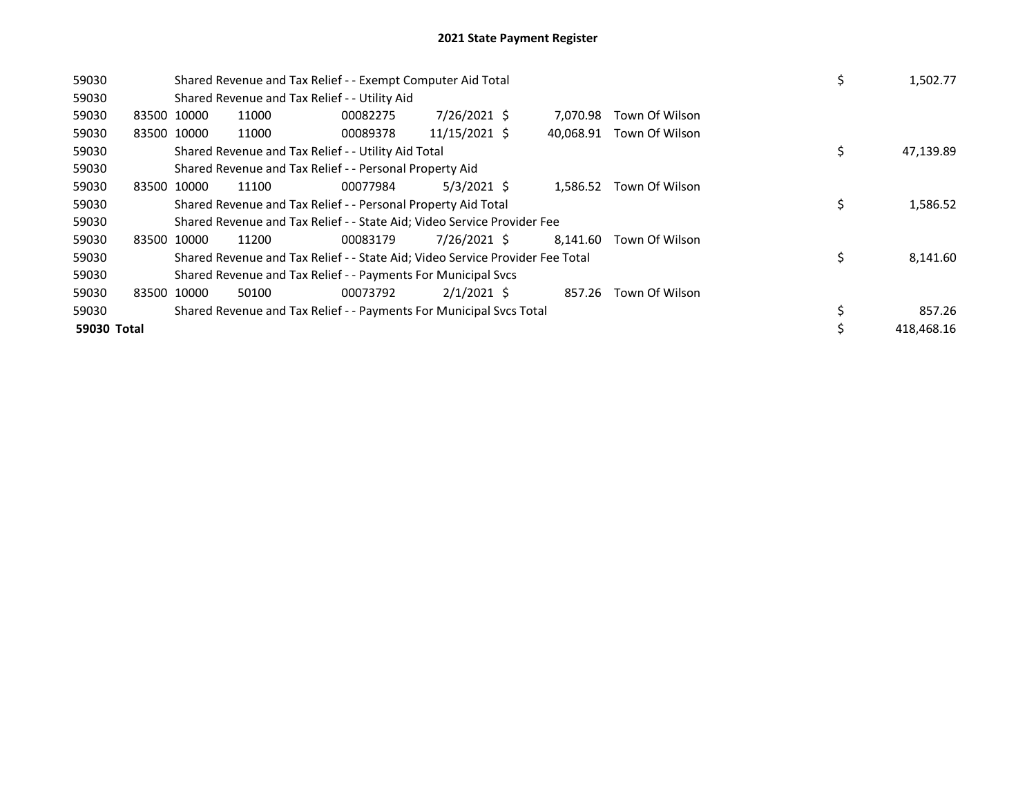# 2021 State Payment Register

| | | | | | | | | | |
|---|---|---|---|---|---|---|---|---|---|
| 59030 | | Shared Revenue and Tax Relief - - Exempt Computer Aid Total | | | | | | $ | 1,502.77 |
| 59030 | | Shared Revenue and Tax Relief - - Utility Aid | | | | | | | |
| 59030 | 83500 | 10000 | 11000 | 00082275 | 7/26/2021 | $ 7,070.98 | Town Of Wilson | | |
| 59030 | 83500 | 10000 | 11000 | 00089378 | 11/15/2021 | $ 40,068.91 | Town Of Wilson | | |
| 59030 | | Shared Revenue and Tax Relief - - Utility Aid Total | | | | | | $ | 47,139.89 |
| 59030 | | Shared Revenue and Tax Relief - - Personal Property Aid | | | | | | | |
| 59030 | 83500 | 10000 | 11100 | 00077984 | 5/3/2021 | $ 1,586.52 | Town Of Wilson | | |
| 59030 | | Shared Revenue and Tax Relief - - Personal Property Aid Total | | | | | | $ | 1,586.52 |
| 59030 | | Shared Revenue and Tax Relief - - State Aid; Video Service Provider Fee | | | | | | | |
| 59030 | 83500 | 10000 | 11200 | 00083179 | 7/26/2021 | $ 8,141.60 | Town Of Wilson | | |
| 59030 | | Shared Revenue and Tax Relief - - State Aid; Video Service Provider Fee Total | | | | | | $ | 8,141.60 |
| 59030 | | Shared Revenue and Tax Relief - - Payments For Municipal Svcs | | | | | | | |
| 59030 | 83500 | 10000 | 50100 | 00073792 | 2/1/2021 | $ 857.26 | Town Of Wilson | | |
| 59030 | | Shared Revenue and Tax Relief - - Payments For Municipal Svcs Total | | | | | | $ | 857.26 |
| **59030 Total** | | | | | | | | $ | 418,468.16 |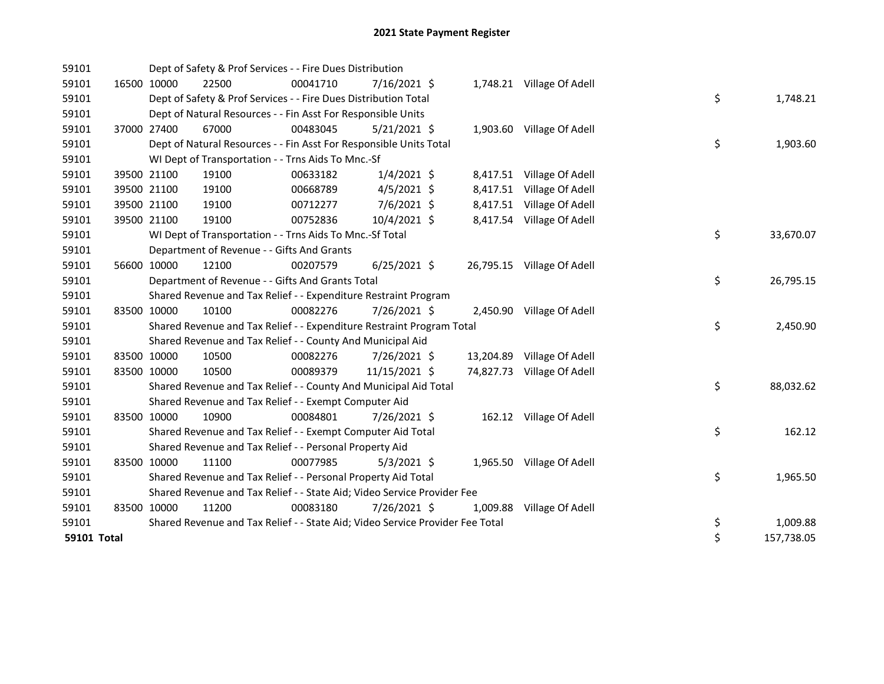# 2021 State Payment Register

| | | | | | | | | | |
|---|---|---|---|---|---|---|---|---|---|
| 59101 | | | Dept of Safety & Prof Services - - Fire Dues Distribution | | | | | | |
| 59101 | 16500 | 10000 | 22500 | 00041710 | 7/16/2021 | $ 1,748.21 | Village Of Adell | | |
| 59101 | | | Dept of Safety & Prof Services - - Fire Dues Distribution Total | | | | | $ | 1,748.21 |
| 59101 | | | Dept of Natural Resources - - Fin Asst For Responsible Units | | | | | | |
| 59101 | 37000 | 27400 | 67000 | 00483045 | 5/21/2021 | $ 1,903.60 | Village Of Adell | | |
| 59101 | | | Dept of Natural Resources - - Fin Asst For Responsible Units Total | | | | | $ | 1,903.60 |
| 59101 | | | WI Dept of Transportation - - Trns Aids To Mnc.-Sf | | | | | | |
| 59101 | 39500 | 21100 | 19100 | 00633182 | 1/4/2021 | $ 8,417.51 | Village Of Adell | | |
| 59101 | 39500 | 21100 | 19100 | 00668789 | 4/5/2021 | $ 8,417.51 | Village Of Adell | | |
| 59101 | 39500 | 21100 | 19100 | 00712277 | 7/6/2021 | $ 8,417.51 | Village Of Adell | | |
| 59101 | 39500 | 21100 | 19100 | 00752836 | 10/4/2021 | $ 8,417.54 | Village Of Adell | | |
| 59101 | | | WI Dept of Transportation - - Trns Aids To Mnc.-Sf Total | | | | | $ | 33,670.07 |
| 59101 | | | Department of Revenue - - Gifts And Grants | | | | | | |
| 59101 | 56600 | 10000 | 12100 | 00207579 | 6/25/2021 | $ 26,795.15 | Village Of Adell | | |
| 59101 | | | Department of Revenue - - Gifts And Grants Total | | | | | $ | 26,795.15 |
| 59101 | | | Shared Revenue and Tax Relief - - Expenditure Restraint Program | | | | | | |
| 59101 | 83500 | 10000 | 10100 | 00082276 | 7/26/2021 | $ 2,450.90 | Village Of Adell | | |
| 59101 | | | Shared Revenue and Tax Relief - - Expenditure Restraint Program Total | | | | | $ | 2,450.90 |
| 59101 | | | Shared Revenue and Tax Relief - - County And Municipal Aid | | | | | | |
| 59101 | 83500 | 10000 | 10500 | 00082276 | 7/26/2021 | $ 13,204.89 | Village Of Adell | | |
| 59101 | 83500 | 10000 | 10500 | 00089379 | 11/15/2021 | $ 74,827.73 | Village Of Adell | | |
| 59101 | | | Shared Revenue and Tax Relief - - County And Municipal Aid Total | | | | | $ | 88,032.62 |
| 59101 | | | Shared Revenue and Tax Relief - - Exempt Computer Aid | | | | | | |
| 59101 | 83500 | 10000 | 10900 | 00084801 | 7/26/2021 | $ 162.12 | Village Of Adell | | |
| 59101 | | | Shared Revenue and Tax Relief - - Exempt Computer Aid Total | | | | | $ | 162.12 |
| 59101 | | | Shared Revenue and Tax Relief - - Personal Property Aid | | | | | | |
| 59101 | 83500 | 10000 | 11100 | 00077985 | 5/3/2021 | $ 1,965.50 | Village Of Adell | | |
| 59101 | | | Shared Revenue and Tax Relief - - Personal Property Aid Total | | | | | $ | 1,965.50 |
| 59101 | | | Shared Revenue and Tax Relief - - State Aid; Video Service Provider Fee | | | | | | |
| 59101 | 83500 | 10000 | 11200 | 00083180 | 7/26/2021 | $ 1,009.88 | Village Of Adell | | |
| 59101 | | | Shared Revenue and Tax Relief - - State Aid; Video Service Provider Fee Total | | | | | $ | 1,009.88 |
| **59101 Total** | | | | | | | | $ | 157,738.05 |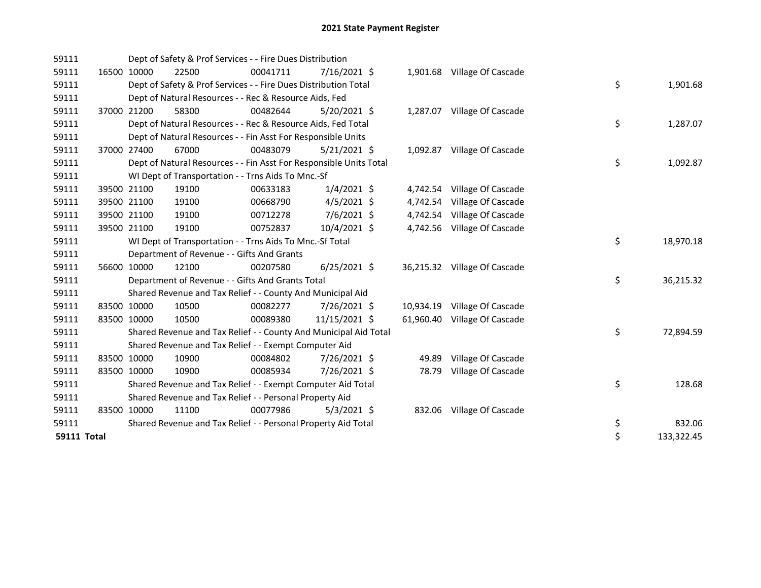# 2021 State Payment Register

| | | | | | | | | | |
|---|---|---|---|---|---|---|---|---|---|
| 59111 | | | Dept of Safety & Prof Services - - Fire Dues Distribution | | | | | | |
| 59111 | 16500 | 10000 | 22500 | 00041711 | 7/16/2021 $ | 1,901.68 | Village Of Cascade | | |
| 59111 | | | Dept of Safety & Prof Services - - Fire Dues Distribution Total | | | | | $ | 1,901.68 |
| 59111 | | | Dept of Natural Resources - - Rec & Resource Aids, Fed | | | | | | |
| 59111 | 37000 | 21200 | 58300 | 00482644 | 5/20/2021 $ | 1,287.07 | Village Of Cascade | | |
| 59111 | | | Dept of Natural Resources - - Rec & Resource Aids, Fed Total | | | | | $ | 1,287.07 |
| 59111 | | | Dept of Natural Resources - - Fin Asst For Responsible Units | | | | | | |
| 59111 | 37000 | 27400 | 67000 | 00483079 | 5/21/2021 $ | 1,092.87 | Village Of Cascade | | |
| 59111 | | | Dept of Natural Resources - - Fin Asst For Responsible Units Total | | | | | $ | 1,092.87 |
| 59111 | | | WI Dept of Transportation - - Trns Aids To Mnc.-Sf | | | | | | |
| 59111 | 39500 | 21100 | 19100 | 00633183 | 1/4/2021 $ | 4,742.54 | Village Of Cascade | | |
| 59111 | 39500 | 21100 | 19100 | 00668790 | 4/5/2021 $ | 4,742.54 | Village Of Cascade | | |
| 59111 | 39500 | 21100 | 19100 | 00712278 | 7/6/2021 $ | 4,742.54 | Village Of Cascade | | |
| 59111 | 39500 | 21100 | 19100 | 00752837 | 10/4/2021 $ | 4,742.56 | Village Of Cascade | | |
| 59111 | | | WI Dept of Transportation - - Trns Aids To Mnc.-Sf Total | | | | | $ | 18,970.18 |
| 59111 | | | Department of Revenue - - Gifts And Grants | | | | | | |
| 59111 | 56600 | 10000 | 12100 | 00207580 | 6/25/2021 $ | 36,215.32 | Village Of Cascade | | |
| 59111 | | | Department of Revenue - - Gifts And Grants Total | | | | | $ | 36,215.32 |
| 59111 | | | Shared Revenue and Tax Relief - - County And Municipal Aid | | | | | | |
| 59111 | 83500 | 10000 | 10500 | 00082277 | 7/26/2021 $ | 10,934.19 | Village Of Cascade | | |
| 59111 | 83500 | 10000 | 10500 | 00089380 | 11/15/2021 $ | 61,960.40 | Village Of Cascade | | |
| 59111 | | | Shared Revenue and Tax Relief - - County And Municipal Aid Total | | | | | $ | 72,894.59 |
| 59111 | | | Shared Revenue and Tax Relief - - Exempt Computer Aid | | | | | | |
| 59111 | 83500 | 10000 | 10900 | 00084802 | 7/26/2021 $ | 49.89 | Village Of Cascade | | |
| 59111 | 83500 | 10000 | 10900 | 00085934 | 7/26/2021 $ | 78.79 | Village Of Cascade | | |
| 59111 | | | Shared Revenue and Tax Relief - - Exempt Computer Aid Total | | | | | $ | 128.68 |
| 59111 | | | Shared Revenue and Tax Relief - - Personal Property Aid | | | | | | |
| 59111 | 83500 | 10000 | 11100 | 00077986 | 5/3/2021 $ | 832.06 | Village Of Cascade | | |
| 59111 | | | Shared Revenue and Tax Relief - - Personal Property Aid Total | | | | | $ | 832.06 |
| **59111 Total** | | | | | | | | $ | 133,322.45 |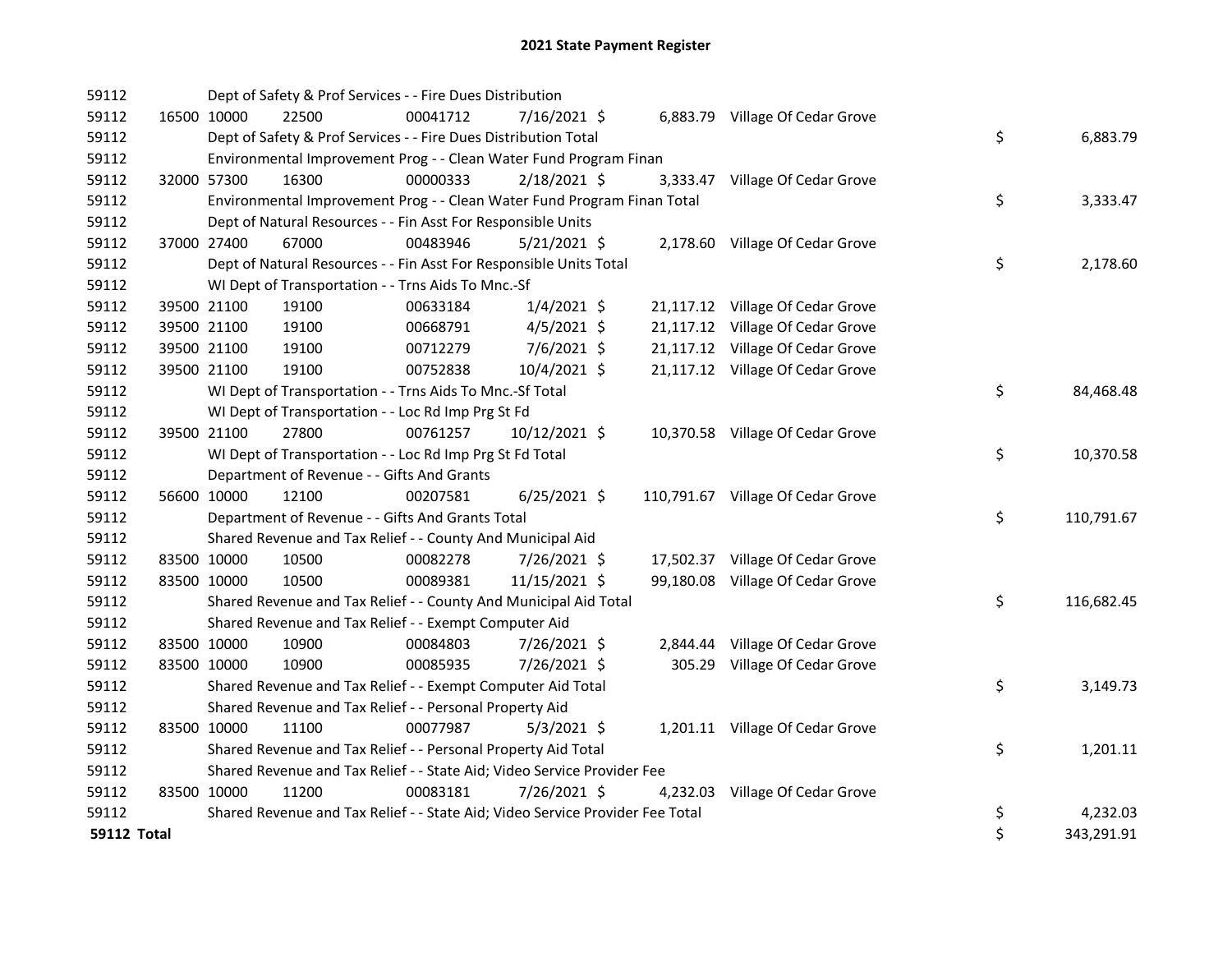# 2021 State Payment Register

| | | | | | | | | | |
|---|---|---|---|---|---|---|---|---|---|
| 59112 | | | Dept of Safety & Prof Services - - Fire Dues Distribution | | | | | | |
| 59112 | 16500 | 10000 | 22500 | 00041712 | 7/16/2021 | $ 6,883.79 | Village Of Cedar Grove | | |
| 59112 | | | Dept of Safety & Prof Services - - Fire Dues Distribution Total | | | | | $ | 6,883.79 |
| 59112 | | | Environmental Improvement Prog - - Clean Water Fund Program Finan | | | | | | |
| 59112 | 32000 | 57300 | 16300 | 00000333 | 2/18/2021 | $ 3,333.47 | Village Of Cedar Grove | | |
| 59112 | | | Environmental Improvement Prog - - Clean Water Fund Program Finan Total | | | | | $ | 3,333.47 |
| 59112 | | | Dept of Natural Resources - - Fin Asst For Responsible Units | | | | | | |
| 59112 | 37000 | 27400 | 67000 | 00483946 | 5/21/2021 | $ 2,178.60 | Village Of Cedar Grove | | |
| 59112 | | | Dept of Natural Resources - - Fin Asst For Responsible Units Total | | | | | $ | 2,178.60 |
| 59112 | | | WI Dept of Transportation - - Trns Aids To Mnc.-Sf | | | | | | |
| 59112 | 39500 | 21100 | 19100 | 00633184 | 1/4/2021 | $ 21,117.12 | Village Of Cedar Grove | | |
| 59112 | 39500 | 21100 | 19100 | 00668791 | 4/5/2021 | $ 21,117.12 | Village Of Cedar Grove | | |
| 59112 | 39500 | 21100 | 19100 | 00712279 | 7/6/2021 | $ 21,117.12 | Village Of Cedar Grove | | |
| 59112 | 39500 | 21100 | 19100 | 00752838 | 10/4/2021 | $ 21,117.12 | Village Of Cedar Grove | | |
| 59112 | | | WI Dept of Transportation - - Trns Aids To Mnc.-Sf Total | | | | | $ | 84,468.48 |
| 59112 | | | WI Dept of Transportation - - Loc Rd Imp Prg St Fd | | | | | | |
| 59112 | 39500 | 21100 | 27800 | 00761257 | 10/12/2021 | $ 10,370.58 | Village Of Cedar Grove | | |
| 59112 | | | WI Dept of Transportation - - Loc Rd Imp Prg St Fd Total | | | | | $ | 10,370.58 |
| 59112 | | | Department of Revenue - - Gifts And Grants | | | | | | |
| 59112 | 56600 | 10000 | 12100 | 00207581 | 6/25/2021 | $ 110,791.67 | Village Of Cedar Grove | | |
| 59112 | | | Department of Revenue - - Gifts And Grants Total | | | | | $ | 110,791.67 |
| 59112 | | | Shared Revenue and Tax Relief - - County And Municipal Aid | | | | | | |
| 59112 | 83500 | 10000 | 10500 | 00082278 | 7/26/2021 | $ 17,502.37 | Village Of Cedar Grove | | |
| 59112 | 83500 | 10000 | 10500 | 00089381 | 11/15/2021 | $ 99,180.08 | Village Of Cedar Grove | | |
| 59112 | | | Shared Revenue and Tax Relief - - County And Municipal Aid Total | | | | | $ | 116,682.45 |
| 59112 | | | Shared Revenue and Tax Relief - - Exempt Computer Aid | | | | | | |
| 59112 | 83500 | 10000 | 10900 | 00084803 | 7/26/2021 | $ 2,844.44 | Village Of Cedar Grove | | |
| 59112 | 83500 | 10000 | 10900 | 00085935 | 7/26/2021 | $ 305.29 | Village Of Cedar Grove | | |
| 59112 | | | Shared Revenue and Tax Relief - - Exempt Computer Aid Total | | | | | $ | 3,149.73 |
| 59112 | | | Shared Revenue and Tax Relief - - Personal Property Aid | | | | | | |
| 59112 | 83500 | 10000 | 11100 | 00077987 | 5/3/2021 | $ 1,201.11 | Village Of Cedar Grove | | |
| 59112 | | | Shared Revenue and Tax Relief - - Personal Property Aid Total | | | | | $ | 1,201.11 |
| 59112 | | | Shared Revenue and Tax Relief - - State Aid; Video Service Provider Fee | | | | | | |
| 59112 | 83500 | 10000 | 11200 | 00083181 | 7/26/2021 | $ 4,232.03 | Village Of Cedar Grove | | |
| 59112 | | | Shared Revenue and Tax Relief - - State Aid; Video Service Provider Fee Total | | | | | $ | 4,232.03 |
| **59112 Total** | | | | | | | | $ | 343,291.91 |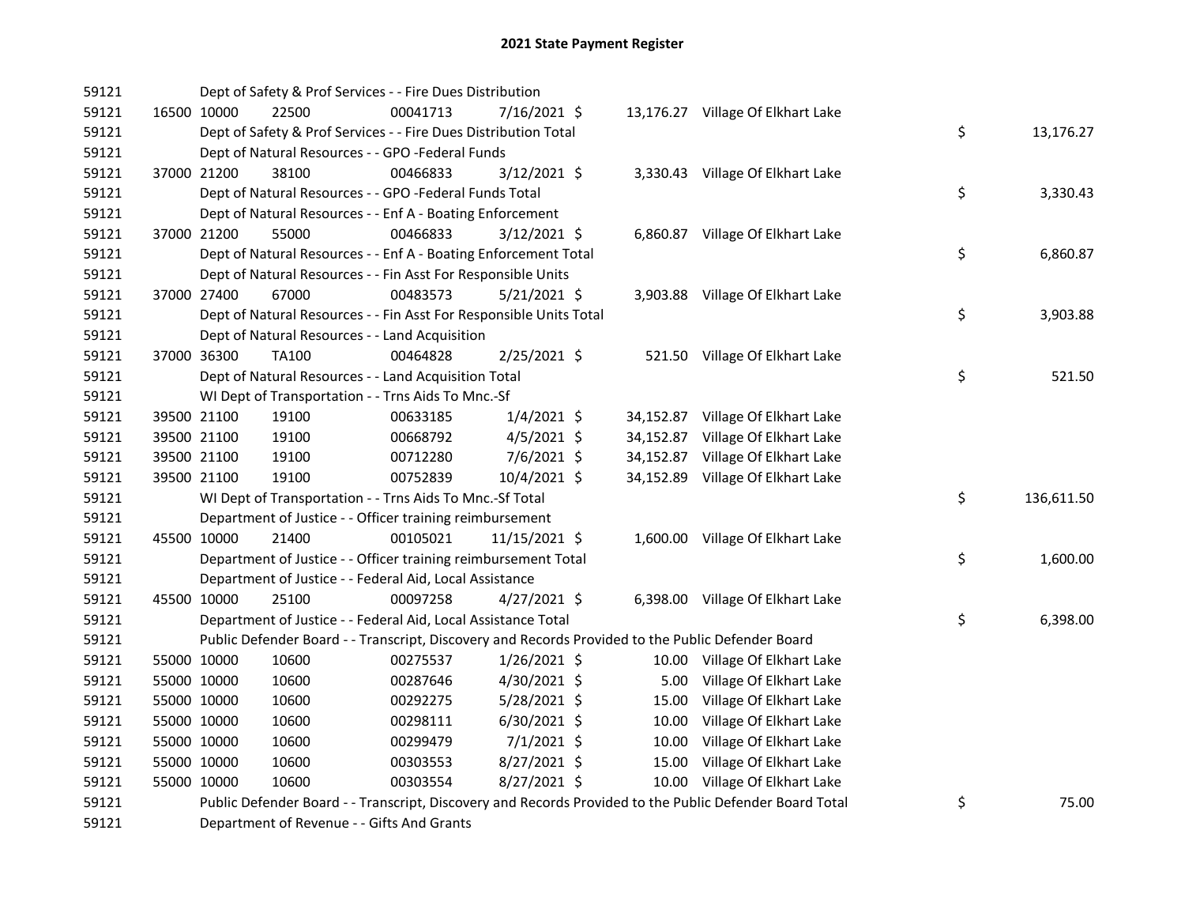# 2021 State Payment Register

| | | | | | | | | | |
|---|---|---|---|---|---|---|---|---|---|
| 59121 | | Dept of Safety & Prof Services - - Fire Dues Distribution | | | | | | | |
| 59121 | 16500 | 10000 | 22500 | 00041713 | 7/16/2021 $ | 13,176.27 | Village Of Elkhart Lake | | |
| 59121 | | Dept of Safety & Prof Services - - Fire Dues Distribution Total | | | | | | $ | 13,176.27 |
| 59121 | | Dept of Natural Resources - - GPO -Federal Funds | | | | | | | |
| 59121 | 37000 | 21200 | 38100 | 00466833 | 3/12/2021 $ | 3,330.43 | Village Of Elkhart Lake | | |
| 59121 | | Dept of Natural Resources - - GPO -Federal Funds Total | | | | | | $ | 3,330.43 |
| 59121 | | Dept of Natural Resources - - Enf A - Boating Enforcement | | | | | | | |
| 59121 | 37000 | 21200 | 55000 | 00466833 | 3/12/2021 $ | 6,860.87 | Village Of Elkhart Lake | | |
| 59121 | | Dept of Natural Resources - - Enf A - Boating Enforcement Total | | | | | | $ | 6,860.87 |
| 59121 | | Dept of Natural Resources - - Fin Asst For Responsible Units | | | | | | | |
| 59121 | 37000 | 27400 | 67000 | 00483573 | 5/21/2021 $ | 3,903.88 | Village Of Elkhart Lake | | |
| 59121 | | Dept of Natural Resources - - Fin Asst For Responsible Units Total | | | | | | $ | 3,903.88 |
| 59121 | | Dept of Natural Resources - - Land Acquisition | | | | | | | |
| 59121 | 37000 | 36300 | TA100 | 00464828 | 2/25/2021 $ | 521.50 | Village Of Elkhart Lake | | |
| 59121 | | Dept of Natural Resources - - Land Acquisition Total | | | | | | $ | 521.50 |
| 59121 | | WI Dept of Transportation - - Trns Aids To Mnc.-Sf | | | | | | | |
| 59121 | 39500 | 21100 | 19100 | 00633185 | 1/4/2021 $ | 34,152.87 | Village Of Elkhart Lake | | |
| 59121 | 39500 | 21100 | 19100 | 00668792 | 4/5/2021 $ | 34,152.87 | Village Of Elkhart Lake | | |
| 59121 | 39500 | 21100 | 19100 | 00712280 | 7/6/2021 $ | 34,152.87 | Village Of Elkhart Lake | | |
| 59121 | 39500 | 21100 | 19100 | 00752839 | 10/4/2021 $ | 34,152.89 | Village Of Elkhart Lake | | |
| 59121 | | WI Dept of Transportation - - Trns Aids To Mnc.-Sf Total | | | | | | $ | 136,611.50 |
| 59121 | | Department of Justice - - Officer training reimbursement | | | | | | | |
| 59121 | 45500 | 10000 | 21400 | 00105021 | 11/15/2021 $ | 1,600.00 | Village Of Elkhart Lake | | |
| 59121 | | Department of Justice - - Officer training reimbursement Total | | | | | | $ | 1,600.00 |
| 59121 | | Department of Justice - - Federal Aid, Local Assistance | | | | | | | |
| 59121 | 45500 | 10000 | 25100 | 00097258 | 4/27/2021 $ | 6,398.00 | Village Of Elkhart Lake | | |
| 59121 | | Department of Justice - - Federal Aid, Local Assistance Total | | | | | | $ | 6,398.00 |
| 59121 | | Public Defender Board - - Transcript, Discovery and Records Provided to the Public Defender Board | | | | | | | |
| 59121 | 55000 | 10000 | 10600 | 00275537 | 1/26/2021 $ | 10.00 | Village Of Elkhart Lake | | |
| 59121 | 55000 | 10000 | 10600 | 00287646 | 4/30/2021 $ | 5.00 | Village Of Elkhart Lake | | |
| 59121 | 55000 | 10000 | 10600 | 00292275 | 5/28/2021 $ | 15.00 | Village Of Elkhart Lake | | |
| 59121 | 55000 | 10000 | 10600 | 00298111 | 6/30/2021 $ | 10.00 | Village Of Elkhart Lake | | |
| 59121 | 55000 | 10000 | 10600 | 00299479 | 7/1/2021 $ | 10.00 | Village Of Elkhart Lake | | |
| 59121 | 55000 | 10000 | 10600 | 00303553 | 8/27/2021 $ | 15.00 | Village Of Elkhart Lake | | |
| 59121 | 55000 | 10000 | 10600 | 00303554 | 8/27/2021 $ | 10.00 | Village Of Elkhart Lake | | |
| 59121 | | Public Defender Board - - Transcript, Discovery and Records Provided to the Public Defender Board Total | | | | | | $ | 75.00 |
| 59121 | | Department of Revenue - - Gifts And Grants | | | | | | | |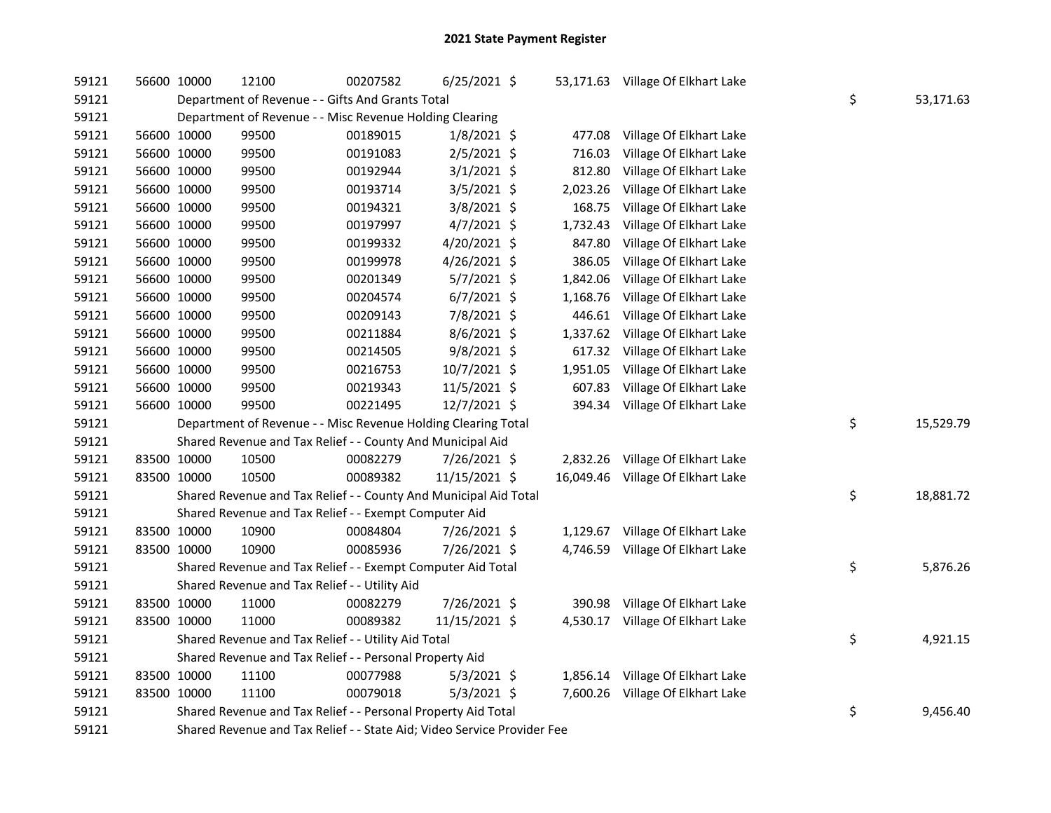# 2021 State Payment Register

| | | | | | | | | | |
|---|---|---|---|---|---|---|---|---|---|
| 59121 | 56600 | 10000 | 12100 | 00207582 | 6/25/2021 | $ | 53,171.63 | Village Of Elkhart Lake | | |
| 59121 | | Department of Revenue - - Gifts And Grants Total | | | | | | | $ | 53,171.63 |
| 59121 | | Department of Revenue - - Misc Revenue Holding Clearing | | | | | | | | |
| 59121 | 56600 | 10000 | 99500 | 00189015 | 1/8/2021 | $ | 477.08 | Village Of Elkhart Lake | | |
| 59121 | 56600 | 10000 | 99500 | 00191083 | 2/5/2021 | $ | 716.03 | Village Of Elkhart Lake | | |
| 59121 | 56600 | 10000 | 99500 | 00192944 | 3/1/2021 | $ | 812.80 | Village Of Elkhart Lake | | |
| 59121 | 56600 | 10000 | 99500 | 00193714 | 3/5/2021 | $ | 2,023.26 | Village Of Elkhart Lake | | |
| 59121 | 56600 | 10000 | 99500 | 00194321 | 3/8/2021 | $ | 168.75 | Village Of Elkhart Lake | | |
| 59121 | 56600 | 10000 | 99500 | 00197997 | 4/7/2021 | $ | 1,732.43 | Village Of Elkhart Lake | | |
| 59121 | 56600 | 10000 | 99500 | 00199332 | 4/20/2021 | $ | 847.80 | Village Of Elkhart Lake | | |
| 59121 | 56600 | 10000 | 99500 | 00199978 | 4/26/2021 | $ | 386.05 | Village Of Elkhart Lake | | |
| 59121 | 56600 | 10000 | 99500 | 00201349 | 5/7/2021 | $ | 1,842.06 | Village Of Elkhart Lake | | |
| 59121 | 56600 | 10000 | 99500 | 00204574 | 6/7/2021 | $ | 1,168.76 | Village Of Elkhart Lake | | |
| 59121 | 56600 | 10000 | 99500 | 00209143 | 7/8/2021 | $ | 446.61 | Village Of Elkhart Lake | | |
| 59121 | 56600 | 10000 | 99500 | 00211884 | 8/6/2021 | $ | 1,337.62 | Village Of Elkhart Lake | | |
| 59121 | 56600 | 10000 | 99500 | 00214505 | 9/8/2021 | $ | 617.32 | Village Of Elkhart Lake | | |
| 59121 | 56600 | 10000 | 99500 | 00216753 | 10/7/2021 | $ | 1,951.05 | Village Of Elkhart Lake | | |
| 59121 | 56600 | 10000 | 99500 | 00219343 | 11/5/2021 | $ | 607.83 | Village Of Elkhart Lake | | |
| 59121 | 56600 | 10000 | 99500 | 00221495 | 12/7/2021 | $ | 394.34 | Village Of Elkhart Lake | | |
| 59121 | | Department of Revenue - - Misc Revenue Holding Clearing Total | | | | | | | $ | 15,529.79 |
| 59121 | | Shared Revenue and Tax Relief - - County And Municipal Aid | | | | | | | | |
| 59121 | 83500 | 10000 | 10500 | 00082279 | 7/26/2021 | $ | 2,832.26 | Village Of Elkhart Lake | | |
| 59121 | 83500 | 10000 | 10500 | 00089382 | 11/15/2021 | $ | 16,049.46 | Village Of Elkhart Lake | | |
| 59121 | | Shared Revenue and Tax Relief - - County And Municipal Aid Total | | | | | | | $ | 18,881.72 |
| 59121 | | Shared Revenue and Tax Relief - - Exempt Computer Aid | | | | | | | | |
| 59121 | 83500 | 10000 | 10900 | 00084804 | 7/26/2021 | $ | 1,129.67 | Village Of Elkhart Lake | | |
| 59121 | 83500 | 10000 | 10900 | 00085936 | 7/26/2021 | $ | 4,746.59 | Village Of Elkhart Lake | | |
| 59121 | | Shared Revenue and Tax Relief - - Exempt Computer Aid Total | | | | | | | $ | 5,876.26 |
| 59121 | | Shared Revenue and Tax Relief - - Utility Aid | | | | | | | | |
| 59121 | 83500 | 10000 | 11000 | 00082279 | 7/26/2021 | $ | 390.98 | Village Of Elkhart Lake | | |
| 59121 | 83500 | 10000 | 11000 | 00089382 | 11/15/2021 | $ | 4,530.17 | Village Of Elkhart Lake | | |
| 59121 | | Shared Revenue and Tax Relief - - Utility Aid Total | | | | | | | $ | 4,921.15 |
| 59121 | | Shared Revenue and Tax Relief - - Personal Property Aid | | | | | | | | |
| 59121 | 83500 | 10000 | 11100 | 00077988 | 5/3/2021 | $ | 1,856.14 | Village Of Elkhart Lake | | |
| 59121 | 83500 | 10000 | 11100 | 00079018 | 5/3/2021 | $ | 7,600.26 | Village Of Elkhart Lake | | |
| 59121 | | Shared Revenue and Tax Relief - - Personal Property Aid Total | | | | | | | $ | 9,456.40 |
| 59121 | | Shared Revenue and Tax Relief - - State Aid; Video Service Provider Fee | | | | | | | | |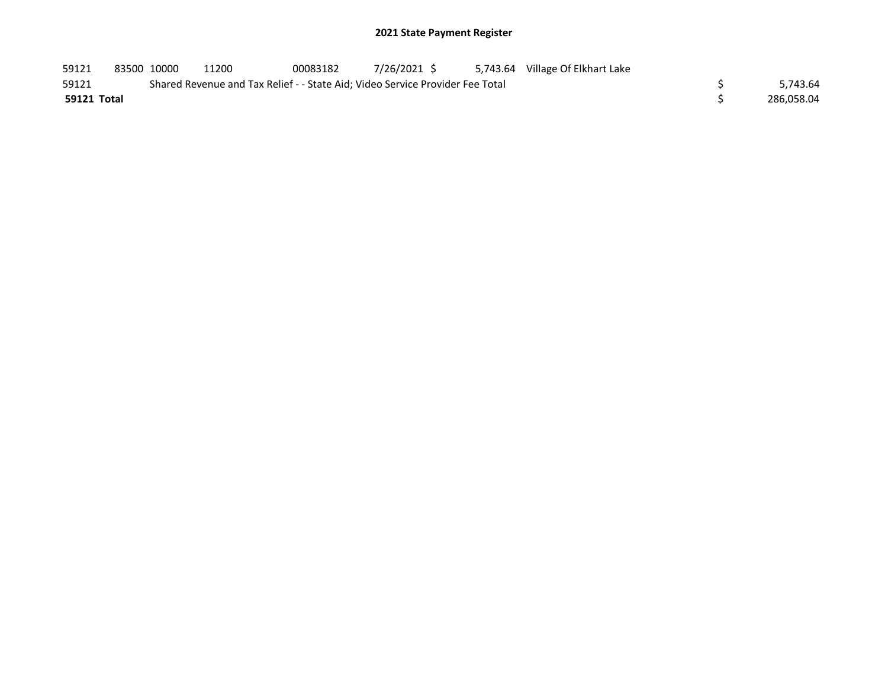## 2021 State Payment Register

| | | | | | | | | | |
|---|---|---|---|---|---|---|---|---|---|
| 59121 | 83500 | 10000 | 11200 | 00083182 | 7/26/2021 | $ 5,743.64 | Village Of Elkhart Lake | | |
| 59121 | Shared Revenue and Tax Relief - - State Aid; Video Service Provider Fee Total | | | | | | | $ | 5,743.64 |
| **59121 Total** | | | | | | | | $ | 286,058.04 |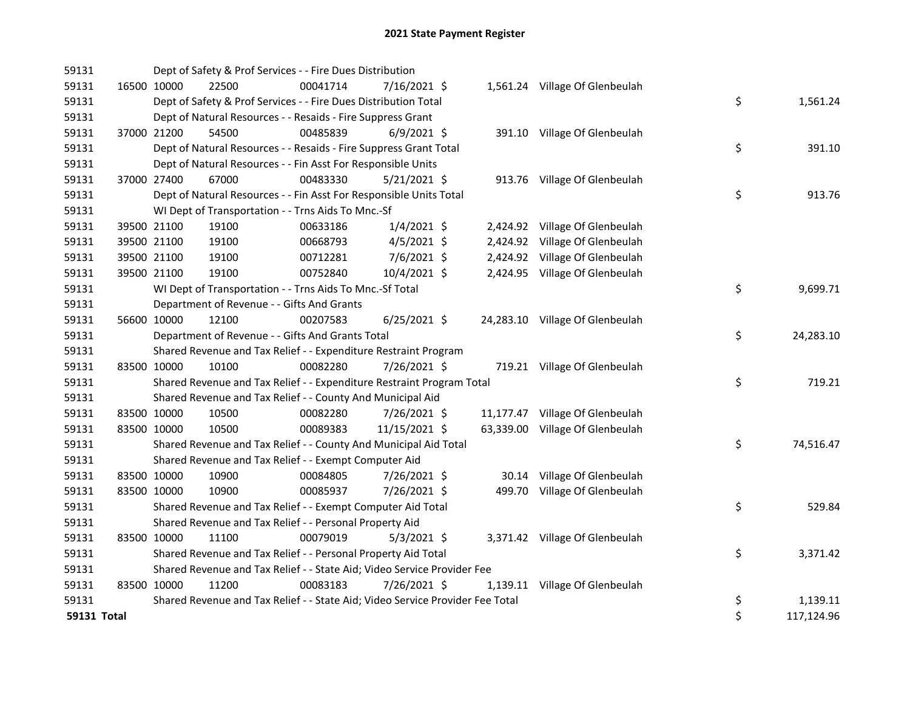# 2021 State Payment Register

| | | | | | | | | |
|---|---|---|---|---|---|---|---|---|
| 59131 | | Dept of Safety & Prof Services - - Fire Dues Distribution | | | | | | |
| 59131 | 16500 10000 | 22500 | 00041714 | 7/16/2021 | $ | 1,561.24 | Village Of Glenbeulah | |
| 59131 | | Dept of Safety & Prof Services - - Fire Dues Distribution Total | | | | | | $ 1,561.24 |
| 59131 | | Dept of Natural Resources - - Resaids - Fire Suppress Grant | | | | | | |
| 59131 | 37000 21200 | 54500 | 00485839 | 6/9/2021 | $ | 391.10 | Village Of Glenbeulah | |
| 59131 | | Dept of Natural Resources - - Resaids - Fire Suppress Grant Total | | | | | | $ 391.10 |
| 59131 | | Dept of Natural Resources - - Fin Asst For Responsible Units | | | | | | |
| 59131 | 37000 27400 | 67000 | 00483330 | 5/21/2021 | $ | 913.76 | Village Of Glenbeulah | |
| 59131 | | Dept of Natural Resources - - Fin Asst For Responsible Units Total | | | | | | $ 913.76 |
| 59131 | | WI Dept of Transportation - - Trns Aids To Mnc.-Sf | | | | | | |
| 59131 | 39500 21100 | 19100 | 00633186 | 1/4/2021 | $ | 2,424.92 | Village Of Glenbeulah | |
| 59131 | 39500 21100 | 19100 | 00668793 | 4/5/2021 | $ | 2,424.92 | Village Of Glenbeulah | |
| 59131 | 39500 21100 | 19100 | 00712281 | 7/6/2021 | $ | 2,424.92 | Village Of Glenbeulah | |
| 59131 | 39500 21100 | 19100 | 00752840 | 10/4/2021 | $ | 2,424.95 | Village Of Glenbeulah | |
| 59131 | | WI Dept of Transportation - - Trns Aids To Mnc.-Sf Total | | | | | | $ 9,699.71 |
| 59131 | | Department of Revenue - - Gifts And Grants | | | | | | |
| 59131 | 56600 10000 | 12100 | 00207583 | 6/25/2021 | $ | 24,283.10 | Village Of Glenbeulah | |
| 59131 | | Department of Revenue - - Gifts And Grants Total | | | | | | $ 24,283.10 |
| 59131 | | Shared Revenue and Tax Relief - - Expenditure Restraint Program | | | | | | |
| 59131 | 83500 10000 | 10100 | 00082280 | 7/26/2021 | $ | 719.21 | Village Of Glenbeulah | |
| 59131 | | Shared Revenue and Tax Relief - - Expenditure Restraint Program Total | | | | | | $ 719.21 |
| 59131 | | Shared Revenue and Tax Relief - - County And Municipal Aid | | | | | | |
| 59131 | 83500 10000 | 10500 | 00082280 | 7/26/2021 | $ | 11,177.47 | Village Of Glenbeulah | |
| 59131 | 83500 10000 | 10500 | 00089383 | 11/15/2021 | $ | 63,339.00 | Village Of Glenbeulah | |
| 59131 | | Shared Revenue and Tax Relief - - County And Municipal Aid Total | | | | | | $ 74,516.47 |
| 59131 | | Shared Revenue and Tax Relief - - Exempt Computer Aid | | | | | | |
| 59131 | 83500 10000 | 10900 | 00084805 | 7/26/2021 | $ | 30.14 | Village Of Glenbeulah | |
| 59131 | 83500 10000 | 10900 | 00085937 | 7/26/2021 | $ | 499.70 | Village Of Glenbeulah | |
| 59131 | | Shared Revenue and Tax Relief - - Exempt Computer Aid Total | | | | | | $ 529.84 |
| 59131 | | Shared Revenue and Tax Relief - - Personal Property Aid | | | | | | |
| 59131 | 83500 10000 | 11100 | 00079019 | 5/3/2021 | $ | 3,371.42 | Village Of Glenbeulah | |
| 59131 | | Shared Revenue and Tax Relief - - Personal Property Aid Total | | | | | | $ 3,371.42 |
| 59131 | | Shared Revenue and Tax Relief - - State Aid; Video Service Provider Fee | | | | | | |
| 59131 | 83500 10000 | 11200 | 00083183 | 7/26/2021 | $ | 1,139.11 | Village Of Glenbeulah | |
| 59131 | | Shared Revenue and Tax Relief - - State Aid; Video Service Provider Fee Total | | | | | | $ 1,139.11 |
| **59131 Total** | | | | | | | | $ 117,124.96 |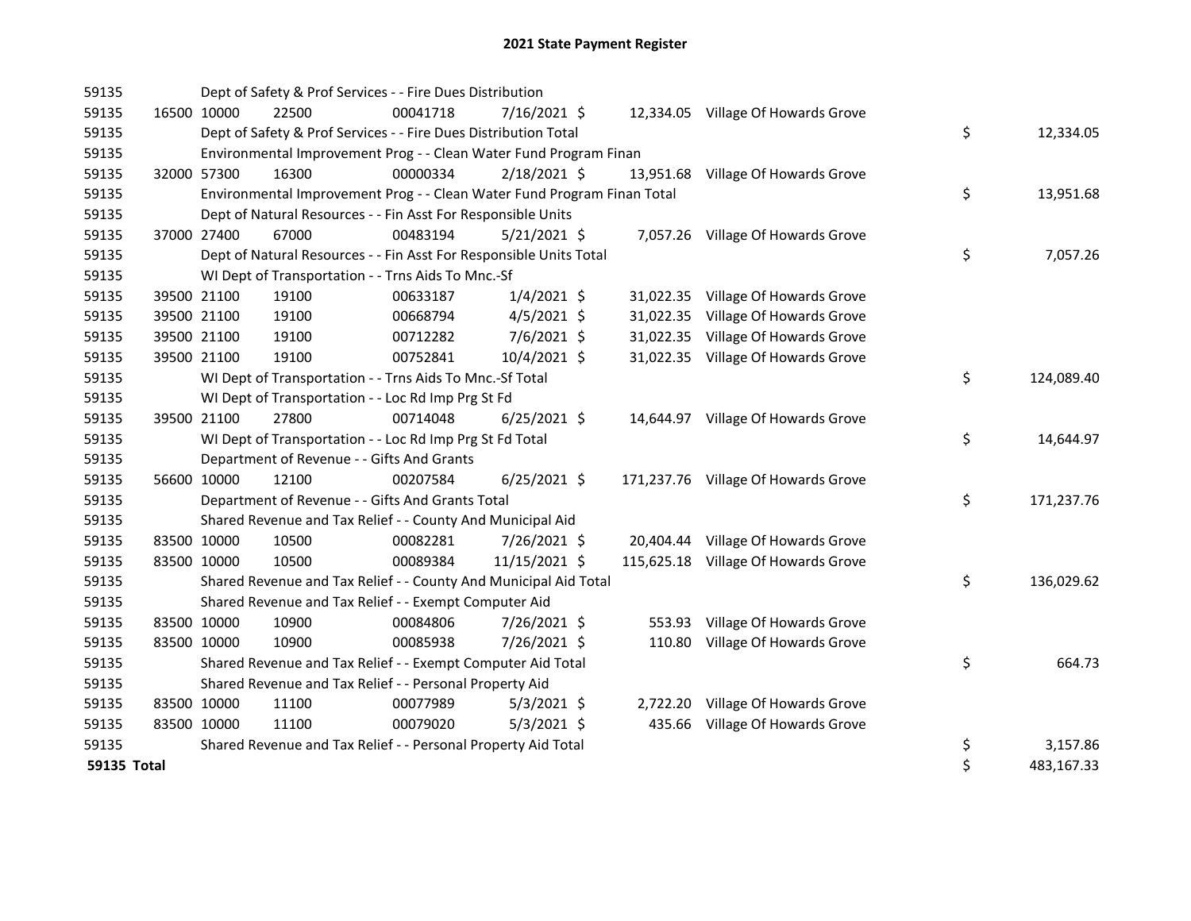# 2021 State Payment Register

| | | | | | | | | | |
|---|---|---|---|---|---|---|---|---|---|
| 59135 | | | Dept of Safety & Prof Services - - Fire Dues Distribution | | | | | | |
| 59135 | 16500 | 10000 | 22500 | 00041718 | 7/16/2021 | $ 12,334.05 | Village Of Howards Grove | | |
| 59135 | | | Dept of Safety & Prof Services - - Fire Dues Distribution Total | | | | | $ | 12,334.05 |
| 59135 | | | Environmental Improvement Prog - - Clean Water Fund Program Finan | | | | | | |
| 59135 | 32000 | 57300 | 16300 | 00000334 | 2/18/2021 | $ 13,951.68 | Village Of Howards Grove | | |
| 59135 | | | Environmental Improvement Prog - - Clean Water Fund Program Finan Total | | | | | $ | 13,951.68 |
| 59135 | | | Dept of Natural Resources - - Fin Asst For Responsible Units | | | | | | |
| 59135 | 37000 | 27400 | 67000 | 00483194 | 5/21/2021 | $ 7,057.26 | Village Of Howards Grove | | |
| 59135 | | | Dept of Natural Resources - - Fin Asst For Responsible Units Total | | | | | $ | 7,057.26 |
| 59135 | | | WI Dept of Transportation - - Trns Aids To Mnc.-Sf | | | | | | |
| 59135 | 39500 | 21100 | 19100 | 00633187 | 1/4/2021 | $ 31,022.35 | Village Of Howards Grove | | |
| 59135 | 39500 | 21100 | 19100 | 00668794 | 4/5/2021 | $ 31,022.35 | Village Of Howards Grove | | |
| 59135 | 39500 | 21100 | 19100 | 00712282 | 7/6/2021 | $ 31,022.35 | Village Of Howards Grove | | |
| 59135 | 39500 | 21100 | 19100 | 00752841 | 10/4/2021 | $ 31,022.35 | Village Of Howards Grove | | |
| 59135 | | | WI Dept of Transportation - - Trns Aids To Mnc.-Sf Total | | | | | $ | 124,089.40 |
| 59135 | | | WI Dept of Transportation - - Loc Rd Imp Prg St Fd | | | | | | |
| 59135 | 39500 | 21100 | 27800 | 00714048 | 6/25/2021 | $ 14,644.97 | Village Of Howards Grove | | |
| 59135 | | | WI Dept of Transportation - - Loc Rd Imp Prg St Fd Total | | | | | $ | 14,644.97 |
| 59135 | | | Department of Revenue - - Gifts And Grants | | | | | | |
| 59135 | 56600 | 10000 | 12100 | 00207584 | 6/25/2021 | $ 171,237.76 | Village Of Howards Grove | | |
| 59135 | | | Department of Revenue - - Gifts And Grants Total | | | | | $ | 171,237.76 |
| 59135 | | | Shared Revenue and Tax Relief - - County And Municipal Aid | | | | | | |
| 59135 | 83500 | 10000 | 10500 | 00082281 | 7/26/2021 | $ 20,404.44 | Village Of Howards Grove | | |
| 59135 | 83500 | 10000 | 10500 | 00089384 | 11/15/2021 | $ 115,625.18 | Village Of Howards Grove | | |
| 59135 | | | Shared Revenue and Tax Relief - - County And Municipal Aid Total | | | | | $ | 136,029.62 |
| 59135 | | | Shared Revenue and Tax Relief - - Exempt Computer Aid | | | | | | |
| 59135 | 83500 | 10000 | 10900 | 00084806 | 7/26/2021 | $ 553.93 | Village Of Howards Grove | | |
| 59135 | 83500 | 10000 | 10900 | 00085938 | 7/26/2021 | $ 110.80 | Village Of Howards Grove | | |
| 59135 | | | Shared Revenue and Tax Relief - - Exempt Computer Aid Total | | | | | $ | 664.73 |
| 59135 | | | Shared Revenue and Tax Relief - - Personal Property Aid | | | | | | |
| 59135 | 83500 | 10000 | 11100 | 00077989 | 5/3/2021 | $ 2,722.20 | Village Of Howards Grove | | |
| 59135 | 83500 | 10000 | 11100 | 00079020 | 5/3/2021 | $ 435.66 | Village Of Howards Grove | | |
| 59135 | | | Shared Revenue and Tax Relief - - Personal Property Aid Total | | | | | $ | 3,157.86 |
| **59135 Total** | | | | | | | | $ | 483,167.33 |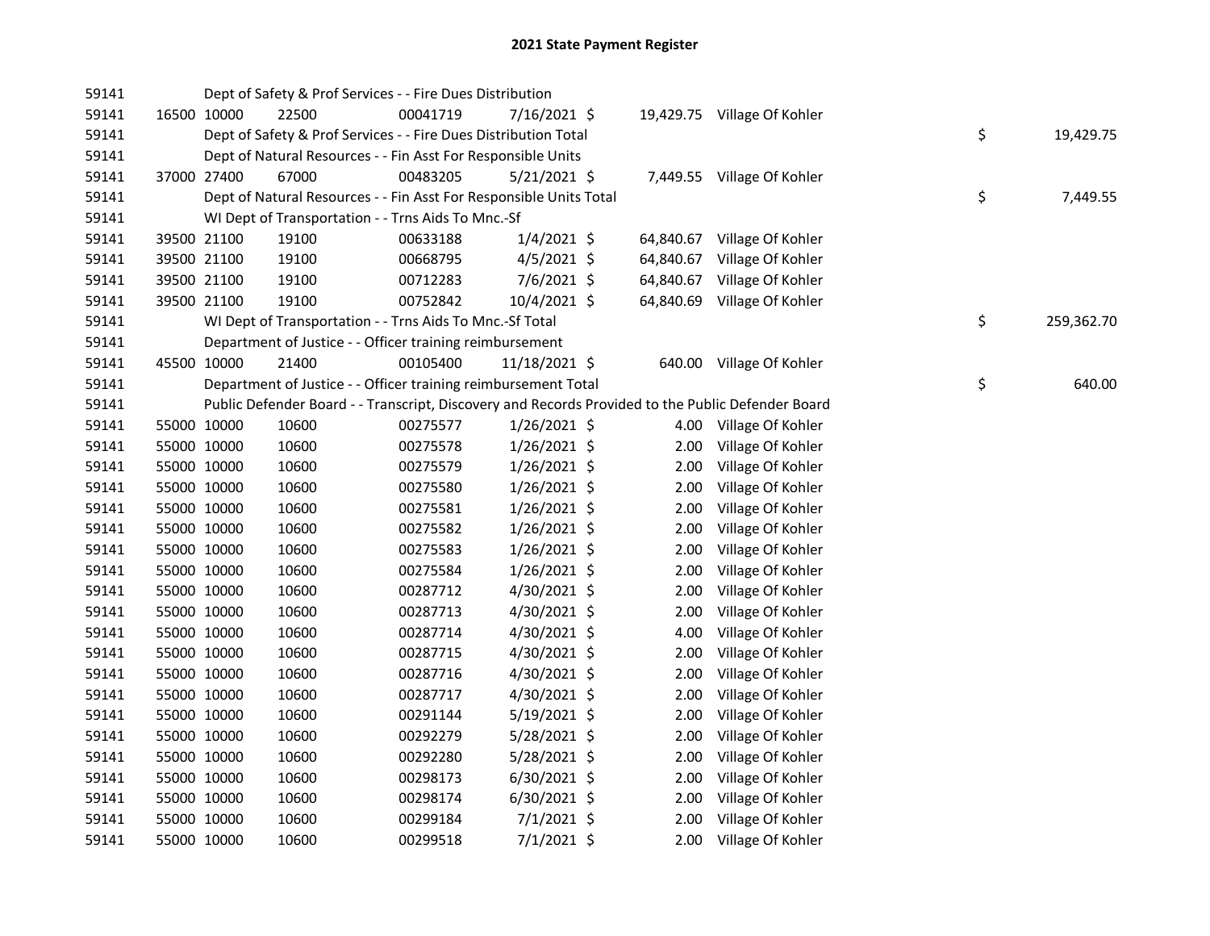# 2021 State Payment Register

| | | | | | | | | | |
|---|---|---|---|---|---|---|---|---|---|
| 59141 | | | Dept of Safety & Prof Services - - Fire Dues Distribution | | | | | | |
| 59141 | 16500 | 10000 | 22500 | 00041719 | 7/16/2021 | $ 19,429.75 | Village Of Kohler | | |
| 59141 | | | Dept of Safety & Prof Services - - Fire Dues Distribution Total | | | | | $ | 19,429.75 |
| 59141 | | | Dept of Natural Resources - - Fin Asst For Responsible Units | | | | | | |
| 59141 | 37000 | 27400 | 67000 | 00483205 | 5/21/2021 | $ 7,449.55 | Village Of Kohler | | |
| 59141 | | | Dept of Natural Resources - - Fin Asst For Responsible Units Total | | | | | $ | 7,449.55 |
| 59141 | | | WI Dept of Transportation - - Trns Aids To Mnc.-Sf | | | | | | |
| 59141 | 39500 | 21100 | 19100 | 00633188 | 1/4/2021 | $ 64,840.67 | Village Of Kohler | | |
| 59141 | 39500 | 21100 | 19100 | 00668795 | 4/5/2021 | $ 64,840.67 | Village Of Kohler | | |
| 59141 | 39500 | 21100 | 19100 | 00712283 | 7/6/2021 | $ 64,840.67 | Village Of Kohler | | |
| 59141 | 39500 | 21100 | 19100 | 00752842 | 10/4/2021 | $ 64,840.69 | Village Of Kohler | | |
| 59141 | | | WI Dept of Transportation - - Trns Aids To Mnc.-Sf Total | | | | | $ | 259,362.70 |
| 59141 | | | Department of Justice - - Officer training reimbursement | | | | | | |
| 59141 | 45500 | 10000 | 21400 | 00105400 | 11/18/2021 | $ 640.00 | Village Of Kohler | | |
| 59141 | | | Department of Justice - - Officer training reimbursement Total | | | | | $ | 640.00 |
| 59141 | | | Public Defender Board - - Transcript, Discovery and Records Provided to the Public Defender Board | | | | | | |
| 59141 | 55000 | 10000 | 10600 | 00275577 | 1/26/2021 | $ 4.00 | Village Of Kohler | | |
| 59141 | 55000 | 10000 | 10600 | 00275578 | 1/26/2021 | $ 2.00 | Village Of Kohler | | |
| 59141 | 55000 | 10000 | 10600 | 00275579 | 1/26/2021 | $ 2.00 | Village Of Kohler | | |
| 59141 | 55000 | 10000 | 10600 | 00275580 | 1/26/2021 | $ 2.00 | Village Of Kohler | | |
| 59141 | 55000 | 10000 | 10600 | 00275581 | 1/26/2021 | $ 2.00 | Village Of Kohler | | |
| 59141 | 55000 | 10000 | 10600 | 00275582 | 1/26/2021 | $ 2.00 | Village Of Kohler | | |
| 59141 | 55000 | 10000 | 10600 | 00275583 | 1/26/2021 | $ 2.00 | Village Of Kohler | | |
| 59141 | 55000 | 10000 | 10600 | 00275584 | 1/26/2021 | $ 2.00 | Village Of Kohler | | |
| 59141 | 55000 | 10000 | 10600 | 00287712 | 4/30/2021 | $ 2.00 | Village Of Kohler | | |
| 59141 | 55000 | 10000 | 10600 | 00287713 | 4/30/2021 | $ 2.00 | Village Of Kohler | | |
| 59141 | 55000 | 10000 | 10600 | 00287714 | 4/30/2021 | $ 4.00 | Village Of Kohler | | |
| 59141 | 55000 | 10000 | 10600 | 00287715 | 4/30/2021 | $ 2.00 | Village Of Kohler | | |
| 59141 | 55000 | 10000 | 10600 | 00287716 | 4/30/2021 | $ 2.00 | Village Of Kohler | | |
| 59141 | 55000 | 10000 | 10600 | 00287717 | 4/30/2021 | $ 2.00 | Village Of Kohler | | |
| 59141 | 55000 | 10000 | 10600 | 00291144 | 5/19/2021 | $ 2.00 | Village Of Kohler | | |
| 59141 | 55000 | 10000 | 10600 | 00292279 | 5/28/2021 | $ 2.00 | Village Of Kohler | | |
| 59141 | 55000 | 10000 | 10600 | 00292280 | 5/28/2021 | $ 2.00 | Village Of Kohler | | |
| 59141 | 55000 | 10000 | 10600 | 00298173 | 6/30/2021 | $ 2.00 | Village Of Kohler | | |
| 59141 | 55000 | 10000 | 10600 | 00298174 | 6/30/2021 | $ 2.00 | Village Of Kohler | | |
| 59141 | 55000 | 10000 | 10600 | 00299184 | 7/1/2021 | $ 2.00 | Village Of Kohler | | |
| 59141 | 55000 | 10000 | 10600 | 00299518 | 7/1/2021 | $ 2.00 | Village Of Kohler | | |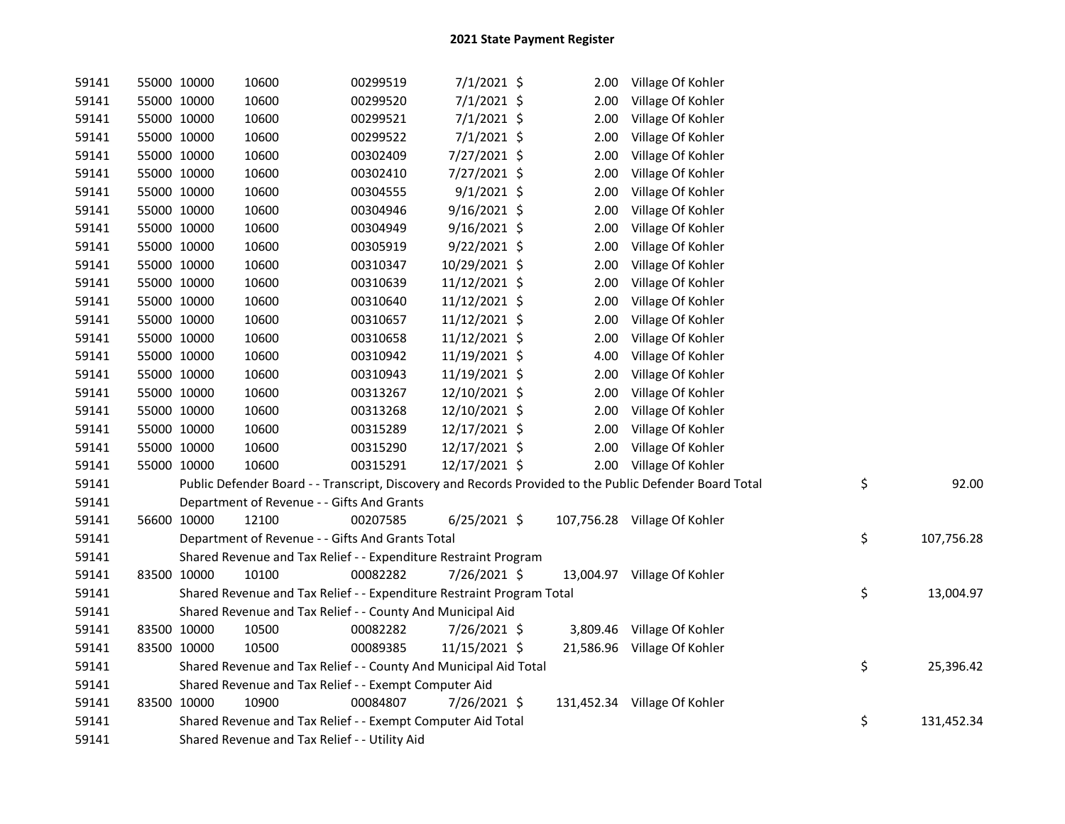# 2021 State Payment Register

| | | | | | | | | | |
|---|---|---|---|---|---|---|---|---|---|
| 59141 | 55000 | 10000 | 10600 | 00299519 | 7/1/2021 | $ 2.00 | Village Of Kohler | | |
| 59141 | 55000 | 10000 | 10600 | 00299520 | 7/1/2021 | $ 2.00 | Village Of Kohler | | |
| 59141 | 55000 | 10000 | 10600 | 00299521 | 7/1/2021 | $ 2.00 | Village Of Kohler | | |
| 59141 | 55000 | 10000 | 10600 | 00299522 | 7/1/2021 | $ 2.00 | Village Of Kohler | | |
| 59141 | 55000 | 10000 | 10600 | 00302409 | 7/27/2021 | $ 2.00 | Village Of Kohler | | |
| 59141 | 55000 | 10000 | 10600 | 00302410 | 7/27/2021 | $ 2.00 | Village Of Kohler | | |
| 59141 | 55000 | 10000 | 10600 | 00304555 | 9/1/2021 | $ 2.00 | Village Of Kohler | | |
| 59141 | 55000 | 10000 | 10600 | 00304946 | 9/16/2021 | $ 2.00 | Village Of Kohler | | |
| 59141 | 55000 | 10000 | 10600 | 00304949 | 9/16/2021 | $ 2.00 | Village Of Kohler | | |
| 59141 | 55000 | 10000 | 10600 | 00305919 | 9/22/2021 | $ 2.00 | Village Of Kohler | | |
| 59141 | 55000 | 10000 | 10600 | 00310347 | 10/29/2021 | $ 2.00 | Village Of Kohler | | |
| 59141 | 55000 | 10000 | 10600 | 00310639 | 11/12/2021 | $ 2.00 | Village Of Kohler | | |
| 59141 | 55000 | 10000 | 10600 | 00310640 | 11/12/2021 | $ 2.00 | Village Of Kohler | | |
| 59141 | 55000 | 10000 | 10600 | 00310657 | 11/12/2021 | $ 2.00 | Village Of Kohler | | |
| 59141 | 55000 | 10000 | 10600 | 00310658 | 11/12/2021 | $ 2.00 | Village Of Kohler | | |
| 59141 | 55000 | 10000 | 10600 | 00310942 | 11/19/2021 | $ 4.00 | Village Of Kohler | | |
| 59141 | 55000 | 10000 | 10600 | 00310943 | 11/19/2021 | $ 2.00 | Village Of Kohler | | |
| 59141 | 55000 | 10000 | 10600 | 00313267 | 12/10/2021 | $ 2.00 | Village Of Kohler | | |
| 59141 | 55000 | 10000 | 10600 | 00313268 | 12/10/2021 | $ 2.00 | Village Of Kohler | | |
| 59141 | 55000 | 10000 | 10600 | 00315289 | 12/17/2021 | $ 2.00 | Village Of Kohler | | |
| 59141 | 55000 | 10000 | 10600 | 00315290 | 12/17/2021 | $ 2.00 | Village Of Kohler | | |
| 59141 | 55000 | 10000 | 10600 | 00315291 | 12/17/2021 | $ 2.00 | Village Of Kohler | | |
| 59141 | Public Defender Board - - Transcript, Discovery and Records Provided to the Public Defender Board Total | | | | | | | $ | 92.00 |
| 59141 | Department of Revenue - - Gifts And Grants | | | | | | | | |
| 59141 | 56600 | 10000 | 12100 | 00207585 | 6/25/2021 | $ 107,756.28 | Village Of Kohler | | |
| 59141 | Department of Revenue - - Gifts And Grants Total | | | | | | | $ | 107,756.28 |
| 59141 | Shared Revenue and Tax Relief - - Expenditure Restraint Program | | | | | | | | |
| 59141 | 83500 | 10000 | 10100 | 00082282 | 7/26/2021 | $ 13,004.97 | Village Of Kohler | | |
| 59141 | Shared Revenue and Tax Relief - - Expenditure Restraint Program Total | | | | | | | $ | 13,004.97 |
| 59141 | Shared Revenue and Tax Relief - - County And Municipal Aid | | | | | | | | |
| 59141 | 83500 | 10000 | 10500 | 00082282 | 7/26/2021 | $ 3,809.46 | Village Of Kohler | | |
| 59141 | 83500 | 10000 | 10500 | 00089385 | 11/15/2021 | $ 21,586.96 | Village Of Kohler | | |
| 59141 | Shared Revenue and Tax Relief - - County And Municipal Aid Total | | | | | | | $ | 25,396.42 |
| 59141 | Shared Revenue and Tax Relief - - Exempt Computer Aid | | | | | | | | |
| 59141 | 83500 | 10000 | 10900 | 00084807 | 7/26/2021 | $ 131,452.34 | Village Of Kohler | | |
| 59141 | Shared Revenue and Tax Relief - - Exempt Computer Aid Total | | | | | | | $ | 131,452.34 |
| 59141 | Shared Revenue and Tax Relief - - Utility Aid | | | | | | | | |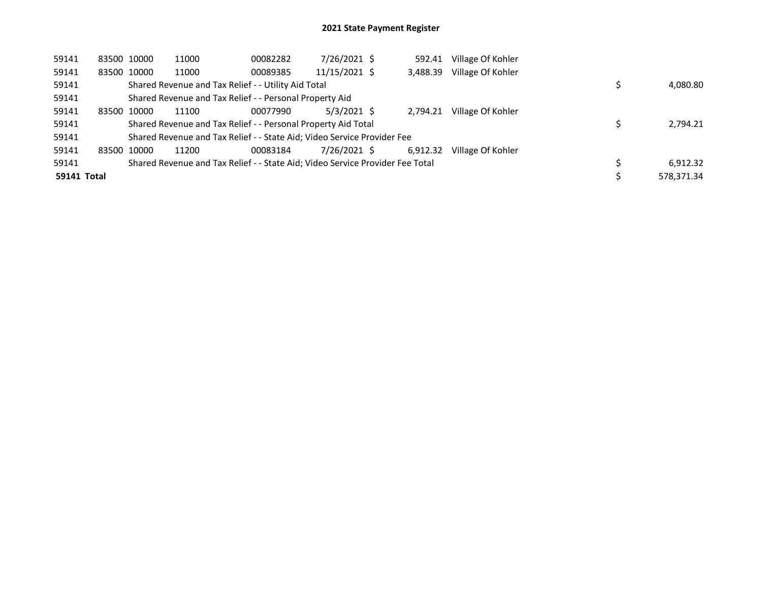# 2021 State Payment Register

| | | | | | | | | | |
|---|---|---|---|---|---|---|---|---|---|
| 59141 | 83500 | 10000 | 11000 | 00082282 | 7/26/2021 | $ 592.41 | Village Of Kohler | | |
| 59141 | 83500 | 10000 | 11000 | 00089385 | 11/15/2021 | $ 3,488.39 | Village Of Kohler | | |
| 59141 | | Shared Revenue and Tax Relief - - Utility Aid Total | | | | | | $ | 4,080.80 |
| 59141 | | Shared Revenue and Tax Relief - - Personal Property Aid | | | | | | | |
| 59141 | 83500 | 10000 | 11100 | 00077990 | 5/3/2021 | $ 2,794.21 | Village Of Kohler | | |
| 59141 | | Shared Revenue and Tax Relief - - Personal Property Aid Total | | | | | | $ | 2,794.21 |
| 59141 | | Shared Revenue and Tax Relief - - State Aid; Video Service Provider Fee | | | | | | | |
| 59141 | 83500 | 10000 | 11200 | 00083184 | 7/26/2021 | $ 6,912.32 | Village Of Kohler | | |
| 59141 | | Shared Revenue and Tax Relief - - State Aid; Video Service Provider Fee Total | | | | | | $ | 6,912.32 |
| **59141 Total** | | | | | | | | $ | 578,371.34 |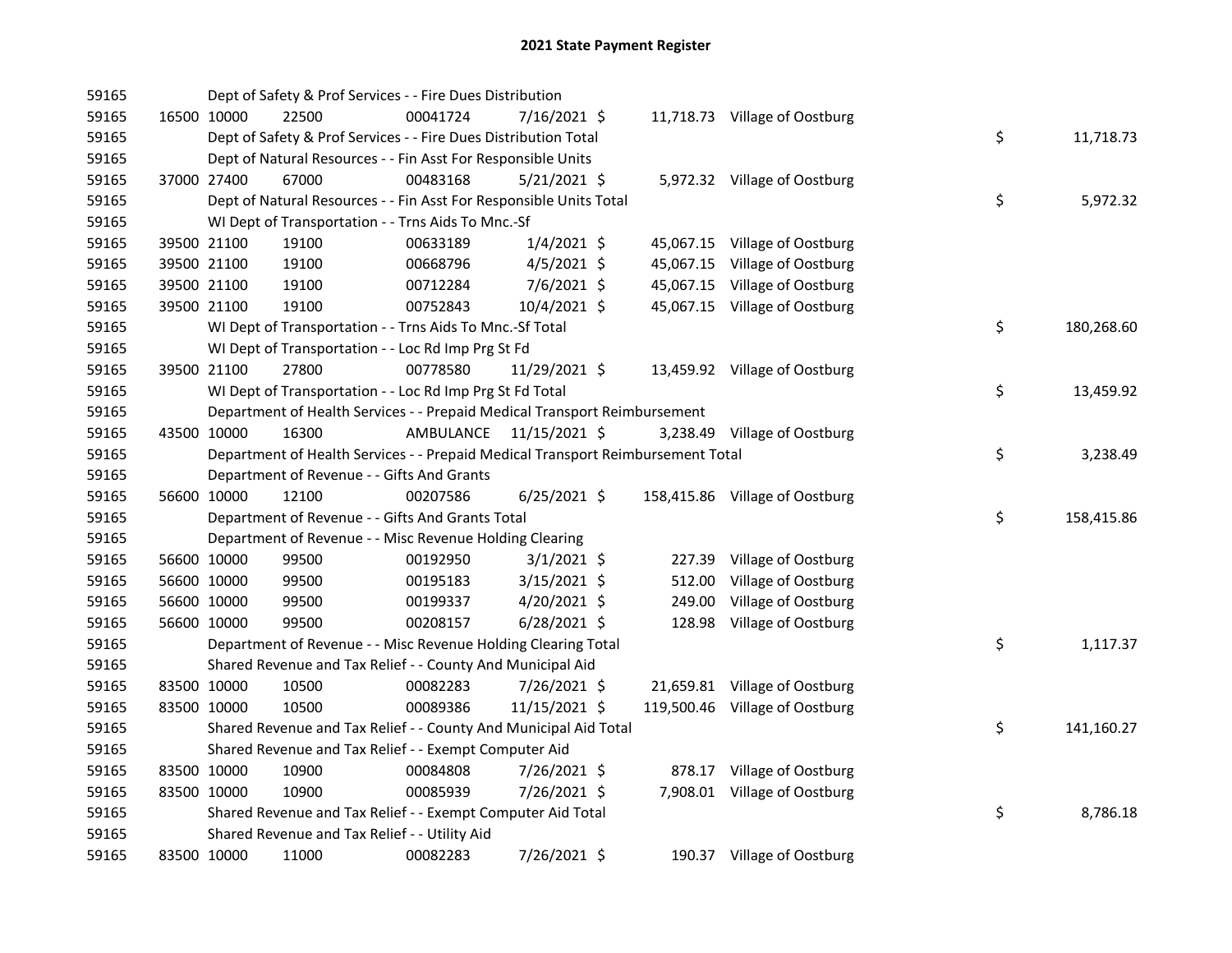# 2021 State Payment Register

| | | | | | | | | | |
|---|---|---|---|---|---|---|---|---|---|
| 59165 | | | Dept of Safety & Prof Services - - Fire Dues Distribution | | | | | | |
| 59165 | 16500 | 10000 | 22500 | 00041724 | 7/16/2021 | $ | 11,718.73 | Village of Oostburg | |
| 59165 | | | Dept of Safety & Prof Services - - Fire Dues Distribution Total | | | | | | $ 11,718.73 |
| 59165 | | | Dept of Natural Resources - - Fin Asst For Responsible Units | | | | | | |
| 59165 | 37000 | 27400 | 67000 | 00483168 | 5/21/2021 | $ | 5,972.32 | Village of Oostburg | |
| 59165 | | | Dept of Natural Resources - - Fin Asst For Responsible Units Total | | | | | | $ 5,972.32 |
| 59165 | | | WI Dept of Transportation - - Trns Aids To Mnc.-Sf | | | | | | |
| 59165 | 39500 | 21100 | 19100 | 00633189 | 1/4/2021 | $ | 45,067.15 | Village of Oostburg | |
| 59165 | 39500 | 21100 | 19100 | 00668796 | 4/5/2021 | $ | 45,067.15 | Village of Oostburg | |
| 59165 | 39500 | 21100 | 19100 | 00712284 | 7/6/2021 | $ | 45,067.15 | Village of Oostburg | |
| 59165 | 39500 | 21100 | 19100 | 00752843 | 10/4/2021 | $ | 45,067.15 | Village of Oostburg | |
| 59165 | | | WI Dept of Transportation - - Trns Aids To Mnc.-Sf Total | | | | | | $ 180,268.60 |
| 59165 | | | WI Dept of Transportation - - Loc Rd Imp Prg St Fd | | | | | | |
| 59165 | 39500 | 21100 | 27800 | 00778580 | 11/29/2021 | $ | 13,459.92 | Village of Oostburg | |
| 59165 | | | WI Dept of Transportation - - Loc Rd Imp Prg St Fd Total | | | | | | $ 13,459.92 |
| 59165 | | | Department of Health Services - - Prepaid Medical Transport Reimbursement | | | | | | |
| 59165 | 43500 | 10000 | 16300 | AMBULANCE | 11/15/2021 | $ | 3,238.49 | Village of Oostburg | |
| 59165 | | | Department of Health Services - - Prepaid Medical Transport Reimbursement Total | | | | | | $ 3,238.49 |
| 59165 | | | Department of Revenue - - Gifts And Grants | | | | | | |
| 59165 | 56600 | 10000 | 12100 | 00207586 | 6/25/2021 | $ | 158,415.86 | Village of Oostburg | |
| 59165 | | | Department of Revenue - - Gifts And Grants Total | | | | | | $ 158,415.86 |
| 59165 | | | Department of Revenue - - Misc Revenue Holding Clearing | | | | | | |
| 59165 | 56600 | 10000 | 99500 | 00192950 | 3/1/2021 | $ | 227.39 | Village of Oostburg | |
| 59165 | 56600 | 10000 | 99500 | 00195183 | 3/15/2021 | $ | 512.00 | Village of Oostburg | |
| 59165 | 56600 | 10000 | 99500 | 00199337 | 4/20/2021 | $ | 249.00 | Village of Oostburg | |
| 59165 | 56600 | 10000 | 99500 | 00208157 | 6/28/2021 | $ | 128.98 | Village of Oostburg | |
| 59165 | | | Department of Revenue - - Misc Revenue Holding Clearing Total | | | | | | $ 1,117.37 |
| 59165 | | | Shared Revenue and Tax Relief - - County And Municipal Aid | | | | | | |
| 59165 | 83500 | 10000 | 10500 | 00082283 | 7/26/2021 | $ | 21,659.81 | Village of Oostburg | |
| 59165 | 83500 | 10000 | 10500 | 00089386 | 11/15/2021 | $ | 119,500.46 | Village of Oostburg | |
| 59165 | | | Shared Revenue and Tax Relief - - County And Municipal Aid Total | | | | | | $ 141,160.27 |
| 59165 | | | Shared Revenue and Tax Relief - - Exempt Computer Aid | | | | | | |
| 59165 | 83500 | 10000 | 10900 | 00084808 | 7/26/2021 | $ | 878.17 | Village of Oostburg | |
| 59165 | 83500 | 10000 | 10900 | 00085939 | 7/26/2021 | $ | 7,908.01 | Village of Oostburg | |
| 59165 | | | Shared Revenue and Tax Relief - - Exempt Computer Aid Total | | | | | | $ 8,786.18 |
| 59165 | | | Shared Revenue and Tax Relief - - Utility Aid | | | | | | |
| 59165 | 83500 | 10000 | 11000 | 00082283 | 7/26/2021 | $ | 190.37 | Village of Oostburg | |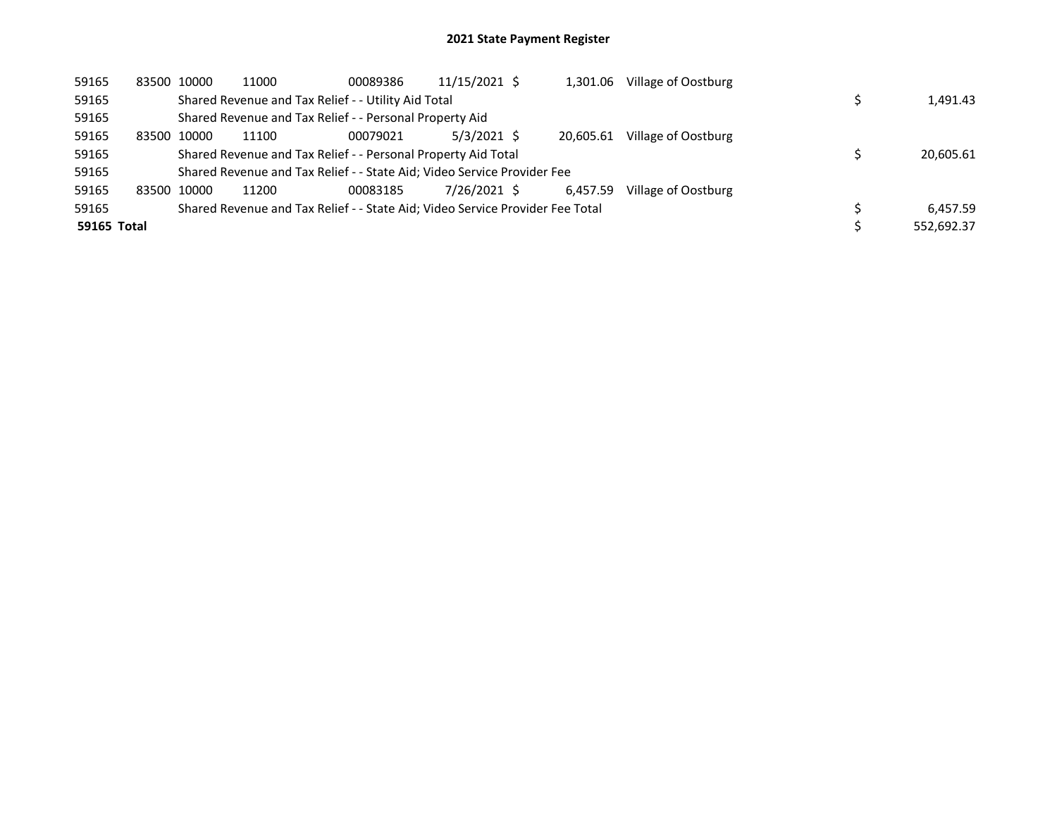## 2021 State Payment Register

| | | | | | | | | | |
|---|---|---|---|---|---|---|---|---|---|
| 59165 | 83500 | 10000 | 11000 | 00089386 | 11/15/2021 | $ 1,301.06 | Village of Oostburg | | |
| 59165 | | Shared Revenue and Tax Relief - - Utility Aid Total | | | | | | $ | 1,491.43 |
| 59165 | | Shared Revenue and Tax Relief - - Personal Property Aid | | | | | | | |
| 59165 | 83500 | 10000 | 11100 | 00079021 | 5/3/2021 | $ 20,605.61 | Village of Oostburg | | |
| 59165 | | Shared Revenue and Tax Relief - - Personal Property Aid Total | | | | | | $ | 20,605.61 |
| 59165 | | Shared Revenue and Tax Relief - - State Aid; Video Service Provider Fee | | | | | | | |
| 59165 | 83500 | 10000 | 11200 | 00083185 | 7/26/2021 | $ 6,457.59 | Village of Oostburg | | |
| 59165 | | Shared Revenue and Tax Relief - - State Aid; Video Service Provider Fee Total | | | | | | $ | 6,457.59 |
| **59165 Total** | | | | | | | | $ | 552,692.37 |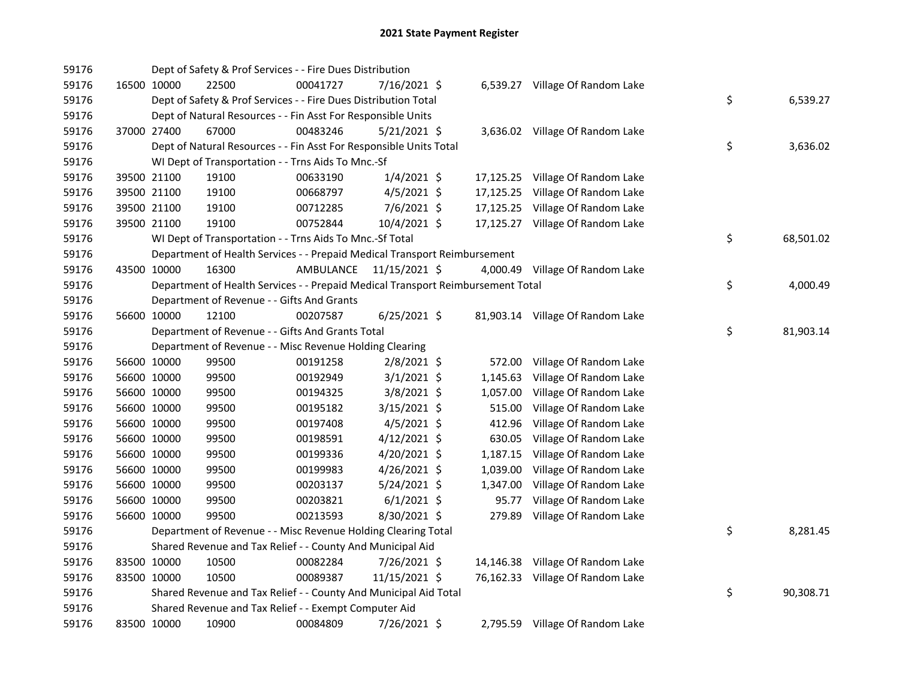## 2021 State Payment Register

| | | | | | | | | | |
|---|---|---|---|---|---|---|---|---|---|
| 59176 | | | Dept of Safety & Prof Services - - Fire Dues Distribution | | | | | | |
| 59176 | 16500 | 10000 | 22500 | 00041727 | 7/16/2021 | $ 6,539.27 | Village Of Random Lake | | |
| 59176 | | | Dept of Safety & Prof Services - - Fire Dues Distribution Total | | | | | $ | 6,539.27 |
| 59176 | | | Dept of Natural Resources - - Fin Asst For Responsible Units | | | | | | |
| 59176 | 37000 | 27400 | 67000 | 00483246 | 5/21/2021 | $ 3,636.02 | Village Of Random Lake | | |
| 59176 | | | Dept of Natural Resources - - Fin Asst For Responsible Units Total | | | | | $ | 3,636.02 |
| 59176 | | | WI Dept of Transportation - - Trns Aids To Mnc.-Sf | | | | | | |
| 59176 | 39500 | 21100 | 19100 | 00633190 | 1/4/2021 | $ 17,125.25 | Village Of Random Lake | | |
| 59176 | 39500 | 21100 | 19100 | 00668797 | 4/5/2021 | $ 17,125.25 | Village Of Random Lake | | |
| 59176 | 39500 | 21100 | 19100 | 00712285 | 7/6/2021 | $ 17,125.25 | Village Of Random Lake | | |
| 59176 | 39500 | 21100 | 19100 | 00752844 | 10/4/2021 | $ 17,125.27 | Village Of Random Lake | | |
| 59176 | | | WI Dept of Transportation - - Trns Aids To Mnc.-Sf Total | | | | | $ | 68,501.02 |
| 59176 | | | Department of Health Services - - Prepaid Medical Transport Reimbursement | | | | | | |
| 59176 | 43500 | 10000 | 16300 | AMBULANCE | 11/15/2021 | $ 4,000.49 | Village Of Random Lake | | |
| 59176 | | | Department of Health Services - - Prepaid Medical Transport Reimbursement Total | | | | | $ | 4,000.49 |
| 59176 | | | Department of Revenue - - Gifts And Grants | | | | | | |
| 59176 | 56600 | 10000 | 12100 | 00207587 | 6/25/2021 | $ 81,903.14 | Village Of Random Lake | | |
| 59176 | | | Department of Revenue - - Gifts And Grants Total | | | | | $ | 81,903.14 |
| 59176 | | | Department of Revenue - - Misc Revenue Holding Clearing | | | | | | |
| 59176 | 56600 | 10000 | 99500 | 00191258 | 2/8/2021 | $ 572.00 | Village Of Random Lake | | |
| 59176 | 56600 | 10000 | 99500 | 00192949 | 3/1/2021 | $ 1,145.63 | Village Of Random Lake | | |
| 59176 | 56600 | 10000 | 99500 | 00194325 | 3/8/2021 | $ 1,057.00 | Village Of Random Lake | | |
| 59176 | 56600 | 10000 | 99500 | 00195182 | 3/15/2021 | $ 515.00 | Village Of Random Lake | | |
| 59176 | 56600 | 10000 | 99500 | 00197408 | 4/5/2021 | $ 412.96 | Village Of Random Lake | | |
| 59176 | 56600 | 10000 | 99500 | 00198591 | 4/12/2021 | $ 630.05 | Village Of Random Lake | | |
| 59176 | 56600 | 10000 | 99500 | 00199336 | 4/20/2021 | $ 1,187.15 | Village Of Random Lake | | |
| 59176 | 56600 | 10000 | 99500 | 00199983 | 4/26/2021 | $ 1,039.00 | Village Of Random Lake | | |
| 59176 | 56600 | 10000 | 99500 | 00203137 | 5/24/2021 | $ 1,347.00 | Village Of Random Lake | | |
| 59176 | 56600 | 10000 | 99500 | 00203821 | 6/1/2021 | $ 95.77 | Village Of Random Lake | | |
| 59176 | 56600 | 10000 | 99500 | 00213593 | 8/30/2021 | $ 279.89 | Village Of Random Lake | | |
| 59176 | | | Department of Revenue - - Misc Revenue Holding Clearing Total | | | | | $ | 8,281.45 |
| 59176 | | | Shared Revenue and Tax Relief - - County And Municipal Aid | | | | | | |
| 59176 | 83500 | 10000 | 10500 | 00082284 | 7/26/2021 | $ 14,146.38 | Village Of Random Lake | | |
| 59176 | 83500 | 10000 | 10500 | 00089387 | 11/15/2021 | $ 76,162.33 | Village Of Random Lake | | |
| 59176 | | | Shared Revenue and Tax Relief - - County And Municipal Aid Total | | | | | $ | 90,308.71 |
| 59176 | | | Shared Revenue and Tax Relief - - Exempt Computer Aid | | | | | | |
| 59176 | 83500 | 10000 | 10900 | 00084809 | 7/26/2021 | $ 2,795.59 | Village Of Random Lake | | |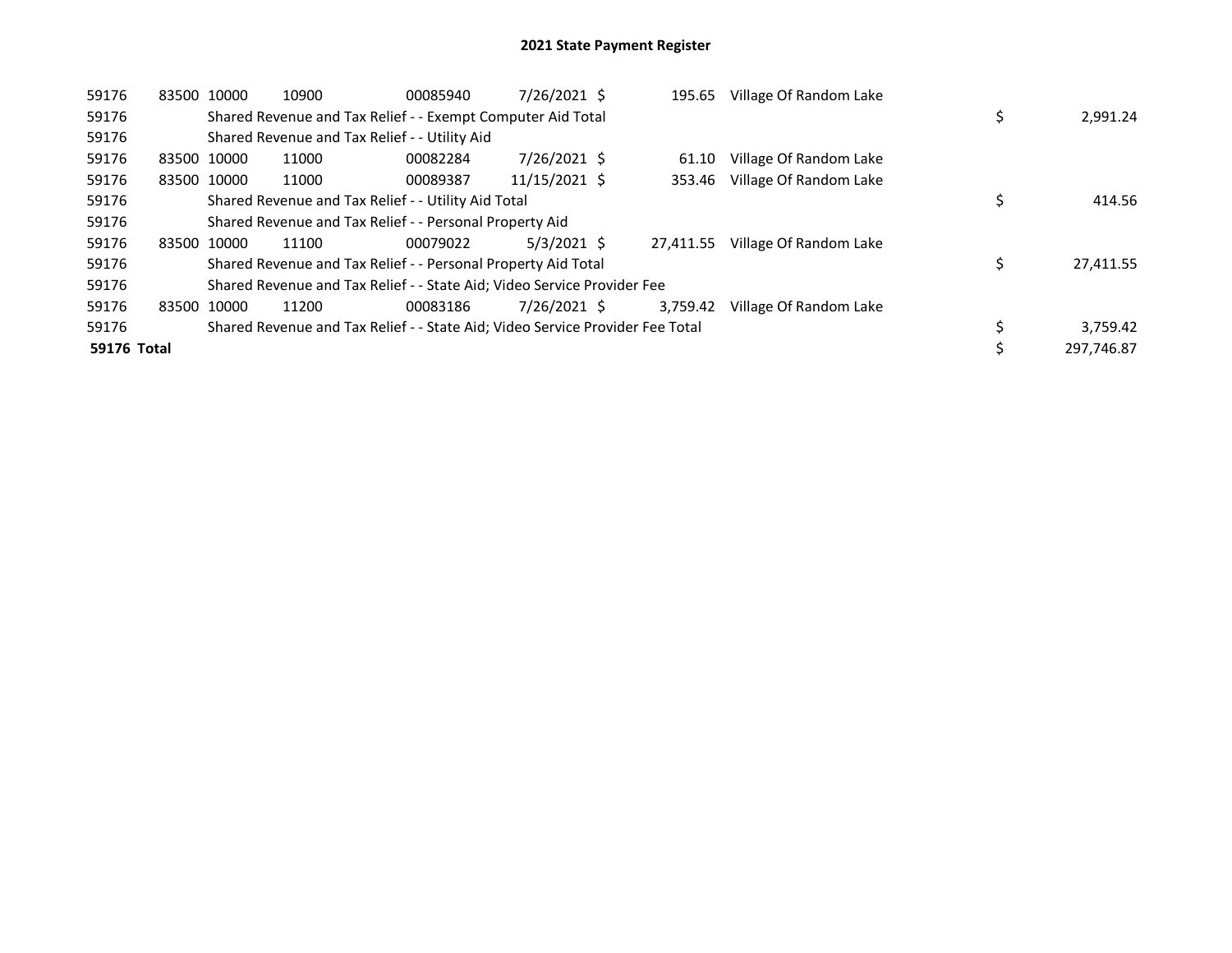# 2021 State Payment Register

| | | | | | | | | | |
|---|---|---|---|---|---|---|---|---|---|
| 59176 | 83500 | 10000 | 10900 | 00085940 | 7/26/2021 | $ 195.65 | Village Of Random Lake | | |
| 59176 | | Shared Revenue and Tax Relief - - Exempt Computer Aid Total | | | | | | $ | 2,991.24 |
| 59176 | | Shared Revenue and Tax Relief - - Utility Aid | | | | | | | |
| 59176 | 83500 | 10000 | 11000 | 00082284 | 7/26/2021 | $ 61.10 | Village Of Random Lake | | |
| 59176 | 83500 | 10000 | 11000 | 00089387 | 11/15/2021 | $ 353.46 | Village Of Random Lake | | |
| 59176 | | Shared Revenue and Tax Relief - - Utility Aid Total | | | | | | $ | 414.56 |
| 59176 | | Shared Revenue and Tax Relief - - Personal Property Aid | | | | | | | |
| 59176 | 83500 | 10000 | 11100 | 00079022 | 5/3/2021 | $ 27,411.55 | Village Of Random Lake | | |
| 59176 | | Shared Revenue and Tax Relief - - Personal Property Aid Total | | | | | | $ | 27,411.55 |
| 59176 | | Shared Revenue and Tax Relief - - State Aid; Video Service Provider Fee | | | | | | | |
| 59176 | 83500 | 10000 | 11200 | 00083186 | 7/26/2021 | $ 3,759.42 | Village Of Random Lake | | |
| 59176 | | Shared Revenue and Tax Relief - - State Aid; Video Service Provider Fee Total | | | | | | $ | 3,759.42 |
| **59176 Total** | | | | | | | | $ | 297,746.87 |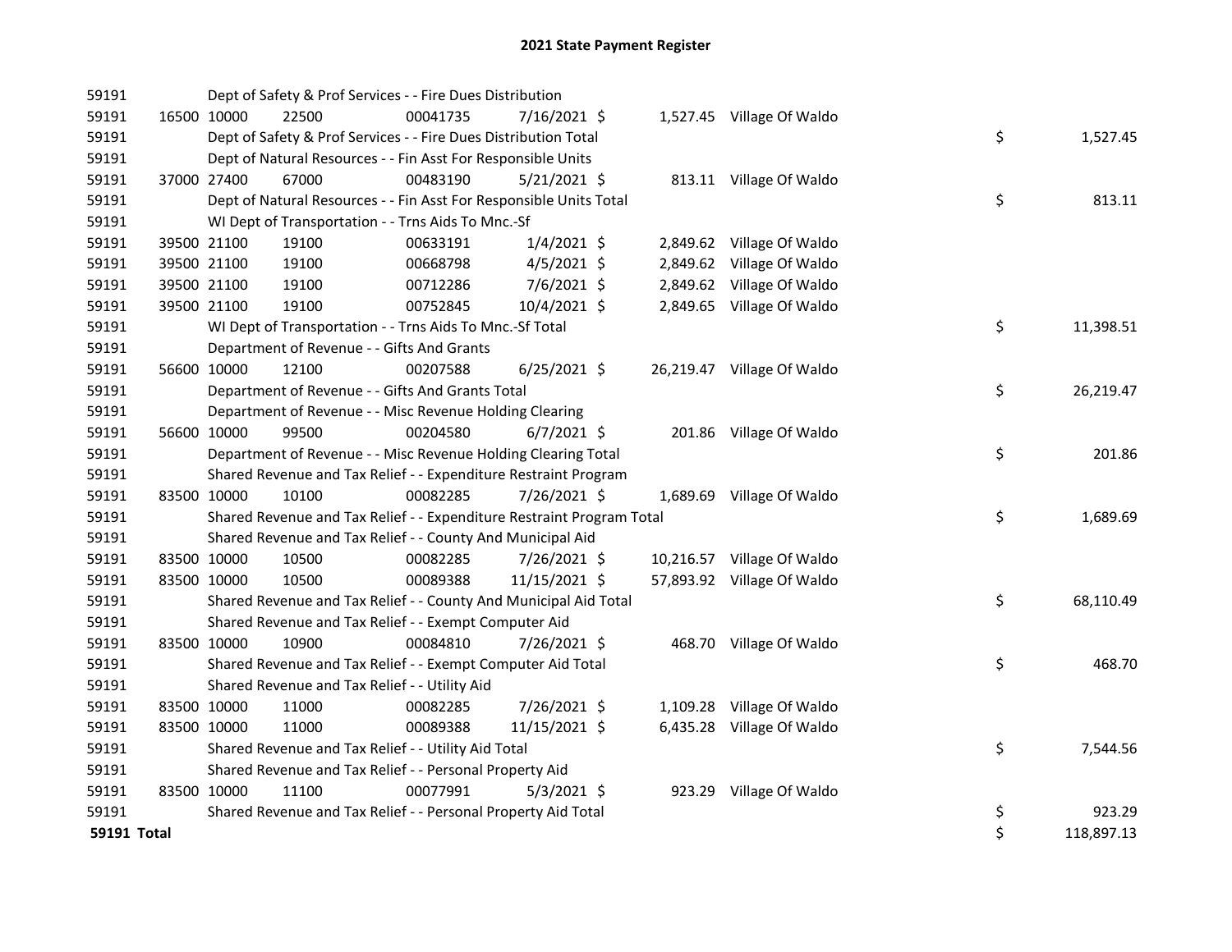# 2021 State Payment Register

| | | | | | | | | | |
|---|---|---|---|---|---|---|---|---|---|
| 59191 | | | Dept of Safety & Prof Services - - Fire Dues Distribution | | | | | | |
| 59191 | 16500 | 10000 | 22500 | 00041735 | 7/16/2021 | $ 1,527.45 | Village Of Waldo | | |
| 59191 | | | Dept of Safety & Prof Services - - Fire Dues Distribution Total | | | | | $ | 1,527.45 |
| 59191 | | | Dept of Natural Resources - - Fin Asst For Responsible Units | | | | | | |
| 59191 | 37000 | 27400 | 67000 | 00483190 | 5/21/2021 | $ 813.11 | Village Of Waldo | | |
| 59191 | | | Dept of Natural Resources - - Fin Asst For Responsible Units Total | | | | | $ | 813.11 |
| 59191 | | | WI Dept of Transportation - - Trns Aids To Mnc.-Sf | | | | | | |
| 59191 | 39500 | 21100 | 19100 | 00633191 | 1/4/2021 | $ 2,849.62 | Village Of Waldo | | |
| 59191 | 39500 | 21100 | 19100 | 00668798 | 4/5/2021 | $ 2,849.62 | Village Of Waldo | | |
| 59191 | 39500 | 21100 | 19100 | 00712286 | 7/6/2021 | $ 2,849.62 | Village Of Waldo | | |
| 59191 | 39500 | 21100 | 19100 | 00752845 | 10/4/2021 | $ 2,849.65 | Village Of Waldo | | |
| 59191 | | | WI Dept of Transportation - - Trns Aids To Mnc.-Sf Total | | | | | $ | 11,398.51 |
| 59191 | | | Department of Revenue - - Gifts And Grants | | | | | | |
| 59191 | 56600 | 10000 | 12100 | 00207588 | 6/25/2021 | $ 26,219.47 | Village Of Waldo | | |
| 59191 | | | Department of Revenue - - Gifts And Grants Total | | | | | $ | 26,219.47 |
| 59191 | | | Department of Revenue - - Misc Revenue Holding Clearing | | | | | | |
| 59191 | 56600 | 10000 | 99500 | 00204580 | 6/7/2021 | $ 201.86 | Village Of Waldo | | |
| 59191 | | | Department of Revenue - - Misc Revenue Holding Clearing Total | | | | | $ | 201.86 |
| 59191 | | | Shared Revenue and Tax Relief - - Expenditure Restraint Program | | | | | | |
| 59191 | 83500 | 10000 | 10100 | 00082285 | 7/26/2021 | $ 1,689.69 | Village Of Waldo | | |
| 59191 | | | Shared Revenue and Tax Relief - - Expenditure Restraint Program Total | | | | | $ | 1,689.69 |
| 59191 | | | Shared Revenue and Tax Relief - - County And Municipal Aid | | | | | | |
| 59191 | 83500 | 10000 | 10500 | 00082285 | 7/26/2021 | $ 10,216.57 | Village Of Waldo | | |
| 59191 | 83500 | 10000 | 10500 | 00089388 | 11/15/2021 | $ 57,893.92 | Village Of Waldo | | |
| 59191 | | | Shared Revenue and Tax Relief - - County And Municipal Aid Total | | | | | $ | 68,110.49 |
| 59191 | | | Shared Revenue and Tax Relief - - Exempt Computer Aid | | | | | | |
| 59191 | 83500 | 10000 | 10900 | 00084810 | 7/26/2021 | $ 468.70 | Village Of Waldo | | |
| 59191 | | | Shared Revenue and Tax Relief - - Exempt Computer Aid Total | | | | | $ | 468.70 |
| 59191 | | | Shared Revenue and Tax Relief - - Utility Aid | | | | | | |
| 59191 | 83500 | 10000 | 11000 | 00082285 | 7/26/2021 | $ 1,109.28 | Village Of Waldo | | |
| 59191 | 83500 | 10000 | 11000 | 00089388 | 11/15/2021 | $ 6,435.28 | Village Of Waldo | | |
| 59191 | | | Shared Revenue and Tax Relief - - Utility Aid Total | | | | | $ | 7,544.56 |
| 59191 | | | Shared Revenue and Tax Relief - - Personal Property Aid | | | | | | |
| 59191 | 83500 | 10000 | 11100 | 00077991 | 5/3/2021 | $ 923.29 | Village Of Waldo | | |
| 59191 | | | Shared Revenue and Tax Relief - - Personal Property Aid Total | | | | | $ | 923.29 |
| **59191 Total** | | | | | | | | $ | 118,897.13 |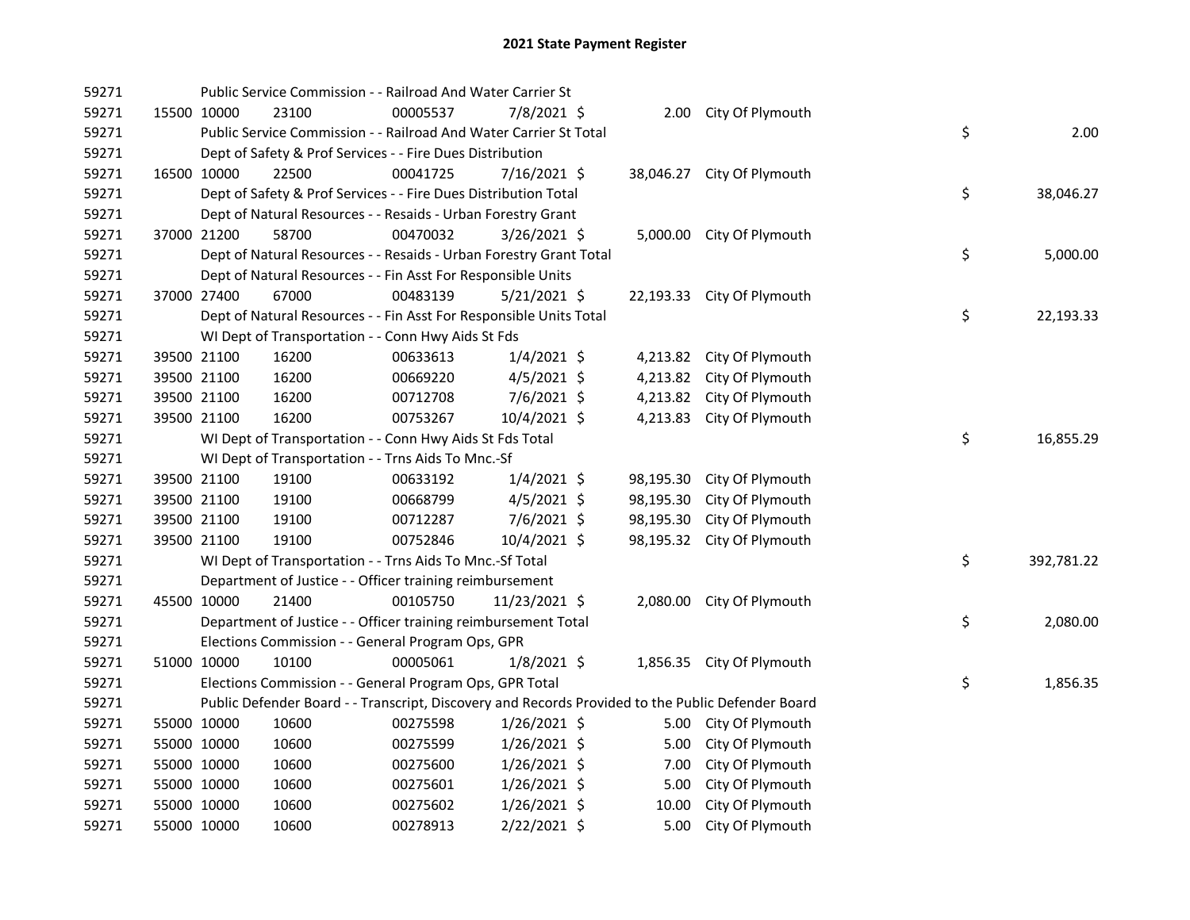# 2021 State Payment Register

| | | | | | | | | |
|---|---|---|---|---|---|---|---|---|
| 59271 | | | Public Service Commission - - Railroad And Water Carrier St | | | | | |
| 59271 | 15500 | 10000 | 23100 | 00005537 | 7/8/2021 | $ 2.00 | City Of Plymouth | |
| 59271 | | | Public Service Commission - - Railroad And Water Carrier St Total | | | | | $ 2.00 |
| 59271 | | | Dept of Safety & Prof Services - - Fire Dues Distribution | | | | | |
| 59271 | 16500 | 10000 | 22500 | 00041725 | 7/16/2021 | $ 38,046.27 | City Of Plymouth | |
| 59271 | | | Dept of Safety & Prof Services - - Fire Dues Distribution Total | | | | | $ 38,046.27 |
| 59271 | | | Dept of Natural Resources - - Resaids - Urban Forestry Grant | | | | | |
| 59271 | 37000 | 21200 | 58700 | 00470032 | 3/26/2021 | $ 5,000.00 | City Of Plymouth | |
| 59271 | | | Dept of Natural Resources - - Resaids - Urban Forestry Grant Total | | | | | $ 5,000.00 |
| 59271 | | | Dept of Natural Resources - - Fin Asst For Responsible Units | | | | | |
| 59271 | 37000 | 27400 | 67000 | 00483139 | 5/21/2021 | $ 22,193.33 | City Of Plymouth | |
| 59271 | | | Dept of Natural Resources - - Fin Asst For Responsible Units Total | | | | | $ 22,193.33 |
| 59271 | | | WI Dept of Transportation - - Conn Hwy Aids St Fds | | | | | |
| 59271 | 39500 | 21100 | 16200 | 00633613 | 1/4/2021 | $ 4,213.82 | City Of Plymouth | |
| 59271 | 39500 | 21100 | 16200 | 00669220 | 4/5/2021 | $ 4,213.82 | City Of Plymouth | |
| 59271 | 39500 | 21100 | 16200 | 00712708 | 7/6/2021 | $ 4,213.82 | City Of Plymouth | |
| 59271 | 39500 | 21100 | 16200 | 00753267 | 10/4/2021 | $ 4,213.83 | City Of Plymouth | |
| 59271 | | | WI Dept of Transportation - - Conn Hwy Aids St Fds Total | | | | | $ 16,855.29 |
| 59271 | | | WI Dept of Transportation - - Trns Aids To Mnc.-Sf | | | | | |
| 59271 | 39500 | 21100 | 19100 | 00633192 | 1/4/2021 | $ 98,195.30 | City Of Plymouth | |
| 59271 | 39500 | 21100 | 19100 | 00668799 | 4/5/2021 | $ 98,195.30 | City Of Plymouth | |
| 59271 | 39500 | 21100 | 19100 | 00712287 | 7/6/2021 | $ 98,195.30 | City Of Plymouth | |
| 59271 | 39500 | 21100 | 19100 | 00752846 | 10/4/2021 | $ 98,195.32 | City Of Plymouth | |
| 59271 | | | WI Dept of Transportation - - Trns Aids To Mnc.-Sf Total | | | | | $ 392,781.22 |
| 59271 | | | Department of Justice - - Officer training reimbursement | | | | | |
| 59271 | 45500 | 10000 | 21400 | 00105750 | 11/23/2021 | $ 2,080.00 | City Of Plymouth | |
| 59271 | | | Department of Justice - - Officer training reimbursement Total | | | | | $ 2,080.00 |
| 59271 | | | Elections Commission - - General Program Ops, GPR | | | | | |
| 59271 | 51000 | 10000 | 10100 | 00005061 | 1/8/2021 | $ 1,856.35 | City Of Plymouth | |
| 59271 | | | Elections Commission - - General Program Ops, GPR Total | | | | | $ 1,856.35 |
| 59271 | | | Public Defender Board - - Transcript, Discovery and Records Provided to the Public Defender Board | | | | | |
| 59271 | 55000 | 10000 | 10600 | 00275598 | 1/26/2021 | $ 5.00 | City Of Plymouth | |
| 59271 | 55000 | 10000 | 10600 | 00275599 | 1/26/2021 | $ 5.00 | City Of Plymouth | |
| 59271 | 55000 | 10000 | 10600 | 00275600 | 1/26/2021 | $ 7.00 | City Of Plymouth | |
| 59271 | 55000 | 10000 | 10600 | 00275601 | 1/26/2021 | $ 5.00 | City Of Plymouth | |
| 59271 | 55000 | 10000 | 10600 | 00275602 | 1/26/2021 | $ 10.00 | City Of Plymouth | |
| 59271 | 55000 | 10000 | 10600 | 00278913 | 2/22/2021 | $ 5.00 | City Of Plymouth | |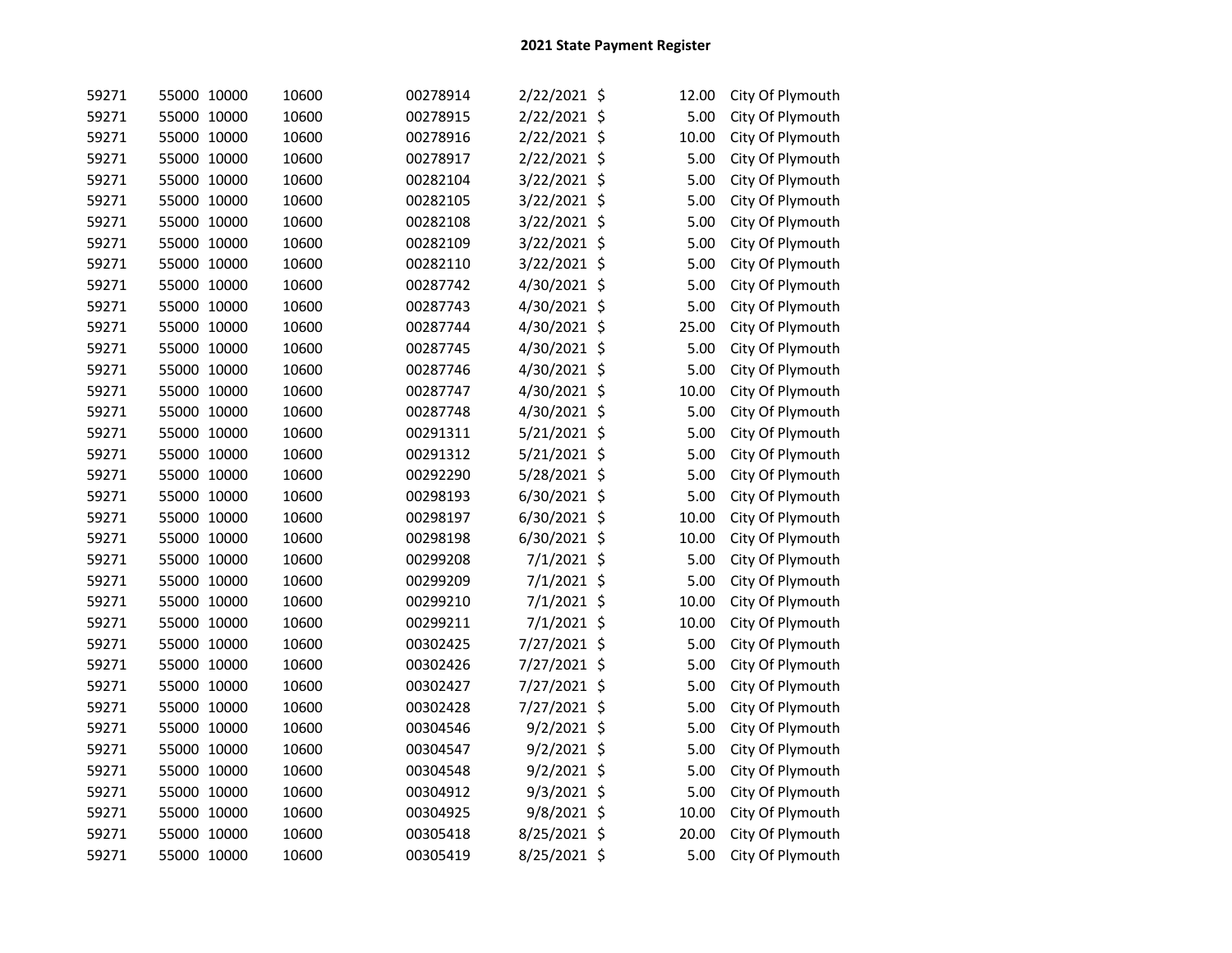## 2021 State Payment Register

| | | | | | | | | |
|---|---|---|---|---|---|---|---|---|
| 59271 | 55000 | 10000 | 10600 | 00278914 | 2/22/2021 | $ | 12.00 | City Of Plymouth |
| 59271 | 55000 | 10000 | 10600 | 00278915 | 2/22/2021 | $ | 5.00 | City Of Plymouth |
| 59271 | 55000 | 10000 | 10600 | 00278916 | 2/22/2021 | $ | 10.00 | City Of Plymouth |
| 59271 | 55000 | 10000 | 10600 | 00278917 | 2/22/2021 | $ | 5.00 | City Of Plymouth |
| 59271 | 55000 | 10000 | 10600 | 00282104 | 3/22/2021 | $ | 5.00 | City Of Plymouth |
| 59271 | 55000 | 10000 | 10600 | 00282105 | 3/22/2021 | $ | 5.00 | City Of Plymouth |
| 59271 | 55000 | 10000 | 10600 | 00282108 | 3/22/2021 | $ | 5.00 | City Of Plymouth |
| 59271 | 55000 | 10000 | 10600 | 00282109 | 3/22/2021 | $ | 5.00 | City Of Plymouth |
| 59271 | 55000 | 10000 | 10600 | 00282110 | 3/22/2021 | $ | 5.00 | City Of Plymouth |
| 59271 | 55000 | 10000 | 10600 | 00287742 | 4/30/2021 | $ | 5.00 | City Of Plymouth |
| 59271 | 55000 | 10000 | 10600 | 00287743 | 4/30/2021 | $ | 5.00 | City Of Plymouth |
| 59271 | 55000 | 10000 | 10600 | 00287744 | 4/30/2021 | $ | 25.00 | City Of Plymouth |
| 59271 | 55000 | 10000 | 10600 | 00287745 | 4/30/2021 | $ | 5.00 | City Of Plymouth |
| 59271 | 55000 | 10000 | 10600 | 00287746 | 4/30/2021 | $ | 5.00 | City Of Plymouth |
| 59271 | 55000 | 10000 | 10600 | 00287747 | 4/30/2021 | $ | 10.00 | City Of Plymouth |
| 59271 | 55000 | 10000 | 10600 | 00287748 | 4/30/2021 | $ | 5.00 | City Of Plymouth |
| 59271 | 55000 | 10000 | 10600 | 00291311 | 5/21/2021 | $ | 5.00 | City Of Plymouth |
| 59271 | 55000 | 10000 | 10600 | 00291312 | 5/21/2021 | $ | 5.00 | City Of Plymouth |
| 59271 | 55000 | 10000 | 10600 | 00292290 | 5/28/2021 | $ | 5.00 | City Of Plymouth |
| 59271 | 55000 | 10000 | 10600 | 00298193 | 6/30/2021 | $ | 5.00 | City Of Plymouth |
| 59271 | 55000 | 10000 | 10600 | 00298197 | 6/30/2021 | $ | 10.00 | City Of Plymouth |
| 59271 | 55000 | 10000 | 10600 | 00298198 | 6/30/2021 | $ | 10.00 | City Of Plymouth |
| 59271 | 55000 | 10000 | 10600 | 00299208 | 7/1/2021 | $ | 5.00 | City Of Plymouth |
| 59271 | 55000 | 10000 | 10600 | 00299209 | 7/1/2021 | $ | 5.00 | City Of Plymouth |
| 59271 | 55000 | 10000 | 10600 | 00299210 | 7/1/2021 | $ | 10.00 | City Of Plymouth |
| 59271 | 55000 | 10000 | 10600 | 00299211 | 7/1/2021 | $ | 10.00 | City Of Plymouth |
| 59271 | 55000 | 10000 | 10600 | 00302425 | 7/27/2021 | $ | 5.00 | City Of Plymouth |
| 59271 | 55000 | 10000 | 10600 | 00302426 | 7/27/2021 | $ | 5.00 | City Of Plymouth |
| 59271 | 55000 | 10000 | 10600 | 00302427 | 7/27/2021 | $ | 5.00 | City Of Plymouth |
| 59271 | 55000 | 10000 | 10600 | 00302428 | 7/27/2021 | $ | 5.00 | City Of Plymouth |
| 59271 | 55000 | 10000 | 10600 | 00304546 | 9/2/2021 | $ | 5.00 | City Of Plymouth |
| 59271 | 55000 | 10000 | 10600 | 00304547 | 9/2/2021 | $ | 5.00 | City Of Plymouth |
| 59271 | 55000 | 10000 | 10600 | 00304548 | 9/2/2021 | $ | 5.00 | City Of Plymouth |
| 59271 | 55000 | 10000 | 10600 | 00304912 | 9/3/2021 | $ | 5.00 | City Of Plymouth |
| 59271 | 55000 | 10000 | 10600 | 00304925 | 9/8/2021 | $ | 10.00 | City Of Plymouth |
| 59271 | 55000 | 10000 | 10600 | 00305418 | 8/25/2021 | $ | 20.00 | City Of Plymouth |
| 59271 | 55000 | 10000 | 10600 | 00305419 | 8/25/2021 | $ | 5.00 | City Of Plymouth |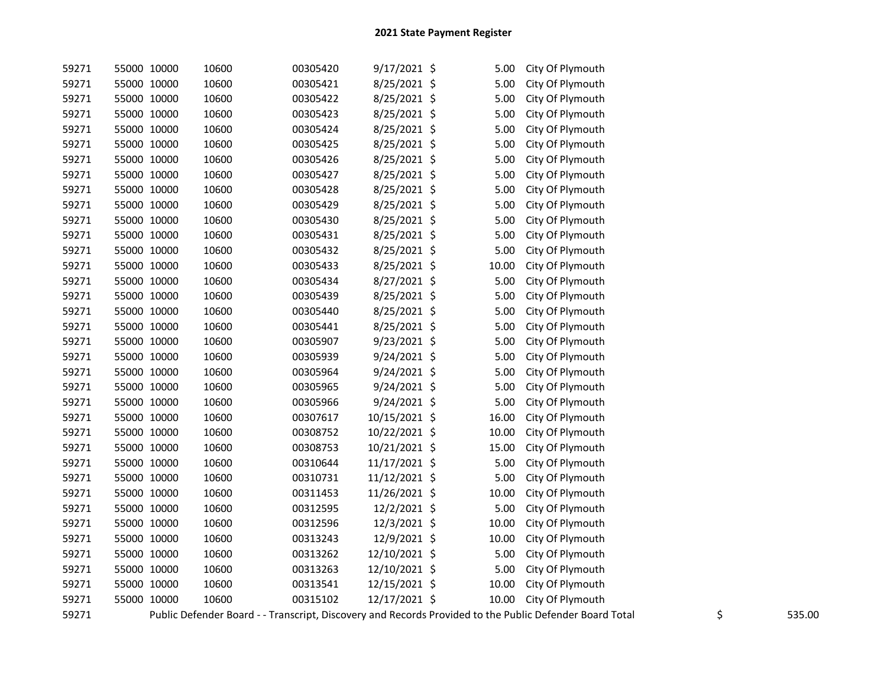## 2021 State Payment Register

| | | | | | | | | | |
|---|---|---|---|---|---|---|---|---|---|
| 59271 | 55000 | 10000 | 10600 | 00305420 | 9/17/2021 | $ | 5.00 | City Of Plymouth | |
| 59271 | 55000 | 10000 | 10600 | 00305421 | 8/25/2021 | $ | 5.00 | City Of Plymouth | |
| 59271 | 55000 | 10000 | 10600 | 00305422 | 8/25/2021 | $ | 5.00 | City Of Plymouth | |
| 59271 | 55000 | 10000 | 10600 | 00305423 | 8/25/2021 | $ | 5.00 | City Of Plymouth | |
| 59271 | 55000 | 10000 | 10600 | 00305424 | 8/25/2021 | $ | 5.00 | City Of Plymouth | |
| 59271 | 55000 | 10000 | 10600 | 00305425 | 8/25/2021 | $ | 5.00 | City Of Plymouth | |
| 59271 | 55000 | 10000 | 10600 | 00305426 | 8/25/2021 | $ | 5.00 | City Of Plymouth | |
| 59271 | 55000 | 10000 | 10600 | 00305427 | 8/25/2021 | $ | 5.00 | City Of Plymouth | |
| 59271 | 55000 | 10000 | 10600 | 00305428 | 8/25/2021 | $ | 5.00 | City Of Plymouth | |
| 59271 | 55000 | 10000 | 10600 | 00305429 | 8/25/2021 | $ | 5.00 | City Of Plymouth | |
| 59271 | 55000 | 10000 | 10600 | 00305430 | 8/25/2021 | $ | 5.00 | City Of Plymouth | |
| 59271 | 55000 | 10000 | 10600 | 00305431 | 8/25/2021 | $ | 5.00 | City Of Plymouth | |
| 59271 | 55000 | 10000 | 10600 | 00305432 | 8/25/2021 | $ | 5.00 | City Of Plymouth | |
| 59271 | 55000 | 10000 | 10600 | 00305433 | 8/25/2021 | $ | 10.00 | City Of Plymouth | |
| 59271 | 55000 | 10000 | 10600 | 00305434 | 8/27/2021 | $ | 5.00 | City Of Plymouth | |
| 59271 | 55000 | 10000 | 10600 | 00305439 | 8/25/2021 | $ | 5.00 | City Of Plymouth | |
| 59271 | 55000 | 10000 | 10600 | 00305440 | 8/25/2021 | $ | 5.00 | City Of Plymouth | |
| 59271 | 55000 | 10000 | 10600 | 00305441 | 8/25/2021 | $ | 5.00 | City Of Plymouth | |
| 59271 | 55000 | 10000 | 10600 | 00305907 | 9/23/2021 | $ | 5.00 | City Of Plymouth | |
| 59271 | 55000 | 10000 | 10600 | 00305939 | 9/24/2021 | $ | 5.00 | City Of Plymouth | |
| 59271 | 55000 | 10000 | 10600 | 00305964 | 9/24/2021 | $ | 5.00 | City Of Plymouth | |
| 59271 | 55000 | 10000 | 10600 | 00305965 | 9/24/2021 | $ | 5.00 | City Of Plymouth | |
| 59271 | 55000 | 10000 | 10600 | 00305966 | 9/24/2021 | $ | 5.00 | City Of Plymouth | |
| 59271 | 55000 | 10000 | 10600 | 00307617 | 10/15/2021 | $ | 16.00 | City Of Plymouth | |
| 59271 | 55000 | 10000 | 10600 | 00308752 | 10/22/2021 | $ | 10.00 | City Of Plymouth | |
| 59271 | 55000 | 10000 | 10600 | 00308753 | 10/21/2021 | $ | 15.00 | City Of Plymouth | |
| 59271 | 55000 | 10000 | 10600 | 00310644 | 11/17/2021 | $ | 5.00 | City Of Plymouth | |
| 59271 | 55000 | 10000 | 10600 | 00310731 | 11/12/2021 | $ | 5.00 | City Of Plymouth | |
| 59271 | 55000 | 10000 | 10600 | 00311453 | 11/26/2021 | $ | 10.00 | City Of Plymouth | |
| 59271 | 55000 | 10000 | 10600 | 00312595 | 12/2/2021 | $ | 5.00 | City Of Plymouth | |
| 59271 | 55000 | 10000 | 10600 | 00312596 | 12/3/2021 | $ | 10.00 | City Of Plymouth | |
| 59271 | 55000 | 10000 | 10600 | 00313243 | 12/9/2021 | $ | 10.00 | City Of Plymouth | |
| 59271 | 55000 | 10000 | 10600 | 00313262 | 12/10/2021 | $ | 5.00 | City Of Plymouth | |
| 59271 | 55000 | 10000 | 10600 | 00313263 | 12/10/2021 | $ | 5.00 | City Of Plymouth | |
| 59271 | 55000 | 10000 | 10600 | 00313541 | 12/15/2021 | $ | 10.00 | City Of Plymouth | |
| 59271 | 55000 | 10000 | 10600 | 00315102 | 12/17/2021 | $ | 10.00 | City Of Plymouth | |
| 59271 | Public Defender Board - - Transcript, Discovery and Records Provided to the Public Defender Board Total | | | | | | | $ | 535.00 |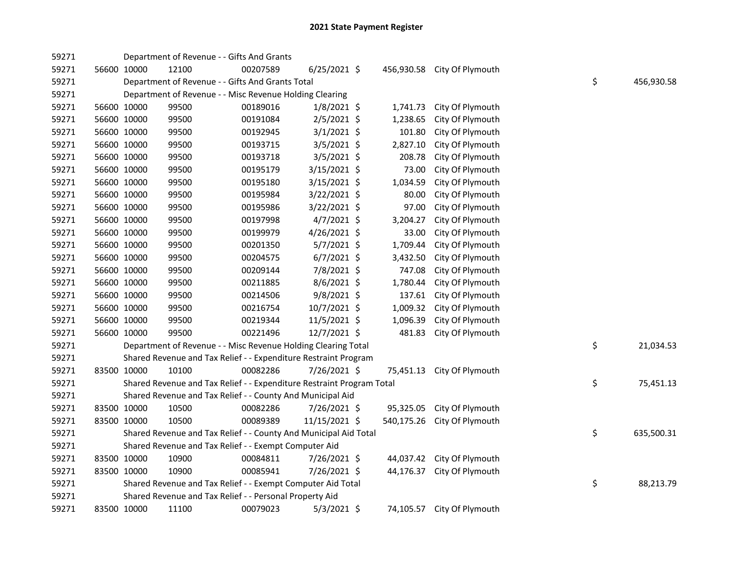# 2021 State Payment Register

| | | | | | | | | | |
|---|---|---|---|---|---|---|---|---|---|
| 59271 | | | Department of Revenue - - Gifts And Grants | | | | | | |
| 59271 | 56600 | 10000 | 12100 | 00207589 | 6/25/2021 | $ 456,930.58 | City Of Plymouth | | |
| 59271 | | | Department of Revenue - - Gifts And Grants Total | | | | | $ | 456,930.58 |
| 59271 | | | Department of Revenue - - Misc Revenue Holding Clearing | | | | | | |
| 59271 | 56600 | 10000 | 99500 | 00189016 | 1/8/2021 | $ 1,741.73 | City Of Plymouth | | |
| 59271 | 56600 | 10000 | 99500 | 00191084 | 2/5/2021 | $ 1,238.65 | City Of Plymouth | | |
| 59271 | 56600 | 10000 | 99500 | 00192945 | 3/1/2021 | $ 101.80 | City Of Plymouth | | |
| 59271 | 56600 | 10000 | 99500 | 00193715 | 3/5/2021 | $ 2,827.10 | City Of Plymouth | | |
| 59271 | 56600 | 10000 | 99500 | 00193718 | 3/5/2021 | $ 208.78 | City Of Plymouth | | |
| 59271 | 56600 | 10000 | 99500 | 00195179 | 3/15/2021 | $ 73.00 | City Of Plymouth | | |
| 59271 | 56600 | 10000 | 99500 | 00195180 | 3/15/2021 | $ 1,034.59 | City Of Plymouth | | |
| 59271 | 56600 | 10000 | 99500 | 00195984 | 3/22/2021 | $ 80.00 | City Of Plymouth | | |
| 59271 | 56600 | 10000 | 99500 | 00195986 | 3/22/2021 | $ 97.00 | City Of Plymouth | | |
| 59271 | 56600 | 10000 | 99500 | 00197998 | 4/7/2021 | $ 3,204.27 | City Of Plymouth | | |
| 59271 | 56600 | 10000 | 99500 | 00199979 | 4/26/2021 | $ 33.00 | City Of Plymouth | | |
| 59271 | 56600 | 10000 | 99500 | 00201350 | 5/7/2021 | $ 1,709.44 | City Of Plymouth | | |
| 59271 | 56600 | 10000 | 99500 | 00204575 | 6/7/2021 | $ 3,432.50 | City Of Plymouth | | |
| 59271 | 56600 | 10000 | 99500 | 00209144 | 7/8/2021 | $ 747.08 | City Of Plymouth | | |
| 59271 | 56600 | 10000 | 99500 | 00211885 | 8/6/2021 | $ 1,780.44 | City Of Plymouth | | |
| 59271 | 56600 | 10000 | 99500 | 00214506 | 9/8/2021 | $ 137.61 | City Of Plymouth | | |
| 59271 | 56600 | 10000 | 99500 | 00216754 | 10/7/2021 | $ 1,009.32 | City Of Plymouth | | |
| 59271 | 56600 | 10000 | 99500 | 00219344 | 11/5/2021 | $ 1,096.39 | City Of Plymouth | | |
| 59271 | 56600 | 10000 | 99500 | 00221496 | 12/7/2021 | $ 481.83 | City Of Plymouth | | |
| 59271 | | | Department of Revenue - - Misc Revenue Holding Clearing Total | | | | | $ | 21,034.53 |
| 59271 | | | Shared Revenue and Tax Relief - - Expenditure Restraint Program | | | | | | |
| 59271 | 83500 | 10000 | 10100 | 00082286 | 7/26/2021 | $ 75,451.13 | City Of Plymouth | | |
| 59271 | | | Shared Revenue and Tax Relief - - Expenditure Restraint Program Total | | | | | $ | 75,451.13 |
| 59271 | | | Shared Revenue and Tax Relief - - County And Municipal Aid | | | | | | |
| 59271 | 83500 | 10000 | 10500 | 00082286 | 7/26/2021 | $ 95,325.05 | City Of Plymouth | | |
| 59271 | 83500 | 10000 | 10500 | 00089389 | 11/15/2021 | $ 540,175.26 | City Of Plymouth | | |
| 59271 | | | Shared Revenue and Tax Relief - - County And Municipal Aid Total | | | | | $ | 635,500.31 |
| 59271 | | | Shared Revenue and Tax Relief - - Exempt Computer Aid | | | | | | |
| 59271 | 83500 | 10000 | 10900 | 00084811 | 7/26/2021 | $ 44,037.42 | City Of Plymouth | | |
| 59271 | 83500 | 10000 | 10900 | 00085941 | 7/26/2021 | $ 44,176.37 | City Of Plymouth | | |
| 59271 | | | Shared Revenue and Tax Relief - - Exempt Computer Aid Total | | | | | $ | 88,213.79 |
| 59271 | | | Shared Revenue and Tax Relief - - Personal Property Aid | | | | | | |
| 59271 | 83500 | 10000 | 11100 | 00079023 | 5/3/2021 | $ 74,105.57 | City Of Plymouth | | |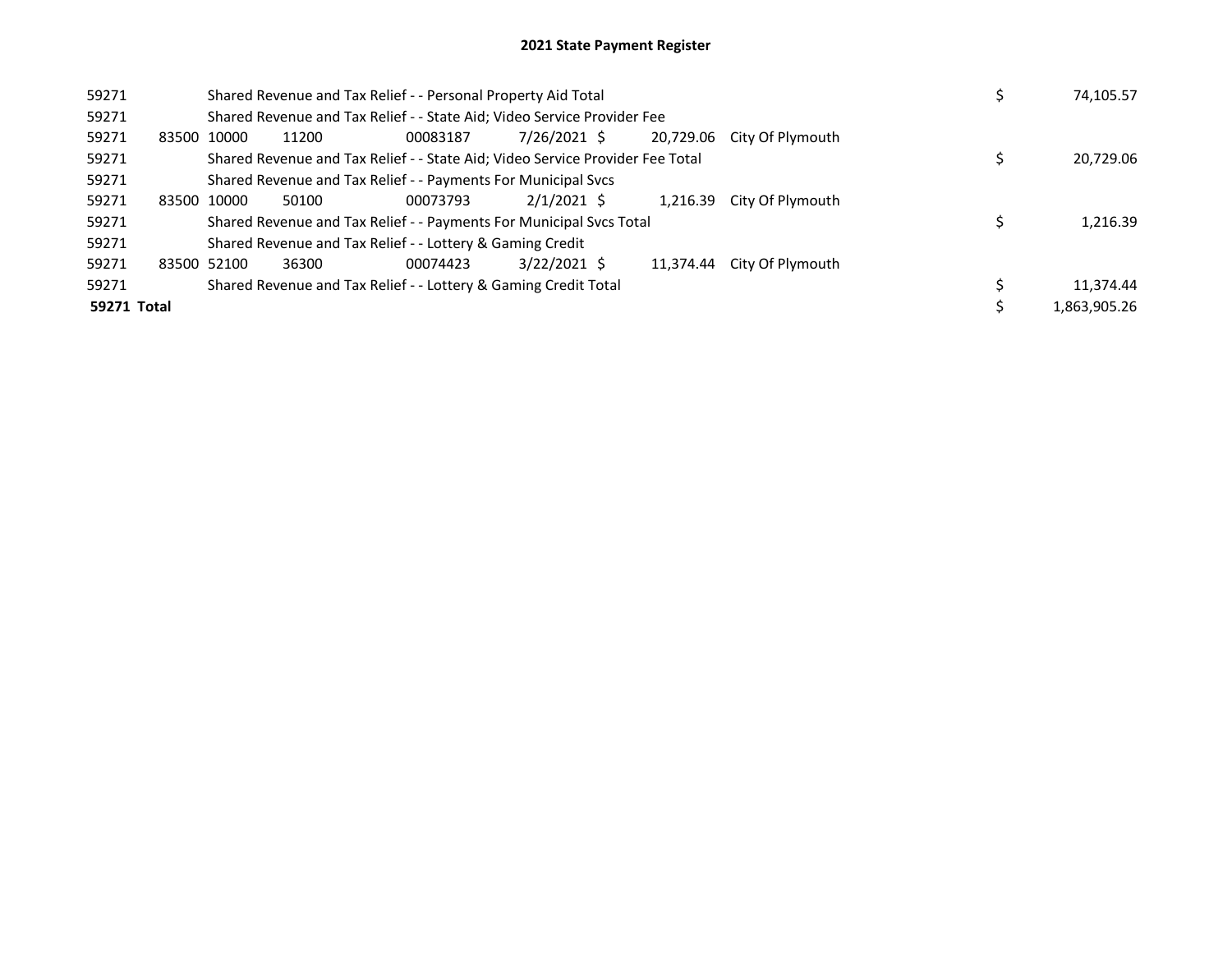# 2021 State Payment Register

| | | | | | | | | | |
|---|---|---|---|---|---|---|---|---|---|
| 59271 | | Shared Revenue and Tax Relief - - Personal Property Aid Total | | | | | | $ | 74,105.57 |
| 59271 | | Shared Revenue and Tax Relief - - State Aid; Video Service Provider Fee | | | | | | | |
| 59271 | 83500 | 10000 | 11200 | 00083187 | 7/26/2021 | $ 20,729.06 | City Of Plymouth | | |
| 59271 | | Shared Revenue and Tax Relief - - State Aid; Video Service Provider Fee Total | | | | | | $ | 20,729.06 |
| 59271 | | Shared Revenue and Tax Relief - - Payments For Municipal Svcs | | | | | | | |
| 59271 | 83500 | 10000 | 50100 | 00073793 | 2/1/2021 | $ 1,216.39 | City Of Plymouth | | |
| 59271 | | Shared Revenue and Tax Relief - - Payments For Municipal Svcs Total | | | | | | $ | 1,216.39 |
| 59271 | | Shared Revenue and Tax Relief - - Lottery & Gaming Credit | | | | | | | |
| 59271 | 83500 | 52100 | 36300 | 00074423 | 3/22/2021 | $ 11,374.44 | City Of Plymouth | | |
| 59271 | | Shared Revenue and Tax Relief - - Lottery & Gaming Credit Total | | | | | | $ | 11,374.44 |
| **59271 Total** | | | | | | | | $ | 1,863,905.26 |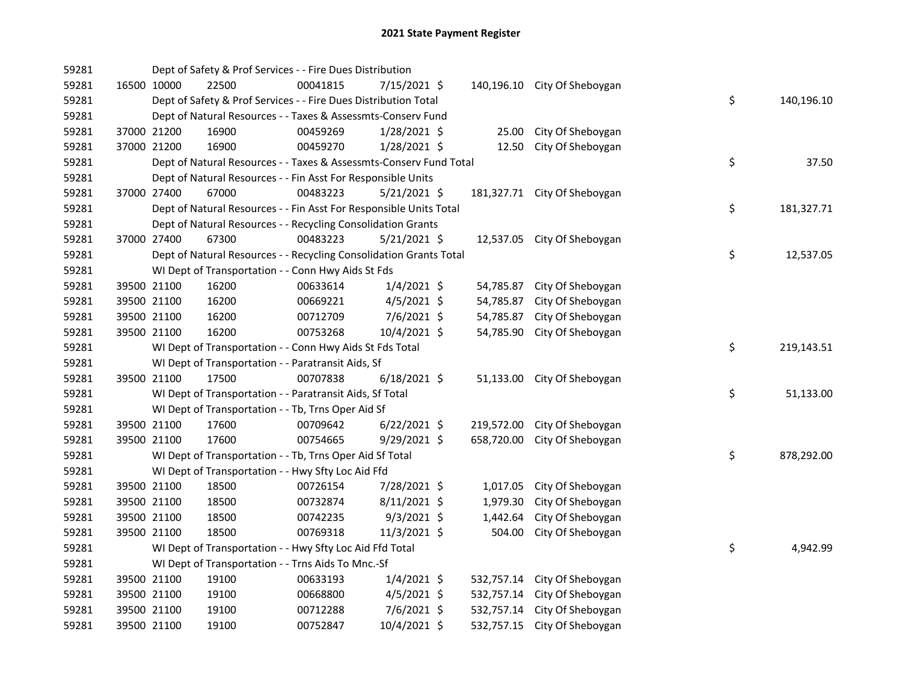# 2021 State Payment Register

| | | | | | | | | | |
|---|---|---|---|---|---|---|---|---|---|
| 59281 | | | Dept of Safety & Prof Services - - Fire Dues Distribution | | | | | | |
| 59281 | 16500 | 10000 | 22500 | 00041815 | 7/15/2021 | $ 140,196.10 | City Of Sheboygan | | |
| 59281 | | | Dept of Safety & Prof Services - - Fire Dues Distribution Total | | | | | $ | 140,196.10 |
| 59281 | | | Dept of Natural Resources - - Taxes & Assessmts-Conserv Fund | | | | | | |
| 59281 | 37000 | 21200 | 16900 | 00459269 | 1/28/2021 | $ 25.00 | City Of Sheboygan | | |
| 59281 | 37000 | 21200 | 16900 | 00459270 | 1/28/2021 | $ 12.50 | City Of Sheboygan | | |
| 59281 | | | Dept of Natural Resources - - Taxes & Assessmts-Conserv Fund Total | | | | | $ | 37.50 |
| 59281 | | | Dept of Natural Resources - - Fin Asst For Responsible Units | | | | | | |
| 59281 | 37000 | 27400 | 67000 | 00483223 | 5/21/2021 | $ 181,327.71 | City Of Sheboygan | | |
| 59281 | | | Dept of Natural Resources - - Fin Asst For Responsible Units Total | | | | | $ | 181,327.71 |
| 59281 | | | Dept of Natural Resources - - Recycling Consolidation Grants | | | | | | |
| 59281 | 37000 | 27400 | 67300 | 00483223 | 5/21/2021 | $ 12,537.05 | City Of Sheboygan | | |
| 59281 | | | Dept of Natural Resources - - Recycling Consolidation Grants Total | | | | | $ | 12,537.05 |
| 59281 | | | WI Dept of Transportation - - Conn Hwy Aids St Fds | | | | | | |
| 59281 | 39500 | 21100 | 16200 | 00633614 | 1/4/2021 | $ 54,785.87 | City Of Sheboygan | | |
| 59281 | 39500 | 21100 | 16200 | 00669221 | 4/5/2021 | $ 54,785.87 | City Of Sheboygan | | |
| 59281 | 39500 | 21100 | 16200 | 00712709 | 7/6/2021 | $ 54,785.87 | City Of Sheboygan | | |
| 59281 | 39500 | 21100 | 16200 | 00753268 | 10/4/2021 | $ 54,785.90 | City Of Sheboygan | | |
| 59281 | | | WI Dept of Transportation - - Conn Hwy Aids St Fds Total | | | | | $ | 219,143.51 |
| 59281 | | | WI Dept of Transportation - - Paratransit Aids, Sf | | | | | | |
| 59281 | 39500 | 21100 | 17500 | 00707838 | 6/18/2021 | $ 51,133.00 | City Of Sheboygan | | |
| 59281 | | | WI Dept of Transportation - - Paratransit Aids, Sf Total | | | | | $ | 51,133.00 |
| 59281 | | | WI Dept of Transportation - - Tb, Trns Oper Aid Sf | | | | | | |
| 59281 | 39500 | 21100 | 17600 | 00709642 | 6/22/2021 | $ 219,572.00 | City Of Sheboygan | | |
| 59281 | 39500 | 21100 | 17600 | 00754665 | 9/29/2021 | $ 658,720.00 | City Of Sheboygan | | |
| 59281 | | | WI Dept of Transportation - - Tb, Trns Oper Aid Sf Total | | | | | $ | 878,292.00 |
| 59281 | | | WI Dept of Transportation - - Hwy Sfty Loc Aid Ffd | | | | | | |
| 59281 | 39500 | 21100 | 18500 | 00726154 | 7/28/2021 | $ 1,017.05 | City Of Sheboygan | | |
| 59281 | 39500 | 21100 | 18500 | 00732874 | 8/11/2021 | $ 1,979.30 | City Of Sheboygan | | |
| 59281 | 39500 | 21100 | 18500 | 00742235 | 9/3/2021 | $ 1,442.64 | City Of Sheboygan | | |
| 59281 | 39500 | 21100 | 18500 | 00769318 | 11/3/2021 | $ 504.00 | City Of Sheboygan | | |
| 59281 | | | WI Dept of Transportation - - Hwy Sfty Loc Aid Ffd Total | | | | | $ | 4,942.99 |
| 59281 | | | WI Dept of Transportation - - Trns Aids To Mnc.-Sf | | | | | | |
| 59281 | 39500 | 21100 | 19100 | 00633193 | 1/4/2021 | $ 532,757.14 | City Of Sheboygan | | |
| 59281 | 39500 | 21100 | 19100 | 00668800 | 4/5/2021 | $ 532,757.14 | City Of Sheboygan | | |
| 59281 | 39500 | 21100 | 19100 | 00712288 | 7/6/2021 | $ 532,757.14 | City Of Sheboygan | | |
| 59281 | 39500 | 21100 | 19100 | 00752847 | 10/4/2021 | $ 532,757.15 | City Of Sheboygan | | |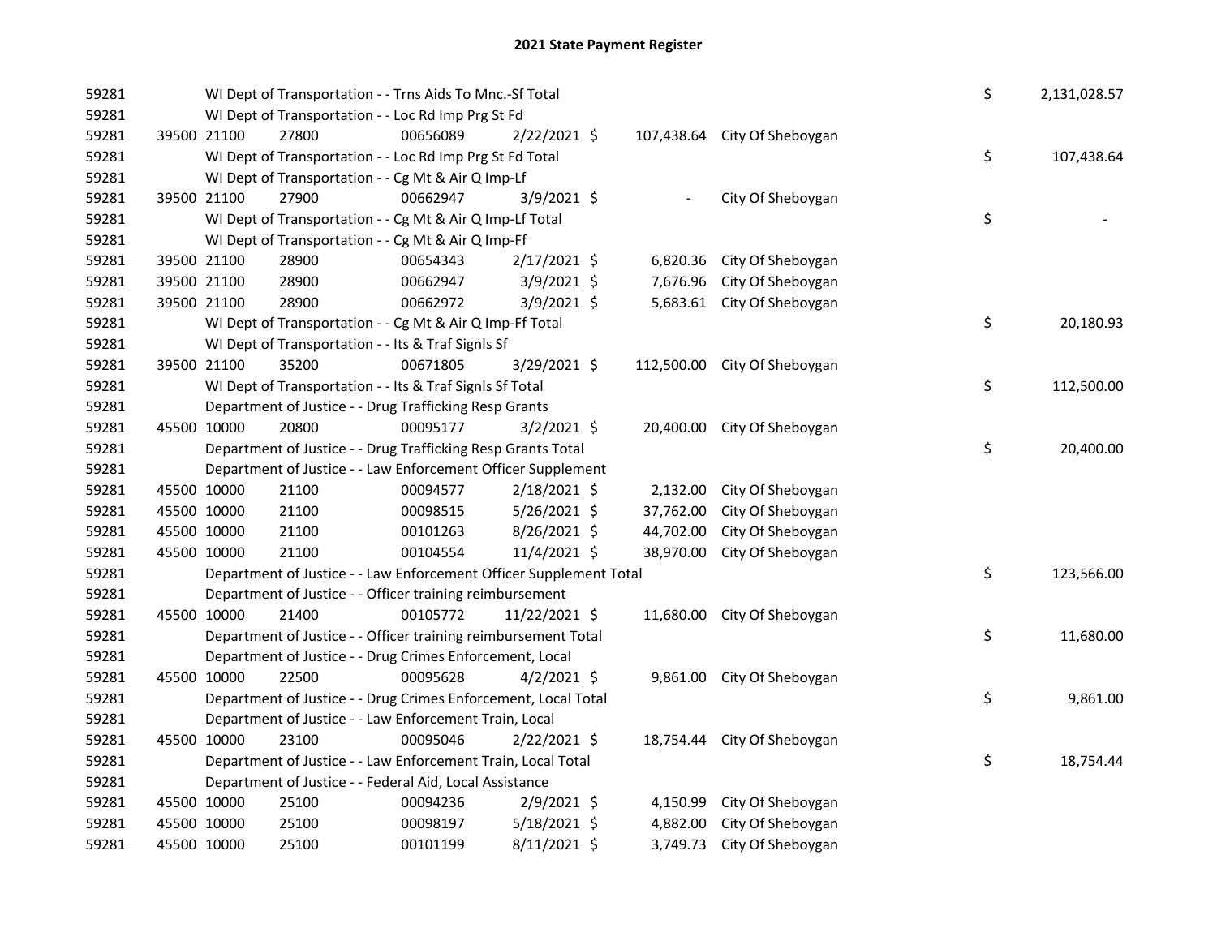# 2021 State Payment Register

| | | | | | | | | | |
|---|---|---|---|---|---|---|---|---|---|
| 59281 | | | WI Dept of Transportation - - Trns Aids To Mnc.-Sf Total | | | | | $ | 2,131,028.57 |
| 59281 | | | WI Dept of Transportation - - Loc Rd Imp Prg St Fd | | | | | | |
| 59281 | 39500 | 21100 | 27800 | 00656089 | 2/22/2021 | $ 107,438.64 | City Of Sheboygan | | |
| 59281 | | | WI Dept of Transportation - - Loc Rd Imp Prg St Fd Total | | | | | $ | 107,438.64 |
| 59281 | | | WI Dept of Transportation - - Cg Mt & Air Q Imp-Lf | | | | | | |
| 59281 | 39500 | 21100 | 27900 | 00662947 | 3/9/2021 | $ - | City Of Sheboygan | | |
| 59281 | | | WI Dept of Transportation - - Cg Mt & Air Q Imp-Lf Total | | | | | $ | - |
| 59281 | | | WI Dept of Transportation - - Cg Mt & Air Q Imp-Ff | | | | | | |
| 59281 | 39500 | 21100 | 28900 | 00654343 | 2/17/2021 | $ 6,820.36 | City Of Sheboygan | | |
| 59281 | 39500 | 21100 | 28900 | 00662947 | 3/9/2021 | $ 7,676.96 | City Of Sheboygan | | |
| 59281 | 39500 | 21100 | 28900 | 00662972 | 3/9/2021 | $ 5,683.61 | City Of Sheboygan | | |
| 59281 | | | WI Dept of Transportation - - Cg Mt & Air Q Imp-Ff Total | | | | | $ | 20,180.93 |
| 59281 | | | WI Dept of Transportation - - Its & Traf Signls Sf | | | | | | |
| 59281 | 39500 | 21100 | 35200 | 00671805 | 3/29/2021 | $ 112,500.00 | City Of Sheboygan | | |
| 59281 | | | WI Dept of Transportation - - Its & Traf Signls Sf Total | | | | | $ | 112,500.00 |
| 59281 | | | Department of Justice - - Drug Trafficking Resp Grants | | | | | | |
| 59281 | 45500 | 10000 | 20800 | 00095177 | 3/2/2021 | $ 20,400.00 | City Of Sheboygan | | |
| 59281 | | | Department of Justice - - Drug Trafficking Resp Grants Total | | | | | $ | 20,400.00 |
| 59281 | | | Department of Justice - - Law Enforcement Officer Supplement | | | | | | |
| 59281 | 45500 | 10000 | 21100 | 00094577 | 2/18/2021 | $ 2,132.00 | City Of Sheboygan | | |
| 59281 | 45500 | 10000 | 21100 | 00098515 | 5/26/2021 | $ 37,762.00 | City Of Sheboygan | | |
| 59281 | 45500 | 10000 | 21100 | 00101263 | 8/26/2021 | $ 44,702.00 | City Of Sheboygan | | |
| 59281 | 45500 | 10000 | 21100 | 00104554 | 11/4/2021 | $ 38,970.00 | City Of Sheboygan | | |
| 59281 | | | Department of Justice - - Law Enforcement Officer Supplement Total | | | | | $ | 123,566.00 |
| 59281 | | | Department of Justice - - Officer training reimbursement | | | | | | |
| 59281 | 45500 | 10000 | 21400 | 00105772 | 11/22/2021 | $ 11,680.00 | City Of Sheboygan | | |
| 59281 | | | Department of Justice - - Officer training reimbursement Total | | | | | $ | 11,680.00 |
| 59281 | | | Department of Justice - - Drug Crimes Enforcement, Local | | | | | | |
| 59281 | 45500 | 10000 | 22500 | 00095628 | 4/2/2021 | $ 9,861.00 | City Of Sheboygan | | |
| 59281 | | | Department of Justice - - Drug Crimes Enforcement, Local Total | | | | | $ | 9,861.00 |
| 59281 | | | Department of Justice - - Law Enforcement Train, Local | | | | | | |
| 59281 | 45500 | 10000 | 23100 | 00095046 | 2/22/2021 | $ 18,754.44 | City Of Sheboygan | | |
| 59281 | | | Department of Justice - - Law Enforcement Train, Local Total | | | | | $ | 18,754.44 |
| 59281 | | | Department of Justice - - Federal Aid, Local Assistance | | | | | | |
| 59281 | 45500 | 10000 | 25100 | 00094236 | 2/9/2021 | $ 4,150.99 | City Of Sheboygan | | |
| 59281 | 45500 | 10000 | 25100 | 00098197 | 5/18/2021 | $ 4,882.00 | City Of Sheboygan | | |
| 59281 | 45500 | 10000 | 25100 | 00101199 | 8/11/2021 | $ 3,749.73 | City Of Sheboygan | | |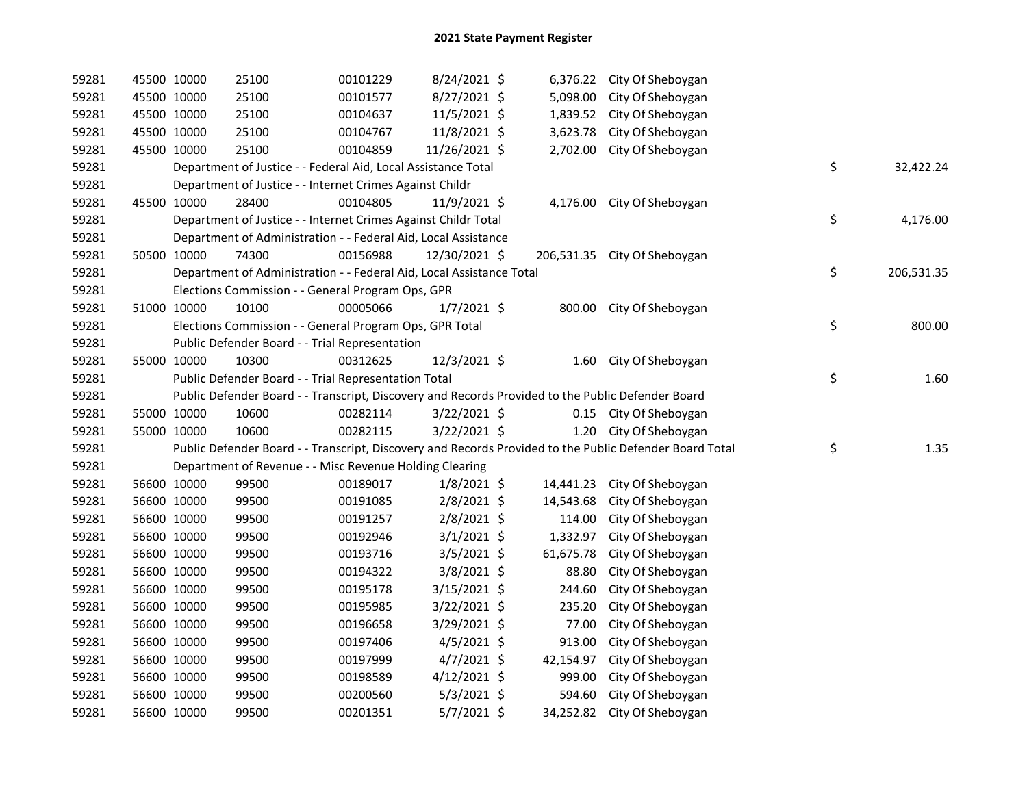# 2021 State Payment Register

| | | | | | | | | | |
|---|---|---|---|---|---|---|---|---|---|
| 59281 | 45500 | 10000 | 25100 | 00101229 | 8/24/2021 | $ | 6,376.22 | City Of Sheboygan | |
| 59281 | 45500 | 10000 | 25100 | 00101577 | 8/27/2021 | $ | 5,098.00 | City Of Sheboygan | |
| 59281 | 45500 | 10000 | 25100 | 00104637 | 11/5/2021 | $ | 1,839.52 | City Of Sheboygan | |
| 59281 | 45500 | 10000 | 25100 | 00104767 | 11/8/2021 | $ | 3,623.78 | City Of Sheboygan | |
| 59281 | 45500 | 10000 | 25100 | 00104859 | 11/26/2021 | $ | 2,702.00 | City Of Sheboygan | |
| 59281 | | Department of Justice - - Federal Aid, Local Assistance Total | | | | | | | $ 32,422.24 |
| 59281 | | Department of Justice - - Internet Crimes Against Childr | | | | | | | |
| 59281 | 45500 | 10000 | 28400 | 00104805 | 11/9/2021 | $ | 4,176.00 | City Of Sheboygan | |
| 59281 | | Department of Justice - - Internet Crimes Against Childr Total | | | | | | | $ 4,176.00 |
| 59281 | | Department of Administration - - Federal Aid, Local Assistance | | | | | | | |
| 59281 | 50500 | 10000 | 74300 | 00156988 | 12/30/2021 | $ | 206,531.35 | City Of Sheboygan | |
| 59281 | | Department of Administration - - Federal Aid, Local Assistance Total | | | | | | | $ 206,531.35 |
| 59281 | | Elections Commission - - General Program Ops, GPR | | | | | | | |
| 59281 | 51000 | 10000 | 10100 | 00005066 | 1/7/2021 | $ | 800.00 | City Of Sheboygan | |
| 59281 | | Elections Commission - - General Program Ops, GPR Total | | | | | | | $ 800.00 |
| 59281 | | Public Defender Board - - Trial Representation | | | | | | | |
| 59281 | 55000 | 10000 | 10300 | 00312625 | 12/3/2021 | $ | 1.60 | City Of Sheboygan | |
| 59281 | | Public Defender Board - - Trial Representation Total | | | | | | | $ 1.60 |
| 59281 | | Public Defender Board - - Transcript, Discovery and Records Provided to the Public Defender Board | | | | | | | |
| 59281 | 55000 | 10000 | 10600 | 00282114 | 3/22/2021 | $ | 0.15 | City Of Sheboygan | |
| 59281 | 55000 | 10000 | 10600 | 00282115 | 3/22/2021 | $ | 1.20 | City Of Sheboygan | |
| 59281 | | Public Defender Board - - Transcript, Discovery and Records Provided to the Public Defender Board Total | | | | | | | $ 1.35 |
| 59281 | | Department of Revenue - - Misc Revenue Holding Clearing | | | | | | | |
| 59281 | 56600 | 10000 | 99500 | 00189017 | 1/8/2021 | $ | 14,441.23 | City Of Sheboygan | |
| 59281 | 56600 | 10000 | 99500 | 00191085 | 2/8/2021 | $ | 14,543.68 | City Of Sheboygan | |
| 59281 | 56600 | 10000 | 99500 | 00191257 | 2/8/2021 | $ | 114.00 | City Of Sheboygan | |
| 59281 | 56600 | 10000 | 99500 | 00192946 | 3/1/2021 | $ | 1,332.97 | City Of Sheboygan | |
| 59281 | 56600 | 10000 | 99500 | 00193716 | 3/5/2021 | $ | 61,675.78 | City Of Sheboygan | |
| 59281 | 56600 | 10000 | 99500 | 00194322 | 3/8/2021 | $ | 88.80 | City Of Sheboygan | |
| 59281 | 56600 | 10000 | 99500 | 00195178 | 3/15/2021 | $ | 244.60 | City Of Sheboygan | |
| 59281 | 56600 | 10000 | 99500 | 00195985 | 3/22/2021 | $ | 235.20 | City Of Sheboygan | |
| 59281 | 56600 | 10000 | 99500 | 00196658 | 3/29/2021 | $ | 77.00 | City Of Sheboygan | |
| 59281 | 56600 | 10000 | 99500 | 00197406 | 4/5/2021 | $ | 913.00 | City Of Sheboygan | |
| 59281 | 56600 | 10000 | 99500 | 00197999 | 4/7/2021 | $ | 42,154.97 | City Of Sheboygan | |
| 59281 | 56600 | 10000 | 99500 | 00198589 | 4/12/2021 | $ | 999.00 | City Of Sheboygan | |
| 59281 | 56600 | 10000 | 99500 | 00200560 | 5/3/2021 | $ | 594.60 | City Of Sheboygan | |
| 59281 | 56600 | 10000 | 99500 | 00201351 | 5/7/2021 | $ | 34,252.82 | City Of Sheboygan | |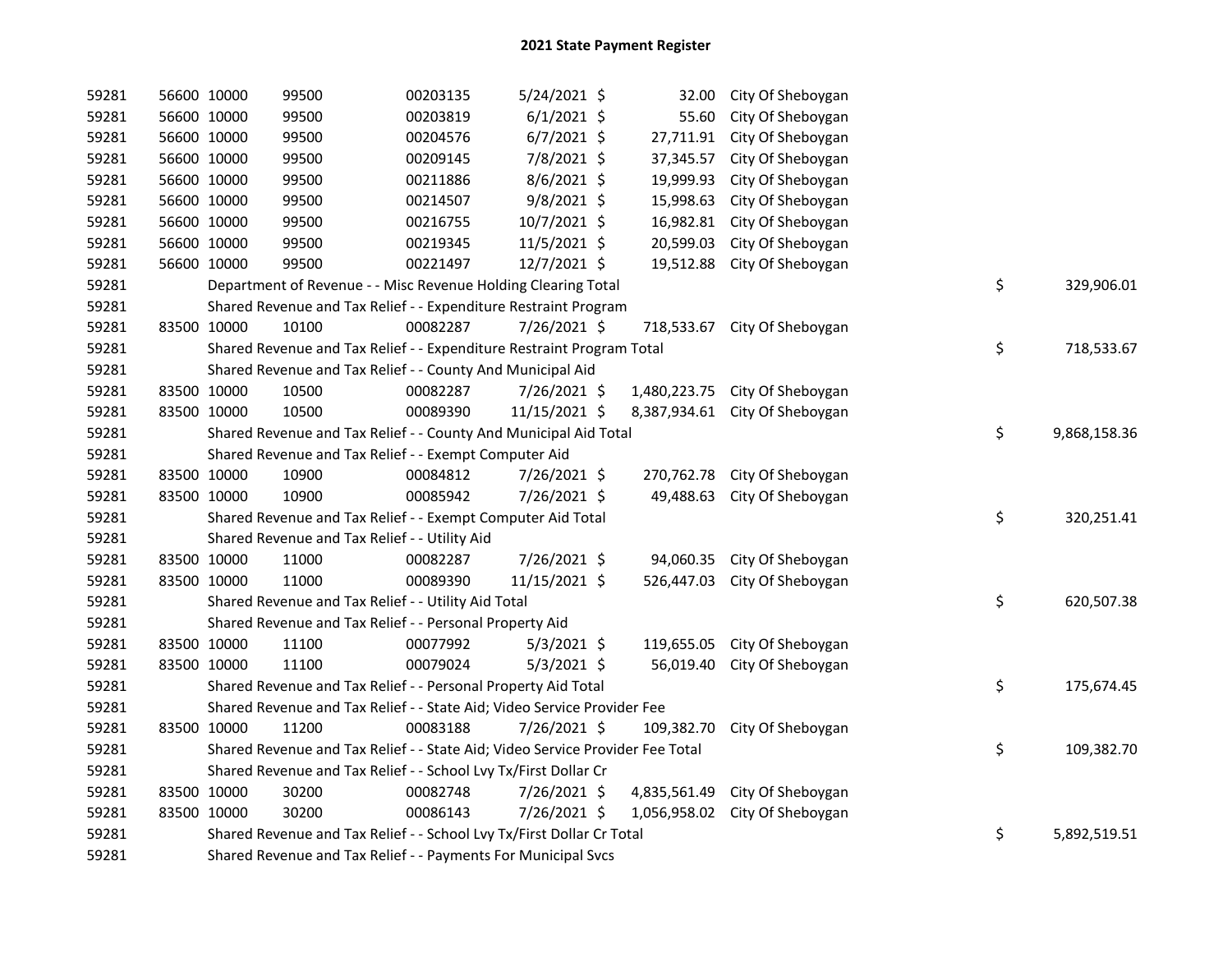# 2021 State Payment Register

| | | | | | | | | | |
|---|---|---|---|---|---|---|---|---|---|
| 59281 | 56600 | 10000 | 99500 | 00203135 | 5/24/2021 | $ 32.00 | City Of Sheboygan | | |
| 59281 | 56600 | 10000 | 99500 | 00203819 | 6/1/2021 | $ 55.60 | City Of Sheboygan | | |
| 59281 | 56600 | 10000 | 99500 | 00204576 | 6/7/2021 | $ 27,711.91 | City Of Sheboygan | | |
| 59281 | 56600 | 10000 | 99500 | 00209145 | 7/8/2021 | $ 37,345.57 | City Of Sheboygan | | |
| 59281 | 56600 | 10000 | 99500 | 00211886 | 8/6/2021 | $ 19,999.93 | City Of Sheboygan | | |
| 59281 | 56600 | 10000 | 99500 | 00214507 | 9/8/2021 | $ 15,998.63 | City Of Sheboygan | | |
| 59281 | 56600 | 10000 | 99500 | 00216755 | 10/7/2021 | $ 16,982.81 | City Of Sheboygan | | |
| 59281 | 56600 | 10000 | 99500 | 00219345 | 11/5/2021 | $ 20,599.03 | City Of Sheboygan | | |
| 59281 | 56600 | 10000 | 99500 | 00221497 | 12/7/2021 | $ 19,512.88 | City Of Sheboygan | | |
| 59281 | | Department of Revenue - - Misc Revenue Holding Clearing Total | | | | | | $ | 329,906.01 |
| 59281 | | Shared Revenue and Tax Relief - - Expenditure Restraint Program | | | | | | | |
| 59281 | 83500 | 10000 | 10100 | 00082287 | 7/26/2021 | $ 718,533.67 | City Of Sheboygan | | |
| 59281 | | Shared Revenue and Tax Relief - - Expenditure Restraint Program Total | | | | | | $ | 718,533.67 |
| 59281 | | Shared Revenue and Tax Relief - - County And Municipal Aid | | | | | | | |
| 59281 | 83500 | 10000 | 10500 | 00082287 | 7/26/2021 | $ 1,480,223.75 | City Of Sheboygan | | |
| 59281 | 83500 | 10000 | 10500 | 00089390 | 11/15/2021 | $ 8,387,934.61 | City Of Sheboygan | | |
| 59281 | | Shared Revenue and Tax Relief - - County And Municipal Aid Total | | | | | | $ | 9,868,158.36 |
| 59281 | | Shared Revenue and Tax Relief - - Exempt Computer Aid | | | | | | | |
| 59281 | 83500 | 10000 | 10900 | 00084812 | 7/26/2021 | $ 270,762.78 | City Of Sheboygan | | |
| 59281 | 83500 | 10000 | 10900 | 00085942 | 7/26/2021 | $ 49,488.63 | City Of Sheboygan | | |
| 59281 | | Shared Revenue and Tax Relief - - Exempt Computer Aid Total | | | | | | $ | 320,251.41 |
| 59281 | | Shared Revenue and Tax Relief - - Utility Aid | | | | | | | |
| 59281 | 83500 | 10000 | 11000 | 00082287 | 7/26/2021 | $ 94,060.35 | City Of Sheboygan | | |
| 59281 | 83500 | 10000 | 11000 | 00089390 | 11/15/2021 | $ 526,447.03 | City Of Sheboygan | | |
| 59281 | | Shared Revenue and Tax Relief - - Utility Aid Total | | | | | | $ | 620,507.38 |
| 59281 | | Shared Revenue and Tax Relief - - Personal Property Aid | | | | | | | |
| 59281 | 83500 | 10000 | 11100 | 00077992 | 5/3/2021 | $ 119,655.05 | City Of Sheboygan | | |
| 59281 | 83500 | 10000 | 11100 | 00079024 | 5/3/2021 | $ 56,019.40 | City Of Sheboygan | | |
| 59281 | | Shared Revenue and Tax Relief - - Personal Property Aid Total | | | | | | $ | 175,674.45 |
| 59281 | | Shared Revenue and Tax Relief - - State Aid; Video Service Provider Fee | | | | | | | |
| 59281 | 83500 | 10000 | 11200 | 00083188 | 7/26/2021 | $ 109,382.70 | City Of Sheboygan | | |
| 59281 | | Shared Revenue and Tax Relief - - State Aid; Video Service Provider Fee Total | | | | | | $ | 109,382.70 |
| 59281 | | Shared Revenue and Tax Relief - - School Lvy Tx/First Dollar Cr | | | | | | | |
| 59281 | 83500 | 10000 | 30200 | 00082748 | 7/26/2021 | $ 4,835,561.49 | City Of Sheboygan | | |
| 59281 | 83500 | 10000 | 30200 | 00086143 | 7/26/2021 | $ 1,056,958.02 | City Of Sheboygan | | |
| 59281 | | Shared Revenue and Tax Relief - - School Lvy Tx/First Dollar Cr Total | | | | | | $ | 5,892,519.51 |
| 59281 | | Shared Revenue and Tax Relief - - Payments For Municipal Svcs | | | | | | | |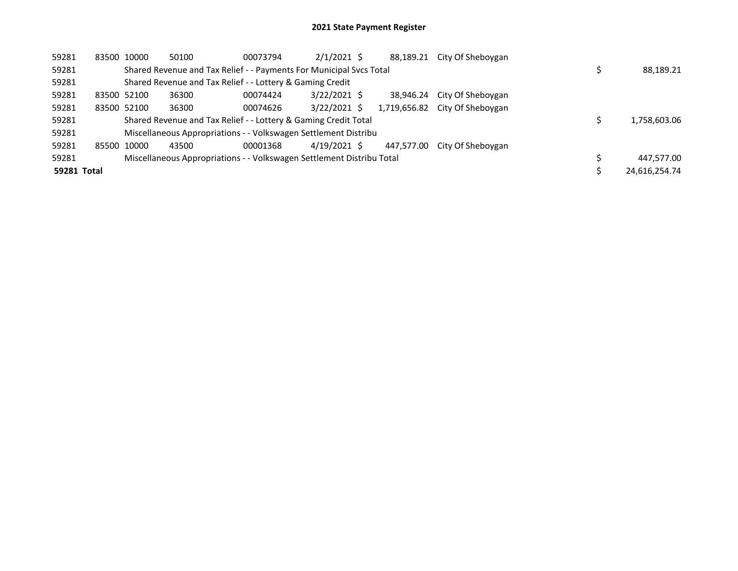# 2021 State Payment Register

| | | | | | | | | | |
|---|---|---|---|---|---|---|---|---|---|
| 59281 | 83500 | 10000 | 50100 | 00073794 | 2/1/2021 | $ 88,189.21 | City Of Sheboygan | | |
| 59281 | | Shared Revenue and Tax Relief - - Payments For Municipal Svcs Total | | | | | | $ | 88,189.21 |
| 59281 | | Shared Revenue and Tax Relief - - Lottery & Gaming Credit | | | | | | | |
| 59281 | 83500 | 52100 | 36300 | 00074424 | 3/22/2021 | $ 38,946.24 | City Of Sheboygan | | |
| 59281 | 83500 | 52100 | 36300 | 00074626 | 3/22/2021 | $ 1,719,656.82 | City Of Sheboygan | | |
| 59281 | | Shared Revenue and Tax Relief - - Lottery & Gaming Credit Total | | | | | | $ | 1,758,603.06 |
| 59281 | | Miscellaneous Appropriations - - Volkswagen Settlement Distribu | | | | | | | |
| 59281 | 85500 | 10000 | 43500 | 00001368 | 4/19/2021 | $ 447,577.00 | City Of Sheboygan | | |
| 59281 | | Miscellaneous Appropriations - - Volkswagen Settlement Distribu Total | | | | | | $ | 447,577.00 |
| **59281 Total** | | | | | | | | $ | 24,616,254.74 |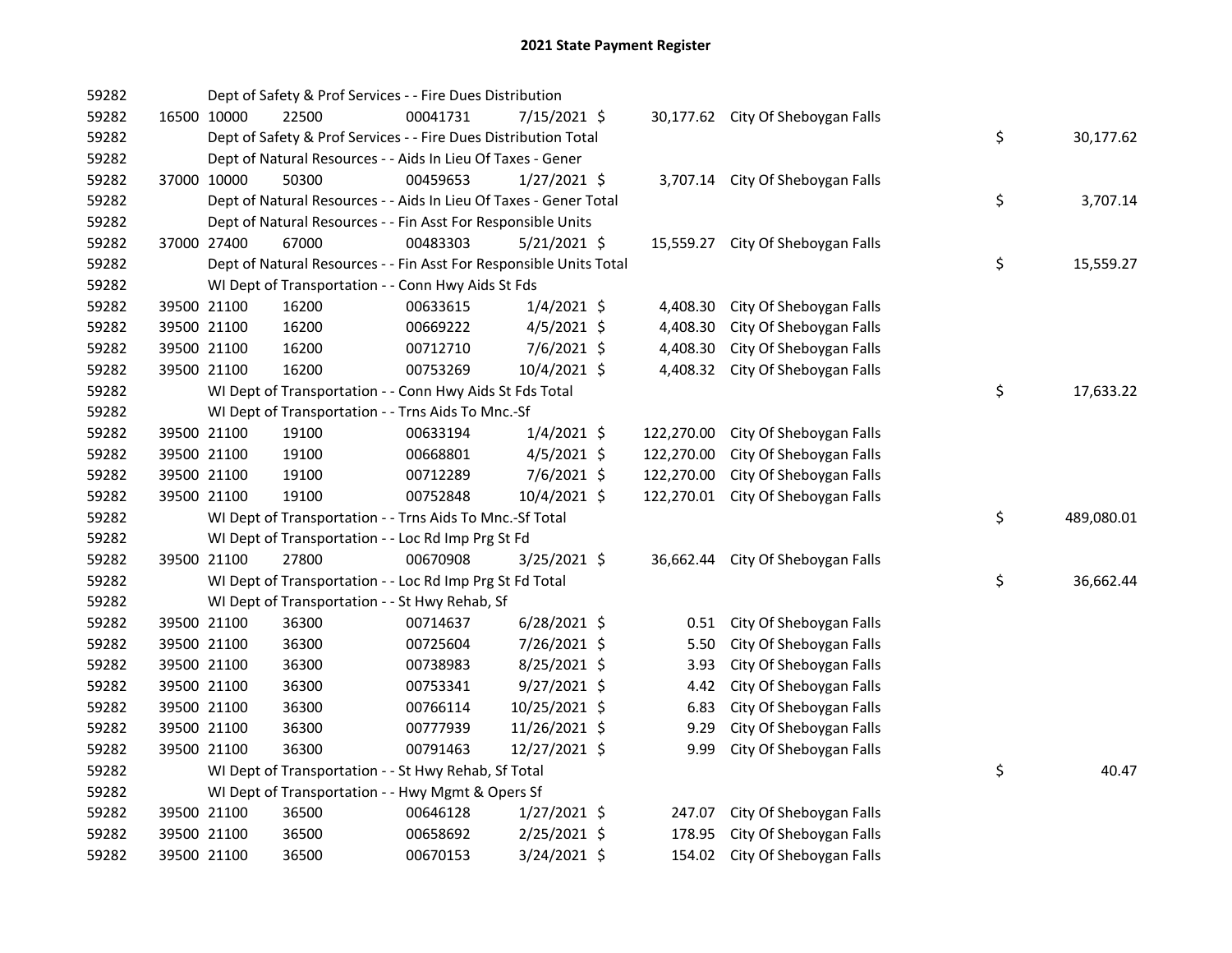# 2021 State Payment Register

| | | | | | | | | | |
|---|---|---|---|---|---|---|---|---|---|
| 59282 | | | Dept of Safety & Prof Services - - Fire Dues Distribution | | | | | | |
| 59282 | 16500 | 10000 | 22500 | 00041731 | 7/15/2021 | $ 30,177.62 | City Of Sheboygan Falls | | |
| 59282 | | | Dept of Safety & Prof Services - - Fire Dues Distribution Total | | | | | $ | 30,177.62 |
| 59282 | | | Dept of Natural Resources - - Aids In Lieu Of Taxes - Gener | | | | | | |
| 59282 | 37000 | 10000 | 50300 | 00459653 | 1/27/2021 | $ 3,707.14 | City Of Sheboygan Falls | | |
| 59282 | | | Dept of Natural Resources - - Aids In Lieu Of Taxes - Gener Total | | | | | $ | 3,707.14 |
| 59282 | | | Dept of Natural Resources - - Fin Asst For Responsible Units | | | | | | |
| 59282 | 37000 | 27400 | 67000 | 00483303 | 5/21/2021 | $ 15,559.27 | City Of Sheboygan Falls | | |
| 59282 | | | Dept of Natural Resources - - Fin Asst For Responsible Units Total | | | | | $ | 15,559.27 |
| 59282 | | | WI Dept of Transportation - - Conn Hwy Aids St Fds | | | | | | |
| 59282 | 39500 | 21100 | 16200 | 00633615 | 1/4/2021 | $ 4,408.30 | City Of Sheboygan Falls | | |
| 59282 | 39500 | 21100 | 16200 | 00669222 | 4/5/2021 | $ 4,408.30 | City Of Sheboygan Falls | | |
| 59282 | 39500 | 21100 | 16200 | 00712710 | 7/6/2021 | $ 4,408.30 | City Of Sheboygan Falls | | |
| 59282 | 39500 | 21100 | 16200 | 00753269 | 10/4/2021 | $ 4,408.32 | City Of Sheboygan Falls | | |
| 59282 | | | WI Dept of Transportation - - Conn Hwy Aids St Fds Total | | | | | $ | 17,633.22 |
| 59282 | | | WI Dept of Transportation - - Trns Aids To Mnc.-Sf | | | | | | |
| 59282 | 39500 | 21100 | 19100 | 00633194 | 1/4/2021 | $ 122,270.00 | City Of Sheboygan Falls | | |
| 59282 | 39500 | 21100 | 19100 | 00668801 | 4/5/2021 | $ 122,270.00 | City Of Sheboygan Falls | | |
| 59282 | 39500 | 21100 | 19100 | 00712289 | 7/6/2021 | $ 122,270.00 | City Of Sheboygan Falls | | |
| 59282 | 39500 | 21100 | 19100 | 00752848 | 10/4/2021 | $ 122,270.01 | City Of Sheboygan Falls | | |
| 59282 | | | WI Dept of Transportation - - Trns Aids To Mnc.-Sf Total | | | | | $ | 489,080.01 |
| 59282 | | | WI Dept of Transportation - - Loc Rd Imp Prg St Fd | | | | | | |
| 59282 | 39500 | 21100 | 27800 | 00670908 | 3/25/2021 | $ 36,662.44 | City Of Sheboygan Falls | | |
| 59282 | | | WI Dept of Transportation - - Loc Rd Imp Prg St Fd Total | | | | | $ | 36,662.44 |
| 59282 | | | WI Dept of Transportation - - St Hwy Rehab, Sf | | | | | | |
| 59282 | 39500 | 21100 | 36300 | 00714637 | 6/28/2021 | $ 0.51 | City Of Sheboygan Falls | | |
| 59282 | 39500 | 21100 | 36300 | 00725604 | 7/26/2021 | $ 5.50 | City Of Sheboygan Falls | | |
| 59282 | 39500 | 21100 | 36300 | 00738983 | 8/25/2021 | $ 3.93 | City Of Sheboygan Falls | | |
| 59282 | 39500 | 21100 | 36300 | 00753341 | 9/27/2021 | $ 4.42 | City Of Sheboygan Falls | | |
| 59282 | 39500 | 21100 | 36300 | 00766114 | 10/25/2021 | $ 6.83 | City Of Sheboygan Falls | | |
| 59282 | 39500 | 21100 | 36300 | 00777939 | 11/26/2021 | $ 9.29 | City Of Sheboygan Falls | | |
| 59282 | 39500 | 21100 | 36300 | 00791463 | 12/27/2021 | $ 9.99 | City Of Sheboygan Falls | | |
| 59282 | | | WI Dept of Transportation - - St Hwy Rehab, Sf Total | | | | | $ | 40.47 |
| 59282 | | | WI Dept of Transportation - - Hwy Mgmt & Opers Sf | | | | | | |
| 59282 | 39500 | 21100 | 36500 | 00646128 | 1/27/2021 | $ 247.07 | City Of Sheboygan Falls | | |
| 59282 | 39500 | 21100 | 36500 | 00658692 | 2/25/2021 | $ 178.95 | City Of Sheboygan Falls | | |
| 59282 | 39500 | 21100 | 36500 | 00670153 | 3/24/2021 | $ 154.02 | City Of Sheboygan Falls | | |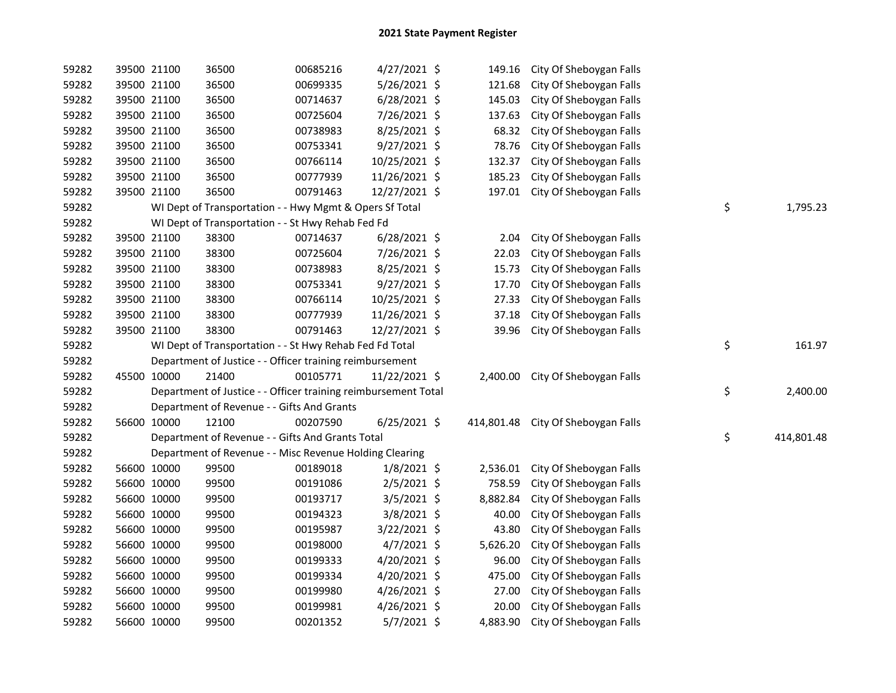# 2021 State Payment Register

| | | | | | | | | | | |
|---|---|---|---|---|---|---|---|---|---|---|
| 59282 | 39500 | 21100 | 36500 | 00685216 | 4/27/2021 | $ | 149.16 | City Of Sheboygan Falls | | |
| 59282 | 39500 | 21100 | 36500 | 00699335 | 5/26/2021 | $ | 121.68 | City Of Sheboygan Falls | | |
| 59282 | 39500 | 21100 | 36500 | 00714637 | 6/28/2021 | $ | 145.03 | City Of Sheboygan Falls | | |
| 59282 | 39500 | 21100 | 36500 | 00725604 | 7/26/2021 | $ | 137.63 | City Of Sheboygan Falls | | |
| 59282 | 39500 | 21100 | 36500 | 00738983 | 8/25/2021 | $ | 68.32 | City Of Sheboygan Falls | | |
| 59282 | 39500 | 21100 | 36500 | 00753341 | 9/27/2021 | $ | 78.76 | City Of Sheboygan Falls | | |
| 59282 | 39500 | 21100 | 36500 | 00766114 | 10/25/2021 | $ | 132.37 | City Of Sheboygan Falls | | |
| 59282 | 39500 | 21100 | 36500 | 00777939 | 11/26/2021 | $ | 185.23 | City Of Sheboygan Falls | | |
| 59282 | 39500 | 21100 | 36500 | 00791463 | 12/27/2021 | $ | 197.01 | City Of Sheboygan Falls | | |
| 59282 | | WI Dept of Transportation - - Hwy Mgmt & Opers Sf Total | | | | | | | $ | 1,795.23 |
| 59282 | | WI Dept of Transportation - - St Hwy Rehab Fed Fd | | | | | | | | |
| 59282 | 39500 | 21100 | 38300 | 00714637 | 6/28/2021 | $ | 2.04 | City Of Sheboygan Falls | | |
| 59282 | 39500 | 21100 | 38300 | 00725604 | 7/26/2021 | $ | 22.03 | City Of Sheboygan Falls | | |
| 59282 | 39500 | 21100 | 38300 | 00738983 | 8/25/2021 | $ | 15.73 | City Of Sheboygan Falls | | |
| 59282 | 39500 | 21100 | 38300 | 00753341 | 9/27/2021 | $ | 17.70 | City Of Sheboygan Falls | | |
| 59282 | 39500 | 21100 | 38300 | 00766114 | 10/25/2021 | $ | 27.33 | City Of Sheboygan Falls | | |
| 59282 | 39500 | 21100 | 38300 | 00777939 | 11/26/2021 | $ | 37.18 | City Of Sheboygan Falls | | |
| 59282 | 39500 | 21100 | 38300 | 00791463 | 12/27/2021 | $ | 39.96 | City Of Sheboygan Falls | | |
| 59282 | | WI Dept of Transportation - - St Hwy Rehab Fed Fd Total | | | | | | | $ | 161.97 |
| 59282 | | Department of Justice - - Officer training reimbursement | | | | | | | | |
| 59282 | 45500 | 10000 | 21400 | 00105771 | 11/22/2021 | $ | 2,400.00 | City Of Sheboygan Falls | | |
| 59282 | | Department of Justice - - Officer training reimbursement Total | | | | | | | $ | 2,400.00 |
| 59282 | | Department of Revenue - - Gifts And Grants | | | | | | | | |
| 59282 | 56600 | 10000 | 12100 | 00207590 | 6/25/2021 | $ | 414,801.48 | City Of Sheboygan Falls | | |
| 59282 | | Department of Revenue - - Gifts And Grants Total | | | | | | | $ | 414,801.48 |
| 59282 | | Department of Revenue - - Misc Revenue Holding Clearing | | | | | | | | |
| 59282 | 56600 | 10000 | 99500 | 00189018 | 1/8/2021 | $ | 2,536.01 | City Of Sheboygan Falls | | |
| 59282 | 56600 | 10000 | 99500 | 00191086 | 2/5/2021 | $ | 758.59 | City Of Sheboygan Falls | | |
| 59282 | 56600 | 10000 | 99500 | 00193717 | 3/5/2021 | $ | 8,882.84 | City Of Sheboygan Falls | | |
| 59282 | 56600 | 10000 | 99500 | 00194323 | 3/8/2021 | $ | 40.00 | City Of Sheboygan Falls | | |
| 59282 | 56600 | 10000 | 99500 | 00195987 | 3/22/2021 | $ | 43.80 | City Of Sheboygan Falls | | |
| 59282 | 56600 | 10000 | 99500 | 00198000 | 4/7/2021 | $ | 5,626.20 | City Of Sheboygan Falls | | |
| 59282 | 56600 | 10000 | 99500 | 00199333 | 4/20/2021 | $ | 96.00 | City Of Sheboygan Falls | | |
| 59282 | 56600 | 10000 | 99500 | 00199334 | 4/20/2021 | $ | 475.00 | City Of Sheboygan Falls | | |
| 59282 | 56600 | 10000 | 99500 | 00199980 | 4/26/2021 | $ | 27.00 | City Of Sheboygan Falls | | |
| 59282 | 56600 | 10000 | 99500 | 00199981 | 4/26/2021 | $ | 20.00 | City Of Sheboygan Falls | | |
| 59282 | 56600 | 10000 | 99500 | 00201352 | 5/7/2021 | $ | 4,883.90 | City Of Sheboygan Falls | | |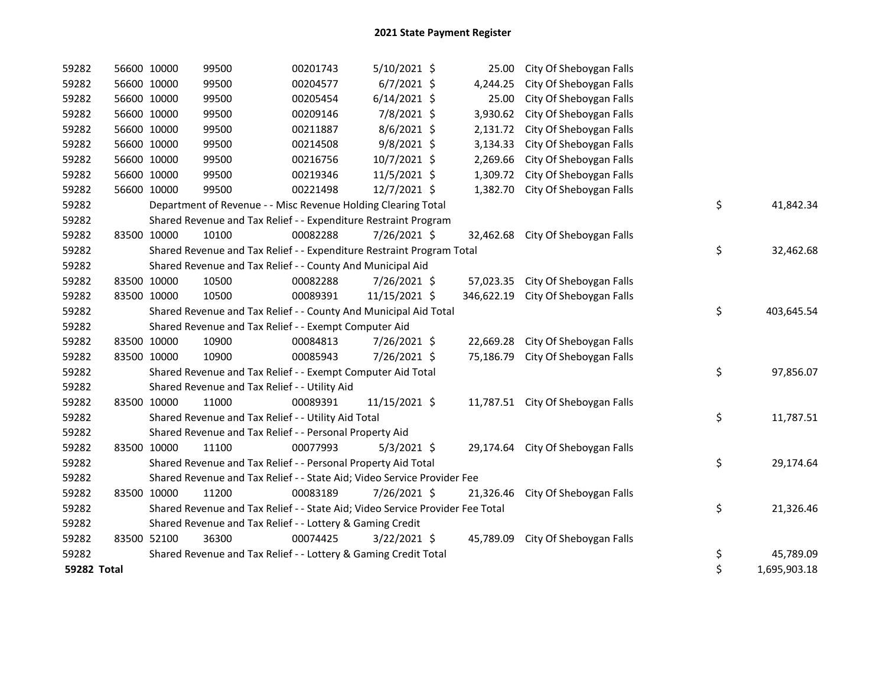# 2021 State Payment Register

| | | | | | | | | | |
|---|---|---|---|---|---|---|---|---|---|
| 59282 | 56600 | 10000 | 99500 | 00201743 | 5/10/2021 | $ 25.00 | City Of Sheboygan Falls | | |
| 59282 | 56600 | 10000 | 99500 | 00204577 | 6/7/2021 | $ 4,244.25 | City Of Sheboygan Falls | | |
| 59282 | 56600 | 10000 | 99500 | 00205454 | 6/14/2021 | $ 25.00 | City Of Sheboygan Falls | | |
| 59282 | 56600 | 10000 | 99500 | 00209146 | 7/8/2021 | $ 3,930.62 | City Of Sheboygan Falls | | |
| 59282 | 56600 | 10000 | 99500 | 00211887 | 8/6/2021 | $ 2,131.72 | City Of Sheboygan Falls | | |
| 59282 | 56600 | 10000 | 99500 | 00214508 | 9/8/2021 | $ 3,134.33 | City Of Sheboygan Falls | | |
| 59282 | 56600 | 10000 | 99500 | 00216756 | 10/7/2021 | $ 2,269.66 | City Of Sheboygan Falls | | |
| 59282 | 56600 | 10000 | 99500 | 00219346 | 11/5/2021 | $ 1,309.72 | City Of Sheboygan Falls | | |
| 59282 | 56600 | 10000 | 99500 | 00221498 | 12/7/2021 | $ 1,382.70 | City Of Sheboygan Falls | | |
| 59282 | | Department of Revenue - - Misc Revenue Holding Clearing Total | | | | | | $ | 41,842.34 |
| 59282 | | Shared Revenue and Tax Relief - - Expenditure Restraint Program | | | | | | | |
| 59282 | 83500 | 10000 | 10100 | 00082288 | 7/26/2021 | $ 32,462.68 | City Of Sheboygan Falls | | |
| 59282 | | Shared Revenue and Tax Relief - - Expenditure Restraint Program Total | | | | | | $ | 32,462.68 |
| 59282 | | Shared Revenue and Tax Relief - - County And Municipal Aid | | | | | | | |
| 59282 | 83500 | 10000 | 10500 | 00082288 | 7/26/2021 | $ 57,023.35 | City Of Sheboygan Falls | | |
| 59282 | 83500 | 10000 | 10500 | 00089391 | 11/15/2021 | $ 346,622.19 | City Of Sheboygan Falls | | |
| 59282 | | Shared Revenue and Tax Relief - - County And Municipal Aid Total | | | | | | $ | 403,645.54 |
| 59282 | | Shared Revenue and Tax Relief - - Exempt Computer Aid | | | | | | | |
| 59282 | 83500 | 10000 | 10900 | 00084813 | 7/26/2021 | $ 22,669.28 | City Of Sheboygan Falls | | |
| 59282 | 83500 | 10000 | 10900 | 00085943 | 7/26/2021 | $ 75,186.79 | City Of Sheboygan Falls | | |
| 59282 | | Shared Revenue and Tax Relief - - Exempt Computer Aid Total | | | | | | $ | 97,856.07 |
| 59282 | | Shared Revenue and Tax Relief - - Utility Aid | | | | | | | |
| 59282 | 83500 | 10000 | 11000 | 00089391 | 11/15/2021 | $ 11,787.51 | City Of Sheboygan Falls | | |
| 59282 | | Shared Revenue and Tax Relief - - Utility Aid Total | | | | | | $ | 11,787.51 |
| 59282 | | Shared Revenue and Tax Relief - - Personal Property Aid | | | | | | | |
| 59282 | 83500 | 10000 | 11100 | 00077993 | 5/3/2021 | $ 29,174.64 | City Of Sheboygan Falls | | |
| 59282 | | Shared Revenue and Tax Relief - - Personal Property Aid Total | | | | | | $ | 29,174.64 |
| 59282 | | Shared Revenue and Tax Relief - - State Aid; Video Service Provider Fee | | | | | | | |
| 59282 | 83500 | 10000 | 11200 | 00083189 | 7/26/2021 | $ 21,326.46 | City Of Sheboygan Falls | | |
| 59282 | | Shared Revenue and Tax Relief - - State Aid; Video Service Provider Fee Total | | | | | | $ | 21,326.46 |
| 59282 | | Shared Revenue and Tax Relief - - Lottery & Gaming Credit | | | | | | | |
| 59282 | 83500 | 52100 | 36300 | 00074425 | 3/22/2021 | $ 45,789.09 | City Of Sheboygan Falls | | |
| 59282 | | Shared Revenue and Tax Relief - - Lottery & Gaming Credit Total | | | | | | $ | 45,789.09 |
| **59282 Total** | | | | | | | | $ | 1,695,903.18 |